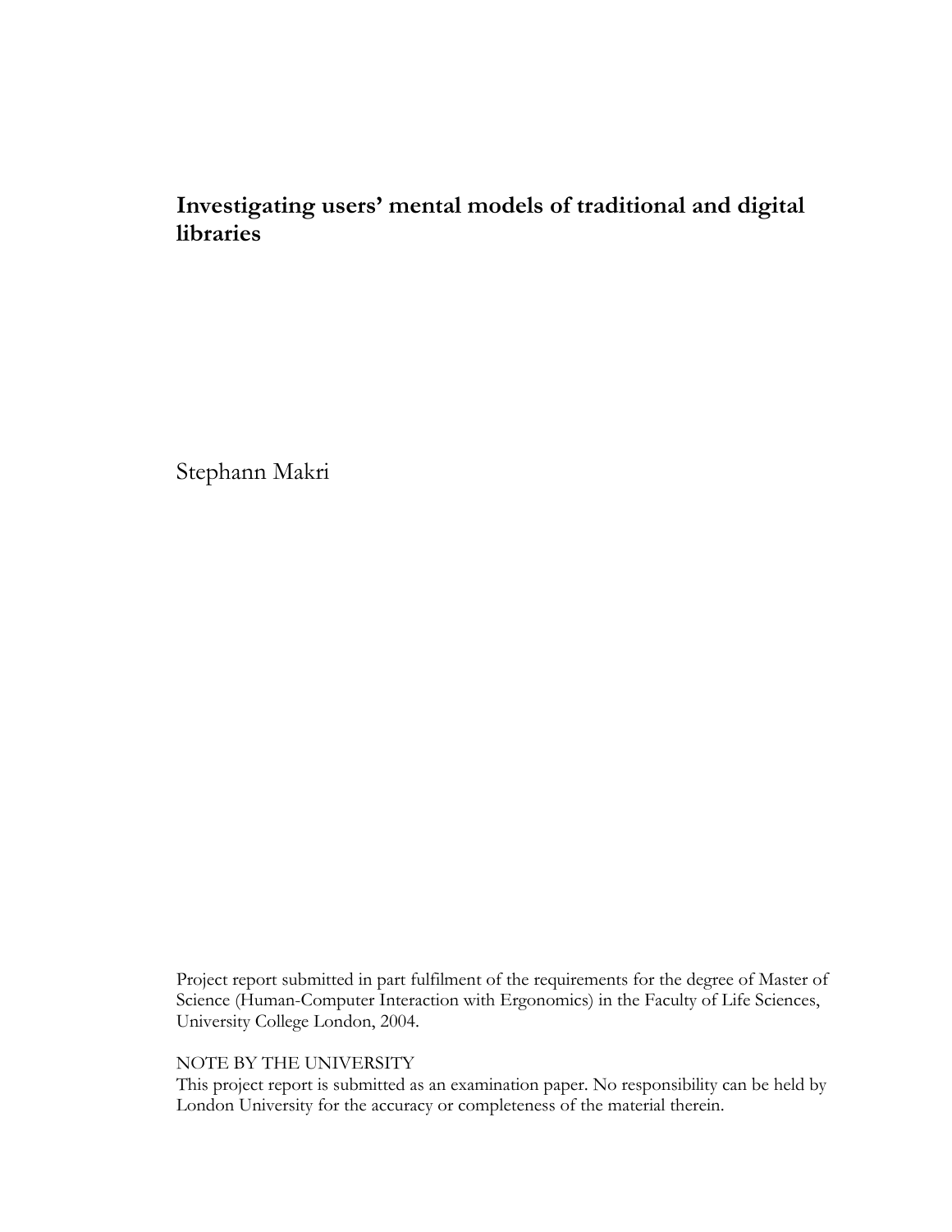# Investigating users' mental models of traditional and digital libraries

Stephann Makri

Project report submitted in part fulfilment of the requirements for the degree of Master of Science (Human-Computer Interaction with Ergonomics) in the Faculty of Life Sciences, University College London, 2004.

NOTE BY THE UNIVERSITY
This project report is submitted as an examination paper. No responsibility can be held by London University for the accuracy or completeness of the material therein.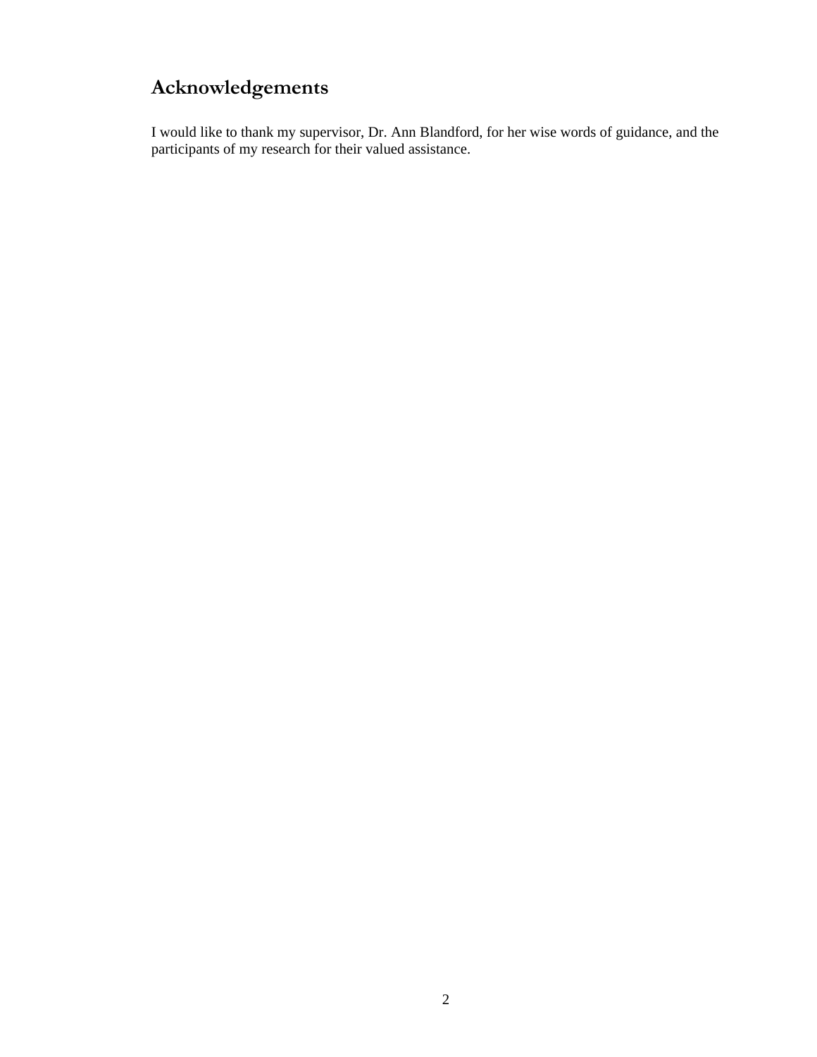# Acknowledgements

I would like to thank my supervisor, Dr. Ann Blandford, for her wise words of guidance, and the participants of my research for their valued assistance.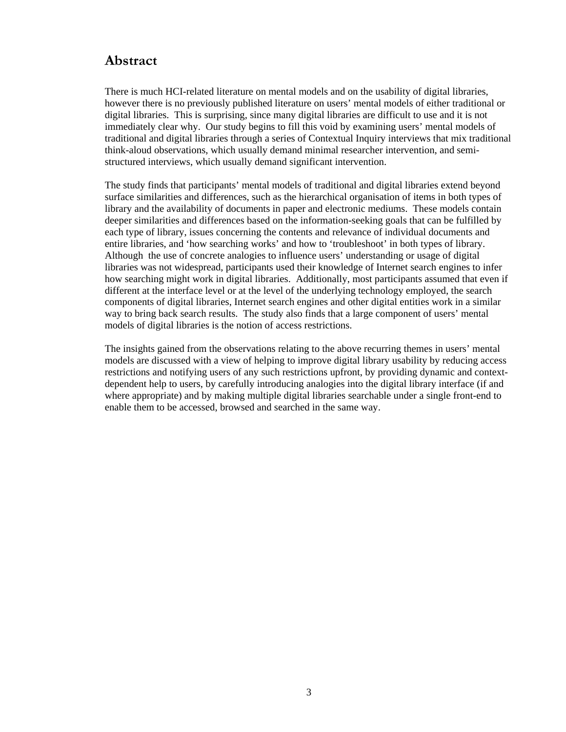## Abstract

There is much HCI-related literature on mental models and on the usability of digital libraries, however there is no previously published literature on users' mental models of either traditional or digital libraries. This is surprising, since many digital libraries are difficult to use and it is not immediately clear why. Our study begins to fill this void by examining users' mental models of traditional and digital libraries through a series of Contextual Inquiry interviews that mix traditional think-aloud observations, which usually demand minimal researcher intervention, and semi-structured interviews, which usually demand significant intervention.

The study finds that participants' mental models of traditional and digital libraries extend beyond surface similarities and differences, such as the hierarchical organisation of items in both types of library and the availability of documents in paper and electronic mediums. These models contain deeper similarities and differences based on the information-seeking goals that can be fulfilled by each type of library, issues concerning the contents and relevance of individual documents and entire libraries, and 'how searching works' and how to 'troubleshoot' in both types of library. Although the use of concrete analogies to influence users' understanding or usage of digital libraries was not widespread, participants used their knowledge of Internet search engines to infer how searching might work in digital libraries. Additionally, most participants assumed that even if different at the interface level or at the level of the underlying technology employed, the search components of digital libraries, Internet search engines and other digital entities work in a similar way to bring back search results. The study also finds that a large component of users' mental models of digital libraries is the notion of access restrictions.

The insights gained from the observations relating to the above recurring themes in users' mental models are discussed with a view of helping to improve digital library usability by reducing access restrictions and notifying users of any such restrictions upfront, by providing dynamic and context-dependent help to users, by carefully introducing analogies into the digital library interface (if and where appropriate) and by making multiple digital libraries searchable under a single front-end to enable them to be accessed, browsed and searched in the same way.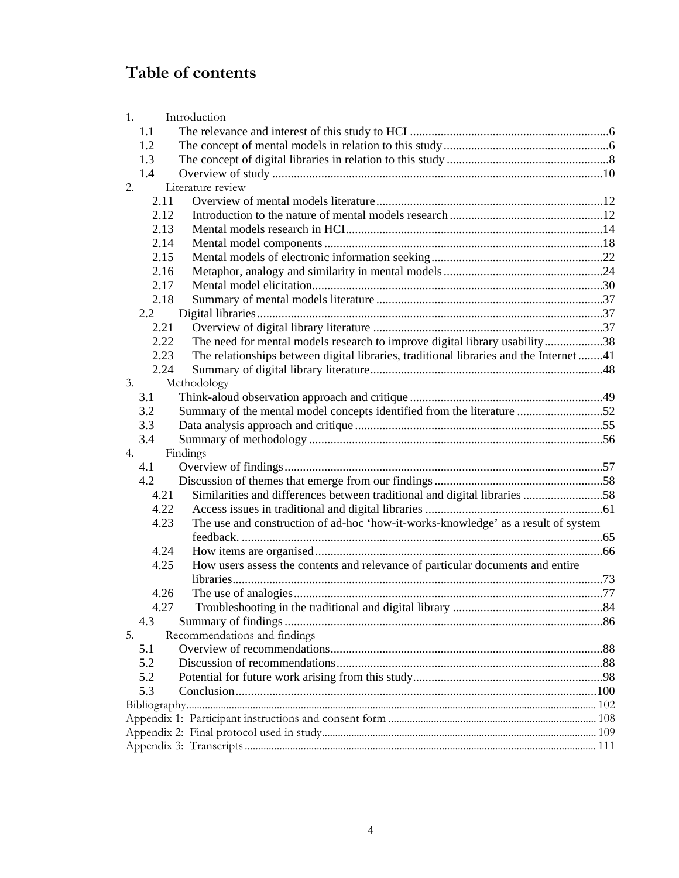# Table of contents

1. Introduction
   - 1.1 The relevance and interest of this study to HCI ....................6
   - 1.2 The concept of mental models in relation to this study ....................6
   - 1.3 The concept of digital libraries in relation to this study ....................8
   - 1.4 Overview of study ....................10
2. Literature review
   - 2.11 Overview of mental models literature ....................12
   - 2.12 Introduction to the nature of mental models research ....................12
   - 2.13 Mental models research in HCI ....................14
   - 2.14 Mental model components ....................18
   - 2.15 Mental models of electronic information seeking ....................22
   - 2.16 Metaphor, analogy and similarity in mental models ....................24
   - 2.17 Mental model elicitation ....................30
   - 2.18 Summary of mental models literature ....................37
   - 2.2 Digital libraries ....................37
     - 2.21 Overview of digital library literature ....................37
     - 2.22 The need for mental models research to improve digital library usability ....................38
     - 2.23 The relationships between digital libraries, traditional libraries and the Internet ....................41
     - 2.24 Summary of digital library literature ....................48
3. Methodology
   - 3.1 Think-aloud observation approach and critique ....................49
   - 3.2 Summary of the mental model concepts identified from the literature ....................52
   - 3.3 Data analysis approach and critique ....................55
   - 3.4 Summary of methodology ....................56
4. Findings
   - 4.1 Overview of findings ....................57
   - 4.2 Discussion of themes that emerge from our findings ....................58
     - 4.21 Similarities and differences between traditional and digital libraries ....................58
     - 4.22 Access issues in traditional and digital libraries ....................61
     - 4.23 The use and construction of ad-hoc 'how-it-works-knowledge' as a result of system feedback. ....................65
     - 4.24 How items are organised ....................66
     - 4.25 How users assess the contents and relevance of particular documents and entire libraries ....................73
     - 4.26 The use of analogies ....................77
     - 4.27 Troubleshooting in the traditional and digital library ....................84
   - 4.3 Summary of findings ....................86
5. Recommendations and findings
   - 5.1 Overview of recommendations ....................88
   - 5.2 Discussion of recommendations ....................88
   - 5.2 Potential for future work arising from this study ....................98
   - 5.3 Conclusion ....................100

Bibliography ....................102
Appendix 1: Participant instructions and consent form ....................108
Appendix 2: Final protocol used in study ....................109
Appendix 3: Transcripts ....................111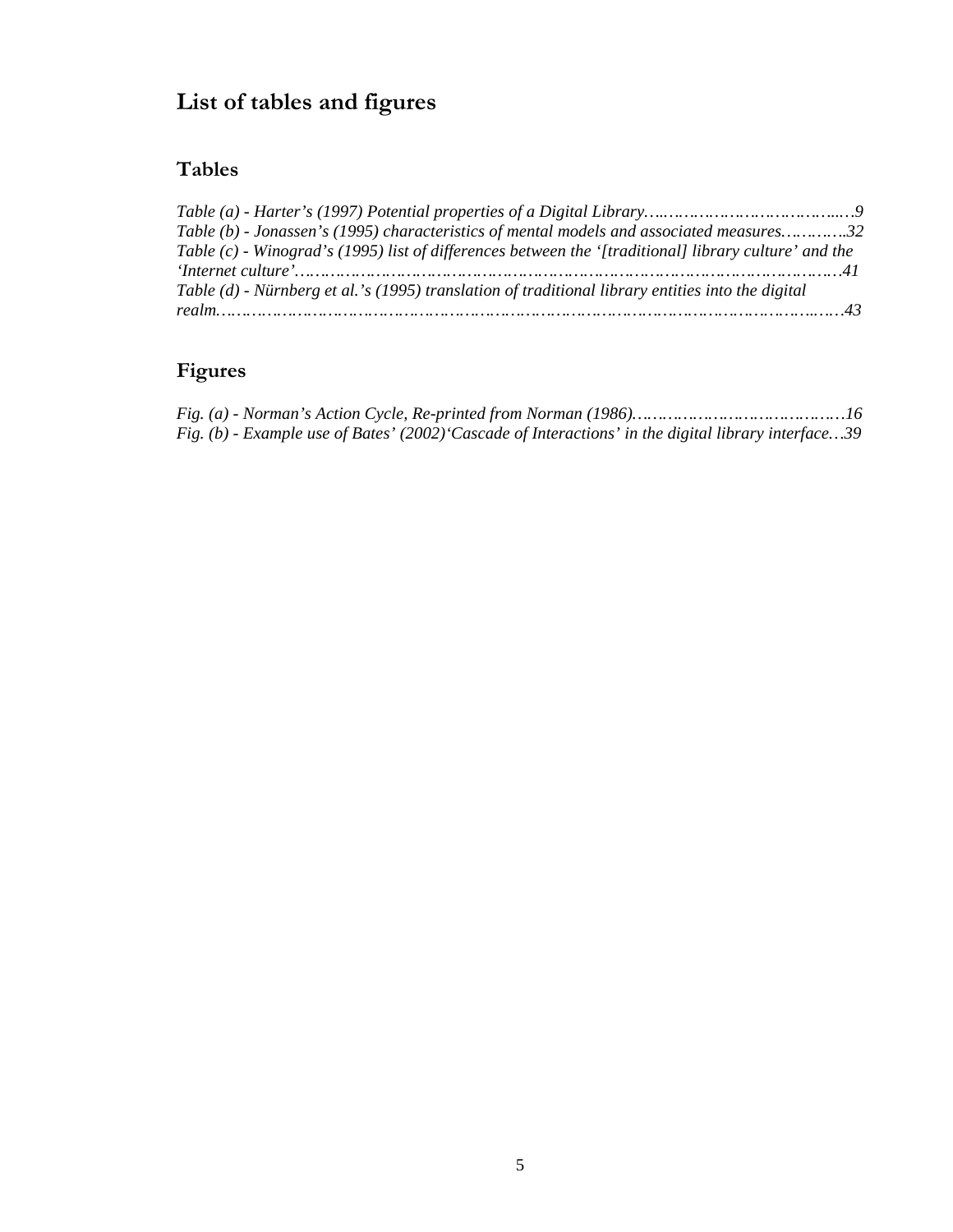# List of tables and figures

## Tables

*Table (a) - Harter's (1997) Potential properties of a Digital Library………………………………...…9*
*Table (b) - Jonassen's (1995) characteristics of mental models and associated measures………..32*
*Table (c) - Winograd's (1995) list of differences between the '[traditional] library culture' and the 'Internet culture'……………………………………………………………………………………….41*
*Table (d) - Nürnberg et al.'s (1995) translation of traditional library entities into the digital realm.…………………………………………………………………………………………….….43*

## Figures

*Fig. (a) - Norman's Action Cycle, Re-printed from Norman (1986).………………………………….16*
*Fig. (b) - Example use of Bates' (2002)'Cascade of Interactions' in the digital library interface…39*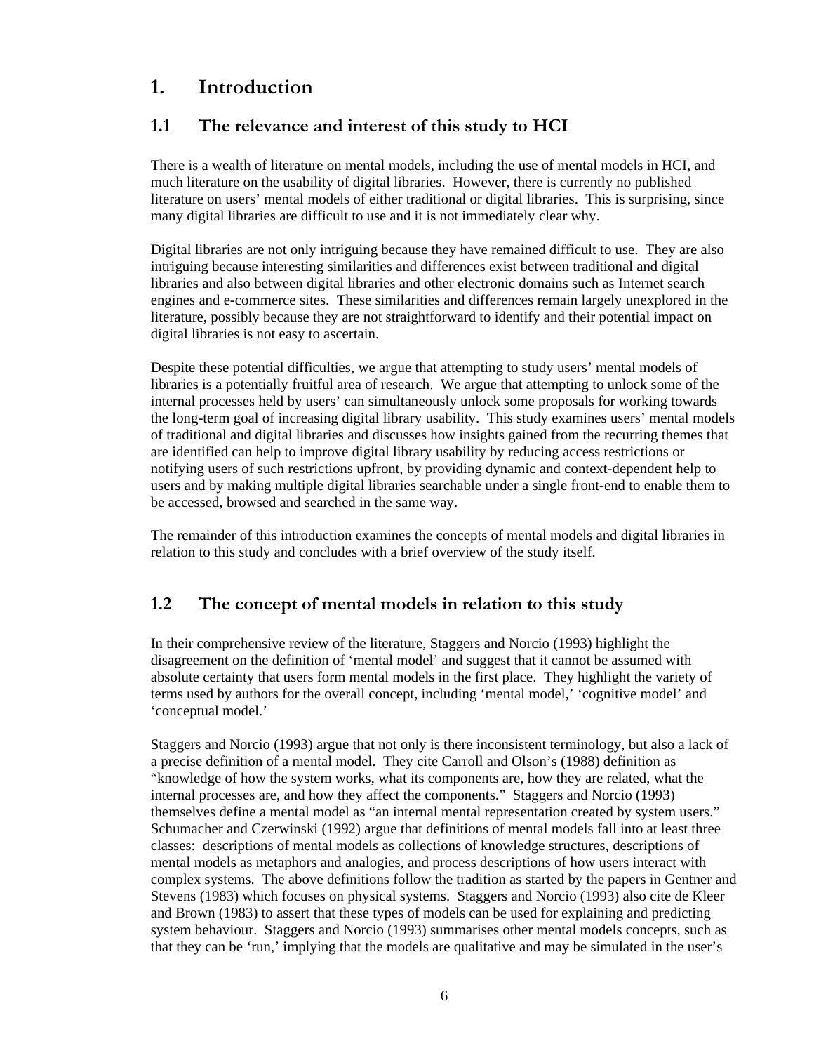# 1. Introduction

## 1.1 The relevance and interest of this study to HCI

There is a wealth of literature on mental models, including the use of mental models in HCI, and much literature on the usability of digital libraries. However, there is currently no published literature on users' mental models of either traditional or digital libraries. This is surprising, since many digital libraries are difficult to use and it is not immediately clear why.

Digital libraries are not only intriguing because they have remained difficult to use. They are also intriguing because interesting similarities and differences exist between traditional and digital libraries and also between digital libraries and other electronic domains such as Internet search engines and e-commerce sites. These similarities and differences remain largely unexplored in the literature, possibly because they are not straightforward to identify and their potential impact on digital libraries is not easy to ascertain.

Despite these potential difficulties, we argue that attempting to study users' mental models of libraries is a potentially fruitful area of research. We argue that attempting to unlock some of the internal processes held by users' can simultaneously unlock some proposals for working towards the long-term goal of increasing digital library usability. This study examines users' mental models of traditional and digital libraries and discusses how insights gained from the recurring themes that are identified can help to improve digital library usability by reducing access restrictions or notifying users of such restrictions upfront, by providing dynamic and context-dependent help to users and by making multiple digital libraries searchable under a single front-end to enable them to be accessed, browsed and searched in the same way.

The remainder of this introduction examines the concepts of mental models and digital libraries in relation to this study and concludes with a brief overview of the study itself.

## 1.2 The concept of mental models in relation to this study

In their comprehensive review of the literature, Staggers and Norcio (1993) highlight the disagreement on the definition of 'mental model' and suggest that it cannot be assumed with absolute certainty that users form mental models in the first place. They highlight the variety of terms used by authors for the overall concept, including 'mental model,' 'cognitive model' and 'conceptual model.'

Staggers and Norcio (1993) argue that not only is there inconsistent terminology, but also a lack of a precise definition of a mental model. They cite Carroll and Olson's (1988) definition as "knowledge of how the system works, what its components are, how they are related, what the internal processes are, and how they affect the components." Staggers and Norcio (1993) themselves define a mental model as "an internal mental representation created by system users." Schumacher and Czerwinski (1992) argue that definitions of mental models fall into at least three classes: descriptions of mental models as collections of knowledge structures, descriptions of mental models as metaphors and analogies, and process descriptions of how users interact with complex systems. The above definitions follow the tradition as started by the papers in Gentner and Stevens (1983) which focuses on physical systems. Staggers and Norcio (1993) also cite de Kleer and Brown (1983) to assert that these types of models can be used for explaining and predicting system behaviour. Staggers and Norcio (1993) summarises other mental models concepts, such as that they can be 'run,' implying that the models are qualitative and may be simulated in the user's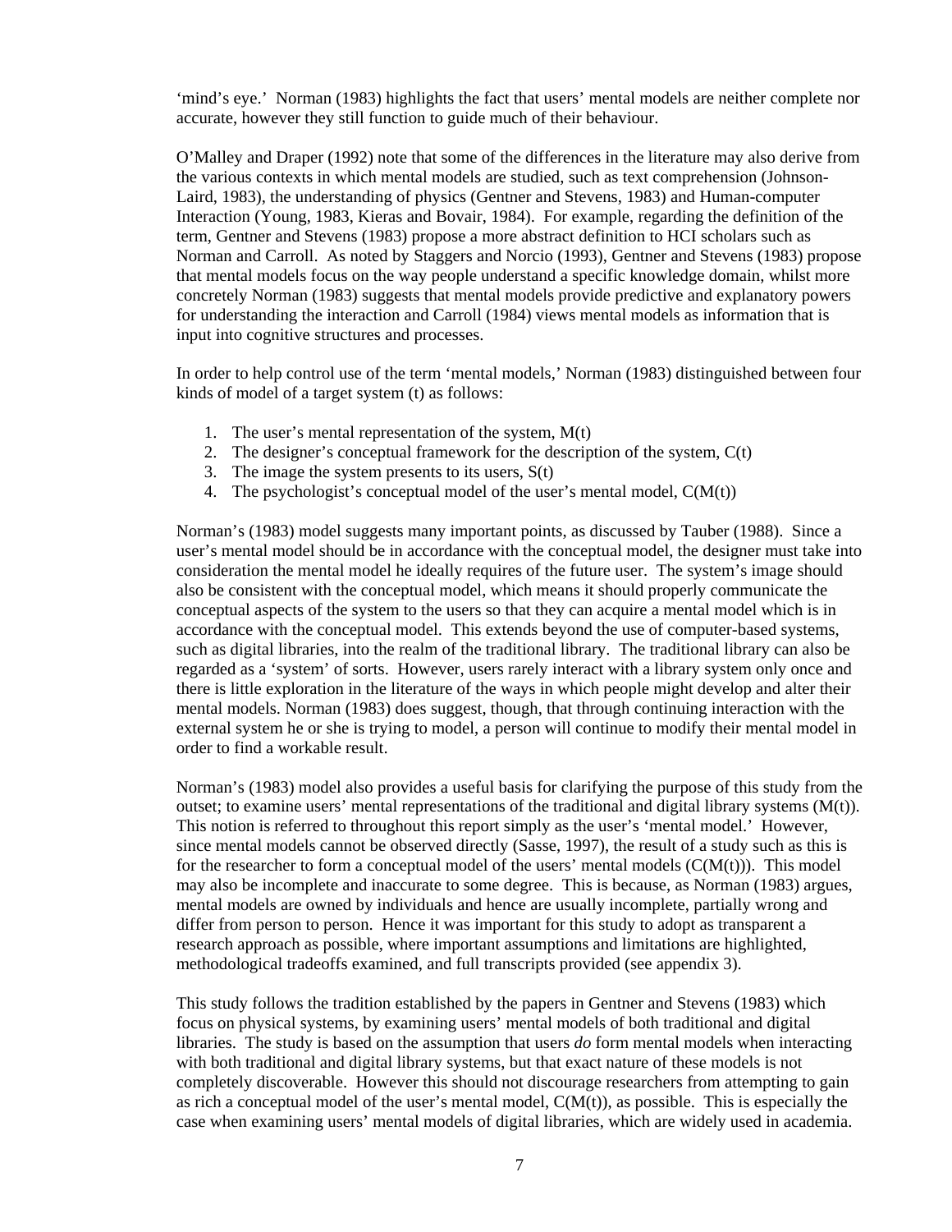'mind's eye.' Norman (1983) highlights the fact that users' mental models are neither complete nor accurate, however they still function to guide much of their behaviour.

O'Malley and Draper (1992) note that some of the differences in the literature may also derive from the various contexts in which mental models are studied, such as text comprehension (Johnson-Laird, 1983), the understanding of physics (Gentner and Stevens, 1983) and Human-computer Interaction (Young, 1983, Kieras and Bovair, 1984). For example, regarding the definition of the term, Gentner and Stevens (1983) propose a more abstract definition to HCI scholars such as Norman and Carroll. As noted by Staggers and Norcio (1993), Gentner and Stevens (1983) propose that mental models focus on the way people understand a specific knowledge domain, whilst more concretely Norman (1983) suggests that mental models provide predictive and explanatory powers for understanding the interaction and Carroll (1984) views mental models as information that is input into cognitive structures and processes.

In order to help control use of the term 'mental models,' Norman (1983) distinguished between four kinds of model of a target system (t) as follows:

1. The user's mental representation of the system, M(t)
2. The designer's conceptual framework for the description of the system, C(t)
3. The image the system presents to its users, S(t)
4. The psychologist's conceptual model of the user's mental model, C(M(t))

Norman's (1983) model suggests many important points, as discussed by Tauber (1988). Since a user's mental model should be in accordance with the conceptual model, the designer must take into consideration the mental model he ideally requires of the future user. The system's image should also be consistent with the conceptual model, which means it should properly communicate the conceptual aspects of the system to the users so that they can acquire a mental model which is in accordance with the conceptual model. This extends beyond the use of computer-based systems, such as digital libraries, into the realm of the traditional library. The traditional library can also be regarded as a 'system' of sorts. However, users rarely interact with a library system only once and there is little exploration in the literature of the ways in which people might develop and alter their mental models. Norman (1983) does suggest, though, that through continuing interaction with the external system he or she is trying to model, a person will continue to modify their mental model in order to find a workable result.

Norman's (1983) model also provides a useful basis for clarifying the purpose of this study from the outset; to examine users' mental representations of the traditional and digital library systems (M(t)). This notion is referred to throughout this report simply as the user's 'mental model.' However, since mental models cannot be observed directly (Sasse, 1997), the result of a study such as this is for the researcher to form a conceptual model of the users' mental models (C(M(t))). This model may also be incomplete and inaccurate to some degree. This is because, as Norman (1983) argues, mental models are owned by individuals and hence are usually incomplete, partially wrong and differ from person to person. Hence it was important for this study to adopt as transparent a research approach as possible, where important assumptions and limitations are highlighted, methodological tradeoffs examined, and full transcripts provided (see appendix 3).

This study follows the tradition established by the papers in Gentner and Stevens (1983) which focus on physical systems, by examining users' mental models of both traditional and digital libraries. The study is based on the assumption that users *do* form mental models when interacting with both traditional and digital library systems, but that exact nature of these models is not completely discoverable. However this should not discourage researchers from attempting to gain as rich a conceptual model of the user's mental model, C(M(t)), as possible. This is especially the case when examining users' mental models of digital libraries, which are widely used in academia.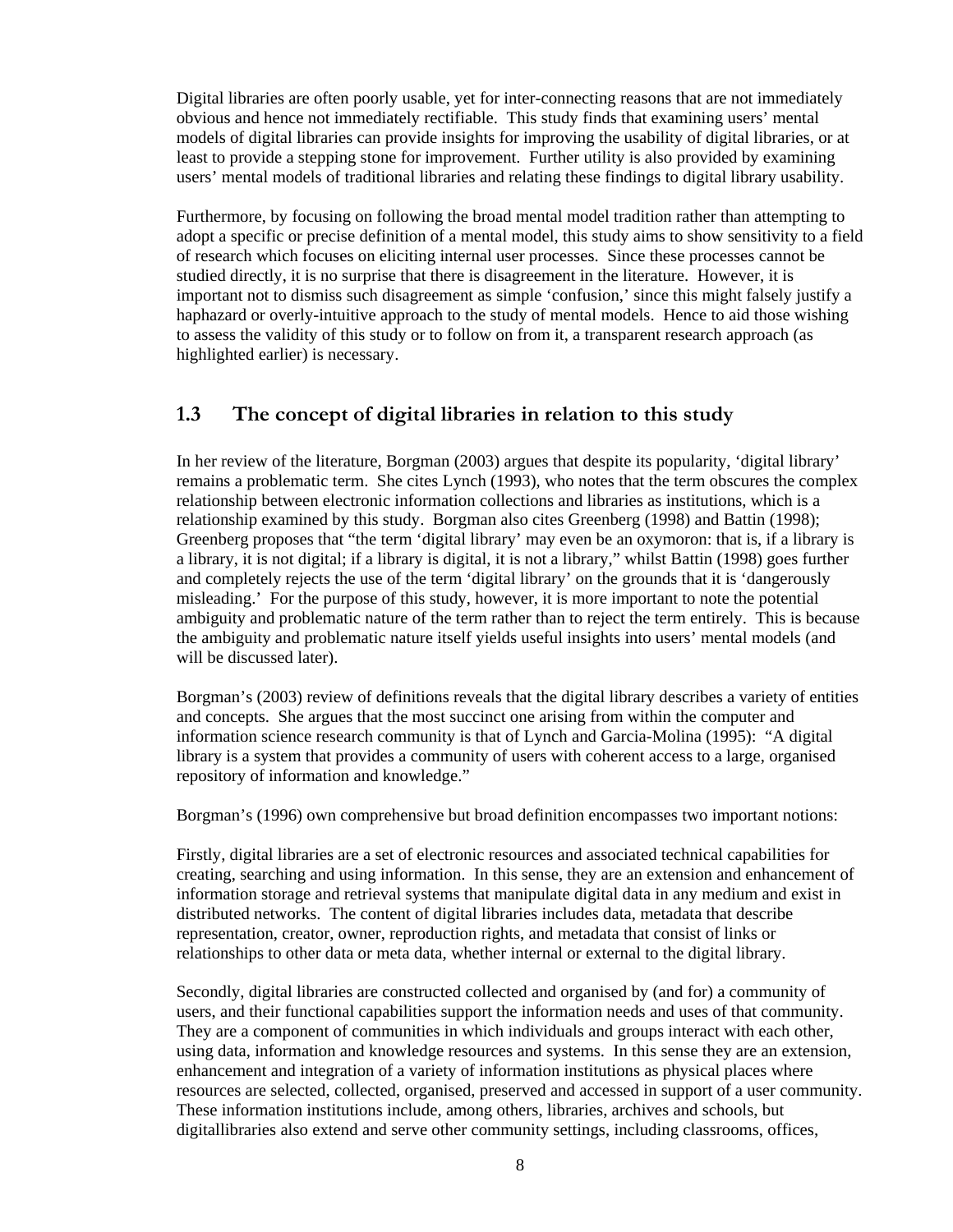Digital libraries are often poorly usable, yet for inter-connecting reasons that are not immediately obvious and hence not immediately rectifiable. This study finds that examining users' mental models of digital libraries can provide insights for improving the usability of digital libraries, or at least to provide a stepping stone for improvement. Further utility is also provided by examining users' mental models of traditional libraries and relating these findings to digital library usability.

Furthermore, by focusing on following the broad mental model tradition rather than attempting to adopt a specific or precise definition of a mental model, this study aims to show sensitivity to a field of research which focuses on eliciting internal user processes. Since these processes cannot be studied directly, it is no surprise that there is disagreement in the literature. However, it is important not to dismiss such disagreement as simple 'confusion,' since this might falsely justify a haphazard or overly-intuitive approach to the study of mental models. Hence to aid those wishing to assess the validity of this study or to follow on from it, a transparent research approach (as highlighted earlier) is necessary.

## 1.3 The concept of digital libraries in relation to this study

In her review of the literature, Borgman (2003) argues that despite its popularity, 'digital library' remains a problematic term. She cites Lynch (1993), who notes that the term obscures the complex relationship between electronic information collections and libraries as institutions, which is a relationship examined by this study. Borgman also cites Greenberg (1998) and Battin (1998); Greenberg proposes that "the term 'digital library' may even be an oxymoron: that is, if a library is a library, it is not digital; if a library is digital, it is not a library," whilst Battin (1998) goes further and completely rejects the use of the term 'digital library' on the grounds that it is 'dangerously misleading.' For the purpose of this study, however, it is more important to note the potential ambiguity and problematic nature of the term rather than to reject the term entirely. This is because the ambiguity and problematic nature itself yields useful insights into users' mental models (and will be discussed later).

Borgman's (2003) review of definitions reveals that the digital library describes a variety of entities and concepts. She argues that the most succinct one arising from within the computer and information science research community is that of Lynch and Garcia-Molina (1995): "A digital library is a system that provides a community of users with coherent access to a large, organised repository of information and knowledge."

Borgman's (1996) own comprehensive but broad definition encompasses two important notions:

Firstly, digital libraries are a set of electronic resources and associated technical capabilities for creating, searching and using information. In this sense, they are an extension and enhancement of information storage and retrieval systems that manipulate digital data in any medium and exist in distributed networks. The content of digital libraries includes data, metadata that describe representation, creator, owner, reproduction rights, and metadata that consist of links or relationships to other data or meta data, whether internal or external to the digital library.

Secondly, digital libraries are constructed collected and organised by (and for) a community of users, and their functional capabilities support the information needs and uses of that community. They are a component of communities in which individuals and groups interact with each other, using data, information and knowledge resources and systems. In this sense they are an extension, enhancement and integration of a variety of information institutions as physical places where resources are selected, collected, organised, preserved and accessed in support of a user community. These information institutions include, among others, libraries, archives and schools, but digitallibraries also extend and serve other community settings, including classrooms, offices,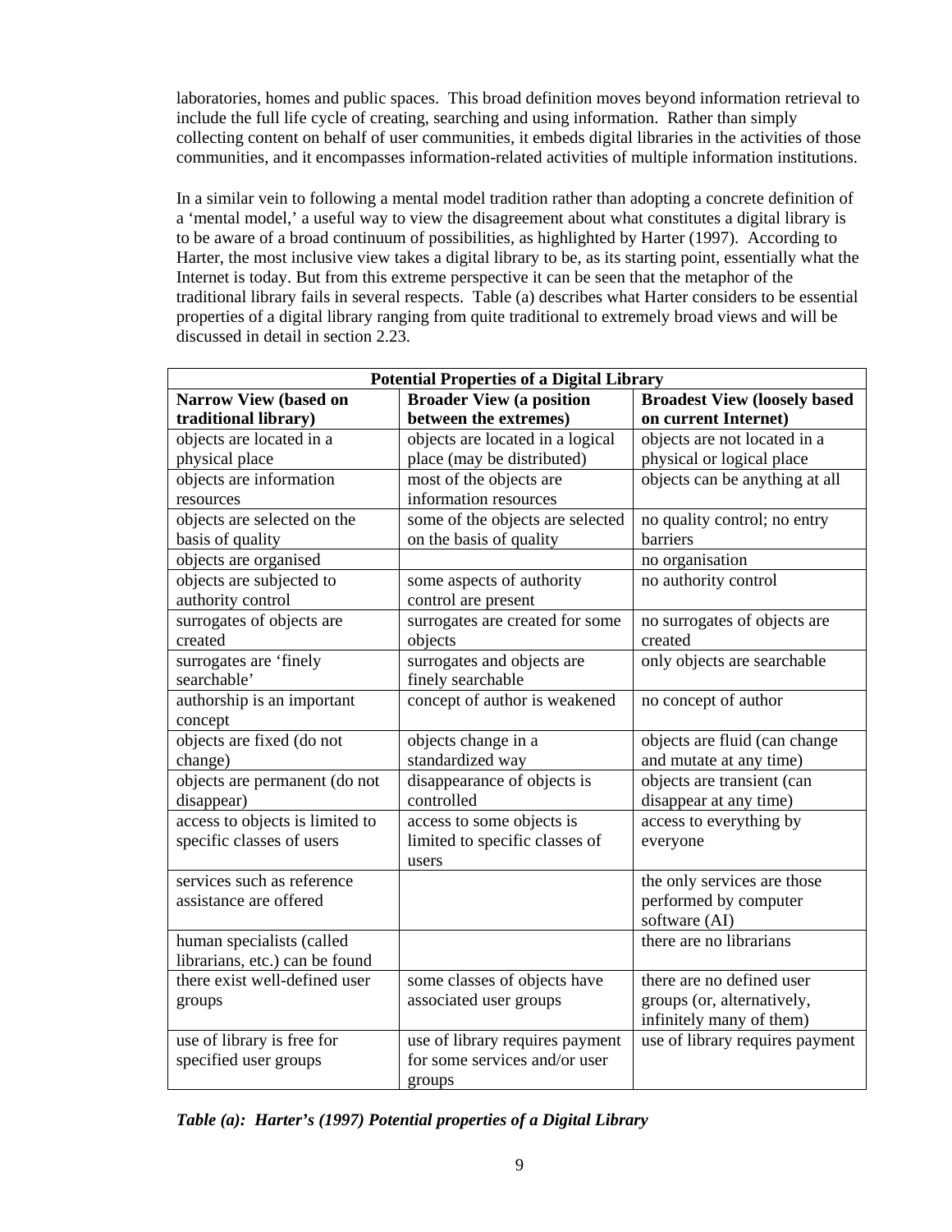laboratories, homes and public spaces. This broad definition moves beyond information retrieval to include the full life cycle of creating, searching and using information. Rather than simply collecting content on behalf of user communities, it embeds digital libraries in the activities of those communities, and it encompasses information-related activities of multiple information institutions.

In a similar vein to following a mental model tradition rather than adopting a concrete definition of a 'mental model,' a useful way to view the disagreement about what constitutes a digital library is to be aware of a broad continuum of possibilities, as highlighted by Harter (1997). According to Harter, the most inclusive view takes a digital library to be, as its starting point, essentially what the Internet is today. But from this extreme perspective it can be seen that the metaphor of the traditional library fails in several respects. Table (a) describes what Harter considers to be essential properties of a digital library ranging from quite traditional to extremely broad views and will be discussed in detail in section 2.23.

| **Potential Properties of a Digital Library** | | |
|---|---|---|
| **Narrow View (based on traditional library)** | **Broader View (a position between the extremes)** | **Broadest View (loosely based on current Internet)** |
| objects are located in a physical place | objects are located in a logical place (may be distributed) | objects are not located in a physical or logical place |
| objects are information resources | most of the objects are information resources | objects can be anything at all |
| objects are selected on the basis of quality | some of the objects are selected on the basis of quality | no quality control; no entry barriers |
| objects are organised | | no organisation |
| objects are subjected to authority control | some aspects of authority control are present | no authority control |
| surrogates of objects are created | surrogates are created for some objects | no surrogates of objects are created |
| surrogates are 'finely searchable' | surrogates and objects are finely searchable | only objects are searchable |
| authorship is an important concept | concept of author is weakened | no concept of author |
| objects are fixed (do not change) | objects change in a standardized way | objects are fluid (can change and mutate at any time) |
| objects are permanent (do not disappear) | disappearance of objects is controlled | objects are transient (can disappear at any time) |
| access to objects is limited to specific classes of users | access to some objects is limited to specific classes of users | access to everything by everyone |
| services such as reference assistance are offered | | the only services are those performed by computer software (AI) |
| human specialists (called librarians, etc.) can be found | | there are no librarians |
| there exist well-defined user groups | some classes of objects have associated user groups | there are no defined user groups (or, alternatively, infinitely many of them) |
| use of library is free for specified user groups | use of library requires payment for some services and/or user groups | use of library requires payment |

***Table (a): Harter's (1997) Potential properties of a Digital Library***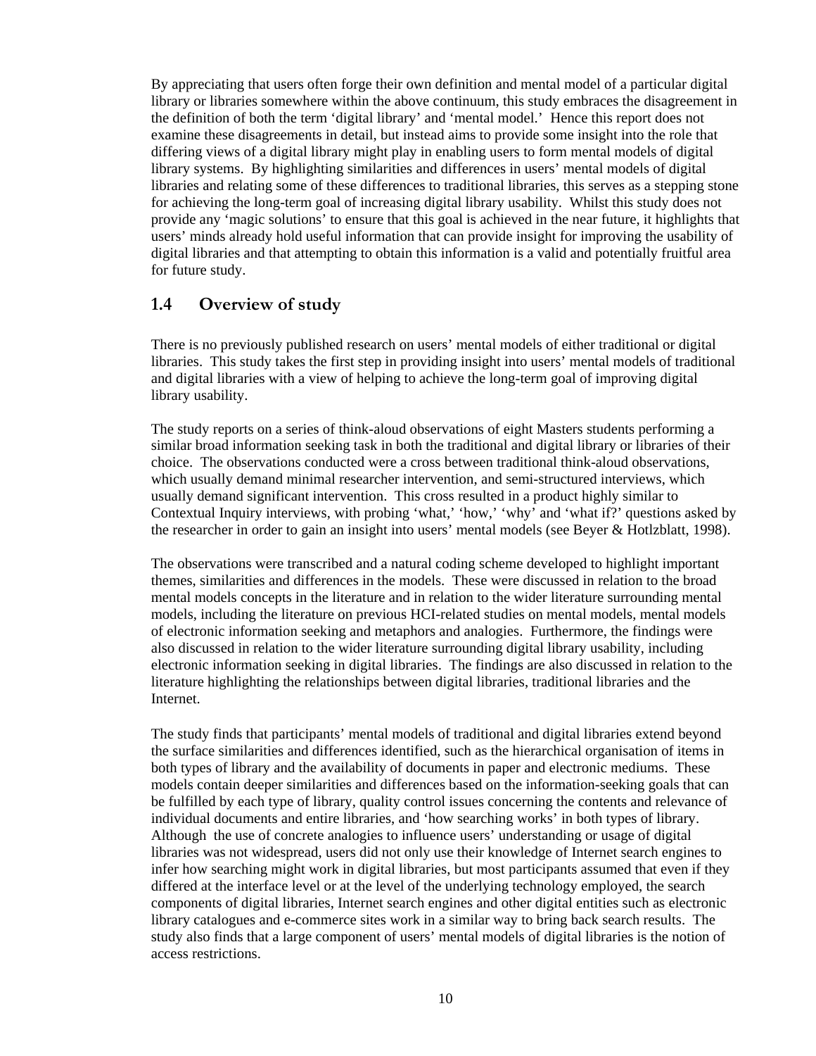By appreciating that users often forge their own definition and mental model of a particular digital library or libraries somewhere within the above continuum, this study embraces the disagreement in the definition of both the term 'digital library' and 'mental model.' Hence this report does not examine these disagreements in detail, but instead aims to provide some insight into the role that differing views of a digital library might play in enabling users to form mental models of digital library systems. By highlighting similarities and differences in users' mental models of digital libraries and relating some of these differences to traditional libraries, this serves as a stepping stone for achieving the long-term goal of increasing digital library usability. Whilst this study does not provide any 'magic solutions' to ensure that this goal is achieved in the near future, it highlights that users' minds already hold useful information that can provide insight for improving the usability of digital libraries and that attempting to obtain this information is a valid and potentially fruitful area for future study.

## 1.4 Overview of study

There is no previously published research on users' mental models of either traditional or digital libraries. This study takes the first step in providing insight into users' mental models of traditional and digital libraries with a view of helping to achieve the long-term goal of improving digital library usability.

The study reports on a series of think-aloud observations of eight Masters students performing a similar broad information seeking task in both the traditional and digital library or libraries of their choice. The observations conducted were a cross between traditional think-aloud observations, which usually demand minimal researcher intervention, and semi-structured interviews, which usually demand significant intervention. This cross resulted in a product highly similar to Contextual Inquiry interviews, with probing 'what,' 'how,' 'why' and 'what if?' questions asked by the researcher in order to gain an insight into users' mental models (see Beyer & Hotlzblatt, 1998).

The observations were transcribed and a natural coding scheme developed to highlight important themes, similarities and differences in the models. These were discussed in relation to the broad mental models concepts in the literature and in relation to the wider literature surrounding mental models, including the literature on previous HCI-related studies on mental models, mental models of electronic information seeking and metaphors and analogies. Furthermore, the findings were also discussed in relation to the wider literature surrounding digital library usability, including electronic information seeking in digital libraries. The findings are also discussed in relation to the literature highlighting the relationships between digital libraries, traditional libraries and the Internet.

The study finds that participants' mental models of traditional and digital libraries extend beyond the surface similarities and differences identified, such as the hierarchical organisation of items in both types of library and the availability of documents in paper and electronic mediums. These models contain deeper similarities and differences based on the information-seeking goals that can be fulfilled by each type of library, quality control issues concerning the contents and relevance of individual documents and entire libraries, and 'how searching works' in both types of library. Although the use of concrete analogies to influence users' understanding or usage of digital libraries was not widespread, users did not only use their knowledge of Internet search engines to infer how searching might work in digital libraries, but most participants assumed that even if they differed at the interface level or at the level of the underlying technology employed, the search components of digital libraries, Internet search engines and other digital entities such as electronic library catalogues and e-commerce sites work in a similar way to bring back search results. The study also finds that a large component of users' mental models of digital libraries is the notion of access restrictions.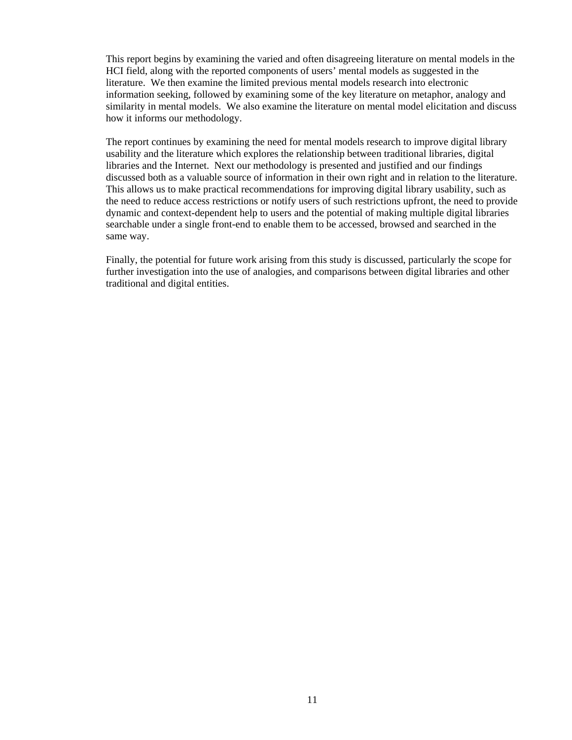This report begins by examining the varied and often disagreeing literature on mental models in the HCI field, along with the reported components of users' mental models as suggested in the literature. We then examine the limited previous mental models research into electronic information seeking, followed by examining some of the key literature on metaphor, analogy and similarity in mental models. We also examine the literature on mental model elicitation and discuss how it informs our methodology.

The report continues by examining the need for mental models research to improve digital library usability and the literature which explores the relationship between traditional libraries, digital libraries and the Internet. Next our methodology is presented and justified and our findings discussed both as a valuable source of information in their own right and in relation to the literature. This allows us to make practical recommendations for improving digital library usability, such as the need to reduce access restrictions or notify users of such restrictions upfront, the need to provide dynamic and context-dependent help to users and the potential of making multiple digital libraries searchable under a single front-end to enable them to be accessed, browsed and searched in the same way.

Finally, the potential for future work arising from this study is discussed, particularly the scope for further investigation into the use of analogies, and comparisons between digital libraries and other traditional and digital entities.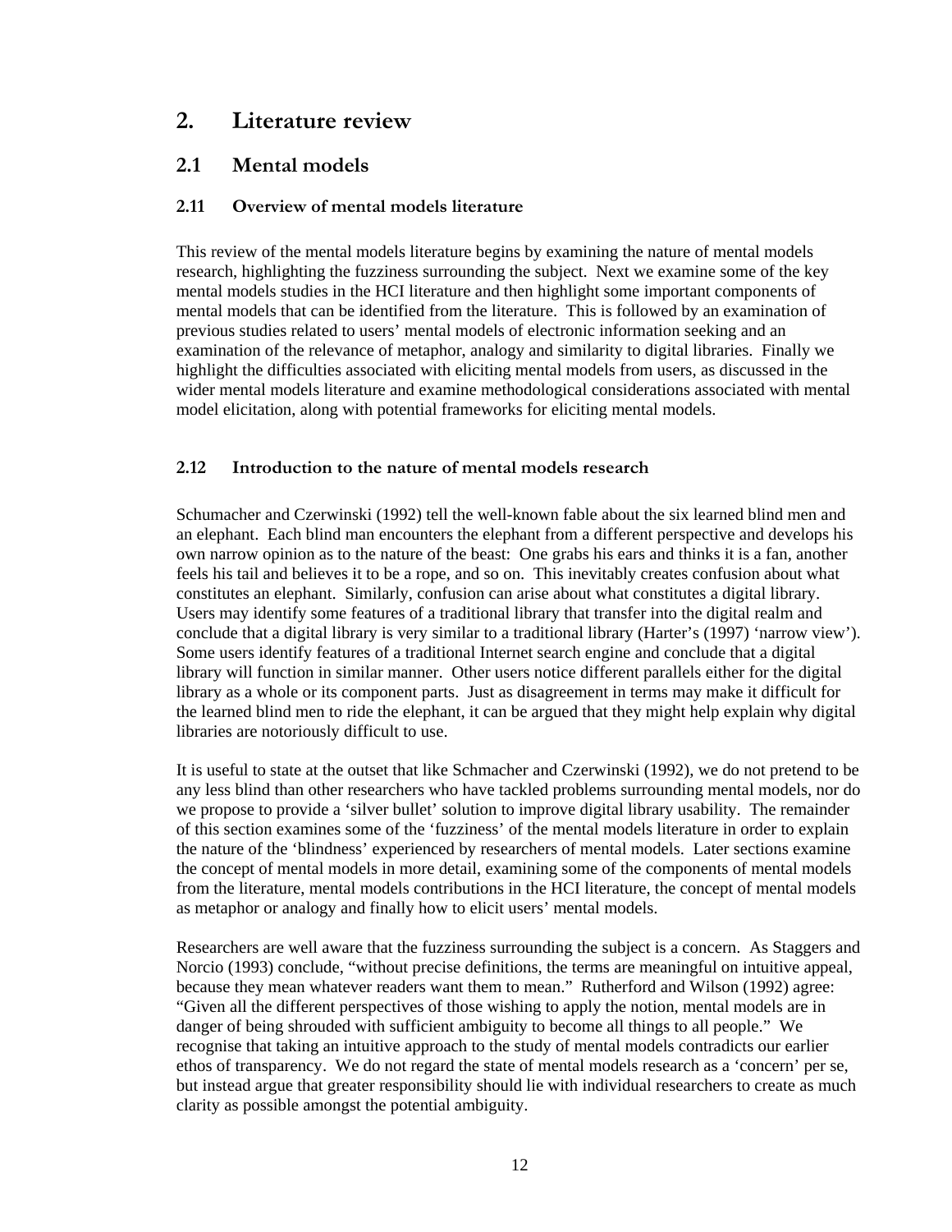# 2. Literature review

## 2.1 Mental models

### 2.11 Overview of mental models literature

This review of the mental models literature begins by examining the nature of mental models research, highlighting the fuzziness surrounding the subject. Next we examine some of the key mental models studies in the HCI literature and then highlight some important components of mental models that can be identified from the literature. This is followed by an examination of previous studies related to users' mental models of electronic information seeking and an examination of the relevance of metaphor, analogy and similarity to digital libraries. Finally we highlight the difficulties associated with eliciting mental models from users, as discussed in the wider mental models literature and examine methodological considerations associated with mental model elicitation, along with potential frameworks for eliciting mental models.

### 2.12 Introduction to the nature of mental models research

Schumacher and Czerwinski (1992) tell the well-known fable about the six learned blind men and an elephant. Each blind man encounters the elephant from a different perspective and develops his own narrow opinion as to the nature of the beast: One grabs his ears and thinks it is a fan, another feels his tail and believes it to be a rope, and so on. This inevitably creates confusion about what constitutes an elephant. Similarly, confusion can arise about what constitutes a digital library. Users may identify some features of a traditional library that transfer into the digital realm and conclude that a digital library is very similar to a traditional library (Harter's (1997) 'narrow view'). Some users identify features of a traditional Internet search engine and conclude that a digital library will function in similar manner. Other users notice different parallels either for the digital library as a whole or its component parts. Just as disagreement in terms may make it difficult for the learned blind men to ride the elephant, it can be argued that they might help explain why digital libraries are notoriously difficult to use.

It is useful to state at the outset that like Schmacher and Czerwinski (1992), we do not pretend to be any less blind than other researchers who have tackled problems surrounding mental models, nor do we propose to provide a 'silver bullet' solution to improve digital library usability. The remainder of this section examines some of the 'fuzziness' of the mental models literature in order to explain the nature of the 'blindness' experienced by researchers of mental models. Later sections examine the concept of mental models in more detail, examining some of the components of mental models from the literature, mental models contributions in the HCI literature, the concept of mental models as metaphor or analogy and finally how to elicit users' mental models.

Researchers are well aware that the fuzziness surrounding the subject is a concern. As Staggers and Norcio (1993) conclude, "without precise definitions, the terms are meaningful on intuitive appeal, because they mean whatever readers want them to mean." Rutherford and Wilson (1992) agree: "Given all the different perspectives of those wishing to apply the notion, mental models are in danger of being shrouded with sufficient ambiguity to become all things to all people." We recognise that taking an intuitive approach to the study of mental models contradicts our earlier ethos of transparency. We do not regard the state of mental models research as a 'concern' per se, but instead argue that greater responsibility should lie with individual researchers to create as much clarity as possible amongst the potential ambiguity.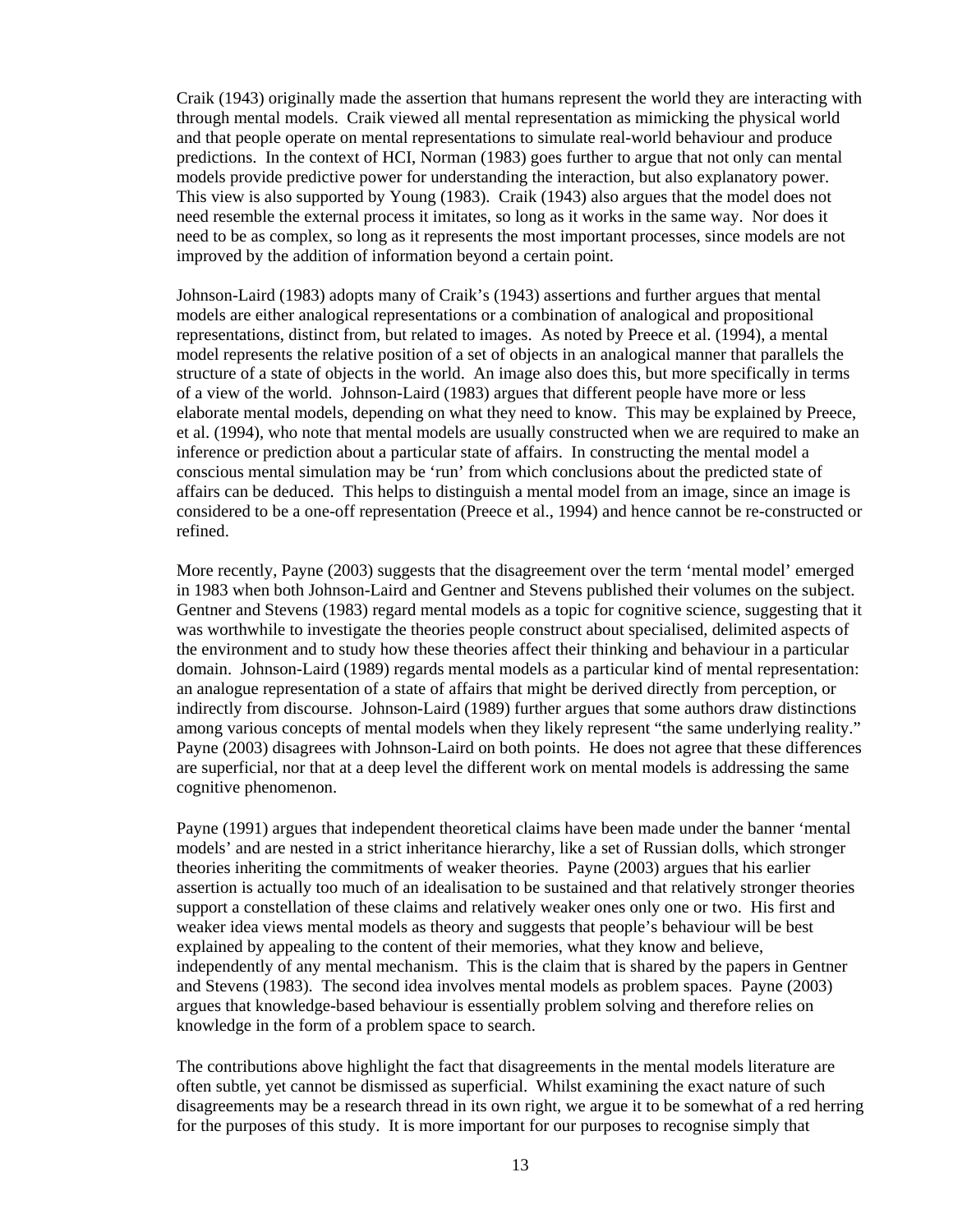Craik (1943) originally made the assertion that humans represent the world they are interacting with through mental models. Craik viewed all mental representation as mimicking the physical world and that people operate on mental representations to simulate real-world behaviour and produce predictions. In the context of HCI, Norman (1983) goes further to argue that not only can mental models provide predictive power for understanding the interaction, but also explanatory power. This view is also supported by Young (1983). Craik (1943) also argues that the model does not need resemble the external process it imitates, so long as it works in the same way. Nor does it need to be as complex, so long as it represents the most important processes, since models are not improved by the addition of information beyond a certain point.

Johnson-Laird (1983) adopts many of Craik's (1943) assertions and further argues that mental models are either analogical representations or a combination of analogical and propositional representations, distinct from, but related to images. As noted by Preece et al. (1994), a mental model represents the relative position of a set of objects in an analogical manner that parallels the structure of a state of objects in the world. An image also does this, but more specifically in terms of a view of the world. Johnson-Laird (1983) argues that different people have more or less elaborate mental models, depending on what they need to know. This may be explained by Preece, et al. (1994), who note that mental models are usually constructed when we are required to make an inference or prediction about a particular state of affairs. In constructing the mental model a conscious mental simulation may be 'run' from which conclusions about the predicted state of affairs can be deduced. This helps to distinguish a mental model from an image, since an image is considered to be a one-off representation (Preece et al., 1994) and hence cannot be re-constructed or refined.

More recently, Payne (2003) suggests that the disagreement over the term 'mental model' emerged in 1983 when both Johnson-Laird and Gentner and Stevens published their volumes on the subject. Gentner and Stevens (1983) regard mental models as a topic for cognitive science, suggesting that it was worthwhile to investigate the theories people construct about specialised, delimited aspects of the environment and to study how these theories affect their thinking and behaviour in a particular domain. Johnson-Laird (1989) regards mental models as a particular kind of mental representation: an analogue representation of a state of affairs that might be derived directly from perception, or indirectly from discourse. Johnson-Laird (1989) further argues that some authors draw distinctions among various concepts of mental models when they likely represent "the same underlying reality." Payne (2003) disagrees with Johnson-Laird on both points. He does not agree that these differences are superficial, nor that at a deep level the different work on mental models is addressing the same cognitive phenomenon.

Payne (1991) argues that independent theoretical claims have been made under the banner 'mental models' and are nested in a strict inheritance hierarchy, like a set of Russian dolls, which stronger theories inheriting the commitments of weaker theories. Payne (2003) argues that his earlier assertion is actually too much of an idealisation to be sustained and that relatively stronger theories support a constellation of these claims and relatively weaker ones only one or two. His first and weaker idea views mental models as theory and suggests that people's behaviour will be best explained by appealing to the content of their memories, what they know and believe, independently of any mental mechanism. This is the claim that is shared by the papers in Gentner and Stevens (1983). The second idea involves mental models as problem spaces. Payne (2003) argues that knowledge-based behaviour is essentially problem solving and therefore relies on knowledge in the form of a problem space to search.

The contributions above highlight the fact that disagreements in the mental models literature are often subtle, yet cannot be dismissed as superficial. Whilst examining the exact nature of such disagreements may be a research thread in its own right, we argue it to be somewhat of a red herring for the purposes of this study. It is more important for our purposes to recognise simply that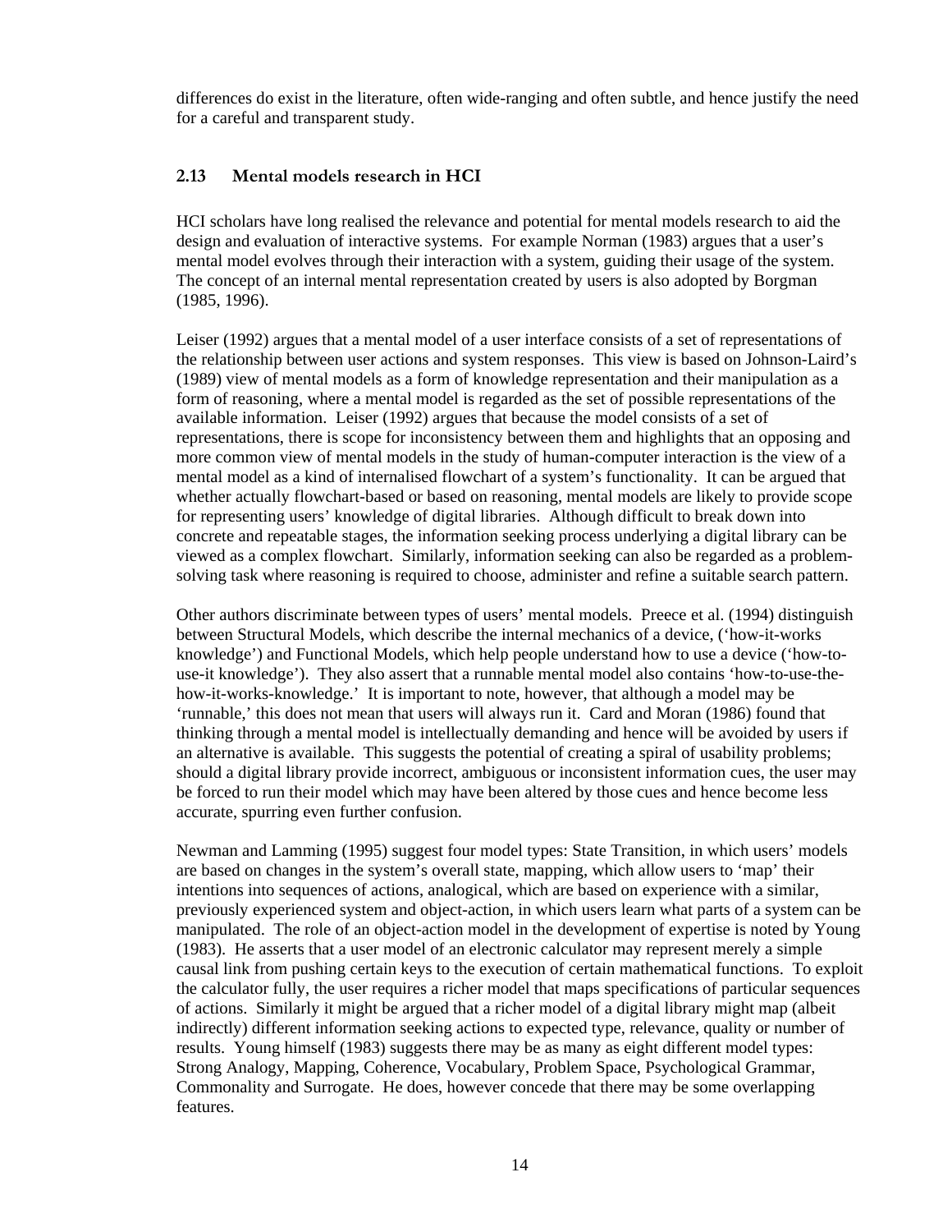differences do exist in the literature, often wide-ranging and often subtle, and hence justify the need for a careful and transparent study.

## 2.13 Mental models research in HCI

HCI scholars have long realised the relevance and potential for mental models research to aid the design and evaluation of interactive systems. For example Norman (1983) argues that a user's mental model evolves through their interaction with a system, guiding their usage of the system. The concept of an internal mental representation created by users is also adopted by Borgman (1985, 1996).

Leiser (1992) argues that a mental model of a user interface consists of a set of representations of the relationship between user actions and system responses. This view is based on Johnson-Laird's (1989) view of mental models as a form of knowledge representation and their manipulation as a form of reasoning, where a mental model is regarded as the set of possible representations of the available information. Leiser (1992) argues that because the model consists of a set of representations, there is scope for inconsistency between them and highlights that an opposing and more common view of mental models in the study of human-computer interaction is the view of a mental model as a kind of internalised flowchart of a system's functionality. It can be argued that whether actually flowchart-based or based on reasoning, mental models are likely to provide scope for representing users' knowledge of digital libraries. Although difficult to break down into concrete and repeatable stages, the information seeking process underlying a digital library can be viewed as a complex flowchart. Similarly, information seeking can also be regarded as a problem-solving task where reasoning is required to choose, administer and refine a suitable search pattern.

Other authors discriminate between types of users' mental models. Preece et al. (1994) distinguish between Structural Models, which describe the internal mechanics of a device, ('how-it-works knowledge') and Functional Models, which help people understand how to use a device ('how-to-use-it knowledge'). They also assert that a runnable mental model also contains 'how-to-use-the-how-it-works-knowledge.' It is important to note, however, that although a model may be 'runnable,' this does not mean that users will always run it. Card and Moran (1986) found that thinking through a mental model is intellectually demanding and hence will be avoided by users if an alternative is available. This suggests the potential of creating a spiral of usability problems; should a digital library provide incorrect, ambiguous or inconsistent information cues, the user may be forced to run their model which may have been altered by those cues and hence become less accurate, spurring even further confusion.

Newman and Lamming (1995) suggest four model types: State Transition, in which users' models are based on changes in the system's overall state, mapping, which allow users to 'map' their intentions into sequences of actions, analogical, which are based on experience with a similar, previously experienced system and object-action, in which users learn what parts of a system can be manipulated. The role of an object-action model in the development of expertise is noted by Young (1983). He asserts that a user model of an electronic calculator may represent merely a simple causal link from pushing certain keys to the execution of certain mathematical functions. To exploit the calculator fully, the user requires a richer model that maps specifications of particular sequences of actions. Similarly it might be argued that a richer model of a digital library might map (albeit indirectly) different information seeking actions to expected type, relevance, quality or number of results. Young himself (1983) suggests there may be as many as eight different model types: Strong Analogy, Mapping, Coherence, Vocabulary, Problem Space, Psychological Grammar, Commonality and Surrogate. He does, however concede that there may be some overlapping features.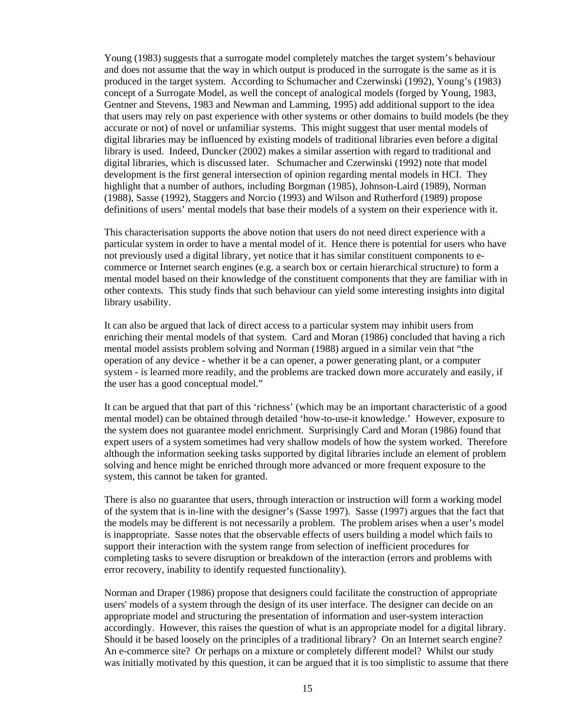Young (1983) suggests that a surrogate model completely matches the target system's behaviour and does not assume that the way in which output is produced in the surrogate is the same as it is produced in the target system. According to Schumacher and Czerwinski (1992), Young's (1983) concept of a Surrogate Model, as well the concept of analogical models (forged by Young, 1983, Gentner and Stevens, 1983 and Newman and Lamming, 1995) add additional support to the idea that users may rely on past experience with other systems or other domains to build models (be they accurate or not) of novel or unfamiliar systems. This might suggest that user mental models of digital libraries may be influenced by existing models of traditional libraries even before a digital library is used. Indeed, Duncker (2002) makes a similar assertion with regard to traditional and digital libraries, which is discussed later. Schumacher and Czerwinski (1992) note that model development is the first general intersection of opinion regarding mental models in HCI. They highlight that a number of authors, including Borgman (1985), Johnson-Laird (1989), Norman (1988), Sasse (1992), Staggers and Norcio (1993) and Wilson and Rutherford (1989) propose definitions of users' mental models that base their models of a system on their experience with it.

This characterisation supports the above notion that users do not need direct experience with a particular system in order to have a mental model of it. Hence there is potential for users who have not previously used a digital library, yet notice that it has similar constituent components to e-commerce or Internet search engines (e.g. a search box or certain hierarchical structure) to form a mental model based on their knowledge of the constituent components that they are familiar with in other contexts. This study finds that such behaviour can yield some interesting insights into digital library usability.

It can also be argued that lack of direct access to a particular system may inhibit users from enriching their mental models of that system. Card and Moran (1986) concluded that having a rich mental model assists problem solving and Norman (1988) argued in a similar vein that "the operation of any device - whether it be a can opener, a power generating plant, or a computer system - is learned more readily, and the problems are tracked down more accurately and easily, if the user has a good conceptual model."

It can be argued that that part of this 'richness' (which may be an important characteristic of a good mental model) can be obtained through detailed 'how-to-use-it knowledge.' However, exposure to the system does not guarantee model enrichment. Surprisingly Card and Moran (1986) found that expert users of a system sometimes had very shallow models of how the system worked. Therefore although the information seeking tasks supported by digital libraries include an element of problem solving and hence might be enriched through more advanced or more frequent exposure to the system, this cannot be taken for granted.

There is also no guarantee that users, through interaction or instruction will form a working model of the system that is in-line with the designer's (Sasse 1997). Sasse (1997) argues that the fact that the models may be different is not necessarily a problem. The problem arises when a user's model is inappropriate. Sasse notes that the observable effects of users building a model which fails to support their interaction with the system range from selection of inefficient procedures for completing tasks to severe disruption or breakdown of the interaction (errors and problems with error recovery, inability to identify requested functionality).

Norman and Draper (1986) propose that designers could facilitate the construction of appropriate users' models of a system through the design of its user interface. The designer can decide on an appropriate model and structuring the presentation of information and user-system interaction accordingly. However, this raises the question of what is an appropriate model for a digital library. Should it be based loosely on the principles of a traditional library? On an Internet search engine? An e-commerce site? Or perhaps on a mixture or completely different model? Whilst our study was initially motivated by this question, it can be argued that it is too simplistic to assume that there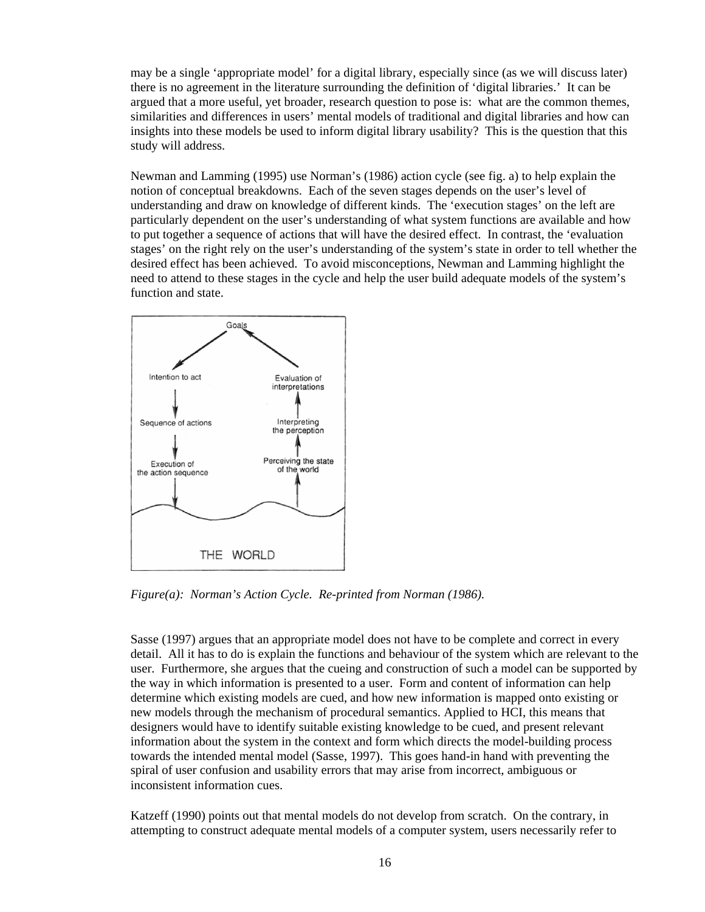may be a single 'appropriate model' for a digital library, especially since (as we will discuss later) there is no agreement in the literature surrounding the definition of 'digital libraries.' It can be argued that a more useful, yet broader, research question to pose is: what are the common themes, similarities and differences in users' mental models of traditional and digital libraries and how can insights into these models be used to inform digital library usability? This is the question that this study will address.

Newman and Lamming (1995) use Norman's (1986) action cycle (see fig. a) to help explain the notion of conceptual breakdowns. Each of the seven stages depends on the user's level of understanding and draw on knowledge of different kinds. The 'execution stages' on the left are particularly dependent on the user's understanding of what system functions are available and how to put together a sequence of actions that will have the desired effect. In contrast, the 'evaluation stages' on the right rely on the user's understanding of the system's state in order to tell whether the desired effect has been achieved. To avoid misconceptions, Newman and Lamming highlight the need to attend to these stages in the cycle and help the user build adequate models of the system's function and state.

*Figure(a): Norman's Action Cycle. Re-printed from Norman (1986).*

Sasse (1997) argues that an appropriate model does not have to be complete and correct in every detail. All it has to do is explain the functions and behaviour of the system which are relevant to the user. Furthermore, she argues that the cueing and construction of such a model can be supported by the way in which information is presented to a user. Form and content of information can help determine which existing models are cued, and how new information is mapped onto existing or new models through the mechanism of procedural semantics. Applied to HCI, this means that designers would have to identify suitable existing knowledge to be cued, and present relevant information about the system in the context and form which directs the model-building process towards the intended mental model (Sasse, 1997). This goes hand-in hand with preventing the spiral of user confusion and usability errors that may arise from incorrect, ambiguous or inconsistent information cues.

Katzeff (1990) points out that mental models do not develop from scratch. On the contrary, in attempting to construct adequate mental models of a computer system, users necessarily refer to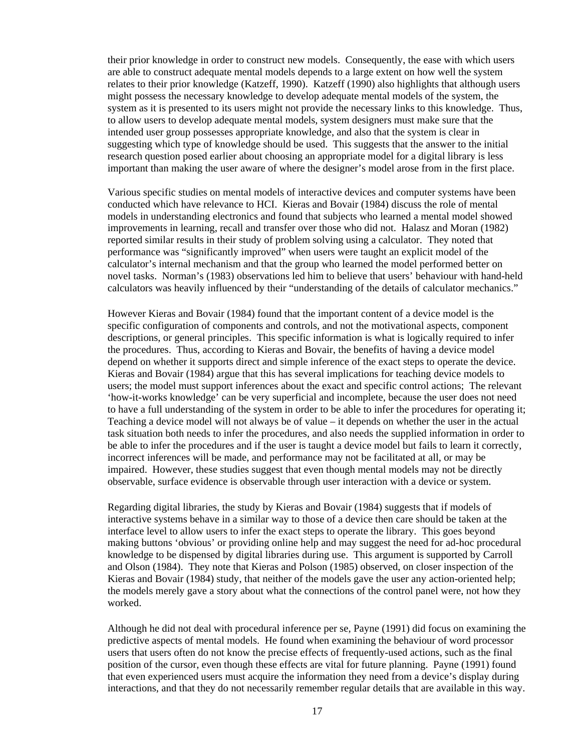their prior knowledge in order to construct new models. Consequently, the ease with which users are able to construct adequate mental models depends to a large extent on how well the system relates to their prior knowledge (Katzeff, 1990). Katzeff (1990) also highlights that although users might possess the necessary knowledge to develop adequate mental models of the system, the system as it is presented to its users might not provide the necessary links to this knowledge. Thus, to allow users to develop adequate mental models, system designers must make sure that the intended user group possesses appropriate knowledge, and also that the system is clear in suggesting which type of knowledge should be used. This suggests that the answer to the initial research question posed earlier about choosing an appropriate model for a digital library is less important than making the user aware of where the designer's model arose from in the first place.

Various specific studies on mental models of interactive devices and computer systems have been conducted which have relevance to HCI. Kieras and Bovair (1984) discuss the role of mental models in understanding electronics and found that subjects who learned a mental model showed improvements in learning, recall and transfer over those who did not. Halasz and Moran (1982) reported similar results in their study of problem solving using a calculator. They noted that performance was "significantly improved" when users were taught an explicit model of the calculator's internal mechanism and that the group who learned the model performed better on novel tasks. Norman's (1983) observations led him to believe that users' behaviour with hand-held calculators was heavily influenced by their "understanding of the details of calculator mechanics."

However Kieras and Bovair (1984) found that the important content of a device model is the specific configuration of components and controls, and not the motivational aspects, component descriptions, or general principles. This specific information is what is logically required to infer the procedures. Thus, according to Kieras and Bovair, the benefits of having a device model depend on whether it supports direct and simple inference of the exact steps to operate the device. Kieras and Bovair (1984) argue that this has several implications for teaching device models to users; the model must support inferences about the exact and specific control actions; The relevant 'how-it-works knowledge' can be very superficial and incomplete, because the user does not need to have a full understanding of the system in order to be able to infer the procedures for operating it; Teaching a device model will not always be of value – it depends on whether the user in the actual task situation both needs to infer the procedures, and also needs the supplied information in order to be able to infer the procedures and if the user is taught a device model but fails to learn it correctly, incorrect inferences will be made, and performance may not be facilitated at all, or may be impaired. However, these studies suggest that even though mental models may not be directly observable, surface evidence is observable through user interaction with a device or system.

Regarding digital libraries, the study by Kieras and Bovair (1984) suggests that if models of interactive systems behave in a similar way to those of a device then care should be taken at the interface level to allow users to infer the exact steps to operate the library. This goes beyond making buttons 'obvious' or providing online help and may suggest the need for ad-hoc procedural knowledge to be dispensed by digital libraries during use. This argument is supported by Carroll and Olson (1984). They note that Kieras and Polson (1985) observed, on closer inspection of the Kieras and Bovair (1984) study, that neither of the models gave the user any action-oriented help; the models merely gave a story about what the connections of the control panel were, not how they worked.

Although he did not deal with procedural inference per se, Payne (1991) did focus on examining the predictive aspects of mental models. He found when examining the behaviour of word processor users that users often do not know the precise effects of frequently-used actions, such as the final position of the cursor, even though these effects are vital for future planning. Payne (1991) found that even experienced users must acquire the information they need from a device's display during interactions, and that they do not necessarily remember regular details that are available in this way.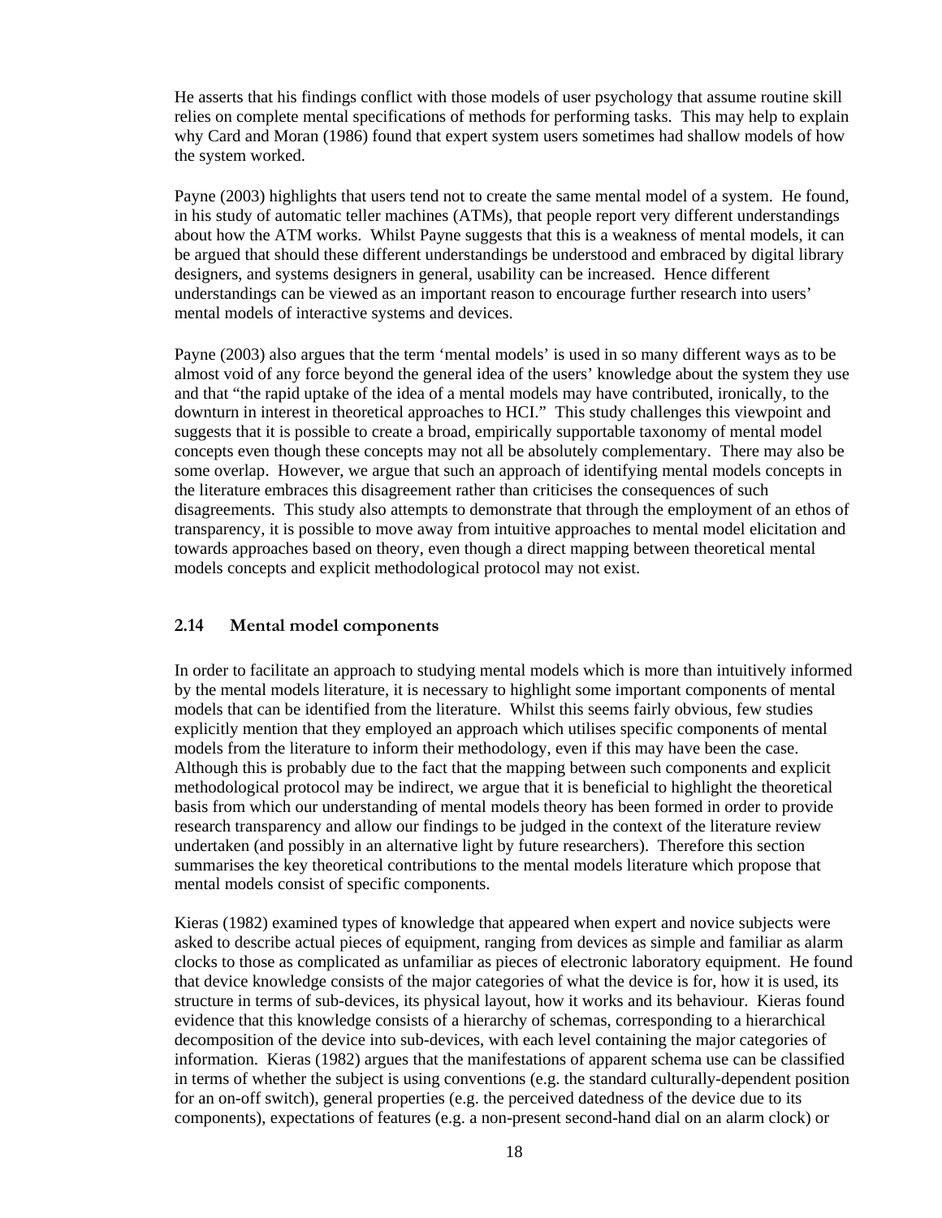He asserts that his findings conflict with those models of user psychology that assume routine skill relies on complete mental specifications of methods for performing tasks. This may help to explain why Card and Moran (1986) found that expert system users sometimes had shallow models of how the system worked.

Payne (2003) highlights that users tend not to create the same mental model of a system. He found, in his study of automatic teller machines (ATMs), that people report very different understandings about how the ATM works. Whilst Payne suggests that this is a weakness of mental models, it can be argued that should these different understandings be understood and embraced by digital library designers, and systems designers in general, usability can be increased. Hence different understandings can be viewed as an important reason to encourage further research into users' mental models of interactive systems and devices.

Payne (2003) also argues that the term 'mental models' is used in so many different ways as to be almost void of any force beyond the general idea of the users' knowledge about the system they use and that "the rapid uptake of the idea of a mental models may have contributed, ironically, to the downturn in interest in theoretical approaches to HCI." This study challenges this viewpoint and suggests that it is possible to create a broad, empirically supportable taxonomy of mental model concepts even though these concepts may not all be absolutely complementary. There may also be some overlap. However, we argue that such an approach of identifying mental models concepts in the literature embraces this disagreement rather than criticises the consequences of such disagreements. This study also attempts to demonstrate that through the employment of an ethos of transparency, it is possible to move away from intuitive approaches to mental model elicitation and towards approaches based on theory, even though a direct mapping between theoretical mental models concepts and explicit methodological protocol may not exist.

### 2.14 Mental model components

In order to facilitate an approach to studying mental models which is more than intuitively informed by the mental models literature, it is necessary to highlight some important components of mental models that can be identified from the literature. Whilst this seems fairly obvious, few studies explicitly mention that they employed an approach which utilises specific components of mental models from the literature to inform their methodology, even if this may have been the case. Although this is probably due to the fact that the mapping between such components and explicit methodological protocol may be indirect, we argue that it is beneficial to highlight the theoretical basis from which our understanding of mental models theory has been formed in order to provide research transparency and allow our findings to be judged in the context of the literature review undertaken (and possibly in an alternative light by future researchers). Therefore this section summarises the key theoretical contributions to the mental models literature which propose that mental models consist of specific components.

Kieras (1982) examined types of knowledge that appeared when expert and novice subjects were asked to describe actual pieces of equipment, ranging from devices as simple and familiar as alarm clocks to those as complicated as unfamiliar as pieces of electronic laboratory equipment. He found that device knowledge consists of the major categories of what the device is for, how it is used, its structure in terms of sub-devices, its physical layout, how it works and its behaviour. Kieras found evidence that this knowledge consists of a hierarchy of schemas, corresponding to a hierarchical decomposition of the device into sub-devices, with each level containing the major categories of information. Kieras (1982) argues that the manifestations of apparent schema use can be classified in terms of whether the subject is using conventions (e.g. the standard culturally-dependent position for an on-off switch), general properties (e.g. the perceived datedness of the device due to its components), expectations of features (e.g. a non-present second-hand dial on an alarm clock) or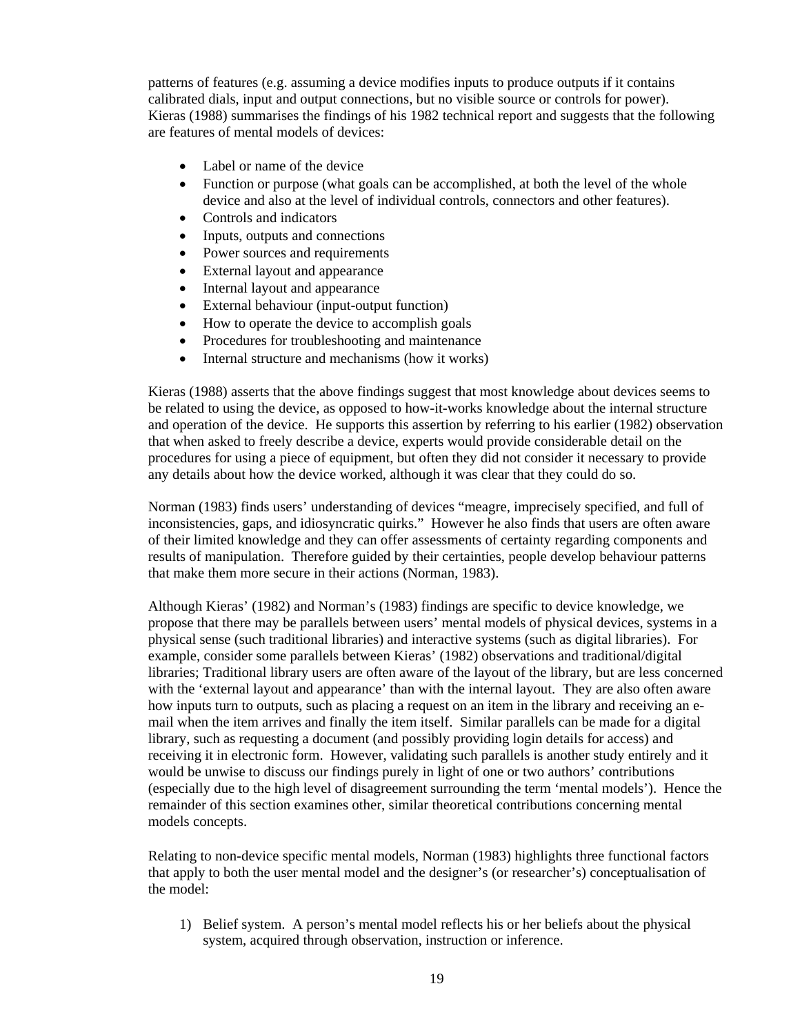patterns of features (e.g. assuming a device modifies inputs to produce outputs if it contains calibrated dials, input and output connections, but no visible source or controls for power). Kieras (1988) summarises the findings of his 1982 technical report and suggests that the following are features of mental models of devices:

- Label or name of the device
- Function or purpose (what goals can be accomplished, at both the level of the whole device and also at the level of individual controls, connectors and other features).
- Controls and indicators
- Inputs, outputs and connections
- Power sources and requirements
- External layout and appearance
- Internal layout and appearance
- External behaviour (input-output function)
- How to operate the device to accomplish goals
- Procedures for troubleshooting and maintenance
- Internal structure and mechanisms (how it works)

Kieras (1988) asserts that the above findings suggest that most knowledge about devices seems to be related to using the device, as opposed to how-it-works knowledge about the internal structure and operation of the device. He supports this assertion by referring to his earlier (1982) observation that when asked to freely describe a device, experts would provide considerable detail on the procedures for using a piece of equipment, but often they did not consider it necessary to provide any details about how the device worked, although it was clear that they could do so.

Norman (1983) finds users' understanding of devices "meagre, imprecisely specified, and full of inconsistencies, gaps, and idiosyncratic quirks." However he also finds that users are often aware of their limited knowledge and they can offer assessments of certainty regarding components and results of manipulation. Therefore guided by their certainties, people develop behaviour patterns that make them more secure in their actions (Norman, 1983).

Although Kieras' (1982) and Norman's (1983) findings are specific to device knowledge, we propose that there may be parallels between users' mental models of physical devices, systems in a physical sense (such traditional libraries) and interactive systems (such as digital libraries). For example, consider some parallels between Kieras' (1982) observations and traditional/digital libraries; Traditional library users are often aware of the layout of the library, but are less concerned with the 'external layout and appearance' than with the internal layout. They are also often aware how inputs turn to outputs, such as placing a request on an item in the library and receiving an e-mail when the item arrives and finally the item itself. Similar parallels can be made for a digital library, such as requesting a document (and possibly providing login details for access) and receiving it in electronic form. However, validating such parallels is another study entirely and it would be unwise to discuss our findings purely in light of one or two authors' contributions (especially due to the high level of disagreement surrounding the term 'mental models'). Hence the remainder of this section examines other, similar theoretical contributions concerning mental models concepts.

Relating to non-device specific mental models, Norman (1983) highlights three functional factors that apply to both the user mental model and the designer's (or researcher's) conceptualisation of the model:

1) Belief system. A person's mental model reflects his or her beliefs about the physical system, acquired through observation, instruction or inference.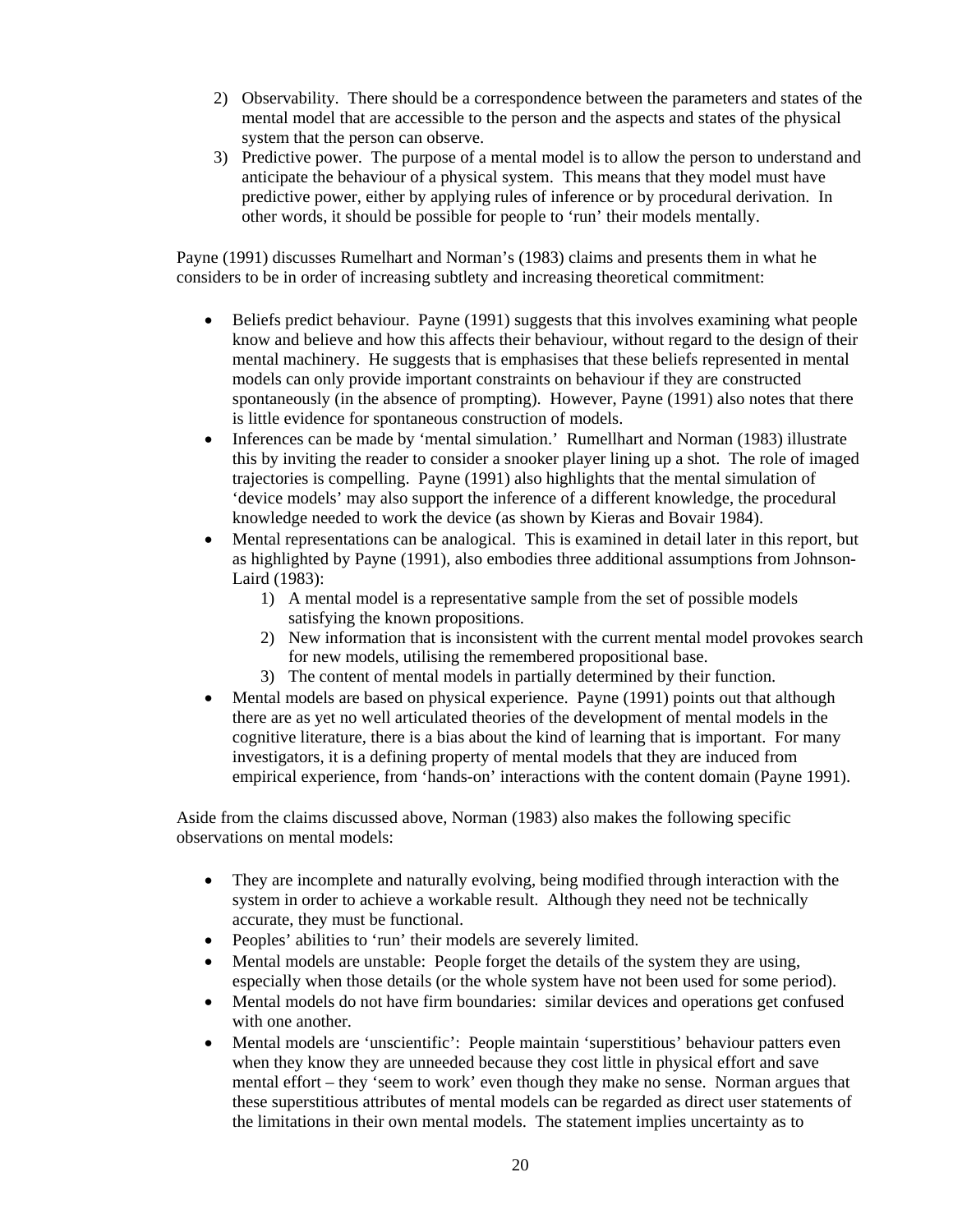2) Observability. There should be a correspondence between the parameters and states of the mental model that are accessible to the person and the aspects and states of the physical system that the person can observe.
3) Predictive power. The purpose of a mental model is to allow the person to understand and anticipate the behaviour of a physical system. This means that they model must have predictive power, either by applying rules of inference or by procedural derivation. In other words, it should be possible for people to 'run' their models mentally.

Payne (1991) discusses Rumelhart and Norman's (1983) claims and presents them in what he considers to be in order of increasing subtlety and increasing theoretical commitment:

- Beliefs predict behaviour. Payne (1991) suggests that this involves examining what people know and believe and how this affects their behaviour, without regard to the design of their mental machinery. He suggests that is emphasises that these beliefs represented in mental models can only provide important constraints on behaviour if they are constructed spontaneously (in the absence of prompting). However, Payne (1991) also notes that there is little evidence for spontaneous construction of models.
- Inferences can be made by 'mental simulation.' Rumellhart and Norman (1983) illustrate this by inviting the reader to consider a snooker player lining up a shot. The role of imaged trajectories is compelling. Payne (1991) also highlights that the mental simulation of 'device models' may also support the inference of a different knowledge, the procedural knowledge needed to work the device (as shown by Kieras and Bovair 1984).
- Mental representations can be analogical. This is examined in detail later in this report, but as highlighted by Payne (1991), also embodies three additional assumptions from Johnson-Laird (1983):
    1) A mental model is a representative sample from the set of possible models satisfying the known propositions.
    2) New information that is inconsistent with the current mental model provokes search for new models, utilising the remembered propositional base.
    3) The content of mental models in partially determined by their function.
- Mental models are based on physical experience. Payne (1991) points out that although there are as yet no well articulated theories of the development of mental models in the cognitive literature, there is a bias about the kind of learning that is important. For many investigators, it is a defining property of mental models that they are induced from empirical experience, from 'hands-on' interactions with the content domain (Payne 1991).

Aside from the claims discussed above, Norman (1983) also makes the following specific observations on mental models:

- They are incomplete and naturally evolving, being modified through interaction with the system in order to achieve a workable result. Although they need not be technically accurate, they must be functional.
- Peoples' abilities to 'run' their models are severely limited.
- Mental models are unstable: People forget the details of the system they are using, especially when those details (or the whole system have not been used for some period).
- Mental models do not have firm boundaries: similar devices and operations get confused with one another.
- Mental models are 'unscientific': People maintain 'superstitious' behaviour patters even when they know they are unneeded because they cost little in physical effort and save mental effort – they 'seem to work' even though they make no sense. Norman argues that these superstitious attributes of mental models can be regarded as direct user statements of the limitations in their own mental models. The statement implies uncertainty as to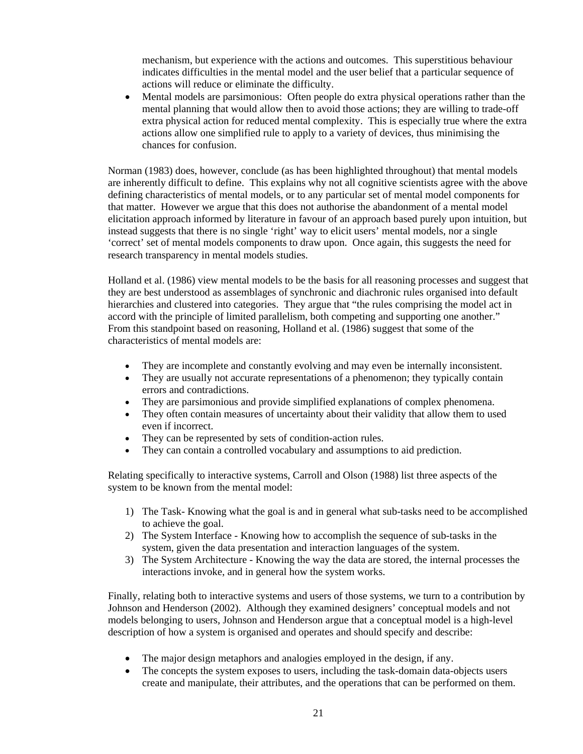mechanism, but experience with the actions and outcomes. This superstitious behaviour indicates difficulties in the mental model and the user belief that a particular sequence of actions will reduce or eliminate the difficulty.

- Mental models are parsimonious: Often people do extra physical operations rather than the mental planning that would allow then to avoid those actions; they are willing to trade-off extra physical action for reduced mental complexity. This is especially true where the extra actions allow one simplified rule to apply to a variety of devices, thus minimising the chances for confusion.

Norman (1983) does, however, conclude (as has been highlighted throughout) that mental models are inherently difficult to define. This explains why not all cognitive scientists agree with the above defining characteristics of mental models, or to any particular set of mental model components for that matter. However we argue that this does not authorise the abandonment of a mental model elicitation approach informed by literature in favour of an approach based purely upon intuition, but instead suggests that there is no single 'right' way to elicit users' mental models, nor a single 'correct' set of mental models components to draw upon. Once again, this suggests the need for research transparency in mental models studies.

Holland et al. (1986) view mental models to be the basis for all reasoning processes and suggest that they are best understood as assemblages of synchronic and diachronic rules organised into default hierarchies and clustered into categories. They argue that "the rules comprising the model act in accord with the principle of limited parallelism, both competing and supporting one another." From this standpoint based on reasoning, Holland et al. (1986) suggest that some of the characteristics of mental models are:

- They are incomplete and constantly evolving and may even be internally inconsistent.
- They are usually not accurate representations of a phenomenon; they typically contain errors and contradictions.
- They are parsimonious and provide simplified explanations of complex phenomena.
- They often contain measures of uncertainty about their validity that allow them to used even if incorrect.
- They can be represented by sets of condition-action rules.
- They can contain a controlled vocabulary and assumptions to aid prediction.

Relating specifically to interactive systems, Carroll and Olson (1988) list three aspects of the system to be known from the mental model:

1) The Task- Knowing what the goal is and in general what sub-tasks need to be accomplished to achieve the goal.
2) The System Interface - Knowing how to accomplish the sequence of sub-tasks in the system, given the data presentation and interaction languages of the system.
3) The System Architecture - Knowing the way the data are stored, the internal processes the interactions invoke, and in general how the system works.

Finally, relating both to interactive systems and users of those systems, we turn to a contribution by Johnson and Henderson (2002). Although they examined designers' conceptual models and not models belonging to users, Johnson and Henderson argue that a conceptual model is a high-level description of how a system is organised and operates and should specify and describe:

- The major design metaphors and analogies employed in the design, if any.
- The concepts the system exposes to users, including the task-domain data-objects users create and manipulate, their attributes, and the operations that can be performed on them.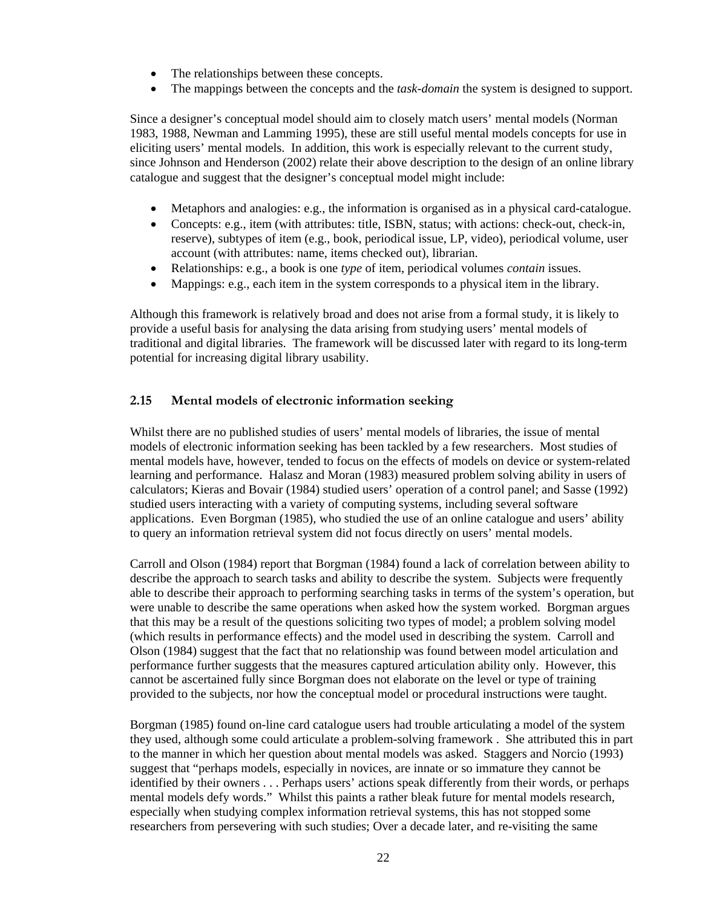- The relationships between these concepts.
- The mappings between the concepts and the *task-domain* the system is designed to support.

Since a designer's conceptual model should aim to closely match users' mental models (Norman 1983, 1988, Newman and Lamming 1995), these are still useful mental models concepts for use in eliciting users' mental models. In addition, this work is especially relevant to the current study, since Johnson and Henderson (2002) relate their above description to the design of an online library catalogue and suggest that the designer's conceptual model might include:

- Metaphors and analogies: e.g., the information is organised as in a physical card-catalogue.
- Concepts: e.g., item (with attributes: title, ISBN, status; with actions: check-out, check-in, reserve), subtypes of item (e.g., book, periodical issue, LP, video), periodical volume, user account (with attributes: name, items checked out), librarian.
- Relationships: e.g., a book is one *type* of item, periodical volumes *contain* issues.
- Mappings: e.g., each item in the system corresponds to a physical item in the library.

Although this framework is relatively broad and does not arise from a formal study, it is likely to provide a useful basis for analysing the data arising from studying users' mental models of traditional and digital libraries. The framework will be discussed later with regard to its long-term potential for increasing digital library usability.

## 2.15 Mental models of electronic information seeking

Whilst there are no published studies of users' mental models of libraries, the issue of mental models of electronic information seeking has been tackled by a few researchers. Most studies of mental models have, however, tended to focus on the effects of models on device or system-related learning and performance. Halasz and Moran (1983) measured problem solving ability in users of calculators; Kieras and Bovair (1984) studied users' operation of a control panel; and Sasse (1992) studied users interacting with a variety of computing systems, including several software applications. Even Borgman (1985), who studied the use of an online catalogue and users' ability to query an information retrieval system did not focus directly on users' mental models.

Carroll and Olson (1984) report that Borgman (1984) found a lack of correlation between ability to describe the approach to search tasks and ability to describe the system. Subjects were frequently able to describe their approach to performing searching tasks in terms of the system's operation, but were unable to describe the same operations when asked how the system worked. Borgman argues that this may be a result of the questions soliciting two types of model; a problem solving model (which results in performance effects) and the model used in describing the system. Carroll and Olson (1984) suggest that the fact that no relationship was found between model articulation and performance further suggests that the measures captured articulation ability only. However, this cannot be ascertained fully since Borgman does not elaborate on the level or type of training provided to the subjects, nor how the conceptual model or procedural instructions were taught.

Borgman (1985) found on-line card catalogue users had trouble articulating a model of the system they used, although some could articulate a problem-solving framework . She attributed this in part to the manner in which her question about mental models was asked. Staggers and Norcio (1993) suggest that "perhaps models, especially in novices, are innate or so immature they cannot be identified by their owners . . . Perhaps users' actions speak differently from their words, or perhaps mental models defy words." Whilst this paints a rather bleak future for mental models research, especially when studying complex information retrieval systems, this has not stopped some researchers from persevering with such studies; Over a decade later, and re-visiting the same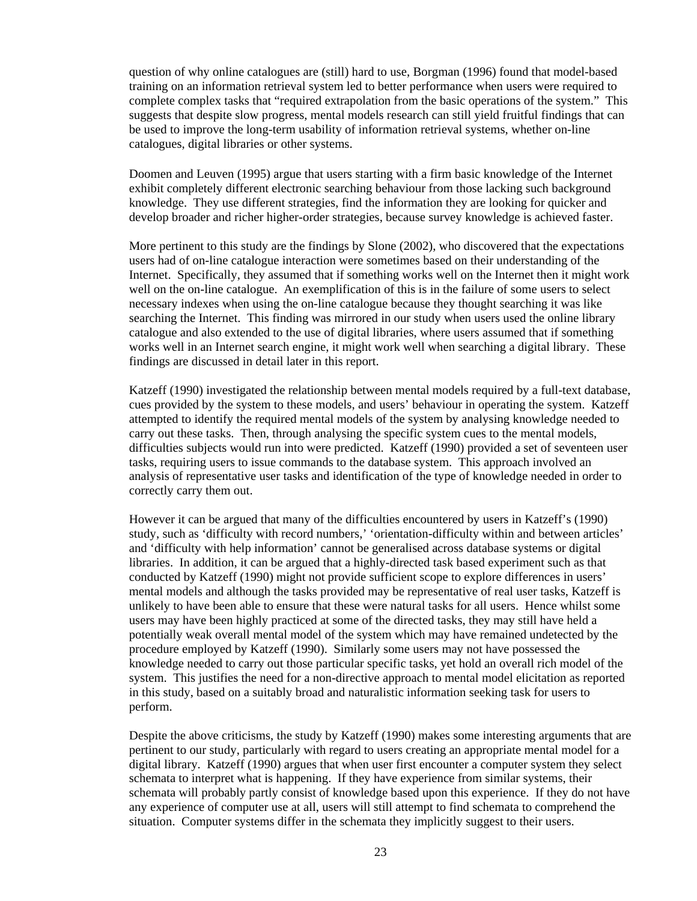question of why online catalogues are (still) hard to use, Borgman (1996) found that model-based training on an information retrieval system led to better performance when users were required to complete complex tasks that "required extrapolation from the basic operations of the system." This suggests that despite slow progress, mental models research can still yield fruitful findings that can be used to improve the long-term usability of information retrieval systems, whether on-line catalogues, digital libraries or other systems.

Doomen and Leuven (1995) argue that users starting with a firm basic knowledge of the Internet exhibit completely different electronic searching behaviour from those lacking such background knowledge. They use different strategies, find the information they are looking for quicker and develop broader and richer higher-order strategies, because survey knowledge is achieved faster.

More pertinent to this study are the findings by Slone (2002), who discovered that the expectations users had of on-line catalogue interaction were sometimes based on their understanding of the Internet. Specifically, they assumed that if something works well on the Internet then it might work well on the on-line catalogue. An exemplification of this is in the failure of some users to select necessary indexes when using the on-line catalogue because they thought searching it was like searching the Internet. This finding was mirrored in our study when users used the online library catalogue and also extended to the use of digital libraries, where users assumed that if something works well in an Internet search engine, it might work well when searching a digital library. These findings are discussed in detail later in this report.

Katzeff (1990) investigated the relationship between mental models required by a full-text database, cues provided by the system to these models, and users' behaviour in operating the system. Katzeff attempted to identify the required mental models of the system by analysing knowledge needed to carry out these tasks. Then, through analysing the specific system cues to the mental models, difficulties subjects would run into were predicted. Katzeff (1990) provided a set of seventeen user tasks, requiring users to issue commands to the database system. This approach involved an analysis of representative user tasks and identification of the type of knowledge needed in order to correctly carry them out.

However it can be argued that many of the difficulties encountered by users in Katzeff's (1990) study, such as 'difficulty with record numbers,' 'orientation-difficulty within and between articles' and 'difficulty with help information' cannot be generalised across database systems or digital libraries. In addition, it can be argued that a highly-directed task based experiment such as that conducted by Katzeff (1990) might not provide sufficient scope to explore differences in users' mental models and although the tasks provided may be representative of real user tasks, Katzeff is unlikely to have been able to ensure that these were natural tasks for all users. Hence whilst some users may have been highly practiced at some of the directed tasks, they may still have held a potentially weak overall mental model of the system which may have remained undetected by the procedure employed by Katzeff (1990). Similarly some users may not have possessed the knowledge needed to carry out those particular specific tasks, yet hold an overall rich model of the system. This justifies the need for a non-directive approach to mental model elicitation as reported in this study, based on a suitably broad and naturalistic information seeking task for users to perform.

Despite the above criticisms, the study by Katzeff (1990) makes some interesting arguments that are pertinent to our study, particularly with regard to users creating an appropriate mental model for a digital library. Katzeff (1990) argues that when user first encounter a computer system they select schemata to interpret what is happening. If they have experience from similar systems, their schemata will probably partly consist of knowledge based upon this experience. If they do not have any experience of computer use at all, users will still attempt to find schemata to comprehend the situation. Computer systems differ in the schemata they implicitly suggest to their users.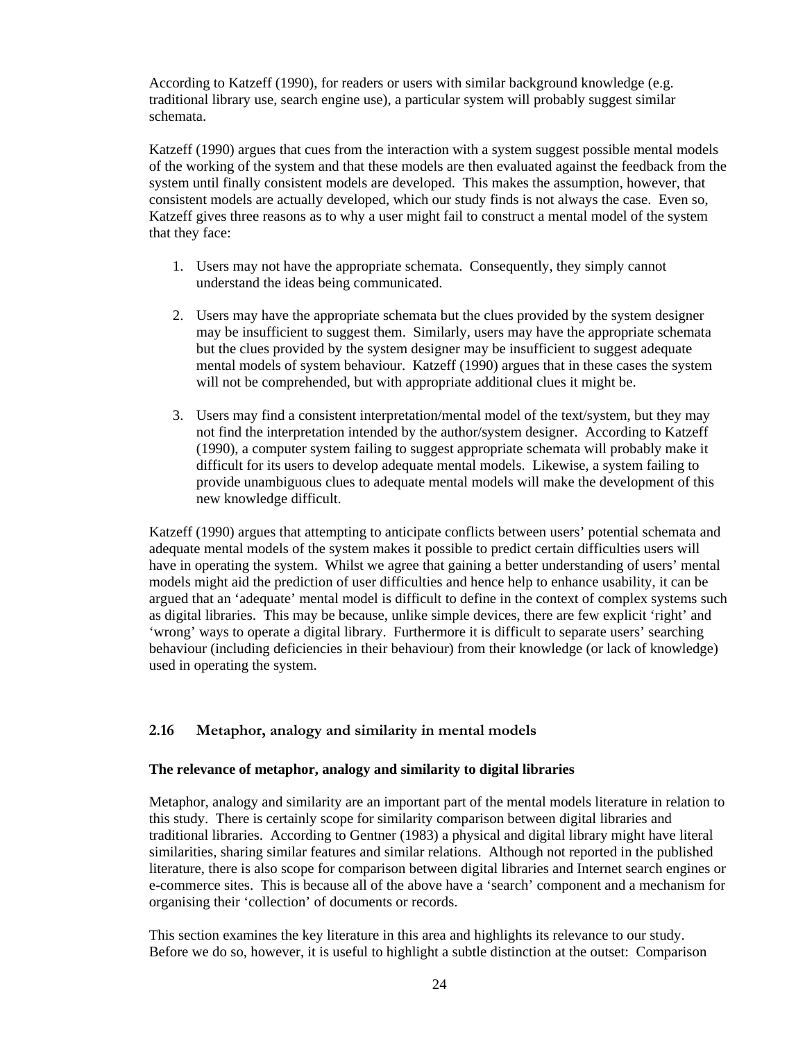According to Katzeff (1990), for readers or users with similar background knowledge (e.g. traditional library use, search engine use), a particular system will probably suggest similar schemata.

Katzeff (1990) argues that cues from the interaction with a system suggest possible mental models of the working of the system and that these models are then evaluated against the feedback from the system until finally consistent models are developed. This makes the assumption, however, that consistent models are actually developed, which our study finds is not always the case. Even so, Katzeff gives three reasons as to why a user might fail to construct a mental model of the system that they face:

1. Users may not have the appropriate schemata. Consequently, they simply cannot understand the ideas being communicated.

2. Users may have the appropriate schemata but the clues provided by the system designer may be insufficient to suggest them. Similarly, users may have the appropriate schemata but the clues provided by the system designer may be insufficient to suggest adequate mental models of system behaviour. Katzeff (1990) argues that in these cases the system will not be comprehended, but with appropriate additional clues it might be.

3. Users may find a consistent interpretation/mental model of the text/system, but they may not find the interpretation intended by the author/system designer. According to Katzeff (1990), a computer system failing to suggest appropriate schemata will probably make it difficult for its users to develop adequate mental models. Likewise, a system failing to provide unambiguous clues to adequate mental models will make the development of this new knowledge difficult.

Katzeff (1990) argues that attempting to anticipate conflicts between users' potential schemata and adequate mental models of the system makes it possible to predict certain difficulties users will have in operating the system. Whilst we agree that gaining a better understanding of users' mental models might aid the prediction of user difficulties and hence help to enhance usability, it can be argued that an 'adequate' mental model is difficult to define in the context of complex systems such as digital libraries. This may be because, unlike simple devices, there are few explicit 'right' and 'wrong' ways to operate a digital library. Furthermore it is difficult to separate users' searching behaviour (including deficiencies in their behaviour) from their knowledge (or lack of knowledge) used in operating the system.

## 2.16 Metaphor, analogy and similarity in mental models

**The relevance of metaphor, analogy and similarity to digital libraries**

Metaphor, analogy and similarity are an important part of the mental models literature in relation to this study. There is certainly scope for similarity comparison between digital libraries and traditional libraries. According to Gentner (1983) a physical and digital library might have literal similarities, sharing similar features and similar relations. Although not reported in the published literature, there is also scope for comparison between digital libraries and Internet search engines or e-commerce sites. This is because all of the above have a 'search' component and a mechanism for organising their 'collection' of documents or records.

This section examines the key literature in this area and highlights its relevance to our study. Before we do so, however, it is useful to highlight a subtle distinction at the outset: Comparison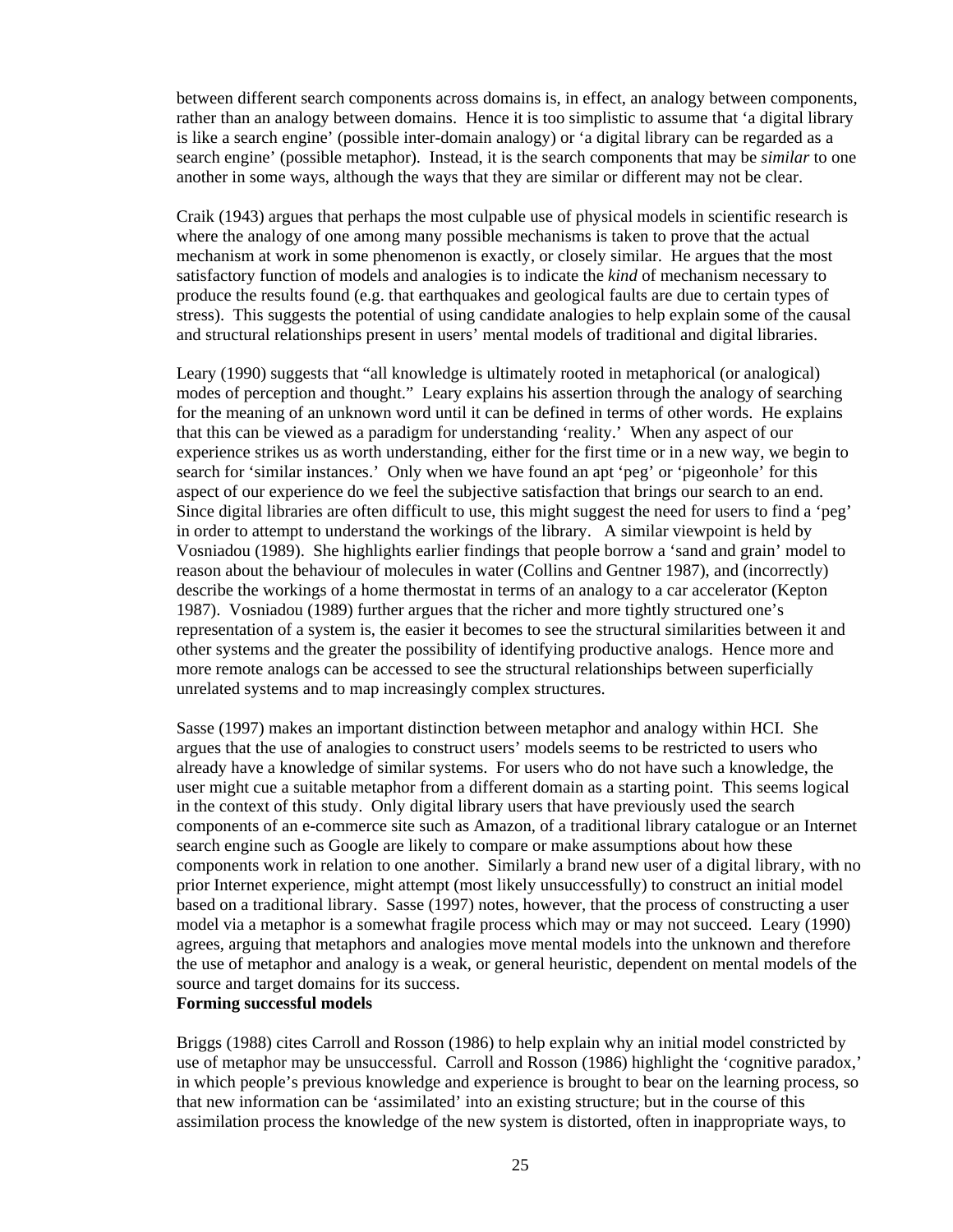between different search components across domains is, in effect, an analogy between components, rather than an analogy between domains. Hence it is too simplistic to assume that 'a digital library is like a search engine' (possible inter-domain analogy) or 'a digital library can be regarded as a search engine' (possible metaphor). Instead, it is the search components that may be *similar* to one another in some ways, although the ways that they are similar or different may not be clear.

Craik (1943) argues that perhaps the most culpable use of physical models in scientific research is where the analogy of one among many possible mechanisms is taken to prove that the actual mechanism at work in some phenomenon is exactly, or closely similar. He argues that the most satisfactory function of models and analogies is to indicate the *kind* of mechanism necessary to produce the results found (e.g. that earthquakes and geological faults are due to certain types of stress). This suggests the potential of using candidate analogies to help explain some of the causal and structural relationships present in users' mental models of traditional and digital libraries.

Leary (1990) suggests that "all knowledge is ultimately rooted in metaphorical (or analogical) modes of perception and thought." Leary explains his assertion through the analogy of searching for the meaning of an unknown word until it can be defined in terms of other words. He explains that this can be viewed as a paradigm for understanding 'reality.' When any aspect of our experience strikes us as worth understanding, either for the first time or in a new way, we begin to search for 'similar instances.' Only when we have found an apt 'peg' or 'pigeonhole' for this aspect of our experience do we feel the subjective satisfaction that brings our search to an end. Since digital libraries are often difficult to use, this might suggest the need for users to find a 'peg' in order to attempt to understand the workings of the library. A similar viewpoint is held by Vosniadou (1989). She highlights earlier findings that people borrow a 'sand and grain' model to reason about the behaviour of molecules in water (Collins and Gentner 1987), and (incorrectly) describe the workings of a home thermostat in terms of an analogy to a car accelerator (Kepton 1987). Vosniadou (1989) further argues that the richer and more tightly structured one's representation of a system is, the easier it becomes to see the structural similarities between it and other systems and the greater the possibility of identifying productive analogs. Hence more and more remote analogs can be accessed to see the structural relationships between superficially unrelated systems and to map increasingly complex structures.

Sasse (1997) makes an important distinction between metaphor and analogy within HCI. She argues that the use of analogies to construct users' models seems to be restricted to users who already have a knowledge of similar systems. For users who do not have such a knowledge, the user might cue a suitable metaphor from a different domain as a starting point. This seems logical in the context of this study. Only digital library users that have previously used the search components of an e-commerce site such as Amazon, of a traditional library catalogue or an Internet search engine such as Google are likely to compare or make assumptions about how these components work in relation to one another. Similarly a brand new user of a digital library, with no prior Internet experience, might attempt (most likely unsuccessfully) to construct an initial model based on a traditional library. Sasse (1997) notes, however, that the process of constructing a user model via a metaphor is a somewhat fragile process which may or may not succeed. Leary (1990) agrees, arguing that metaphors and analogies move mental models into the unknown and therefore the use of metaphor and analogy is a weak, or general heuristic, dependent on mental models of the source and target domains for its success.

**Forming successful models**

Briggs (1988) cites Carroll and Rosson (1986) to help explain why an initial model constricted by use of metaphor may be unsuccessful. Carroll and Rosson (1986) highlight the 'cognitive paradox,' in which people's previous knowledge and experience is brought to bear on the learning process, so that new information can be 'assimilated' into an existing structure; but in the course of this assimilation process the knowledge of the new system is distorted, often in inappropriate ways, to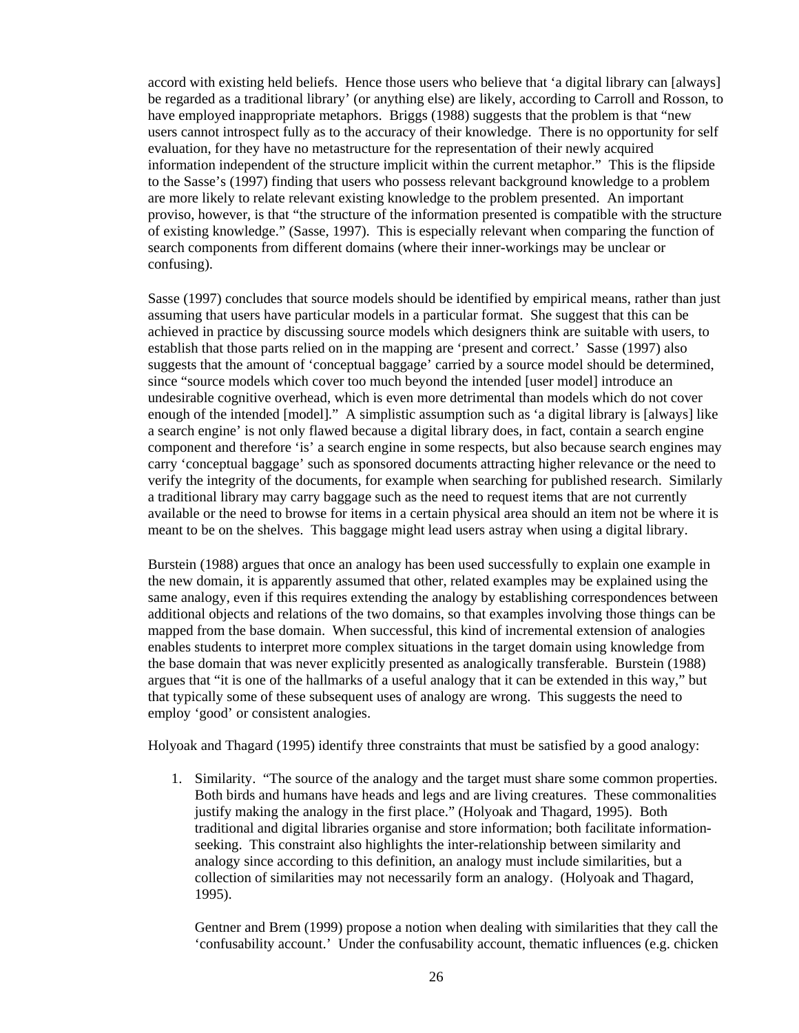accord with existing held beliefs. Hence those users who believe that 'a digital library can [always] be regarded as a traditional library' (or anything else) are likely, according to Carroll and Rosson, to have employed inappropriate metaphors. Briggs (1988) suggests that the problem is that "new users cannot introspect fully as to the accuracy of their knowledge. There is no opportunity for self evaluation, for they have no metastructure for the representation of their newly acquired information independent of the structure implicit within the current metaphor." This is the flipside to the Sasse's (1997) finding that users who possess relevant background knowledge to a problem are more likely to relate relevant existing knowledge to the problem presented. An important proviso, however, is that "the structure of the information presented is compatible with the structure of existing knowledge." (Sasse, 1997). This is especially relevant when comparing the function of search components from different domains (where their inner-workings may be unclear or confusing).

Sasse (1997) concludes that source models should be identified by empirical means, rather than just assuming that users have particular models in a particular format. She suggest that this can be achieved in practice by discussing source models which designers think are suitable with users, to establish that those parts relied on in the mapping are 'present and correct.' Sasse (1997) also suggests that the amount of 'conceptual baggage' carried by a source model should be determined, since "source models which cover too much beyond the intended [user model] introduce an undesirable cognitive overhead, which is even more detrimental than models which do not cover enough of the intended [model]." A simplistic assumption such as 'a digital library is [always] like a search engine' is not only flawed because a digital library does, in fact, contain a search engine component and therefore 'is' a search engine in some respects, but also because search engines may carry 'conceptual baggage' such as sponsored documents attracting higher relevance or the need to verify the integrity of the documents, for example when searching for published research. Similarly a traditional library may carry baggage such as the need to request items that are not currently available or the need to browse for items in a certain physical area should an item not be where it is meant to be on the shelves. This baggage might lead users astray when using a digital library.

Burstein (1988) argues that once an analogy has been used successfully to explain one example in the new domain, it is apparently assumed that other, related examples may be explained using the same analogy, even if this requires extending the analogy by establishing correspondences between additional objects and relations of the two domains, so that examples involving those things can be mapped from the base domain. When successful, this kind of incremental extension of analogies enables students to interpret more complex situations in the target domain using knowledge from the base domain that was never explicitly presented as analogically transferable. Burstein (1988) argues that "it is one of the hallmarks of a useful analogy that it can be extended in this way," but that typically some of these subsequent uses of analogy are wrong. This suggests the need to employ 'good' or consistent analogies.

Holyoak and Thagard (1995) identify three constraints that must be satisfied by a good analogy:

1. Similarity. "The source of the analogy and the target must share some common properties. Both birds and humans have heads and legs and are living creatures. These commonalities justify making the analogy in the first place." (Holyoak and Thagard, 1995). Both traditional and digital libraries organise and store information; both facilitate information-seeking. This constraint also highlights the inter-relationship between similarity and analogy since according to this definition, an analogy must include similarities, but a collection of similarities may not necessarily form an analogy. (Holyoak and Thagard, 1995).

   Gentner and Brem (1999) propose a notion when dealing with similarities that they call the 'confusability account.' Under the confusability account, thematic influences (e.g. chicken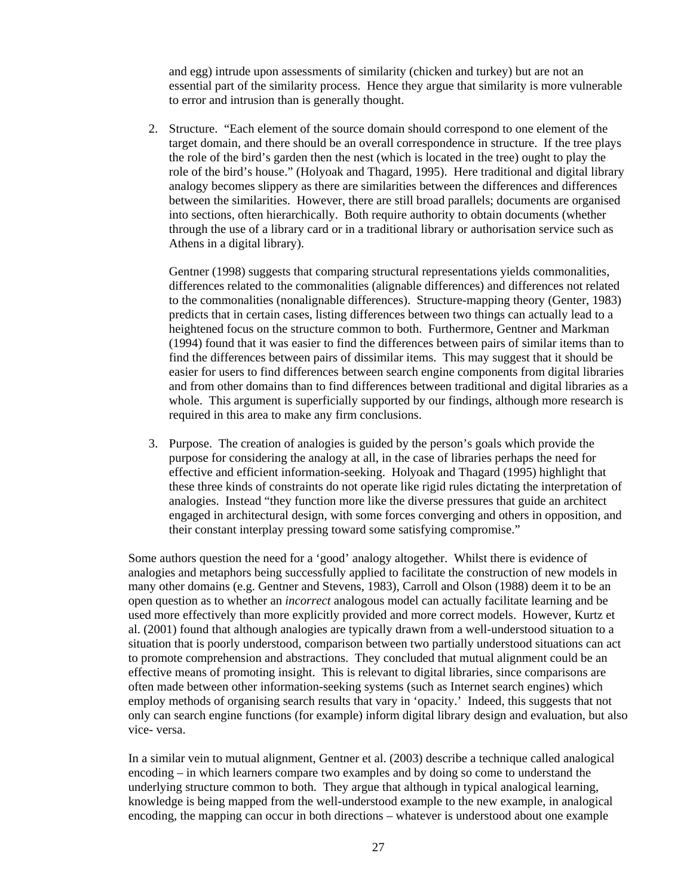and egg) intrude upon assessments of similarity (chicken and turkey) but are not an essential part of the similarity process. Hence they argue that similarity is more vulnerable to error and intrusion than is generally thought.

2. Structure. "Each element of the source domain should correspond to one element of the target domain, and there should be an overall correspondence in structure. If the tree plays the role of the bird's garden then the nest (which is located in the tree) ought to play the role of the bird's house." (Holyoak and Thagard, 1995). Here traditional and digital library analogy becomes slippery as there are similarities between the differences and differences between the similarities. However, there are still broad parallels; documents are organised into sections, often hierarchically. Both require authority to obtain documents (whether through the use of a library card or in a traditional library or authorisation service such as Athens in a digital library).

   Gentner (1998) suggests that comparing structural representations yields commonalities, differences related to the commonalities (alignable differences) and differences not related to the commonalities (nonalignable differences). Structure-mapping theory (Genter, 1983) predicts that in certain cases, listing differences between two things can actually lead to a heightened focus on the structure common to both. Furthermore, Gentner and Markman (1994) found that it was easier to find the differences between pairs of similar items than to find the differences between pairs of dissimilar items. This may suggest that it should be easier for users to find differences between search engine components from digital libraries and from other domains than to find differences between traditional and digital libraries as a whole. This argument is superficially supported by our findings, although more research is required in this area to make any firm conclusions.

3. Purpose. The creation of analogies is guided by the person's goals which provide the purpose for considering the analogy at all, in the case of libraries perhaps the need for effective and efficient information-seeking. Holyoak and Thagard (1995) highlight that these three kinds of constraints do not operate like rigid rules dictating the interpretation of analogies. Instead "they function more like the diverse pressures that guide an architect engaged in architectural design, with some forces converging and others in opposition, and their constant interplay pressing toward some satisfying compromise."

Some authors question the need for a 'good' analogy altogether. Whilst there is evidence of analogies and metaphors being successfully applied to facilitate the construction of new models in many other domains (e.g. Gentner and Stevens, 1983), Carroll and Olson (1988) deem it to be an open question as to whether an *incorrect* analogous model can actually facilitate learning and be used more effectively than more explicitly provided and more correct models. However, Kurtz et al. (2001) found that although analogies are typically drawn from a well-understood situation to a situation that is poorly understood, comparison between two partially understood situations can act to promote comprehension and abstractions. They concluded that mutual alignment could be an effective means of promoting insight. This is relevant to digital libraries, since comparisons are often made between other information-seeking systems (such as Internet search engines) which employ methods of organising search results that vary in 'opacity.' Indeed, this suggests that not only can search engine functions (for example) inform digital library design and evaluation, but also vice- versa.

In a similar vein to mutual alignment, Gentner et al. (2003) describe a technique called analogical encoding – in which learners compare two examples and by doing so come to understand the underlying structure common to both. They argue that although in typical analogical learning, knowledge is being mapped from the well-understood example to the new example, in analogical encoding, the mapping can occur in both directions – whatever is understood about one example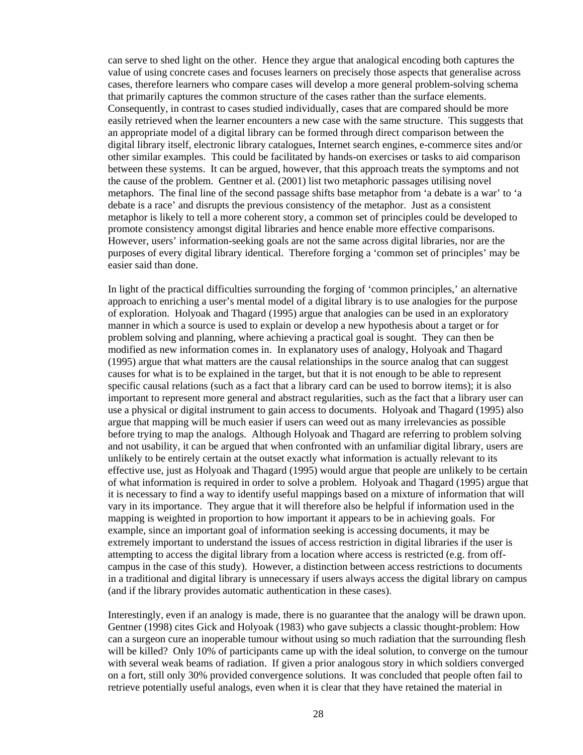can serve to shed light on the other. Hence they argue that analogical encoding both captures the value of using concrete cases and focuses learners on precisely those aspects that generalise across cases, therefore learners who compare cases will develop a more general problem-solving schema that primarily captures the common structure of the cases rather than the surface elements. Consequently, in contrast to cases studied individually, cases that are compared should be more easily retrieved when the learner encounters a new case with the same structure. This suggests that an appropriate model of a digital library can be formed through direct comparison between the digital library itself, electronic library catalogues, Internet search engines, e-commerce sites and/or other similar examples. This could be facilitated by hands-on exercises or tasks to aid comparison between these systems. It can be argued, however, that this approach treats the symptoms and not the cause of the problem. Gentner et al. (2001) list two metaphoric passages utilising novel metaphors. The final line of the second passage shifts base metaphor from 'a debate is a war' to 'a debate is a race' and disrupts the previous consistency of the metaphor. Just as a consistent metaphor is likely to tell a more coherent story, a common set of principles could be developed to promote consistency amongst digital libraries and hence enable more effective comparisons. However, users' information-seeking goals are not the same across digital libraries, nor are the purposes of every digital library identical. Therefore forging a 'common set of principles' may be easier said than done.

In light of the practical difficulties surrounding the forging of 'common principles,' an alternative approach to enriching a user's mental model of a digital library is to use analogies for the purpose of exploration. Holyoak and Thagard (1995) argue that analogies can be used in an exploratory manner in which a source is used to explain or develop a new hypothesis about a target or for problem solving and planning, where achieving a practical goal is sought. They can then be modified as new information comes in. In explanatory uses of analogy, Holyoak and Thagard (1995) argue that what matters are the causal relationships in the source analog that can suggest causes for what is to be explained in the target, but that it is not enough to be able to represent specific causal relations (such as a fact that a library card can be used to borrow items); it is also important to represent more general and abstract regularities, such as the fact that a library user can use a physical or digital instrument to gain access to documents. Holyoak and Thagard (1995) also argue that mapping will be much easier if users can weed out as many irrelevancies as possible before trying to map the analogs. Although Holyoak and Thagard are referring to problem solving and not usability, it can be argued that when confronted with an unfamiliar digital library, users are unlikely to be entirely certain at the outset exactly what information is actually relevant to its effective use, just as Holyoak and Thagard (1995) would argue that people are unlikely to be certain of what information is required in order to solve a problem. Holyoak and Thagard (1995) argue that it is necessary to find a way to identify useful mappings based on a mixture of information that will vary in its importance. They argue that it will therefore also be helpful if information used in the mapping is weighted in proportion to how important it appears to be in achieving goals. For example, since an important goal of information seeking is accessing documents, it may be extremely important to understand the issues of access restriction in digital libraries if the user is attempting to access the digital library from a location where access is restricted (e.g. from off-campus in the case of this study). However, a distinction between access restrictions to documents in a traditional and digital library is unnecessary if users always access the digital library on campus (and if the library provides automatic authentication in these cases).

Interestingly, even if an analogy is made, there is no guarantee that the analogy will be drawn upon. Gentner (1998) cites Gick and Holyoak (1983) who gave subjects a classic thought-problem: How can a surgeon cure an inoperable tumour without using so much radiation that the surrounding flesh will be killed? Only 10% of participants came up with the ideal solution, to converge on the tumour with several weak beams of radiation. If given a prior analogous story in which soldiers converged on a fort, still only 30% provided convergence solutions. It was concluded that people often fail to retrieve potentially useful analogs, even when it is clear that they have retained the material in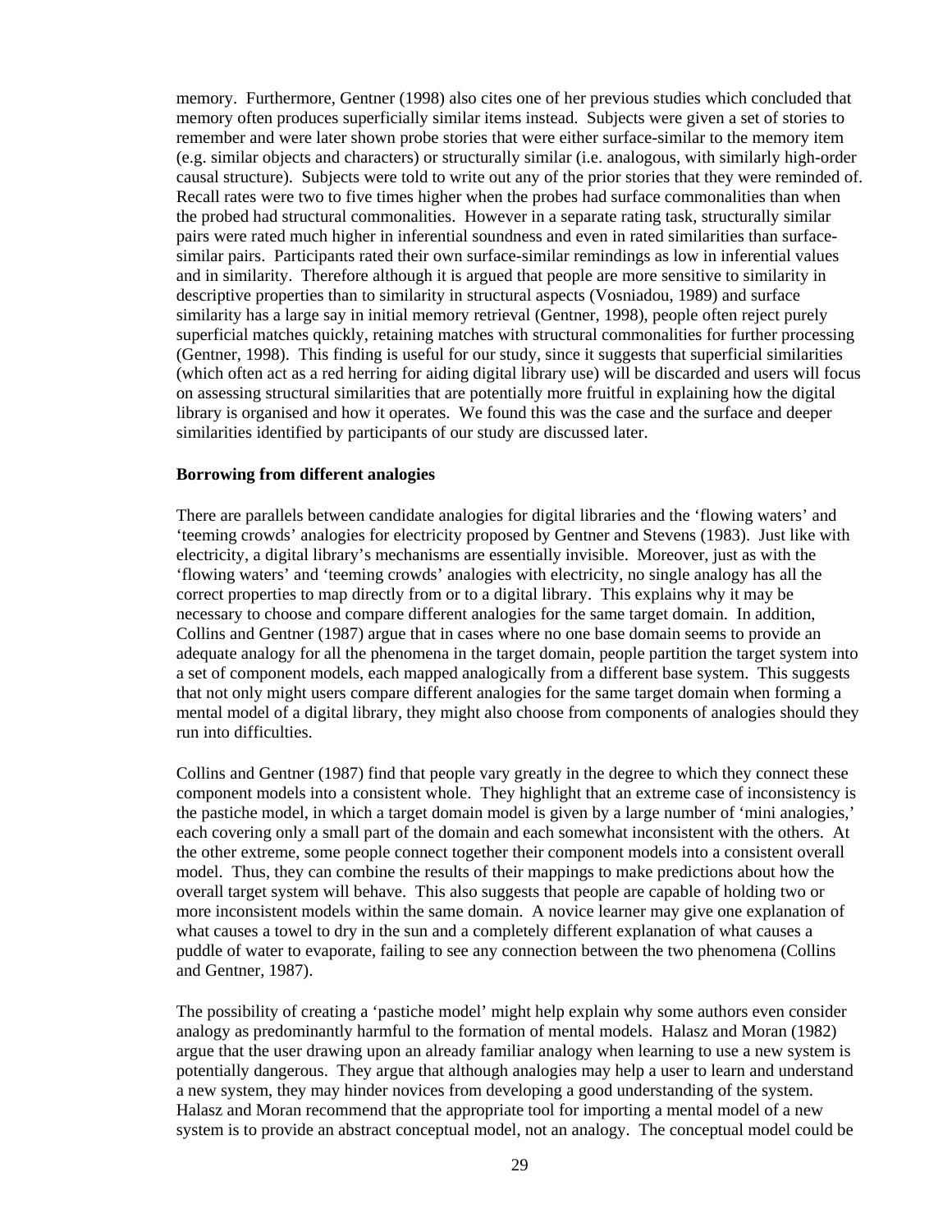memory. Furthermore, Gentner (1998) also cites one of her previous studies which concluded that memory often produces superficially similar items instead. Subjects were given a set of stories to remember and were later shown probe stories that were either surface-similar to the memory item (e.g. similar objects and characters) or structurally similar (i.e. analogous, with similarly high-order causal structure). Subjects were told to write out any of the prior stories that they were reminded of. Recall rates were two to five times higher when the probes had surface commonalities than when the probed had structural commonalities. However in a separate rating task, structurally similar pairs were rated much higher in inferential soundness and even in rated similarities than surface-similar pairs. Participants rated their own surface-similar remindings as low in inferential values and in similarity. Therefore although it is argued that people are more sensitive to similarity in descriptive properties than to similarity in structural aspects (Vosniadou, 1989) and surface similarity has a large say in initial memory retrieval (Gentner, 1998), people often reject purely superficial matches quickly, retaining matches with structural commonalities for further processing (Gentner, 1998). This finding is useful for our study, since it suggests that superficial similarities (which often act as a red herring for aiding digital library use) will be discarded and users will focus on assessing structural similarities that are potentially more fruitful in explaining how the digital library is organised and how it operates. We found this was the case and the surface and deeper similarities identified by participants of our study are discussed later.

**Borrowing from different analogies**

There are parallels between candidate analogies for digital libraries and the 'flowing waters' and 'teeming crowds' analogies for electricity proposed by Gentner and Stevens (1983). Just like with electricity, a digital library's mechanisms are essentially invisible. Moreover, just as with the 'flowing waters' and 'teeming crowds' analogies with electricity, no single analogy has all the correct properties to map directly from or to a digital library. This explains why it may be necessary to choose and compare different analogies for the same target domain. In addition, Collins and Gentner (1987) argue that in cases where no one base domain seems to provide an adequate analogy for all the phenomena in the target domain, people partition the target system into a set of component models, each mapped analogically from a different base system. This suggests that not only might users compare different analogies for the same target domain when forming a mental model of a digital library, they might also choose from components of analogies should they run into difficulties.

Collins and Gentner (1987) find that people vary greatly in the degree to which they connect these component models into a consistent whole. They highlight that an extreme case of inconsistency is the pastiche model, in which a target domain model is given by a large number of 'mini analogies,' each covering only a small part of the domain and each somewhat inconsistent with the others. At the other extreme, some people connect together their component models into a consistent overall model. Thus, they can combine the results of their mappings to make predictions about how the overall target system will behave. This also suggests that people are capable of holding two or more inconsistent models within the same domain. A novice learner may give one explanation of what causes a towel to dry in the sun and a completely different explanation of what causes a puddle of water to evaporate, failing to see any connection between the two phenomena (Collins and Gentner, 1987).

The possibility of creating a 'pastiche model' might help explain why some authors even consider analogy as predominantly harmful to the formation of mental models. Halasz and Moran (1982) argue that the user drawing upon an already familiar analogy when learning to use a new system is potentially dangerous. They argue that although analogies may help a user to learn and understand a new system, they may hinder novices from developing a good understanding of the system. Halasz and Moran recommend that the appropriate tool for importing a mental model of a new system is to provide an abstract conceptual model, not an analogy. The conceptual model could be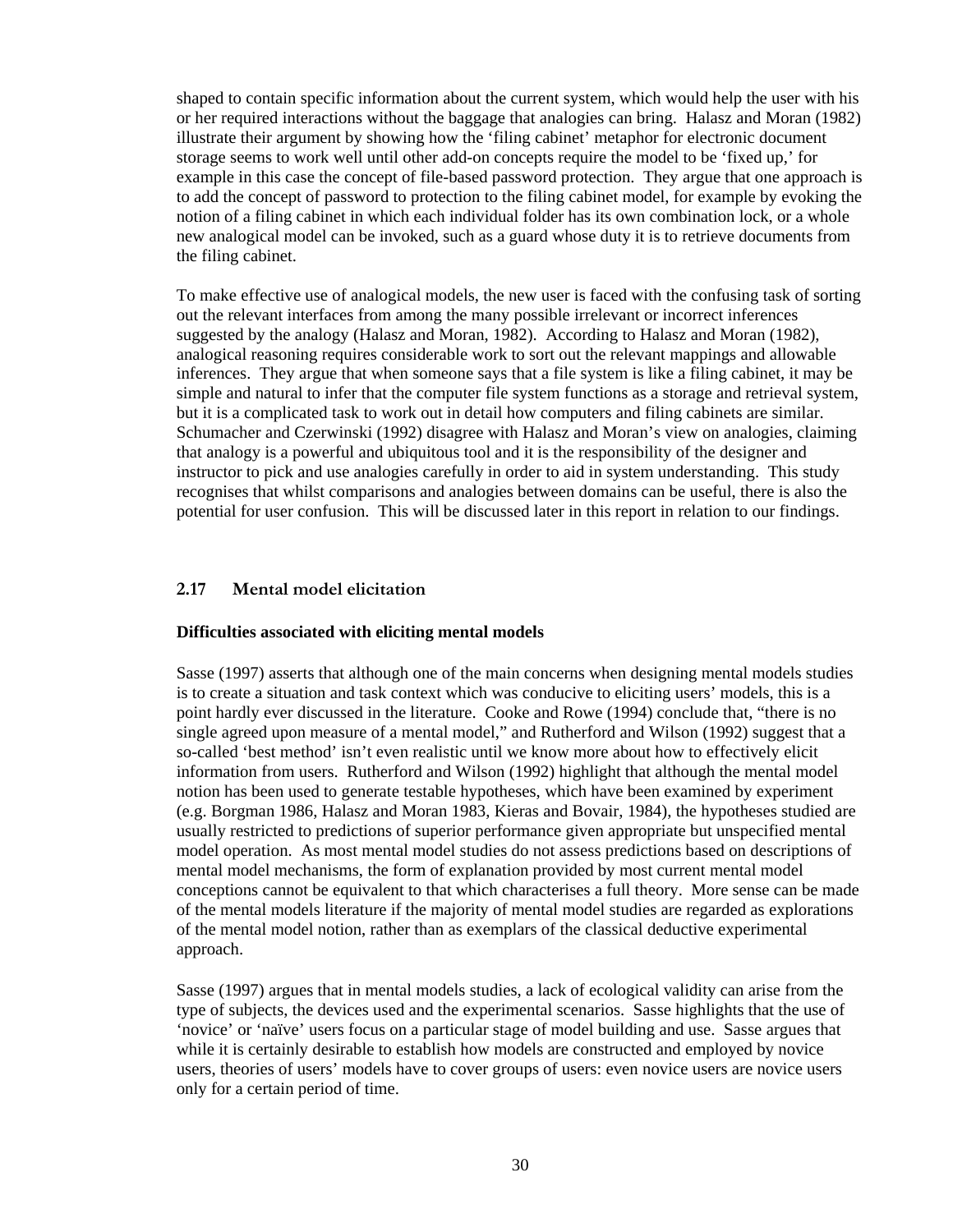shaped to contain specific information about the current system, which would help the user with his or her required interactions without the baggage that analogies can bring. Halasz and Moran (1982) illustrate their argument by showing how the 'filing cabinet' metaphor for electronic document storage seems to work well until other add-on concepts require the model to be 'fixed up,' for example in this case the concept of file-based password protection. They argue that one approach is to add the concept of password to protection to the filing cabinet model, for example by evoking the notion of a filing cabinet in which each individual folder has its own combination lock, or a whole new analogical model can be invoked, such as a guard whose duty it is to retrieve documents from the filing cabinet.

To make effective use of analogical models, the new user is faced with the confusing task of sorting out the relevant interfaces from among the many possible irrelevant or incorrect inferences suggested by the analogy (Halasz and Moran, 1982). According to Halasz and Moran (1982), analogical reasoning requires considerable work to sort out the relevant mappings and allowable inferences. They argue that when someone says that a file system is like a filing cabinet, it may be simple and natural to infer that the computer file system functions as a storage and retrieval system, but it is a complicated task to work out in detail how computers and filing cabinets are similar. Schumacher and Czerwinski (1992) disagree with Halasz and Moran's view on analogies, claiming that analogy is a powerful and ubiquitous tool and it is the responsibility of the designer and instructor to pick and use analogies carefully in order to aid in system understanding. This study recognises that whilst comparisons and analogies between domains can be useful, there is also the potential for user confusion. This will be discussed later in this report in relation to our findings.

## 2.17 Mental model elicitation

**Difficulties associated with eliciting mental models**

Sasse (1997) asserts that although one of the main concerns when designing mental models studies is to create a situation and task context which was conducive to eliciting users' models, this is a point hardly ever discussed in the literature. Cooke and Rowe (1994) conclude that, "there is no single agreed upon measure of a mental model," and Rutherford and Wilson (1992) suggest that a so-called 'best method' isn't even realistic until we know more about how to effectively elicit information from users. Rutherford and Wilson (1992) highlight that although the mental model notion has been used to generate testable hypotheses, which have been examined by experiment (e.g. Borgman 1986, Halasz and Moran 1983, Kieras and Bovair, 1984), the hypotheses studied are usually restricted to predictions of superior performance given appropriate but unspecified mental model operation. As most mental model studies do not assess predictions based on descriptions of mental model mechanisms, the form of explanation provided by most current mental model conceptions cannot be equivalent to that which characterises a full theory. More sense can be made of the mental models literature if the majority of mental model studies are regarded as explorations of the mental model notion, rather than as exemplars of the classical deductive experimental approach.

Sasse (1997) argues that in mental models studies, a lack of ecological validity can arise from the type of subjects, the devices used and the experimental scenarios. Sasse highlights that the use of 'novice' or 'naïve' users focus on a particular stage of model building and use. Sasse argues that while it is certainly desirable to establish how models are constructed and employed by novice users, theories of users' models have to cover groups of users: even novice users are novice users only for a certain period of time.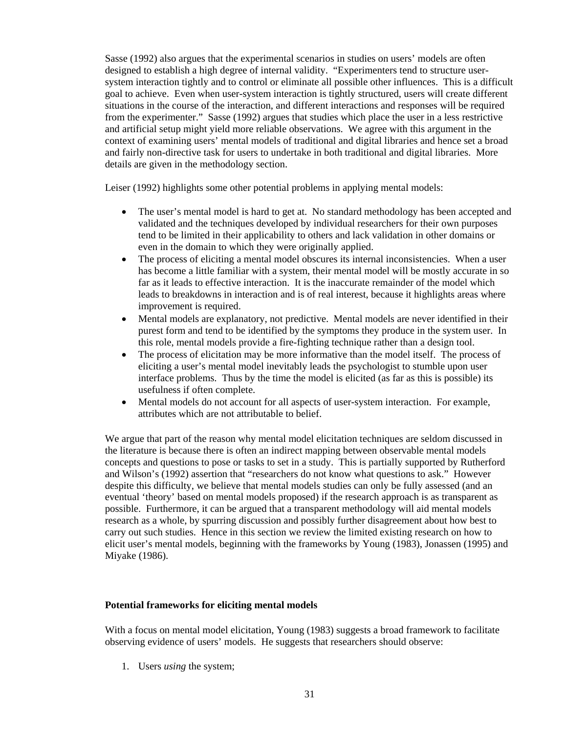Sasse (1992) also argues that the experimental scenarios in studies on users' models are often designed to establish a high degree of internal validity. "Experimenters tend to structure user-system interaction tightly and to control or eliminate all possible other influences. This is a difficult goal to achieve. Even when user-system interaction is tightly structured, users will create different situations in the course of the interaction, and different interactions and responses will be required from the experimenter." Sasse (1992) argues that studies which place the user in a less restrictive and artificial setup might yield more reliable observations. We agree with this argument in the context of examining users' mental models of traditional and digital libraries and hence set a broad and fairly non-directive task for users to undertake in both traditional and digital libraries. More details are given in the methodology section.

Leiser (1992) highlights some other potential problems in applying mental models:

- The user's mental model is hard to get at. No standard methodology has been accepted and validated and the techniques developed by individual researchers for their own purposes tend to be limited in their applicability to others and lack validation in other domains or even in the domain to which they were originally applied.
- The process of eliciting a mental model obscures its internal inconsistencies. When a user has become a little familiar with a system, their mental model will be mostly accurate in so far as it leads to effective interaction. It is the inaccurate remainder of the model which leads to breakdowns in interaction and is of real interest, because it highlights areas where improvement is required.
- Mental models are explanatory, not predictive. Mental models are never identified in their purest form and tend to be identified by the symptoms they produce in the system user. In this role, mental models provide a fire-fighting technique rather than a design tool.
- The process of elicitation may be more informative than the model itself. The process of eliciting a user's mental model inevitably leads the psychologist to stumble upon user interface problems. Thus by the time the model is elicited (as far as this is possible) its usefulness if often complete.
- Mental models do not account for all aspects of user-system interaction. For example, attributes which are not attributable to belief.

We argue that part of the reason why mental model elicitation techniques are seldom discussed in the literature is because there is often an indirect mapping between observable mental models concepts and questions to pose or tasks to set in a study. This is partially supported by Rutherford and Wilson's (1992) assertion that "researchers do not know what questions to ask." However despite this difficulty, we believe that mental models studies can only be fully assessed (and an eventual 'theory' based on mental models proposed) if the research approach is as transparent as possible. Furthermore, it can be argued that a transparent methodology will aid mental models research as a whole, by spurring discussion and possibly further disagreement about how best to carry out such studies. Hence in this section we review the limited existing research on how to elicit user's mental models, beginning with the frameworks by Young (1983), Jonassen (1995) and Miyake (1986).

**Potential frameworks for eliciting mental models**

With a focus on mental model elicitation, Young (1983) suggests a broad framework to facilitate observing evidence of users' models. He suggests that researchers should observe:

1. Users *using* the system;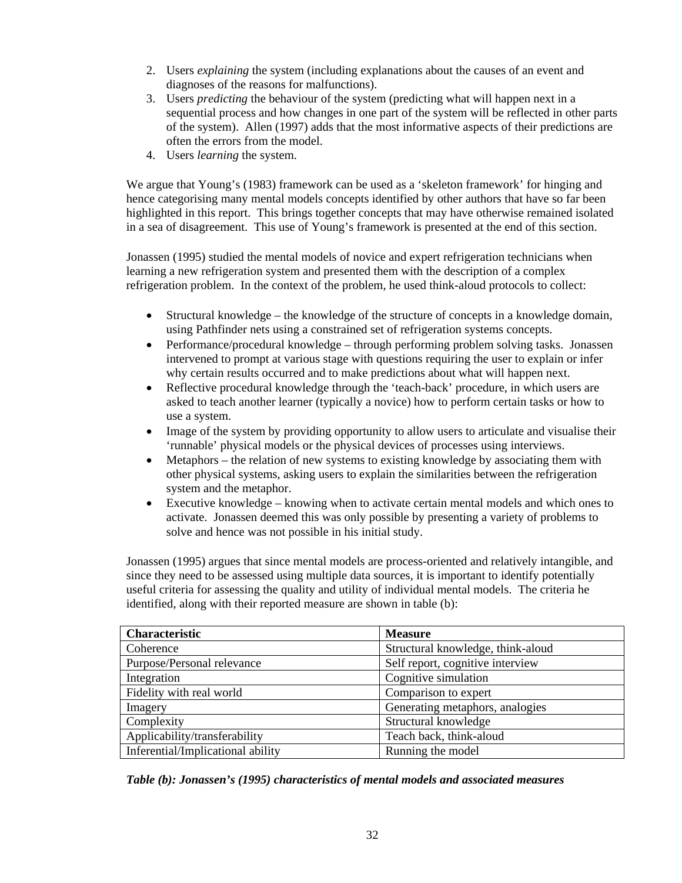2. Users *explaining* the system (including explanations about the causes of an event and diagnoses of the reasons for malfunctions).
3. Users *predicting* the behaviour of the system (predicting what will happen next in a sequential process and how changes in one part of the system will be reflected in other parts of the system). Allen (1997) adds that the most informative aspects of their predictions are often the errors from the model.
4. Users *learning* the system.

We argue that Young's (1983) framework can be used as a 'skeleton framework' for hinging and hence categorising many mental models concepts identified by other authors that have so far been highlighted in this report. This brings together concepts that may have otherwise remained isolated in a sea of disagreement. This use of Young's framework is presented at the end of this section.

Jonassen (1995) studied the mental models of novice and expert refrigeration technicians when learning a new refrigeration system and presented them with the description of a complex refrigeration problem. In the context of the problem, he used think-aloud protocols to collect:

- Structural knowledge – the knowledge of the structure of concepts in a knowledge domain, using Pathfinder nets using a constrained set of refrigeration systems concepts.
- Performance/procedural knowledge – through performing problem solving tasks. Jonassen intervened to prompt at various stage with questions requiring the user to explain or infer why certain results occurred and to make predictions about what will happen next.
- Reflective procedural knowledge through the 'teach-back' procedure, in which users are asked to teach another learner (typically a novice) how to perform certain tasks or how to use a system.
- Image of the system by providing opportunity to allow users to articulate and visualise their 'runnable' physical models or the physical devices of processes using interviews.
- Metaphors – the relation of new systems to existing knowledge by associating them with other physical systems, asking users to explain the similarities between the refrigeration system and the metaphor.
- Executive knowledge – knowing when to activate certain mental models and which ones to activate. Jonassen deemed this was only possible by presenting a variety of problems to solve and hence was not possible in his initial study.

Jonassen (1995) argues that since mental models are process-oriented and relatively intangible, and since they need to be assessed using multiple data sources, it is important to identify potentially useful criteria for assessing the quality and utility of individual mental models. The criteria he identified, along with their reported measure are shown in table (b):

| Characteristic | Measure |
|---|---|
| Coherence | Structural knowledge, think-aloud |
| Purpose/Personal relevance | Self report, cognitive interview |
| Integration | Cognitive simulation |
| Fidelity with real world | Comparison to expert |
| Imagery | Generating metaphors, analogies |
| Complexity | Structural knowledge |
| Applicability/transferability | Teach back, think-aloud |
| Inferential/Implicational ability | Running the model |

***Table (b): Jonassen's (1995) characteristics of mental models and associated measures***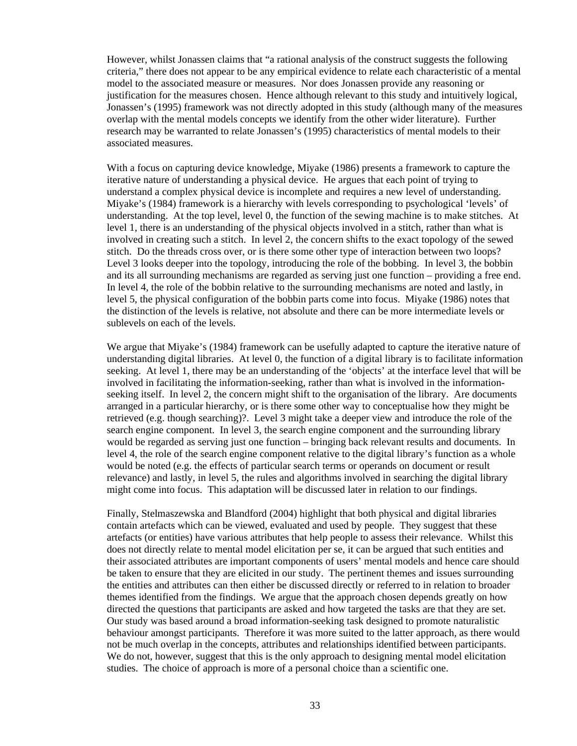However, whilst Jonassen claims that "a rational analysis of the construct suggests the following criteria," there does not appear to be any empirical evidence to relate each characteristic of a mental model to the associated measure or measures. Nor does Jonassen provide any reasoning or justification for the measures chosen. Hence although relevant to this study and intuitively logical, Jonassen's (1995) framework was not directly adopted in this study (although many of the measures overlap with the mental models concepts we identify from the other wider literature). Further research may be warranted to relate Jonassen's (1995) characteristics of mental models to their associated measures.

With a focus on capturing device knowledge, Miyake (1986) presents a framework to capture the iterative nature of understanding a physical device. He argues that each point of trying to understand a complex physical device is incomplete and requires a new level of understanding. Miyake's (1984) framework is a hierarchy with levels corresponding to psychological 'levels' of understanding. At the top level, level 0, the function of the sewing machine is to make stitches. At level 1, there is an understanding of the physical objects involved in a stitch, rather than what is involved in creating such a stitch. In level 2, the concern shifts to the exact topology of the sewed stitch. Do the threads cross over, or is there some other type of interaction between two loops? Level 3 looks deeper into the topology, introducing the role of the bobbing. In level 3, the bobbin and its all surrounding mechanisms are regarded as serving just one function – providing a free end. In level 4, the role of the bobbin relative to the surrounding mechanisms are noted and lastly, in level 5, the physical configuration of the bobbin parts come into focus. Miyake (1986) notes that the distinction of the levels is relative, not absolute and there can be more intermediate levels or sublevels on each of the levels.

We argue that Miyake's (1984) framework can be usefully adapted to capture the iterative nature of understanding digital libraries. At level 0, the function of a digital library is to facilitate information seeking. At level 1, there may be an understanding of the 'objects' at the interface level that will be involved in facilitating the information-seeking, rather than what is involved in the information-seeking itself. In level 2, the concern might shift to the organisation of the library. Are documents arranged in a particular hierarchy, or is there some other way to conceptualise how they might be retrieved (e.g. though searching)?. Level 3 might take a deeper view and introduce the role of the search engine component. In level 3, the search engine component and the surrounding library would be regarded as serving just one function – bringing back relevant results and documents. In level 4, the role of the search engine component relative to the digital library's function as a whole would be noted (e.g. the effects of particular search terms or operands on document or result relevance) and lastly, in level 5, the rules and algorithms involved in searching the digital library might come into focus. This adaptation will be discussed later in relation to our findings.

Finally, Stelmaszewska and Blandford (2004) highlight that both physical and digital libraries contain artefacts which can be viewed, evaluated and used by people. They suggest that these artefacts (or entities) have various attributes that help people to assess their relevance. Whilst this does not directly relate to mental model elicitation per se, it can be argued that such entities and their associated attributes are important components of users' mental models and hence care should be taken to ensure that they are elicited in our study. The pertinent themes and issues surrounding the entities and attributes can then either be discussed directly or referred to in relation to broader themes identified from the findings. We argue that the approach chosen depends greatly on how directed the questions that participants are asked and how targeted the tasks are that they are set. Our study was based around a broad information-seeking task designed to promote naturalistic behaviour amongst participants. Therefore it was more suited to the latter approach, as there would not be much overlap in the concepts, attributes and relationships identified between participants. We do not, however, suggest that this is the only approach to designing mental model elicitation studies. The choice of approach is more of a personal choice than a scientific one.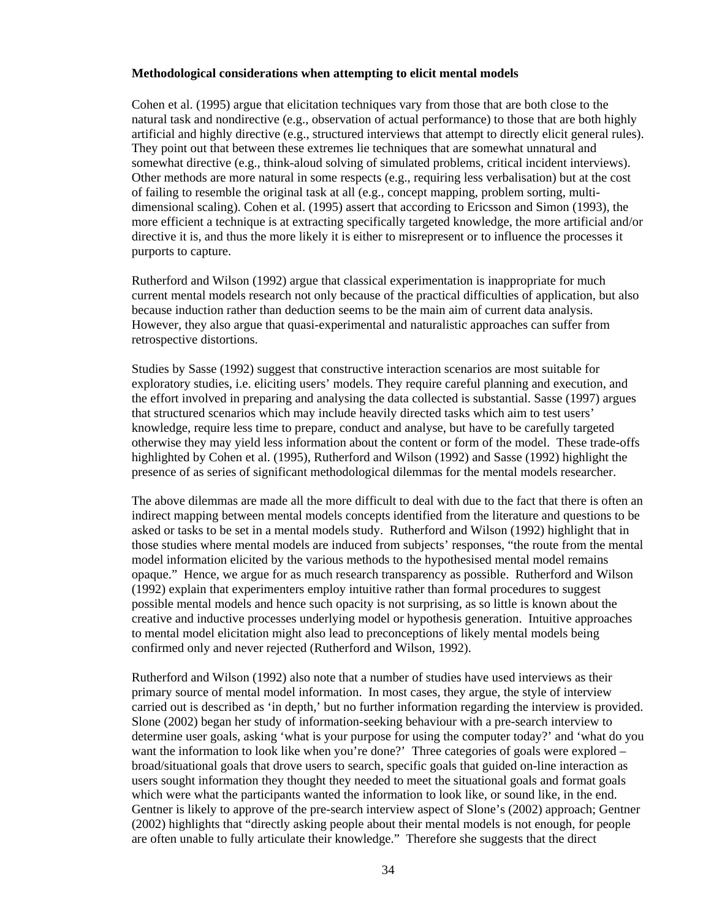**Methodological considerations when attempting to elicit mental models**

Cohen et al. (1995) argue that elicitation techniques vary from those that are both close to the natural task and nondirective (e.g., observation of actual performance) to those that are both highly artificial and highly directive (e.g., structured interviews that attempt to directly elicit general rules). They point out that between these extremes lie techniques that are somewhat unnatural and somewhat directive (e.g., think-aloud solving of simulated problems, critical incident interviews). Other methods are more natural in some respects (e.g., requiring less verbalisation) but at the cost of failing to resemble the original task at all (e.g., concept mapping, problem sorting, multi-dimensional scaling). Cohen et al. (1995) assert that according to Ericsson and Simon (1993), the more efficient a technique is at extracting specifically targeted knowledge, the more artificial and/or directive it is, and thus the more likely it is either to misrepresent or to influence the processes it purports to capture.

Rutherford and Wilson (1992) argue that classical experimentation is inappropriate for much current mental models research not only because of the practical difficulties of application, but also because induction rather than deduction seems to be the main aim of current data analysis. However, they also argue that quasi-experimental and naturalistic approaches can suffer from retrospective distortions.

Studies by Sasse (1992) suggest that constructive interaction scenarios are most suitable for exploratory studies, i.e. eliciting users' models. They require careful planning and execution, and the effort involved in preparing and analysing the data collected is substantial. Sasse (1997) argues that structured scenarios which may include heavily directed tasks which aim to test users' knowledge, require less time to prepare, conduct and analyse, but have to be carefully targeted otherwise they may yield less information about the content or form of the model. These trade-offs highlighted by Cohen et al. (1995), Rutherford and Wilson (1992) and Sasse (1992) highlight the presence of as series of significant methodological dilemmas for the mental models researcher.

The above dilemmas are made all the more difficult to deal with due to the fact that there is often an indirect mapping between mental models concepts identified from the literature and questions to be asked or tasks to be set in a mental models study. Rutherford and Wilson (1992) highlight that in those studies where mental models are induced from subjects' responses, "the route from the mental model information elicited by the various methods to the hypothesised mental model remains opaque." Hence, we argue for as much research transparency as possible. Rutherford and Wilson (1992) explain that experimenters employ intuitive rather than formal procedures to suggest possible mental models and hence such opacity is not surprising, as so little is known about the creative and inductive processes underlying model or hypothesis generation. Intuitive approaches to mental model elicitation might also lead to preconceptions of likely mental models being confirmed only and never rejected (Rutherford and Wilson, 1992).

Rutherford and Wilson (1992) also note that a number of studies have used interviews as their primary source of mental model information. In most cases, they argue, the style of interview carried out is described as 'in depth,' but no further information regarding the interview is provided. Slone (2002) began her study of information-seeking behaviour with a pre-search interview to determine user goals, asking 'what is your purpose for using the computer today?' and 'what do you want the information to look like when you're done?' Three categories of goals were explored – broad/situational goals that drove users to search, specific goals that guided on-line interaction as users sought information they thought they needed to meet the situational goals and format goals which were what the participants wanted the information to look like, or sound like, in the end. Gentner is likely to approve of the pre-search interview aspect of Slone's (2002) approach; Gentner (2002) highlights that "directly asking people about their mental models is not enough, for people are often unable to fully articulate their knowledge." Therefore she suggests that the direct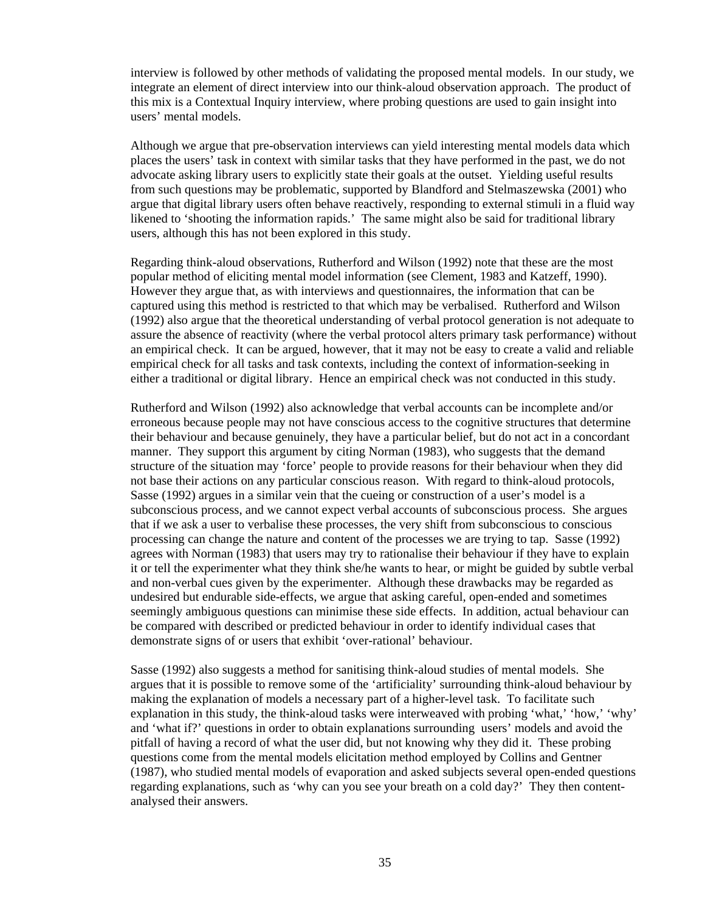interview is followed by other methods of validating the proposed mental models. In our study, we integrate an element of direct interview into our think-aloud observation approach. The product of this mix is a Contextual Inquiry interview, where probing questions are used to gain insight into users' mental models.

Although we argue that pre-observation interviews can yield interesting mental models data which places the users' task in context with similar tasks that they have performed in the past, we do not advocate asking library users to explicitly state their goals at the outset. Yielding useful results from such questions may be problematic, supported by Blandford and Stelmaszewska (2001) who argue that digital library users often behave reactively, responding to external stimuli in a fluid way likened to 'shooting the information rapids.' The same might also be said for traditional library users, although this has not been explored in this study.

Regarding think-aloud observations, Rutherford and Wilson (1992) note that these are the most popular method of eliciting mental model information (see Clement, 1983 and Katzeff, 1990). However they argue that, as with interviews and questionnaires, the information that can be captured using this method is restricted to that which may be verbalised. Rutherford and Wilson (1992) also argue that the theoretical understanding of verbal protocol generation is not adequate to assure the absence of reactivity (where the verbal protocol alters primary task performance) without an empirical check. It can be argued, however, that it may not be easy to create a valid and reliable empirical check for all tasks and task contexts, including the context of information-seeking in either a traditional or digital library. Hence an empirical check was not conducted in this study.

Rutherford and Wilson (1992) also acknowledge that verbal accounts can be incomplete and/or erroneous because people may not have conscious access to the cognitive structures that determine their behaviour and because genuinely, they have a particular belief, but do not act in a concordant manner. They support this argument by citing Norman (1983), who suggests that the demand structure of the situation may 'force' people to provide reasons for their behaviour when they did not base their actions on any particular conscious reason. With regard to think-aloud protocols, Sasse (1992) argues in a similar vein that the cueing or construction of a user's model is a subconscious process, and we cannot expect verbal accounts of subconscious process. She argues that if we ask a user to verbalise these processes, the very shift from subconscious to conscious processing can change the nature and content of the processes we are trying to tap. Sasse (1992) agrees with Norman (1983) that users may try to rationalise their behaviour if they have to explain it or tell the experimenter what they think she/he wants to hear, or might be guided by subtle verbal and non-verbal cues given by the experimenter. Although these drawbacks may be regarded as undesired but endurable side-effects, we argue that asking careful, open-ended and sometimes seemingly ambiguous questions can minimise these side effects. In addition, actual behaviour can be compared with described or predicted behaviour in order to identify individual cases that demonstrate signs of or users that exhibit 'over-rational' behaviour.

Sasse (1992) also suggests a method for sanitising think-aloud studies of mental models. She argues that it is possible to remove some of the 'artificiality' surrounding think-aloud behaviour by making the explanation of models a necessary part of a higher-level task. To facilitate such explanation in this study, the think-aloud tasks were interweaved with probing 'what,' 'how,' 'why' and 'what if?' questions in order to obtain explanations surrounding users' models and avoid the pitfall of having a record of what the user did, but not knowing why they did it. These probing questions come from the mental models elicitation method employed by Collins and Gentner (1987), who studied mental models of evaporation and asked subjects several open-ended questions regarding explanations, such as 'why can you see your breath on a cold day?' They then content-analysed their answers.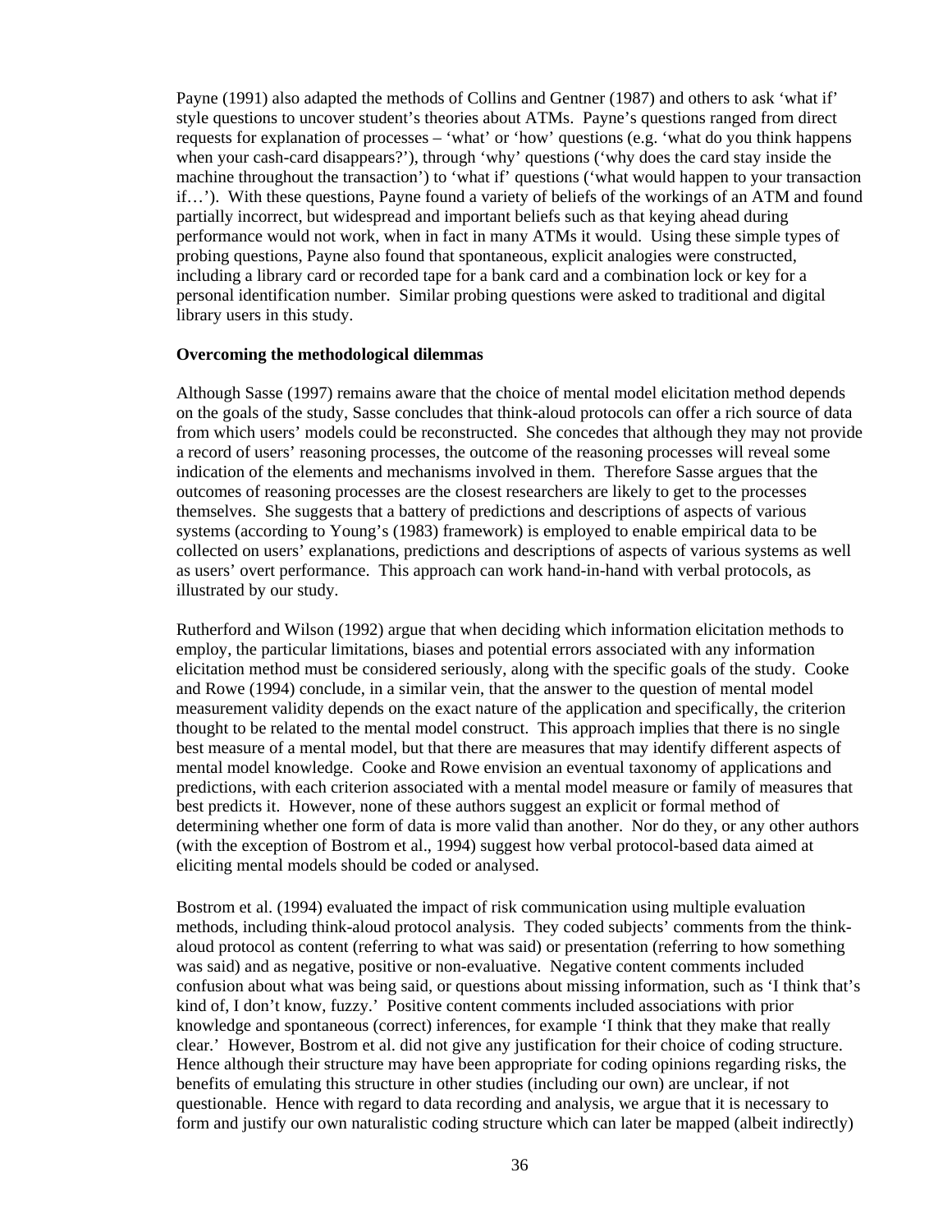Payne (1991) also adapted the methods of Collins and Gentner (1987) and others to ask 'what if' style questions to uncover student's theories about ATMs. Payne's questions ranged from direct requests for explanation of processes – 'what' or 'how' questions (e.g. 'what do you think happens when your cash-card disappears?'), through 'why' questions ('why does the card stay inside the machine throughout the transaction') to 'what if' questions ('what would happen to your transaction if…'). With these questions, Payne found a variety of beliefs of the workings of an ATM and found partially incorrect, but widespread and important beliefs such as that keying ahead during performance would not work, when in fact in many ATMs it would. Using these simple types of probing questions, Payne also found that spontaneous, explicit analogies were constructed, including a library card or recorded tape for a bank card and a combination lock or key for a personal identification number. Similar probing questions were asked to traditional and digital library users in this study.

**Overcoming the methodological dilemmas**

Although Sasse (1997) remains aware that the choice of mental model elicitation method depends on the goals of the study, Sasse concludes that think-aloud protocols can offer a rich source of data from which users' models could be reconstructed. She concedes that although they may not provide a record of users' reasoning processes, the outcome of the reasoning processes will reveal some indication of the elements and mechanisms involved in them. Therefore Sasse argues that the outcomes of reasoning processes are the closest researchers are likely to get to the processes themselves. She suggests that a battery of predictions and descriptions of aspects of various systems (according to Young's (1983) framework) is employed to enable empirical data to be collected on users' explanations, predictions and descriptions of aspects of various systems as well as users' overt performance. This approach can work hand-in-hand with verbal protocols, as illustrated by our study.

Rutherford and Wilson (1992) argue that when deciding which information elicitation methods to employ, the particular limitations, biases and potential errors associated with any information elicitation method must be considered seriously, along with the specific goals of the study. Cooke and Rowe (1994) conclude, in a similar vein, that the answer to the question of mental model measurement validity depends on the exact nature of the application and specifically, the criterion thought to be related to the mental model construct. This approach implies that there is no single best measure of a mental model, but that there are measures that may identify different aspects of mental model knowledge. Cooke and Rowe envision an eventual taxonomy of applications and predictions, with each criterion associated with a mental model measure or family of measures that best predicts it. However, none of these authors suggest an explicit or formal method of determining whether one form of data is more valid than another. Nor do they, or any other authors (with the exception of Bostrom et al., 1994) suggest how verbal protocol-based data aimed at eliciting mental models should be coded or analysed.

Bostrom et al. (1994) evaluated the impact of risk communication using multiple evaluation methods, including think-aloud protocol analysis. They coded subjects' comments from the think-aloud protocol as content (referring to what was said) or presentation (referring to how something was said) and as negative, positive or non-evaluative. Negative content comments included confusion about what was being said, or questions about missing information, such as 'I think that's kind of, I don't know, fuzzy.' Positive content comments included associations with prior knowledge and spontaneous (correct) inferences, for example 'I think that they make that really clear.' However, Bostrom et al. did not give any justification for their choice of coding structure. Hence although their structure may have been appropriate for coding opinions regarding risks, the benefits of emulating this structure in other studies (including our own) are unclear, if not questionable. Hence with regard to data recording and analysis, we argue that it is necessary to form and justify our own naturalistic coding structure which can later be mapped (albeit indirectly)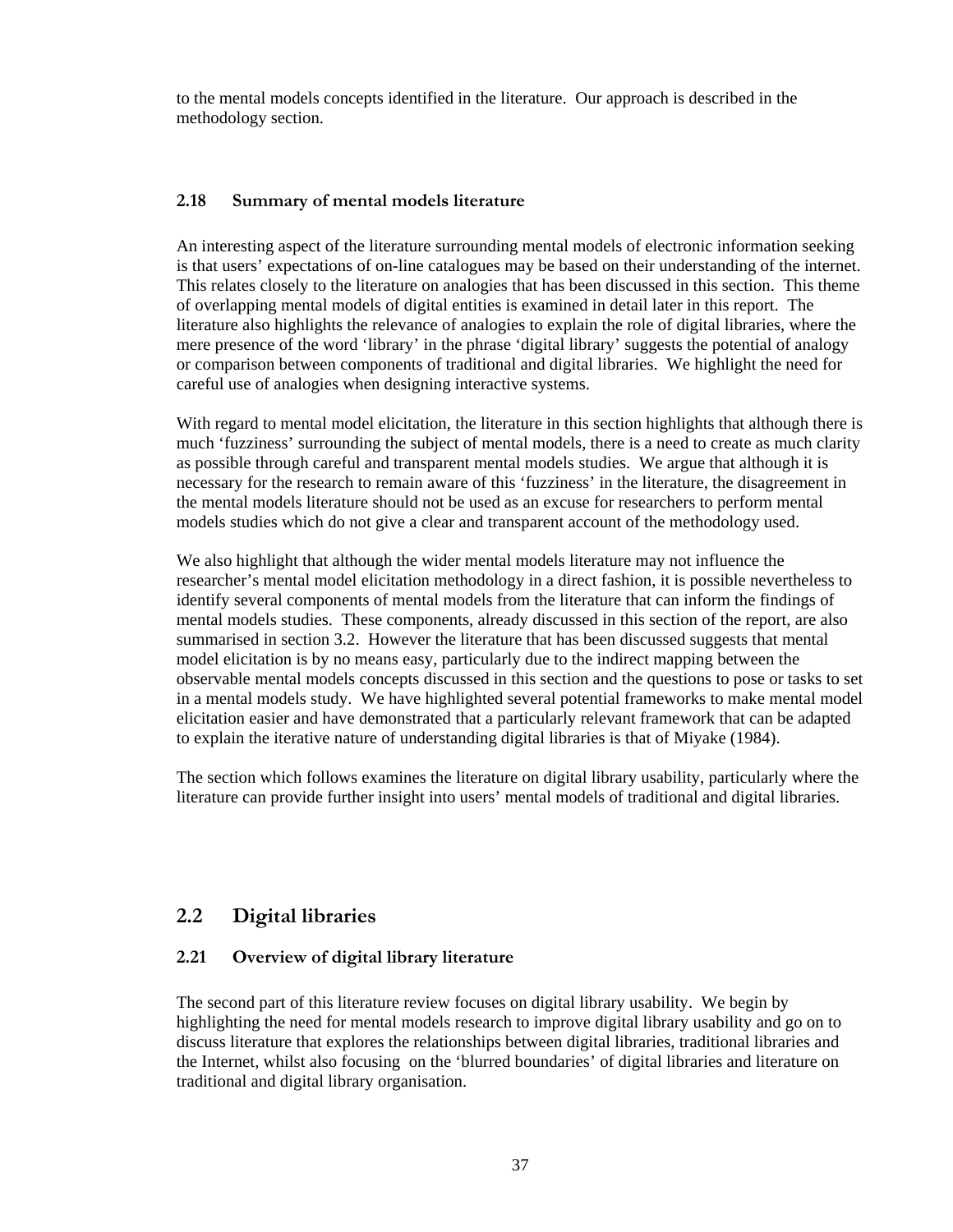to the mental models concepts identified in the literature. Our approach is described in the methodology section.

### 2.18 Summary of mental models literature

An interesting aspect of the literature surrounding mental models of electronic information seeking is that users' expectations of on-line catalogues may be based on their understanding of the internet. This relates closely to the literature on analogies that has been discussed in this section. This theme of overlapping mental models of digital entities is examined in detail later in this report. The literature also highlights the relevance of analogies to explain the role of digital libraries, where the mere presence of the word 'library' in the phrase 'digital library' suggests the potential of analogy or comparison between components of traditional and digital libraries. We highlight the need for careful use of analogies when designing interactive systems.

With regard to mental model elicitation, the literature in this section highlights that although there is much 'fuzziness' surrounding the subject of mental models, there is a need to create as much clarity as possible through careful and transparent mental models studies. We argue that although it is necessary for the research to remain aware of this 'fuzziness' in the literature, the disagreement in the mental models literature should not be used as an excuse for researchers to perform mental models studies which do not give a clear and transparent account of the methodology used.

We also highlight that although the wider mental models literature may not influence the researcher's mental model elicitation methodology in a direct fashion, it is possible nevertheless to identify several components of mental models from the literature that can inform the findings of mental models studies. These components, already discussed in this section of the report, are also summarised in section 3.2. However the literature that has been discussed suggests that mental model elicitation is by no means easy, particularly due to the indirect mapping between the observable mental models concepts discussed in this section and the questions to pose or tasks to set in a mental models study. We have highlighted several potential frameworks to make mental model elicitation easier and have demonstrated that a particularly relevant framework that can be adapted to explain the iterative nature of understanding digital libraries is that of Miyake (1984).

The section which follows examines the literature on digital library usability, particularly where the literature can provide further insight into users' mental models of traditional and digital libraries.

## 2.2 Digital libraries

### 2.21 Overview of digital library literature

The second part of this literature review focuses on digital library usability. We begin by highlighting the need for mental models research to improve digital library usability and go on to discuss literature that explores the relationships between digital libraries, traditional libraries and the Internet, whilst also focusing on the 'blurred boundaries' of digital libraries and literature on traditional and digital library organisation.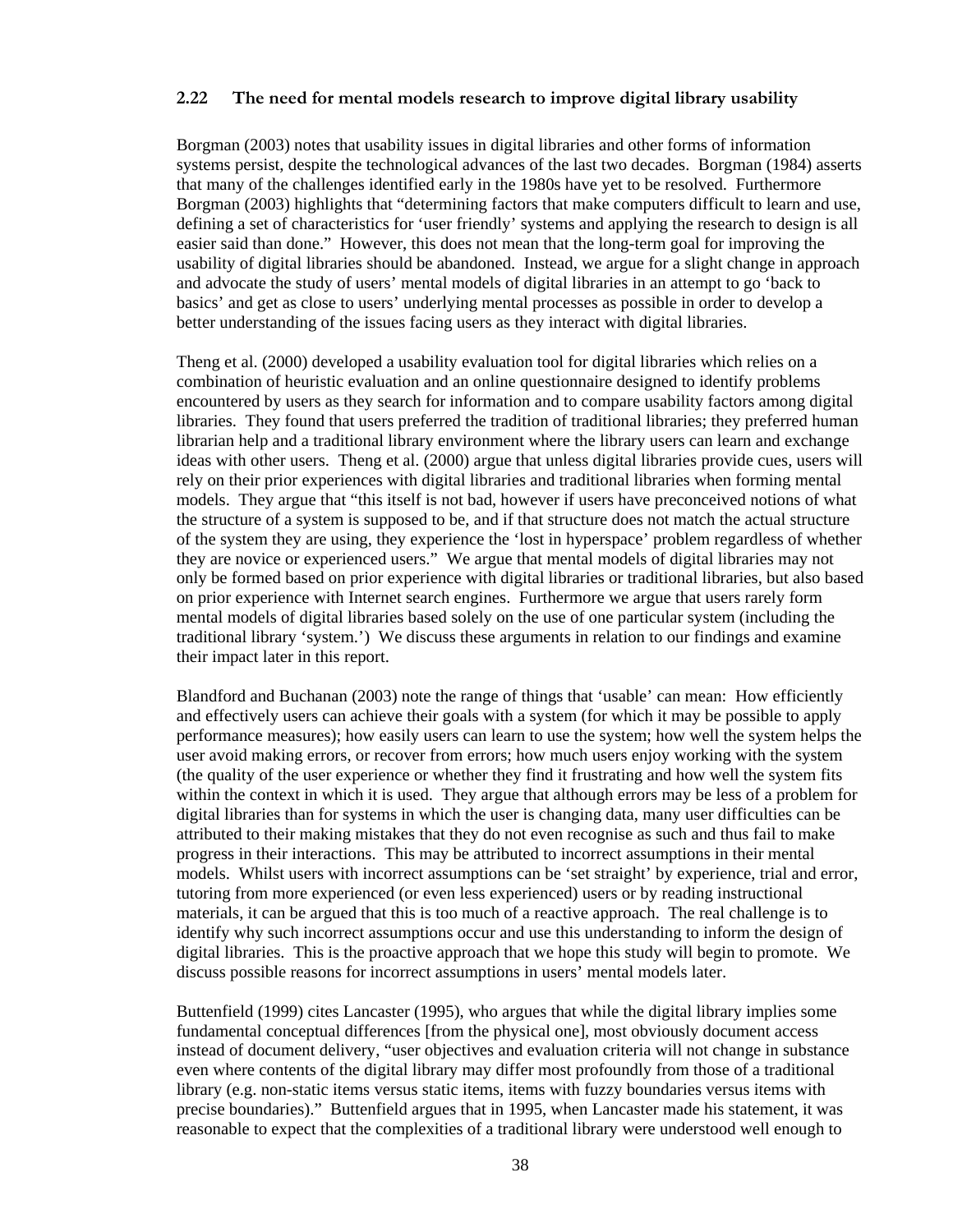### 2.22 The need for mental models research to improve digital library usability

Borgman (2003) notes that usability issues in digital libraries and other forms of information systems persist, despite the technological advances of the last two decades. Borgman (1984) asserts that many of the challenges identified early in the 1980s have yet to be resolved. Furthermore Borgman (2003) highlights that "determining factors that make computers difficult to learn and use, defining a set of characteristics for 'user friendly' systems and applying the research to design is all easier said than done." However, this does not mean that the long-term goal for improving the usability of digital libraries should be abandoned. Instead, we argue for a slight change in approach and advocate the study of users' mental models of digital libraries in an attempt to go 'back to basics' and get as close to users' underlying mental processes as possible in order to develop a better understanding of the issues facing users as they interact with digital libraries.

Theng et al. (2000) developed a usability evaluation tool for digital libraries which relies on a combination of heuristic evaluation and an online questionnaire designed to identify problems encountered by users as they search for information and to compare usability factors among digital libraries. They found that users preferred the tradition of traditional libraries; they preferred human librarian help and a traditional library environment where the library users can learn and exchange ideas with other users. Theng et al. (2000) argue that unless digital libraries provide cues, users will rely on their prior experiences with digital libraries and traditional libraries when forming mental models. They argue that "this itself is not bad, however if users have preconceived notions of what the structure of a system is supposed to be, and if that structure does not match the actual structure of the system they are using, they experience the 'lost in hyperspace' problem regardless of whether they are novice or experienced users." We argue that mental models of digital libraries may not only be formed based on prior experience with digital libraries or traditional libraries, but also based on prior experience with Internet search engines. Furthermore we argue that users rarely form mental models of digital libraries based solely on the use of one particular system (including the traditional library 'system.') We discuss these arguments in relation to our findings and examine their impact later in this report.

Blandford and Buchanan (2003) note the range of things that 'usable' can mean: How efficiently and effectively users can achieve their goals with a system (for which it may be possible to apply performance measures); how easily users can learn to use the system; how well the system helps the user avoid making errors, or recover from errors; how much users enjoy working with the system (the quality of the user experience or whether they find it frustrating and how well the system fits within the context in which it is used. They argue that although errors may be less of a problem for digital libraries than for systems in which the user is changing data, many user difficulties can be attributed to their making mistakes that they do not even recognise as such and thus fail to make progress in their interactions. This may be attributed to incorrect assumptions in their mental models. Whilst users with incorrect assumptions can be 'set straight' by experience, trial and error, tutoring from more experienced (or even less experienced) users or by reading instructional materials, it can be argued that this is too much of a reactive approach. The real challenge is to identify why such incorrect assumptions occur and use this understanding to inform the design of digital libraries. This is the proactive approach that we hope this study will begin to promote. We discuss possible reasons for incorrect assumptions in users' mental models later.

Buttenfield (1999) cites Lancaster (1995), who argues that while the digital library implies some fundamental conceptual differences [from the physical one], most obviously document access instead of document delivery, "user objectives and evaluation criteria will not change in substance even where contents of the digital library may differ most profoundly from those of a traditional library (e.g. non-static items versus static items, items with fuzzy boundaries versus items with precise boundaries)." Buttenfield argues that in 1995, when Lancaster made his statement, it was reasonable to expect that the complexities of a traditional library were understood well enough to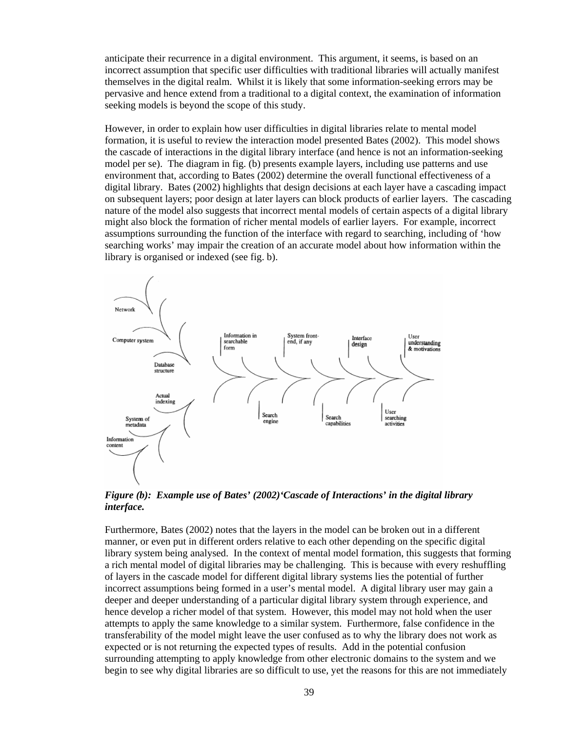anticipate their recurrence in a digital environment. This argument, it seems, is based on an incorrect assumption that specific user difficulties with traditional libraries will actually manifest themselves in the digital realm. Whilst it is likely that some information-seeking errors may be pervasive and hence extend from a traditional to a digital context, the examination of information seeking models is beyond the scope of this study.

However, in order to explain how user difficulties in digital libraries relate to mental model formation, it is useful to review the interaction model presented Bates (2002). This model shows the cascade of interactions in the digital library interface (and hence is not an information-seeking model per se). The diagram in fig. (b) presents example layers, including use patterns and use environment that, according to Bates (2002) determine the overall functional effectiveness of a digital library. Bates (2002) highlights that design decisions at each layer have a cascading impact on subsequent layers; poor design at later layers can block products of earlier layers. The cascading nature of the model also suggests that incorrect mental models of certain aspects of a digital library might also block the formation of richer mental models of earlier layers. For example, incorrect assumptions surrounding the function of the interface with regard to searching, including of 'how searching works' may impair the creation of an accurate model about how information within the library is organised or indexed (see fig. b).

Network

Computer system

Database structure

Actual indexing

System of metadata

Information content

Information in searchable form

Search engine

System front-end, if any

Search capabilities

Interface design

User searching activities

User understanding & motivations

***Figure (b): Example use of Bates' (2002)'Cascade of Interactions' in the digital library interface.***

Furthermore, Bates (2002) notes that the layers in the model can be broken out in a different manner, or even put in different orders relative to each other depending on the specific digital library system being analysed. In the context of mental model formation, this suggests that forming a rich mental model of digital libraries may be challenging. This is because with every reshuffling of layers in the cascade model for different digital library systems lies the potential of further incorrect assumptions being formed in a user's mental model. A digital library user may gain a deeper and deeper understanding of a particular digital library system through experience, and hence develop a richer model of that system. However, this model may not hold when the user attempts to apply the same knowledge to a similar system. Furthermore, false confidence in the transferability of the model might leave the user confused as to why the library does not work as expected or is not returning the expected types of results. Add in the potential confusion surrounding attempting to apply knowledge from other electronic domains to the system and we begin to see why digital libraries are so difficult to use, yet the reasons for this are not immediately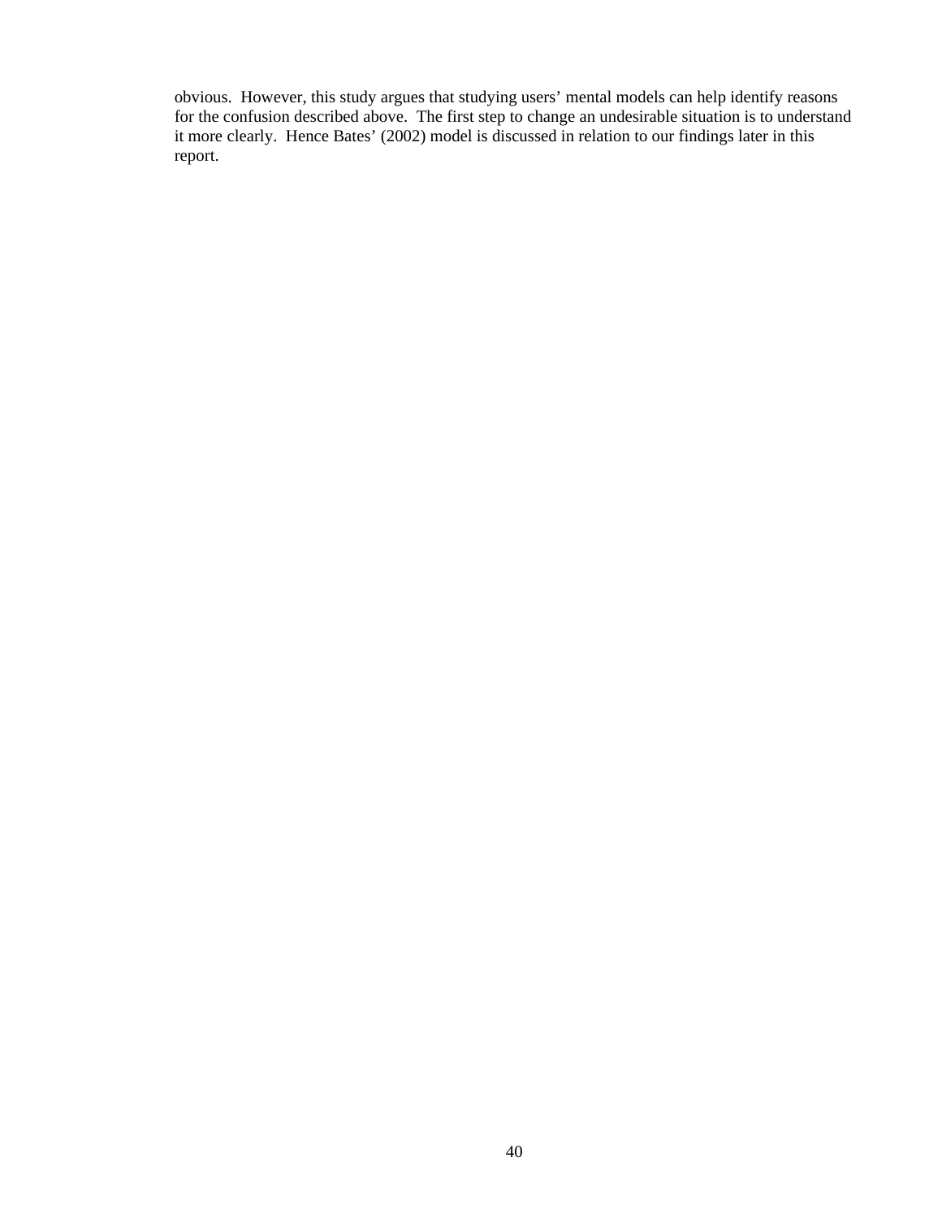obvious. However, this study argues that studying users' mental models can help identify reasons for the confusion described above. The first step to change an undesirable situation is to understand it more clearly. Hence Bates' (2002) model is discussed in relation to our findings later in this report.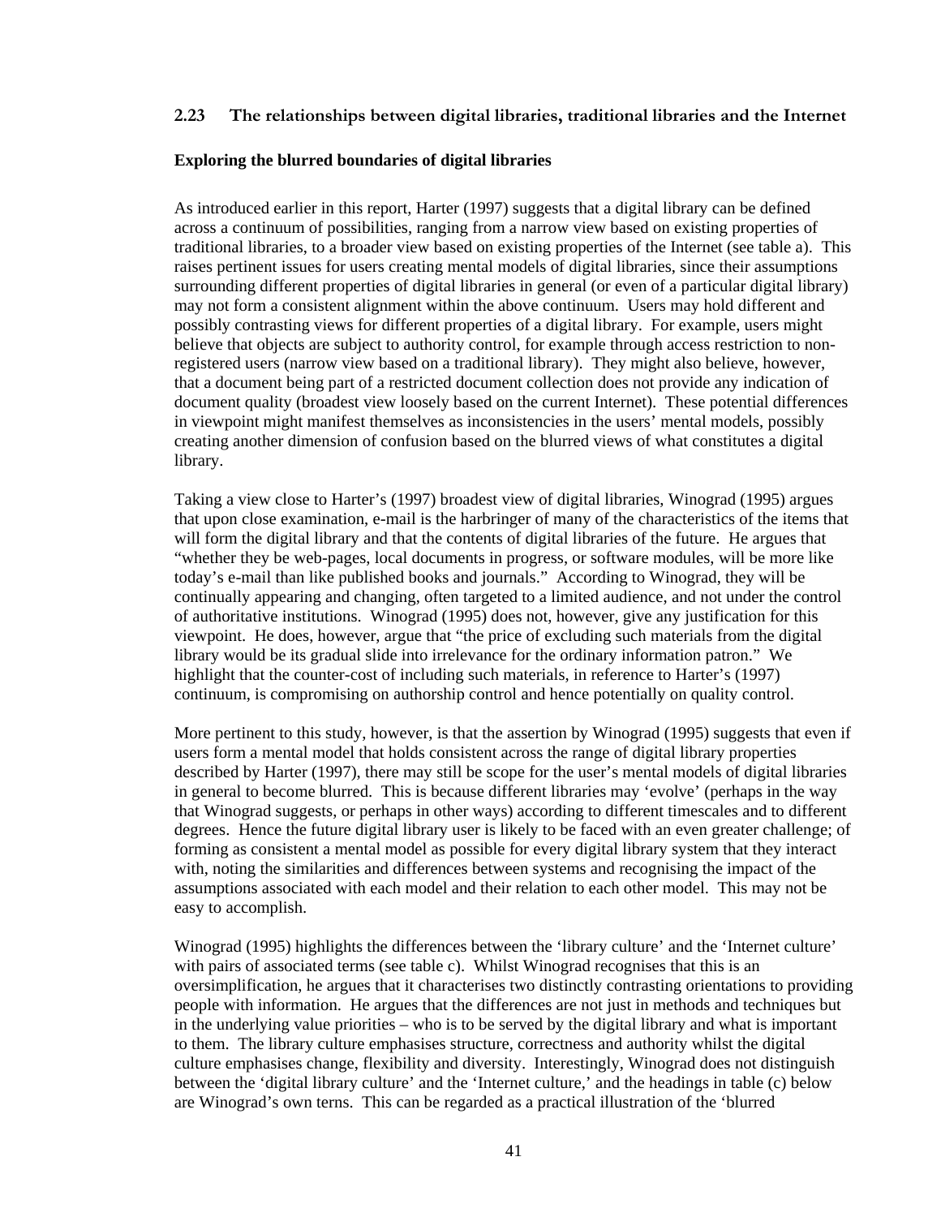## 2.23 The relationships between digital libraries, traditional libraries and the Internet

**Exploring the blurred boundaries of digital libraries**

As introduced earlier in this report, Harter (1997) suggests that a digital library can be defined across a continuum of possibilities, ranging from a narrow view based on existing properties of traditional libraries, to a broader view based on existing properties of the Internet (see table a). This raises pertinent issues for users creating mental models of digital libraries, since their assumptions surrounding different properties of digital libraries in general (or even of a particular digital library) may not form a consistent alignment within the above continuum. Users may hold different and possibly contrasting views for different properties of a digital library. For example, users might believe that objects are subject to authority control, for example through access restriction to non-registered users (narrow view based on a traditional library). They might also believe, however, that a document being part of a restricted document collection does not provide any indication of document quality (broadest view loosely based on the current Internet). These potential differences in viewpoint might manifest themselves as inconsistencies in the users' mental models, possibly creating another dimension of confusion based on the blurred views of what constitutes a digital library.

Taking a view close to Harter's (1997) broadest view of digital libraries, Winograd (1995) argues that upon close examination, e-mail is the harbringer of many of the characteristics of the items that will form the digital library and that the contents of digital libraries of the future. He argues that "whether they be web-pages, local documents in progress, or software modules, will be more like today's e-mail than like published books and journals." According to Winograd, they will be continually appearing and changing, often targeted to a limited audience, and not under the control of authoritative institutions. Winograd (1995) does not, however, give any justification for this viewpoint. He does, however, argue that "the price of excluding such materials from the digital library would be its gradual slide into irrelevance for the ordinary information patron." We highlight that the counter-cost of including such materials, in reference to Harter's (1997) continuum, is compromising on authorship control and hence potentially on quality control.

More pertinent to this study, however, is that the assertion by Winograd (1995) suggests that even if users form a mental model that holds consistent across the range of digital library properties described by Harter (1997), there may still be scope for the user's mental models of digital libraries in general to become blurred. This is because different libraries may 'evolve' (perhaps in the way that Winograd suggests, or perhaps in other ways) according to different timescales and to different degrees. Hence the future digital library user is likely to be faced with an even greater challenge; of forming as consistent a mental model as possible for every digital library system that they interact with, noting the similarities and differences between systems and recognising the impact of the assumptions associated with each model and their relation to each other model. This may not be easy to accomplish.

Winograd (1995) highlights the differences between the 'library culture' and the 'Internet culture' with pairs of associated terms (see table c). Whilst Winograd recognises that this is an oversimplification, he argues that it characterises two distinctly contrasting orientations to providing people with information. He argues that the differences are not just in methods and techniques but in the underlying value priorities – who is to be served by the digital library and what is important to them. The library culture emphasises structure, correctness and authority whilst the digital culture emphasises change, flexibility and diversity. Interestingly, Winograd does not distinguish between the 'digital library culture' and the 'Internet culture,' and the headings in table (c) below are Winograd's own terns. This can be regarded as a practical illustration of the 'blurred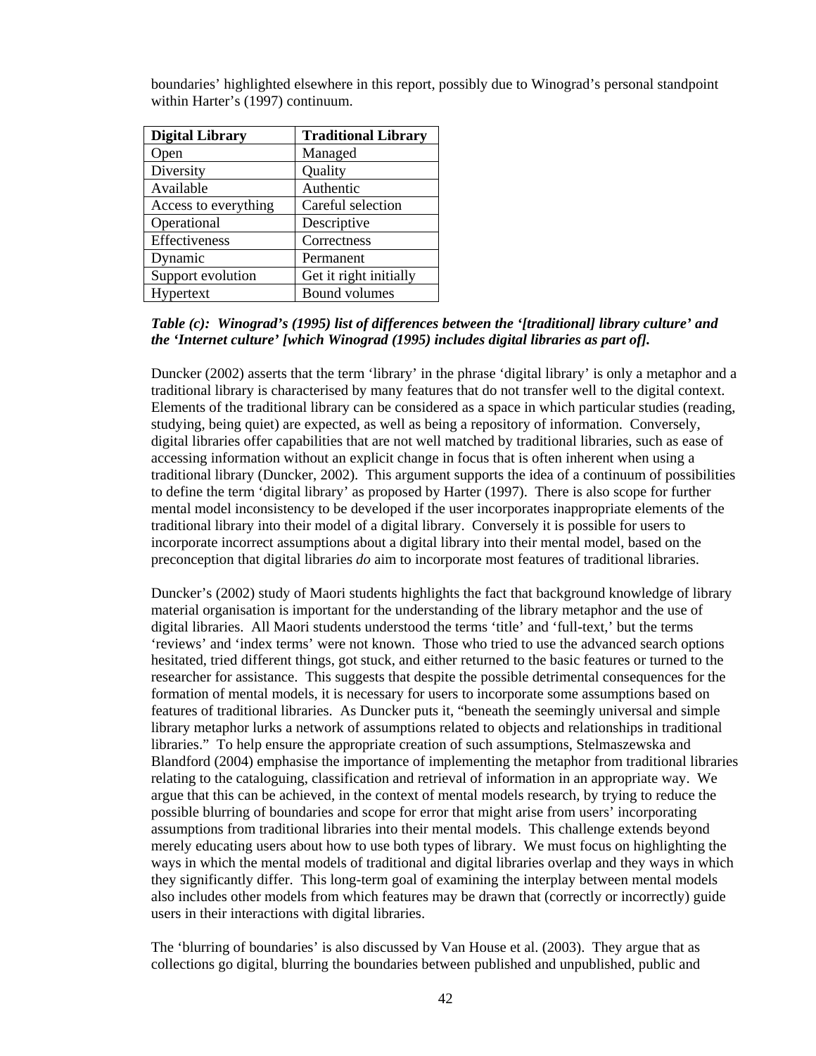boundaries' highlighted elsewhere in this report, possibly due to Winograd's personal standpoint within Harter's (1997) continuum.

| Digital Library | Traditional Library |
|---|---|
| Open | Managed |
| Diversity | Quality |
| Available | Authentic |
| Access to everything | Careful selection |
| Operational | Descriptive |
| Effectiveness | Correctness |
| Dynamic | Permanent |
| Support evolution | Get it right initially |
| Hypertext | Bound volumes |

***Table (c): Winograd's (1995) list of differences between the '[traditional] library culture' and the 'Internet culture' [which Winograd (1995) includes digital libraries as part of].***

Duncker (2002) asserts that the term 'library' in the phrase 'digital library' is only a metaphor and a traditional library is characterised by many features that do not transfer well to the digital context. Elements of the traditional library can be considered as a space in which particular studies (reading, studying, being quiet) are expected, as well as being a repository of information. Conversely, digital libraries offer capabilities that are not well matched by traditional libraries, such as ease of accessing information without an explicit change in focus that is often inherent when using a traditional library (Duncker, 2002). This argument supports the idea of a continuum of possibilities to define the term 'digital library' as proposed by Harter (1997). There is also scope for further mental model inconsistency to be developed if the user incorporates inappropriate elements of the traditional library into their model of a digital library. Conversely it is possible for users to incorporate incorrect assumptions about a digital library into their mental model, based on the preconception that digital libraries *do* aim to incorporate most features of traditional libraries.

Duncker's (2002) study of Maori students highlights the fact that background knowledge of library material organisation is important for the understanding of the library metaphor and the use of digital libraries. All Maori students understood the terms 'title' and 'full-text,' but the terms 'reviews' and 'index terms' were not known. Those who tried to use the advanced search options hesitated, tried different things, got stuck, and either returned to the basic features or turned to the researcher for assistance. This suggests that despite the possible detrimental consequences for the formation of mental models, it is necessary for users to incorporate some assumptions based on features of traditional libraries. As Duncker puts it, "beneath the seemingly universal and simple library metaphor lurks a network of assumptions related to objects and relationships in traditional libraries." To help ensure the appropriate creation of such assumptions, Stelmaszewska and Blandford (2004) emphasise the importance of implementing the metaphor from traditional libraries relating to the cataloguing, classification and retrieval of information in an appropriate way. We argue that this can be achieved, in the context of mental models research, by trying to reduce the possible blurring of boundaries and scope for error that might arise from users' incorporating assumptions from traditional libraries into their mental models. This challenge extends beyond merely educating users about how to use both types of library. We must focus on highlighting the ways in which the mental models of traditional and digital libraries overlap and they ways in which they significantly differ. This long-term goal of examining the interplay between mental models also includes other models from which features may be drawn that (correctly or incorrectly) guide users in their interactions with digital libraries.

The 'blurring of boundaries' is also discussed by Van House et al. (2003). They argue that as collections go digital, blurring the boundaries between published and unpublished, public and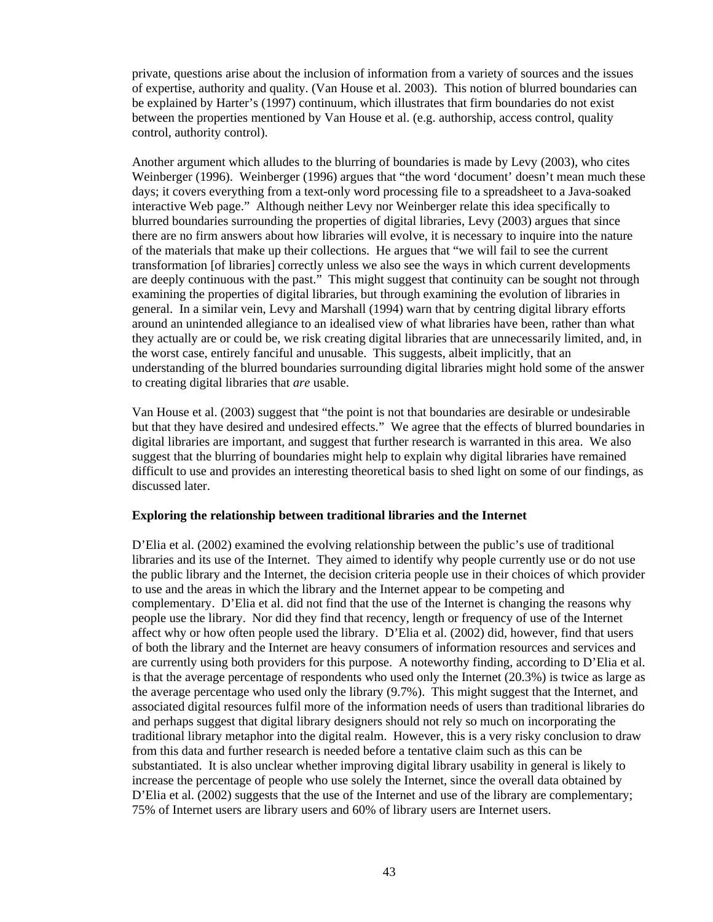private, questions arise about the inclusion of information from a variety of sources and the issues of expertise, authority and quality. (Van House et al. 2003). This notion of blurred boundaries can be explained by Harter's (1997) continuum, which illustrates that firm boundaries do not exist between the properties mentioned by Van House et al. (e.g. authorship, access control, quality control, authority control).

Another argument which alludes to the blurring of boundaries is made by Levy (2003), who cites Weinberger (1996). Weinberger (1996) argues that "the word 'document' doesn't mean much these days; it covers everything from a text-only word processing file to a spreadsheet to a Java-soaked interactive Web page." Although neither Levy nor Weinberger relate this idea specifically to blurred boundaries surrounding the properties of digital libraries, Levy (2003) argues that since there are no firm answers about how libraries will evolve, it is necessary to inquire into the nature of the materials that make up their collections. He argues that "we will fail to see the current transformation [of libraries] correctly unless we also see the ways in which current developments are deeply continuous with the past." This might suggest that continuity can be sought not through examining the properties of digital libraries, but through examining the evolution of libraries in general. In a similar vein, Levy and Marshall (1994) warn that by centring digital library efforts around an unintended allegiance to an idealised view of what libraries have been, rather than what they actually are or could be, we risk creating digital libraries that are unnecessarily limited, and, in the worst case, entirely fanciful and unusable. This suggests, albeit implicitly, that an understanding of the blurred boundaries surrounding digital libraries might hold some of the answer to creating digital libraries that *are* usable.

Van House et al. (2003) suggest that "the point is not that boundaries are desirable or undesirable but that they have desired and undesired effects." We agree that the effects of blurred boundaries in digital libraries are important, and suggest that further research is warranted in this area. We also suggest that the blurring of boundaries might help to explain why digital libraries have remained difficult to use and provides an interesting theoretical basis to shed light on some of our findings, as discussed later.

**Exploring the relationship between traditional libraries and the Internet**

D'Elia et al. (2002) examined the evolving relationship between the public's use of traditional libraries and its use of the Internet. They aimed to identify why people currently use or do not use the public library and the Internet, the decision criteria people use in their choices of which provider to use and the areas in which the library and the Internet appear to be competing and complementary. D'Elia et al. did not find that the use of the Internet is changing the reasons why people use the library. Nor did they find that recency, length or frequency of use of the Internet affect why or how often people used the library. D'Elia et al. (2002) did, however, find that users of both the library and the Internet are heavy consumers of information resources and services and are currently using both providers for this purpose. A noteworthy finding, according to D'Elia et al. is that the average percentage of respondents who used only the Internet (20.3%) is twice as large as the average percentage who used only the library (9.7%). This might suggest that the Internet, and associated digital resources fulfil more of the information needs of users than traditional libraries do and perhaps suggest that digital library designers should not rely so much on incorporating the traditional library metaphor into the digital realm. However, this is a very risky conclusion to draw from this data and further research is needed before a tentative claim such as this can be substantiated. It is also unclear whether improving digital library usability in general is likely to increase the percentage of people who use solely the Internet, since the overall data obtained by D'Elia et al. (2002) suggests that the use of the Internet and use of the library are complementary; 75% of Internet users are library users and 60% of library users are Internet users.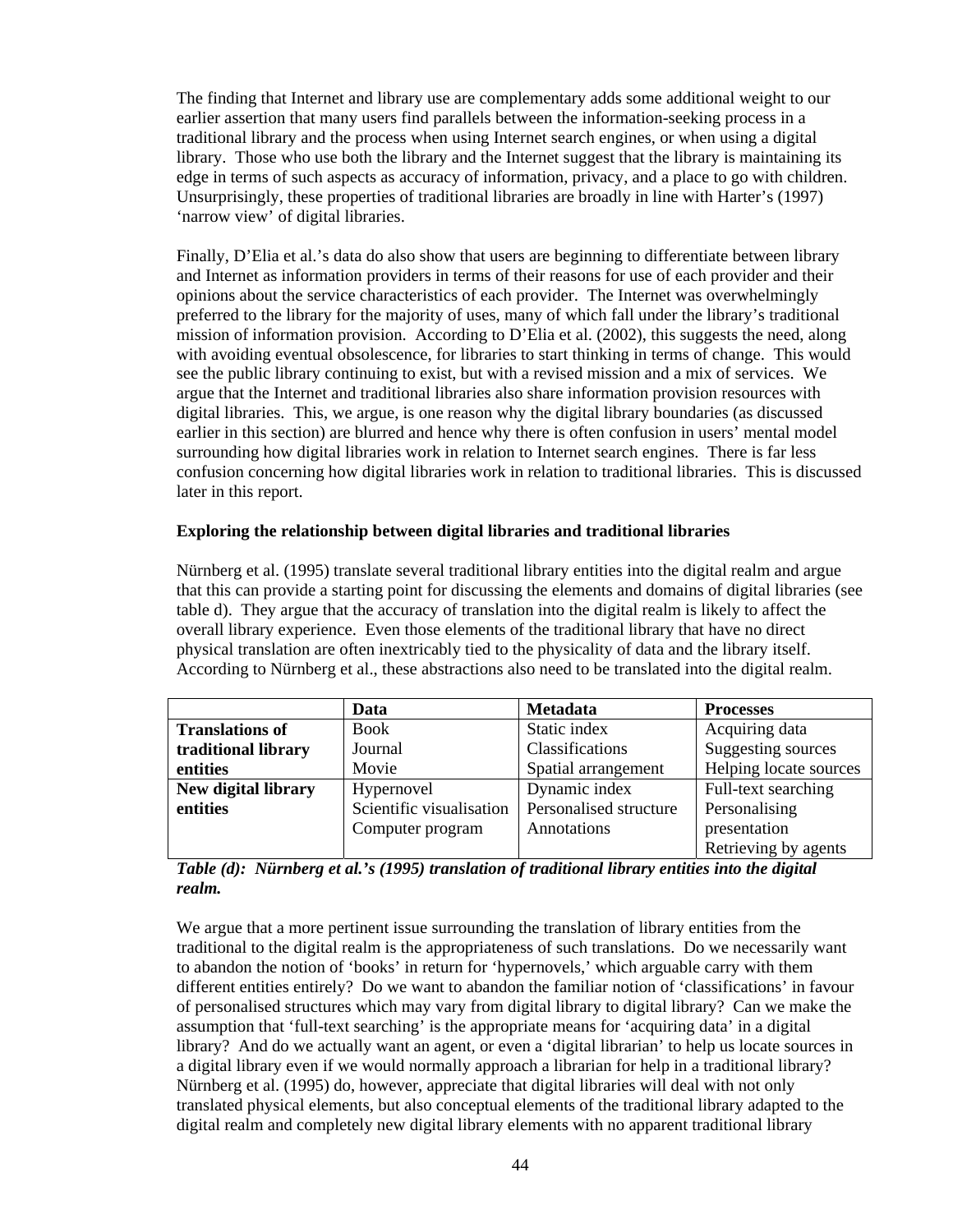The finding that Internet and library use are complementary adds some additional weight to our earlier assertion that many users find parallels between the information-seeking process in a traditional library and the process when using Internet search engines, or when using a digital library. Those who use both the library and the Internet suggest that the library is maintaining its edge in terms of such aspects as accuracy of information, privacy, and a place to go with children. Unsurprisingly, these properties of traditional libraries are broadly in line with Harter's (1997) 'narrow view' of digital libraries.

Finally, D'Elia et al.'s data do also show that users are beginning to differentiate between library and Internet as information providers in terms of their reasons for use of each provider and their opinions about the service characteristics of each provider. The Internet was overwhelmingly preferred to the library for the majority of uses, many of which fall under the library's traditional mission of information provision. According to D'Elia et al. (2002), this suggests the need, along with avoiding eventual obsolescence, for libraries to start thinking in terms of change. This would see the public library continuing to exist, but with a revised mission and a mix of services. We argue that the Internet and traditional libraries also share information provision resources with digital libraries. This, we argue, is one reason why the digital library boundaries (as discussed earlier in this section) are blurred and hence why there is often confusion in users' mental model surrounding how digital libraries work in relation to Internet search engines. There is far less confusion concerning how digital libraries work in relation to traditional libraries. This is discussed later in this report.

**Exploring the relationship between digital libraries and traditional libraries**

Nürnberg et al. (1995) translate several traditional library entities into the digital realm and argue that this can provide a starting point for discussing the elements and domains of digital libraries (see table d). They argue that the accuracy of translation into the digital realm is likely to affect the overall library experience. Even those elements of the traditional library that have no direct physical translation are often inextricably tied to the physicality of data and the library itself. According to Nürnberg et al., these abstractions also need to be translated into the digital realm.

| | **Data** | **Metadata** | **Processes** |
|---|---|---|---|
| **Translations of traditional library entities** | Book<br>Journal<br>Movie | Static index<br>Classifications<br>Spatial arrangement | Acquiring data<br>Suggesting sources<br>Helping locate sources |
| **New digital library entities** | Hypernovel<br>Scientific visualisation<br>Computer program | Dynamic index<br>Personalised structure<br>Annotations | Full-text searching<br>Personalising presentation<br>Retrieving by agents |

***Table (d): Nürnberg et al.'s (1995) translation of traditional library entities into the digital realm.***

We argue that a more pertinent issue surrounding the translation of library entities from the traditional to the digital realm is the appropriateness of such translations. Do we necessarily want to abandon the notion of 'books' in return for 'hypernovels,' which arguable carry with them different entities entirely? Do we want to abandon the familiar notion of 'classifications' in favour of personalised structures which may vary from digital library to digital library? Can we make the assumption that 'full-text searching' is the appropriate means for 'acquiring data' in a digital library? And do we actually want an agent, or even a 'digital librarian' to help us locate sources in a digital library even if we would normally approach a librarian for help in a traditional library? Nürnberg et al. (1995) do, however, appreciate that digital libraries will deal with not only translated physical elements, but also conceptual elements of the traditional library adapted to the digital realm and completely new digital library elements with no apparent traditional library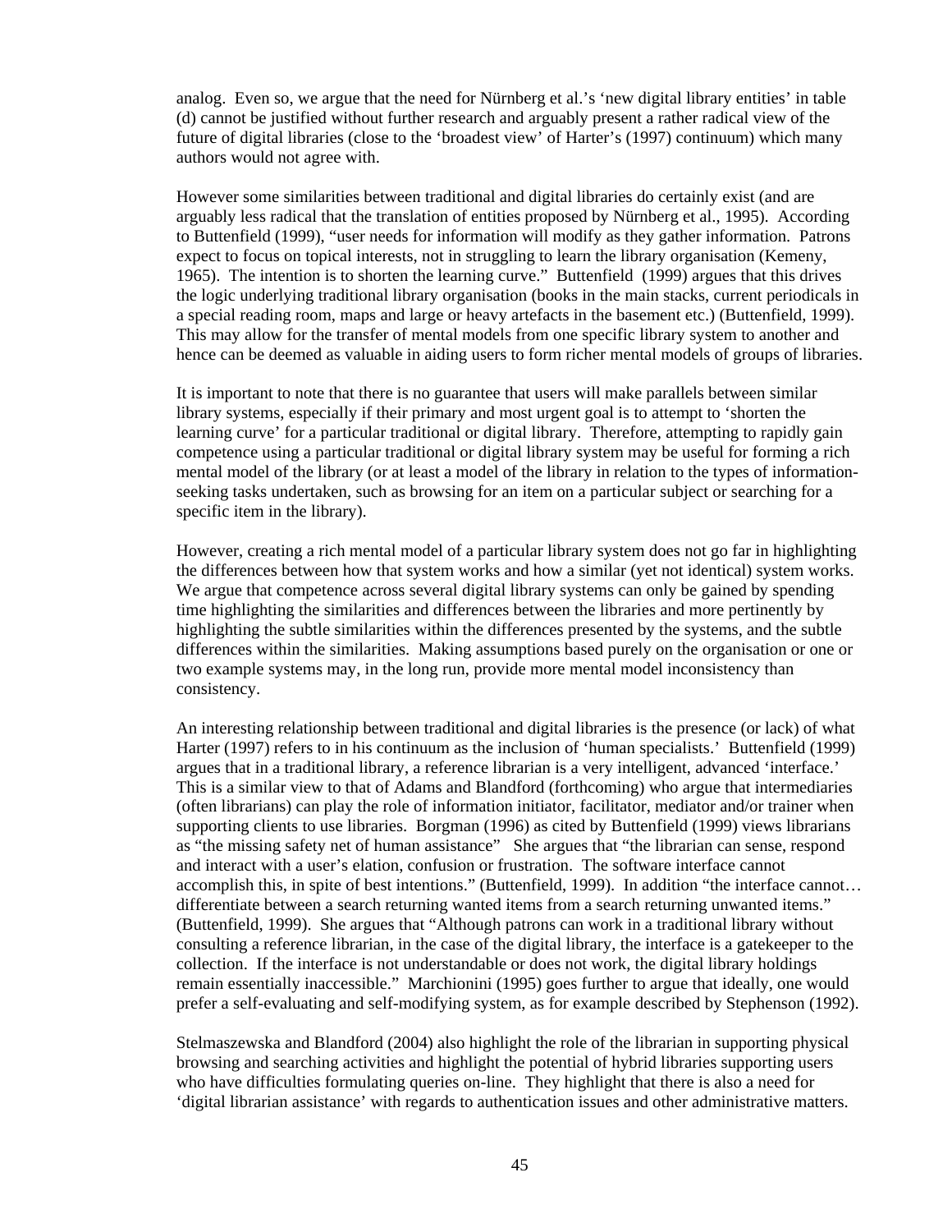analog. Even so, we argue that the need for Nürnberg et al.'s 'new digital library entities' in table (d) cannot be justified without further research and arguably present a rather radical view of the future of digital libraries (close to the 'broadest view' of Harter's (1997) continuum) which many authors would not agree with.

However some similarities between traditional and digital libraries do certainly exist (and are arguably less radical that the translation of entities proposed by Nürnberg et al., 1995). According to Buttenfield (1999), "user needs for information will modify as they gather information. Patrons expect to focus on topical interests, not in struggling to learn the library organisation (Kemeny, 1965). The intention is to shorten the learning curve." Buttenfield (1999) argues that this drives the logic underlying traditional library organisation (books in the main stacks, current periodicals in a special reading room, maps and large or heavy artefacts in the basement etc.) (Buttenfield, 1999). This may allow for the transfer of mental models from one specific library system to another and hence can be deemed as valuable in aiding users to form richer mental models of groups of libraries.

It is important to note that there is no guarantee that users will make parallels between similar library systems, especially if their primary and most urgent goal is to attempt to 'shorten the learning curve' for a particular traditional or digital library. Therefore, attempting to rapidly gain competence using a particular traditional or digital library system may be useful for forming a rich mental model of the library (or at least a model of the library in relation to the types of information-seeking tasks undertaken, such as browsing for an item on a particular subject or searching for a specific item in the library).

However, creating a rich mental model of a particular library system does not go far in highlighting the differences between how that system works and how a similar (yet not identical) system works. We argue that competence across several digital library systems can only be gained by spending time highlighting the similarities and differences between the libraries and more pertinently by highlighting the subtle similarities within the differences presented by the systems, and the subtle differences within the similarities. Making assumptions based purely on the organisation or one or two example systems may, in the long run, provide more mental model inconsistency than consistency.

An interesting relationship between traditional and digital libraries is the presence (or lack) of what Harter (1997) refers to in his continuum as the inclusion of 'human specialists.' Buttenfield (1999) argues that in a traditional library, a reference librarian is a very intelligent, advanced 'interface.' This is a similar view to that of Adams and Blandford (forthcoming) who argue that intermediaries (often librarians) can play the role of information initiator, facilitator, mediator and/or trainer when supporting clients to use libraries. Borgman (1996) as cited by Buttenfield (1999) views librarians as "the missing safety net of human assistance" She argues that "the librarian can sense, respond and interact with a user's elation, confusion or frustration. The software interface cannot accomplish this, in spite of best intentions." (Buttenfield, 1999). In addition "the interface cannot… differentiate between a search returning wanted items from a search returning unwanted items." (Buttenfield, 1999). She argues that "Although patrons can work in a traditional library without consulting a reference librarian, in the case of the digital library, the interface is a gatekeeper to the collection. If the interface is not understandable or does not work, the digital library holdings remain essentially inaccessible." Marchionini (1995) goes further to argue that ideally, one would prefer a self-evaluating and self-modifying system, as for example described by Stephenson (1992).

Stelmaszewska and Blandford (2004) also highlight the role of the librarian in supporting physical browsing and searching activities and highlight the potential of hybrid libraries supporting users who have difficulties formulating queries on-line. They highlight that there is also a need for 'digital librarian assistance' with regards to authentication issues and other administrative matters.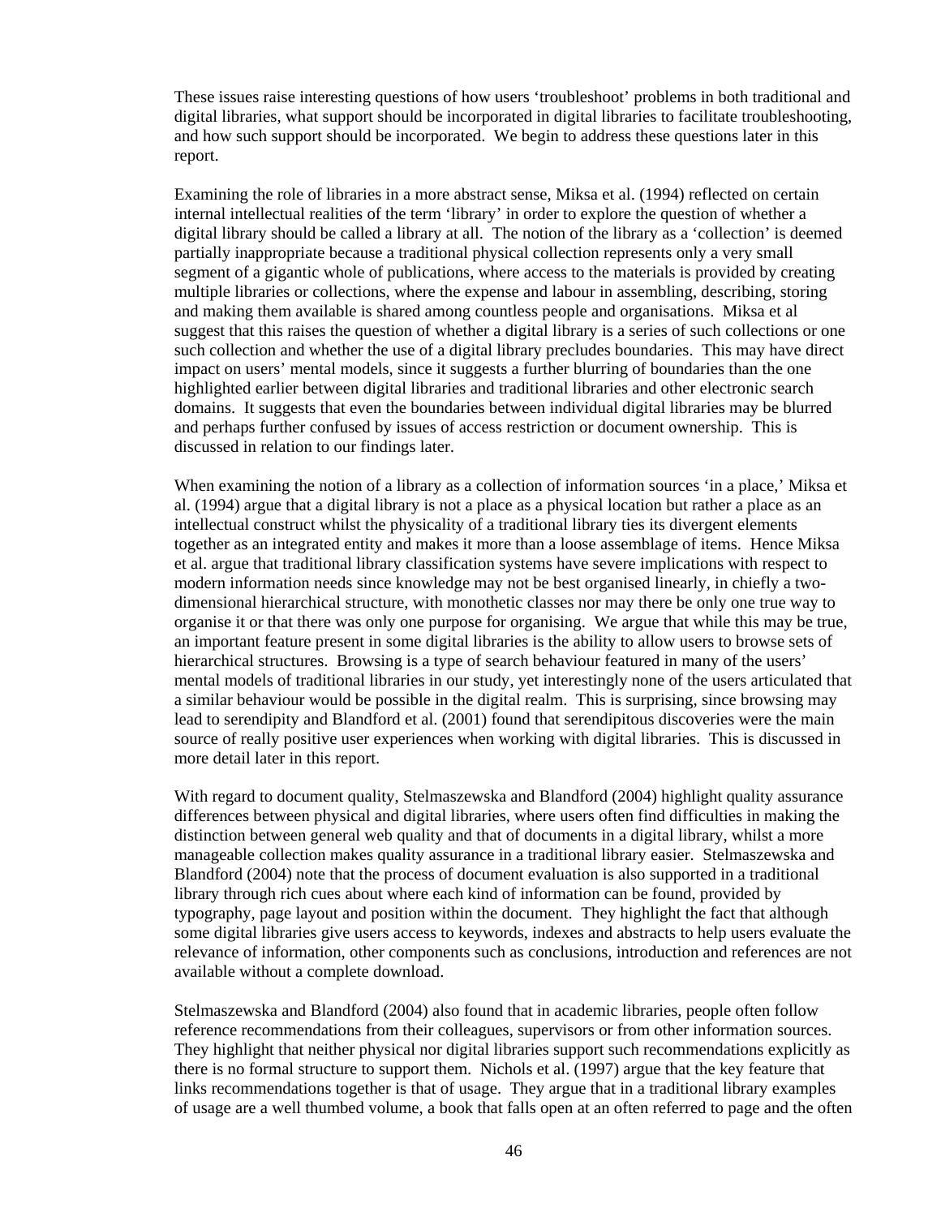These issues raise interesting questions of how users 'troubleshoot' problems in both traditional and digital libraries, what support should be incorporated in digital libraries to facilitate troubleshooting, and how such support should be incorporated. We begin to address these questions later in this report.

Examining the role of libraries in a more abstract sense, Miksa et al. (1994) reflected on certain internal intellectual realities of the term 'library' in order to explore the question of whether a digital library should be called a library at all. The notion of the library as a 'collection' is deemed partially inappropriate because a traditional physical collection represents only a very small segment of a gigantic whole of publications, where access to the materials is provided by creating multiple libraries or collections, where the expense and labour in assembling, describing, storing and making them available is shared among countless people and organisations. Miksa et al suggest that this raises the question of whether a digital library is a series of such collections or one such collection and whether the use of a digital library precludes boundaries. This may have direct impact on users' mental models, since it suggests a further blurring of boundaries than the one highlighted earlier between digital libraries and traditional libraries and other electronic search domains. It suggests that even the boundaries between individual digital libraries may be blurred and perhaps further confused by issues of access restriction or document ownership. This is discussed in relation to our findings later.

When examining the notion of a library as a collection of information sources 'in a place,' Miksa et al. (1994) argue that a digital library is not a place as a physical location but rather a place as an intellectual construct whilst the physicality of a traditional library ties its divergent elements together as an integrated entity and makes it more than a loose assemblage of items. Hence Miksa et al. argue that traditional library classification systems have severe implications with respect to modern information needs since knowledge may not be best organised linearly, in chiefly a two-dimensional hierarchical structure, with monothetic classes nor may there be only one true way to organise it or that there was only one purpose for organising. We argue that while this may be true, an important feature present in some digital libraries is the ability to allow users to browse sets of hierarchical structures. Browsing is a type of search behaviour featured in many of the users' mental models of traditional libraries in our study, yet interestingly none of the users articulated that a similar behaviour would be possible in the digital realm. This is surprising, since browsing may lead to serendipity and Blandford et al. (2001) found that serendipitous discoveries were the main source of really positive user experiences when working with digital libraries. This is discussed in more detail later in this report.

With regard to document quality, Stelmaszewska and Blandford (2004) highlight quality assurance differences between physical and digital libraries, where users often find difficulties in making the distinction between general web quality and that of documents in a digital library, whilst a more manageable collection makes quality assurance in a traditional library easier. Stelmaszewska and Blandford (2004) note that the process of document evaluation is also supported in a traditional library through rich cues about where each kind of information can be found, provided by typography, page layout and position within the document. They highlight the fact that although some digital libraries give users access to keywords, indexes and abstracts to help users evaluate the relevance of information, other components such as conclusions, introduction and references are not available without a complete download.

Stelmaszewska and Blandford (2004) also found that in academic libraries, people often follow reference recommendations from their colleagues, supervisors or from other information sources. They highlight that neither physical nor digital libraries support such recommendations explicitly as there is no formal structure to support them. Nichols et al. (1997) argue that the key feature that links recommendations together is that of usage. They argue that in a traditional library examples of usage are a well thumbed volume, a book that falls open at an often referred to page and the often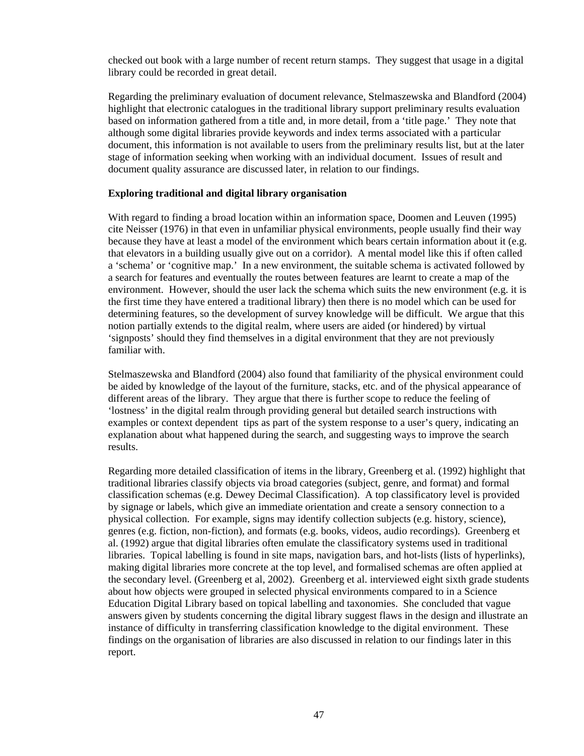checked out book with a large number of recent return stamps. They suggest that usage in a digital library could be recorded in great detail.

Regarding the preliminary evaluation of document relevance, Stelmaszewska and Blandford (2004) highlight that electronic catalogues in the traditional library support preliminary results evaluation based on information gathered from a title and, in more detail, from a 'title page.' They note that although some digital libraries provide keywords and index terms associated with a particular document, this information is not available to users from the preliminary results list, but at the later stage of information seeking when working with an individual document. Issues of result and document quality assurance are discussed later, in relation to our findings.

**Exploring traditional and digital library organisation**

With regard to finding a broad location within an information space, Doomen and Leuven (1995) cite Neisser (1976) in that even in unfamiliar physical environments, people usually find their way because they have at least a model of the environment which bears certain information about it (e.g. that elevators in a building usually give out on a corridor). A mental model like this if often called a 'schema' or 'cognitive map.' In a new environment, the suitable schema is activated followed by a search for features and eventually the routes between features are learnt to create a map of the environment. However, should the user lack the schema which suits the new environment (e.g. it is the first time they have entered a traditional library) then there is no model which can be used for determining features, so the development of survey knowledge will be difficult. We argue that this notion partially extends to the digital realm, where users are aided (or hindered) by virtual 'signposts' should they find themselves in a digital environment that they are not previously familiar with.

Stelmaszewska and Blandford (2004) also found that familiarity of the physical environment could be aided by knowledge of the layout of the furniture, stacks, etc. and of the physical appearance of different areas of the library. They argue that there is further scope to reduce the feeling of 'lostness' in the digital realm through providing general but detailed search instructions with examples or context dependent tips as part of the system response to a user's query, indicating an explanation about what happened during the search, and suggesting ways to improve the search results.

Regarding more detailed classification of items in the library, Greenberg et al. (1992) highlight that traditional libraries classify objects via broad categories (subject, genre, and format) and formal classification schemas (e.g. Dewey Decimal Classification). A top classificatory level is provided by signage or labels, which give an immediate orientation and create a sensory connection to a physical collection. For example, signs may identify collection subjects (e.g. history, science), genres (e.g. fiction, non-fiction), and formats (e.g. books, videos, audio recordings). Greenberg et al. (1992) argue that digital libraries often emulate the classificatory systems used in traditional libraries. Topical labelling is found in site maps, navigation bars, and hot-lists (lists of hyperlinks), making digital libraries more concrete at the top level, and formalised schemas are often applied at the secondary level. (Greenberg et al, 2002). Greenberg et al. interviewed eight sixth grade students about how objects were grouped in selected physical environments compared to in a Science Education Digital Library based on topical labelling and taxonomies. She concluded that vague answers given by students concerning the digital library suggest flaws in the design and illustrate an instance of difficulty in transferring classification knowledge to the digital environment. These findings on the organisation of libraries are also discussed in relation to our findings later in this report.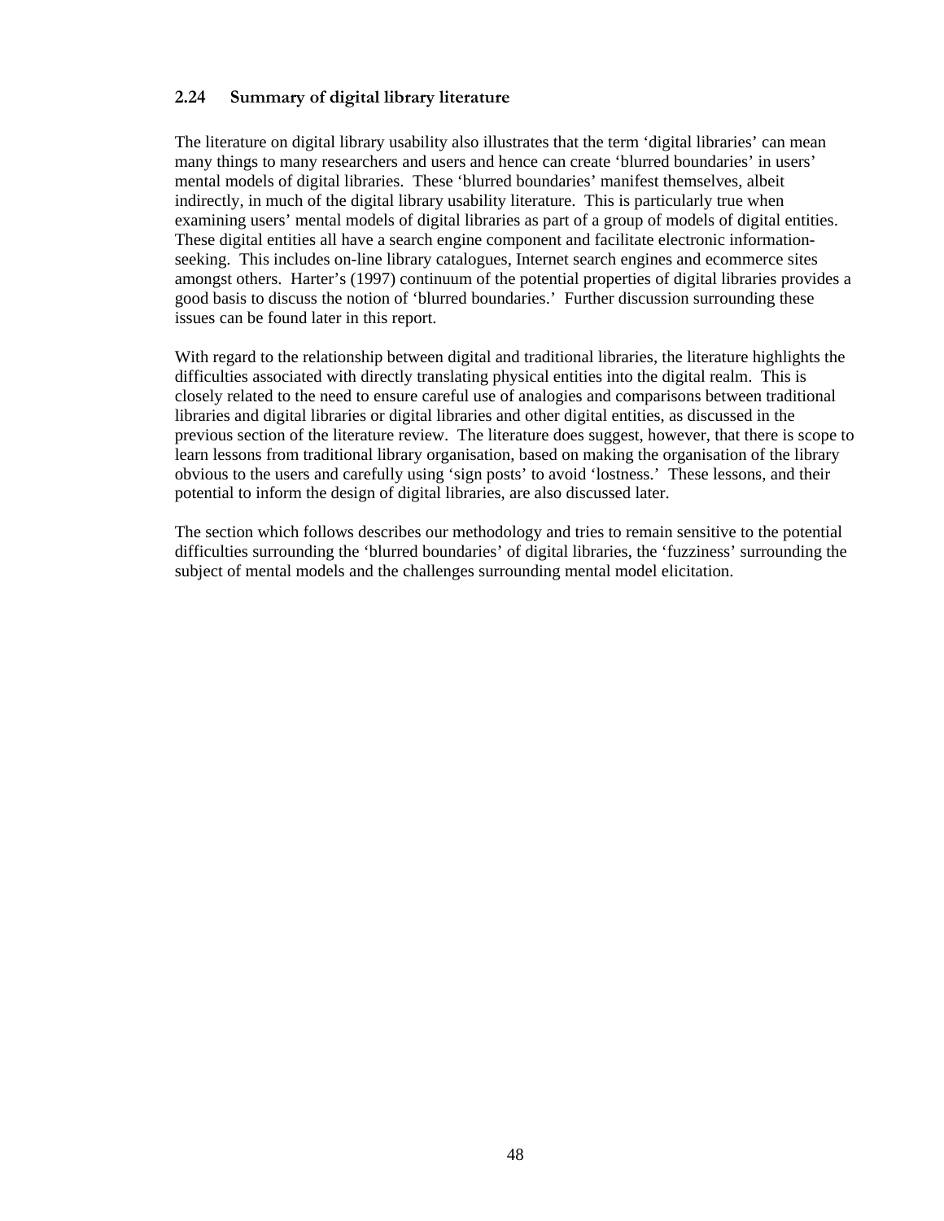### 2.24 Summary of digital library literature

The literature on digital library usability also illustrates that the term 'digital libraries' can mean many things to many researchers and users and hence can create 'blurred boundaries' in users' mental models of digital libraries. These 'blurred boundaries' manifest themselves, albeit indirectly, in much of the digital library usability literature. This is particularly true when examining users' mental models of digital libraries as part of a group of models of digital entities. These digital entities all have a search engine component and facilitate electronic information-seeking. This includes on-line library catalogues, Internet search engines and ecommerce sites amongst others. Harter's (1997) continuum of the potential properties of digital libraries provides a good basis to discuss the notion of 'blurred boundaries.' Further discussion surrounding these issues can be found later in this report.

With regard to the relationship between digital and traditional libraries, the literature highlights the difficulties associated with directly translating physical entities into the digital realm. This is closely related to the need to ensure careful use of analogies and comparisons between traditional libraries and digital libraries or digital libraries and other digital entities, as discussed in the previous section of the literature review. The literature does suggest, however, that there is scope to learn lessons from traditional library organisation, based on making the organisation of the library obvious to the users and carefully using 'sign posts' to avoid 'lostness.' These lessons, and their potential to inform the design of digital libraries, are also discussed later.

The section which follows describes our methodology and tries to remain sensitive to the potential difficulties surrounding the 'blurred boundaries' of digital libraries, the 'fuzziness' surrounding the subject of mental models and the challenges surrounding mental model elicitation.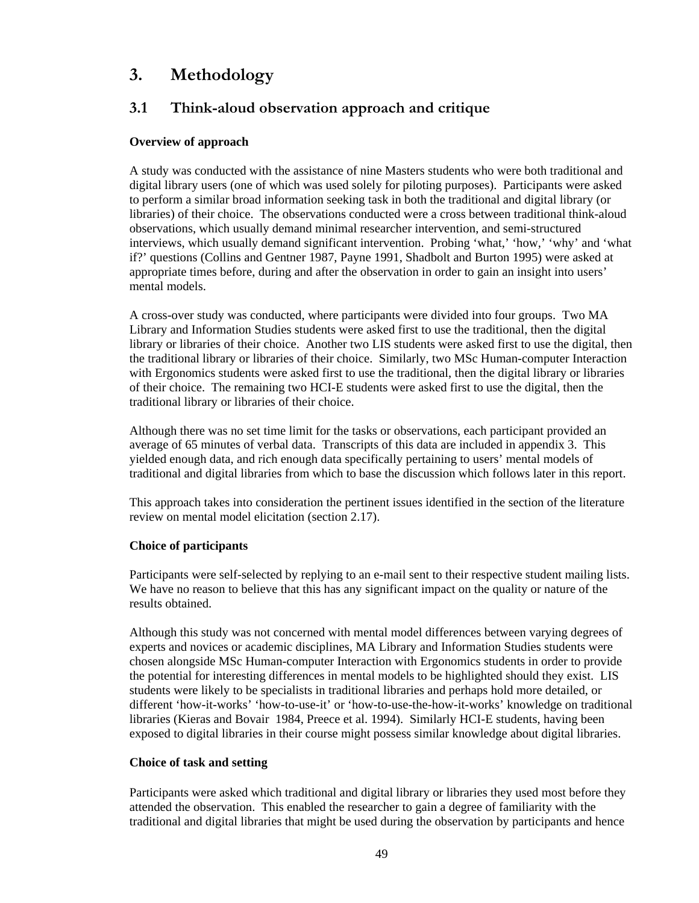# 3. Methodology

## 3.1 Think-aloud observation approach and critique

**Overview of approach**

A study was conducted with the assistance of nine Masters students who were both traditional and digital library users (one of which was used solely for piloting purposes). Participants were asked to perform a similar broad information seeking task in both the traditional and digital library (or libraries) of their choice. The observations conducted were a cross between traditional think-aloud observations, which usually demand minimal researcher intervention, and semi-structured interviews, which usually demand significant intervention. Probing 'what,' 'how,' 'why' and 'what if?' questions (Collins and Gentner 1987, Payne 1991, Shadbolt and Burton 1995) were asked at appropriate times before, during and after the observation in order to gain an insight into users' mental models.

A cross-over study was conducted, where participants were divided into four groups. Two MA Library and Information Studies students were asked first to use the traditional, then the digital library or libraries of their choice. Another two LIS students were asked first to use the digital, then the traditional library or libraries of their choice. Similarly, two MSc Human-computer Interaction with Ergonomics students were asked first to use the traditional, then the digital library or libraries of their choice. The remaining two HCI-E students were asked first to use the digital, then the traditional library or libraries of their choice.

Although there was no set time limit for the tasks or observations, each participant provided an average of 65 minutes of verbal data. Transcripts of this data are included in appendix 3. This yielded enough data, and rich enough data specifically pertaining to users' mental models of traditional and digital libraries from which to base the discussion which follows later in this report.

This approach takes into consideration the pertinent issues identified in the section of the literature review on mental model elicitation (section 2.17).

**Choice of participants**

Participants were self-selected by replying to an e-mail sent to their respective student mailing lists. We have no reason to believe that this has any significant impact on the quality or nature of the results obtained.

Although this study was not concerned with mental model differences between varying degrees of experts and novices or academic disciplines, MA Library and Information Studies students were chosen alongside MSc Human-computer Interaction with Ergonomics students in order to provide the potential for interesting differences in mental models to be highlighted should they exist. LIS students were likely to be specialists in traditional libraries and perhaps hold more detailed, or different 'how-it-works' 'how-to-use-it' or 'how-to-use-the-how-it-works' knowledge on traditional libraries (Kieras and Bovair 1984, Preece et al. 1994). Similarly HCI-E students, having been exposed to digital libraries in their course might possess similar knowledge about digital libraries.

**Choice of task and setting**

Participants were asked which traditional and digital library or libraries they used most before they attended the observation. This enabled the researcher to gain a degree of familiarity with the traditional and digital libraries that might be used during the observation by participants and hence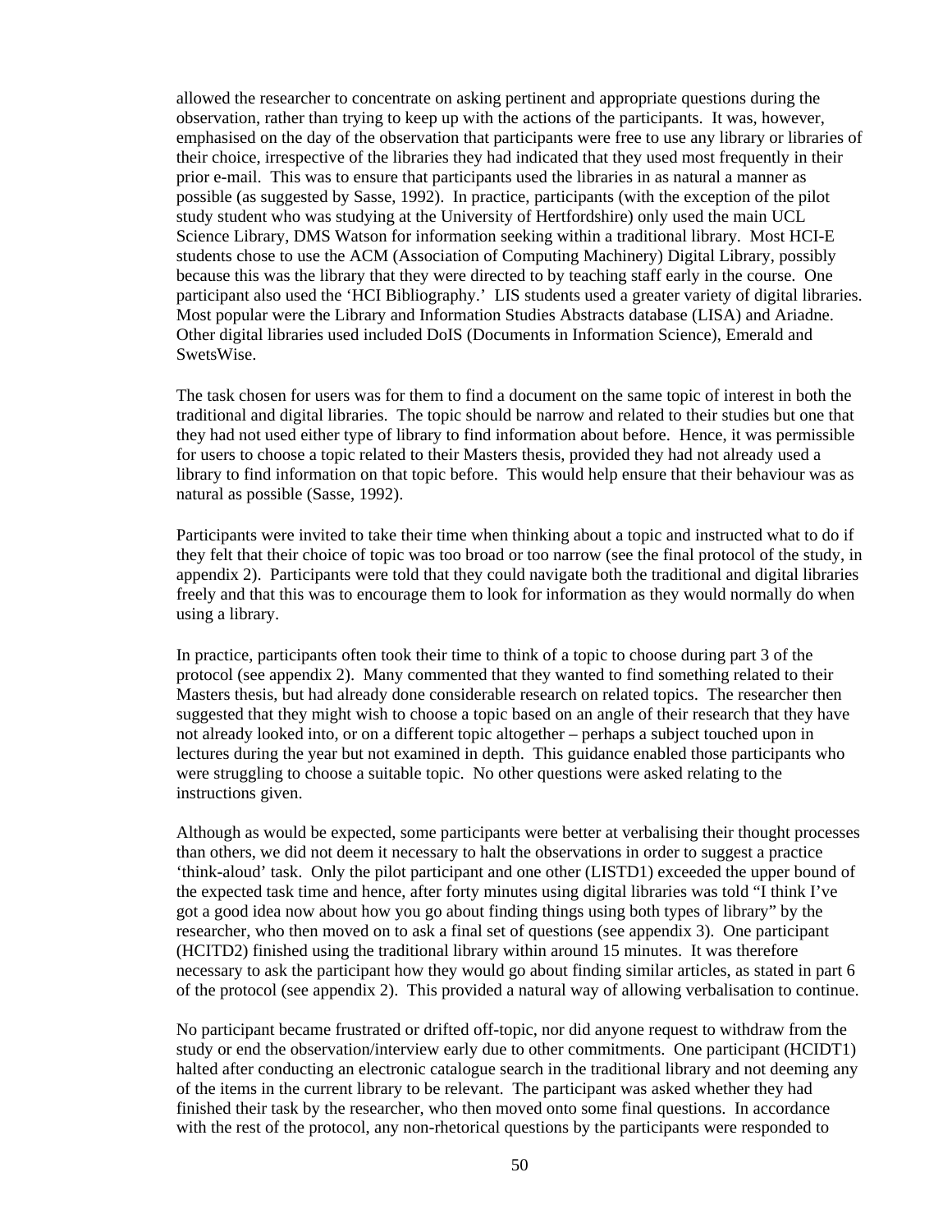allowed the researcher to concentrate on asking pertinent and appropriate questions during the observation, rather than trying to keep up with the actions of the participants. It was, however, emphasised on the day of the observation that participants were free to use any library or libraries of their choice, irrespective of the libraries they had indicated that they used most frequently in their prior e-mail. This was to ensure that participants used the libraries in as natural a manner as possible (as suggested by Sasse, 1992). In practice, participants (with the exception of the pilot study student who was studying at the University of Hertfordshire) only used the main UCL Science Library, DMS Watson for information seeking within a traditional library. Most HCI-E students chose to use the ACM (Association of Computing Machinery) Digital Library, possibly because this was the library that they were directed to by teaching staff early in the course. One participant also used the 'HCI Bibliography.' LIS students used a greater variety of digital libraries. Most popular were the Library and Information Studies Abstracts database (LISA) and Ariadne. Other digital libraries used included DoIS (Documents in Information Science), Emerald and SwetsWise.

The task chosen for users was for them to find a document on the same topic of interest in both the traditional and digital libraries. The topic should be narrow and related to their studies but one that they had not used either type of library to find information about before. Hence, it was permissible for users to choose a topic related to their Masters thesis, provided they had not already used a library to find information on that topic before. This would help ensure that their behaviour was as natural as possible (Sasse, 1992).

Participants were invited to take their time when thinking about a topic and instructed what to do if they felt that their choice of topic was too broad or too narrow (see the final protocol of the study, in appendix 2). Participants were told that they could navigate both the traditional and digital libraries freely and that this was to encourage them to look for information as they would normally do when using a library.

In practice, participants often took their time to think of a topic to choose during part 3 of the protocol (see appendix 2). Many commented that they wanted to find something related to their Masters thesis, but had already done considerable research on related topics. The researcher then suggested that they might wish to choose a topic based on an angle of their research that they have not already looked into, or on a different topic altogether – perhaps a subject touched upon in lectures during the year but not examined in depth. This guidance enabled those participants who were struggling to choose a suitable topic. No other questions were asked relating to the instructions given.

Although as would be expected, some participants were better at verbalising their thought processes than others, we did not deem it necessary to halt the observations in order to suggest a practice 'think-aloud' task. Only the pilot participant and one other (LISTD1) exceeded the upper bound of the expected task time and hence, after forty minutes using digital libraries was told "I think I've got a good idea now about how you go about finding things using both types of library" by the researcher, who then moved on to ask a final set of questions (see appendix 3). One participant (HCITD2) finished using the traditional library within around 15 minutes. It was therefore necessary to ask the participant how they would go about finding similar articles, as stated in part 6 of the protocol (see appendix 2). This provided a natural way of allowing verbalisation to continue.

No participant became frustrated or drifted off-topic, nor did anyone request to withdraw from the study or end the observation/interview early due to other commitments. One participant (HCIDT1) halted after conducting an electronic catalogue search in the traditional library and not deeming any of the items in the current library to be relevant. The participant was asked whether they had finished their task by the researcher, who then moved onto some final questions. In accordance with the rest of the protocol, any non-rhetorical questions by the participants were responded to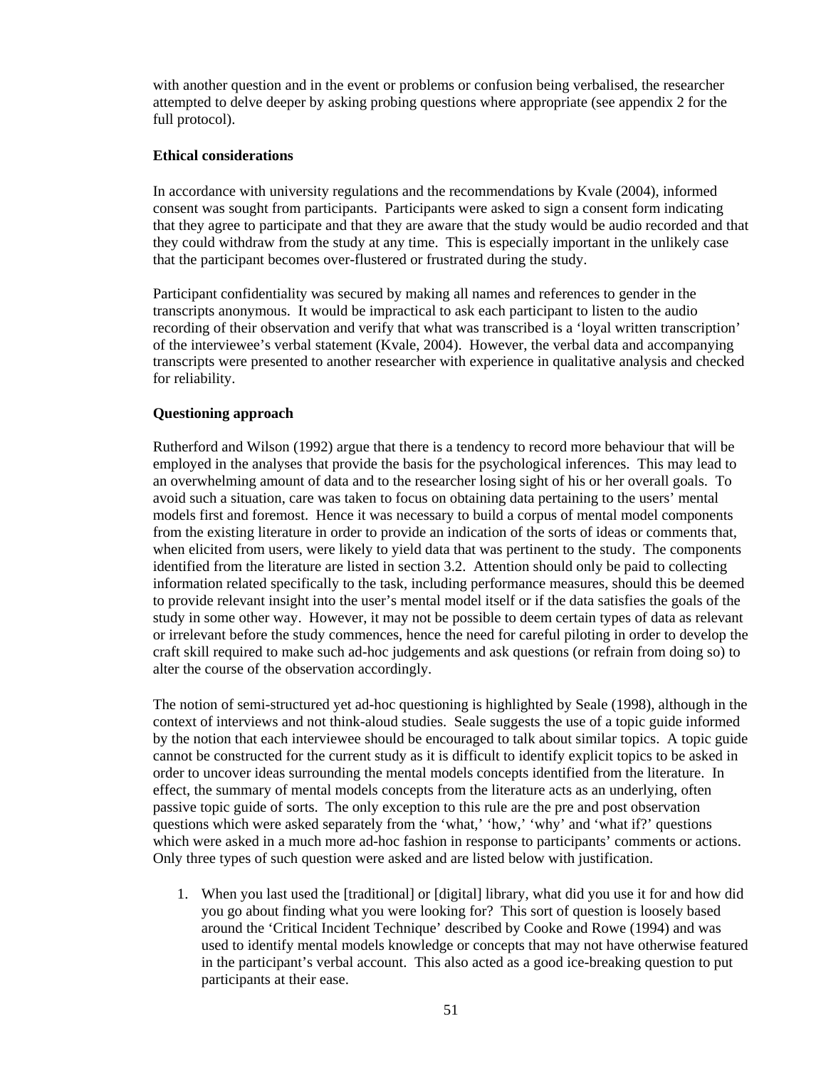with another question and in the event or problems or confusion being verbalised, the researcher attempted to delve deeper by asking probing questions where appropriate (see appendix 2 for the full protocol).

**Ethical considerations**

In accordance with university regulations and the recommendations by Kvale (2004), informed consent was sought from participants. Participants were asked to sign a consent form indicating that they agree to participate and that they are aware that the study would be audio recorded and that they could withdraw from the study at any time. This is especially important in the unlikely case that the participant becomes over-flustered or frustrated during the study.

Participant confidentiality was secured by making all names and references to gender in the transcripts anonymous. It would be impractical to ask each participant to listen to the audio recording of their observation and verify that what was transcribed is a 'loyal written transcription' of the interviewee's verbal statement (Kvale, 2004). However, the verbal data and accompanying transcripts were presented to another researcher with experience in qualitative analysis and checked for reliability.

**Questioning approach**

Rutherford and Wilson (1992) argue that there is a tendency to record more behaviour that will be employed in the analyses that provide the basis for the psychological inferences. This may lead to an overwhelming amount of data and to the researcher losing sight of his or her overall goals. To avoid such a situation, care was taken to focus on obtaining data pertaining to the users' mental models first and foremost. Hence it was necessary to build a corpus of mental model components from the existing literature in order to provide an indication of the sorts of ideas or comments that, when elicited from users, were likely to yield data that was pertinent to the study. The components identified from the literature are listed in section 3.2. Attention should only be paid to collecting information related specifically to the task, including performance measures, should this be deemed to provide relevant insight into the user's mental model itself or if the data satisfies the goals of the study in some other way. However, it may not be possible to deem certain types of data as relevant or irrelevant before the study commences, hence the need for careful piloting in order to develop the craft skill required to make such ad-hoc judgements and ask questions (or refrain from doing so) to alter the course of the observation accordingly.

The notion of semi-structured yet ad-hoc questioning is highlighted by Seale (1998), although in the context of interviews and not think-aloud studies. Seale suggests the use of a topic guide informed by the notion that each interviewee should be encouraged to talk about similar topics. A topic guide cannot be constructed for the current study as it is difficult to identify explicit topics to be asked in order to uncover ideas surrounding the mental models concepts identified from the literature. In effect, the summary of mental models concepts from the literature acts as an underlying, often passive topic guide of sorts. The only exception to this rule are the pre and post observation questions which were asked separately from the 'what,' 'how,' 'why' and 'what if?' questions which were asked in a much more ad-hoc fashion in response to participants' comments or actions. Only three types of such question were asked and are listed below with justification.

1. When you last used the [traditional] or [digital] library, what did you use it for and how did you go about finding what you were looking for? This sort of question is loosely based around the 'Critical Incident Technique' described by Cooke and Rowe (1994) and was used to identify mental models knowledge or concepts that may not have otherwise featured in the participant's verbal account. This also acted as a good ice-breaking question to put participants at their ease.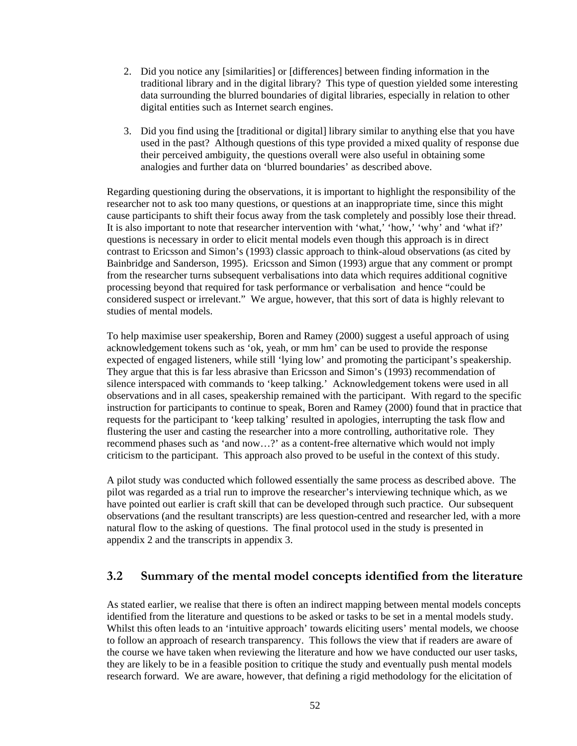2. Did you notice any [similarities] or [differences] between finding information in the traditional library and in the digital library? This type of question yielded some interesting data surrounding the blurred boundaries of digital libraries, especially in relation to other digital entities such as Internet search engines.

3. Did you find using the [traditional or digital] library similar to anything else that you have used in the past? Although questions of this type provided a mixed quality of response due their perceived ambiguity, the questions overall were also useful in obtaining some analogies and further data on 'blurred boundaries' as described above.

Regarding questioning during the observations, it is important to highlight the responsibility of the researcher not to ask too many questions, or questions at an inappropriate time, since this might cause participants to shift their focus away from the task completely and possibly lose their thread. It is also important to note that researcher intervention with 'what,' 'how,' 'why' and 'what if?' questions is necessary in order to elicit mental models even though this approach is in direct contrast to Ericsson and Simon's (1993) classic approach to think-aloud observations (as cited by Bainbridge and Sanderson, 1995). Ericsson and Simon (1993) argue that any comment or prompt from the researcher turns subsequent verbalisations into data which requires additional cognitive processing beyond that required for task performance or verbalisation and hence "could be considered suspect or irrelevant." We argue, however, that this sort of data is highly relevant to studies of mental models.

To help maximise user speakership, Boren and Ramey (2000) suggest a useful approach of using acknowledgement tokens such as 'ok, yeah, or mm hm' can be used to provide the response expected of engaged listeners, while still 'lying low' and promoting the participant's speakership. They argue that this is far less abrasive than Ericsson and Simon's (1993) recommendation of silence interspaced with commands to 'keep talking.' Acknowledgement tokens were used in all observations and in all cases, speakership remained with the participant. With regard to the specific instruction for participants to continue to speak, Boren and Ramey (2000) found that in practice that requests for the participant to 'keep talking' resulted in apologies, interrupting the task flow and flustering the user and casting the researcher into a more controlling, authoritative role. They recommend phases such as 'and now…?' as a content-free alternative which would not imply criticism to the participant. This approach also proved to be useful in the context of this study.

A pilot study was conducted which followed essentially the same process as described above. The pilot was regarded as a trial run to improve the researcher's interviewing technique which, as we have pointed out earlier is craft skill that can be developed through such practice. Our subsequent observations (and the resultant transcripts) are less question-centred and researcher led, with a more natural flow to the asking of questions. The final protocol used in the study is presented in appendix 2 and the transcripts in appendix 3.

## 3.2 Summary of the mental model concepts identified from the literature

As stated earlier, we realise that there is often an indirect mapping between mental models concepts identified from the literature and questions to be asked or tasks to be set in a mental models study. Whilst this often leads to an 'intuitive approach' towards eliciting users' mental models, we choose to follow an approach of research transparency. This follows the view that if readers are aware of the course we have taken when reviewing the literature and how we have conducted our user tasks, they are likely to be in a feasible position to critique the study and eventually push mental models research forward. We are aware, however, that defining a rigid methodology for the elicitation of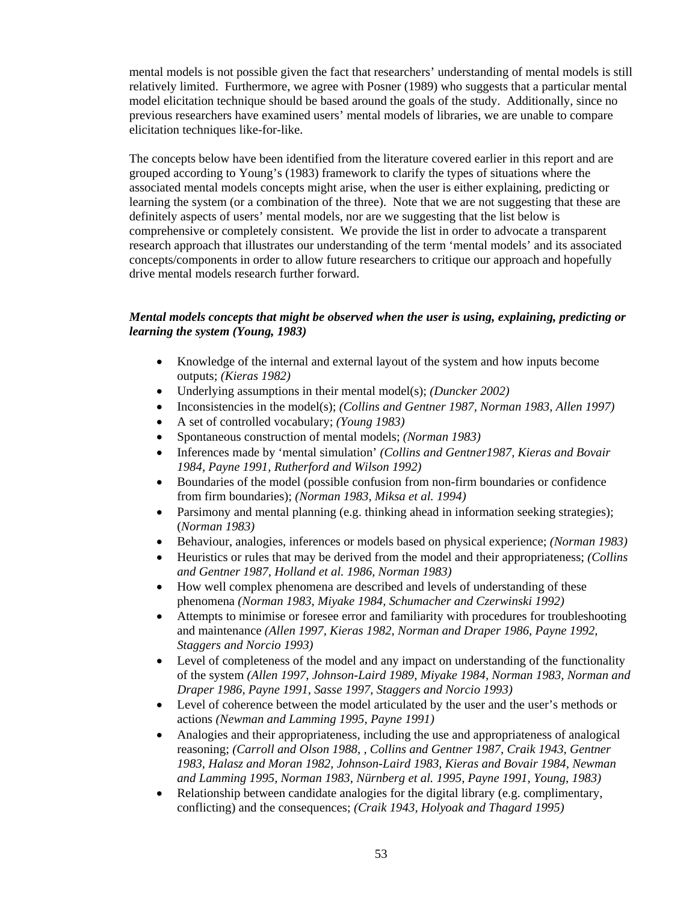mental models is not possible given the fact that researchers' understanding of mental models is still relatively limited. Furthermore, we agree with Posner (1989) who suggests that a particular mental model elicitation technique should be based around the goals of the study. Additionally, since no previous researchers have examined users' mental models of libraries, we are unable to compare elicitation techniques like-for-like.

The concepts below have been identified from the literature covered earlier in this report and are grouped according to Young's (1983) framework to clarify the types of situations where the associated mental models concepts might arise, when the user is either explaining, predicting or learning the system (or a combination of the three). Note that we are not suggesting that these are definitely aspects of users' mental models, nor are we suggesting that the list below is comprehensive or completely consistent. We provide the list in order to advocate a transparent research approach that illustrates our understanding of the term 'mental models' and its associated concepts/components in order to allow future researchers to critique our approach and hopefully drive mental models research further forward.

***Mental models concepts that might be observed when the user is using, explaining, predicting or learning the system (Young, 1983)***

- Knowledge of the internal and external layout of the system and how inputs become outputs; *(Kieras 1982)*
- Underlying assumptions in their mental model(s); *(Duncker 2002)*
- Inconsistencies in the model(s); *(Collins and Gentner 1987, Norman 1983, Allen 1997)*
- A set of controlled vocabulary; *(Young 1983)*
- Spontaneous construction of mental models; *(Norman 1983)*
- Inferences made by 'mental simulation' *(Collins and Gentner1987, Kieras and Bovair 1984, Payne 1991, Rutherford and Wilson 1992)*
- Boundaries of the model (possible confusion from non-firm boundaries or confidence from firm boundaries); *(Norman 1983, Miksa et al. 1994)*
- Parsimony and mental planning (e.g. thinking ahead in information seeking strategies); (*Norman 1983)*
- Behaviour, analogies, inferences or models based on physical experience; *(Norman 1983)*
- Heuristics or rules that may be derived from the model and their appropriateness; *(Collins and Gentner 1987, Holland et al. 1986, Norman 1983)*
- How well complex phenomena are described and levels of understanding of these phenomena *(Norman 1983, Miyake 1984, Schumacher and Czerwinski 1992)*
- Attempts to minimise or foresee error and familiarity with procedures for troubleshooting and maintenance *(Allen 1997, Kieras 1982, Norman and Draper 1986, Payne 1992, Staggers and Norcio 1993)*
- Level of completeness of the model and any impact on understanding of the functionality of the system *(Allen 1997, Johnson-Laird 1989, Miyake 1984, Norman 1983, Norman and Draper 1986, Payne 1991, Sasse 1997, Staggers and Norcio 1993)*
- Level of coherence between the model articulated by the user and the user's methods or actions *(Newman and Lamming 1995, Payne 1991)*
- Analogies and their appropriateness, including the use and appropriateness of analogical reasoning; *(Carroll and Olson 1988, , Collins and Gentner 1987, Craik 1943, Gentner 1983, Halasz and Moran 1982, Johnson-Laird 1983, Kieras and Bovair 1984, Newman and Lamming 1995, Norman 1983, Nürnberg et al. 1995, Payne 1991, Young, 1983)*
- Relationship between candidate analogies for the digital library (e.g. complimentary, conflicting) and the consequences; *(Craik 1943, Holyoak and Thagard 1995)*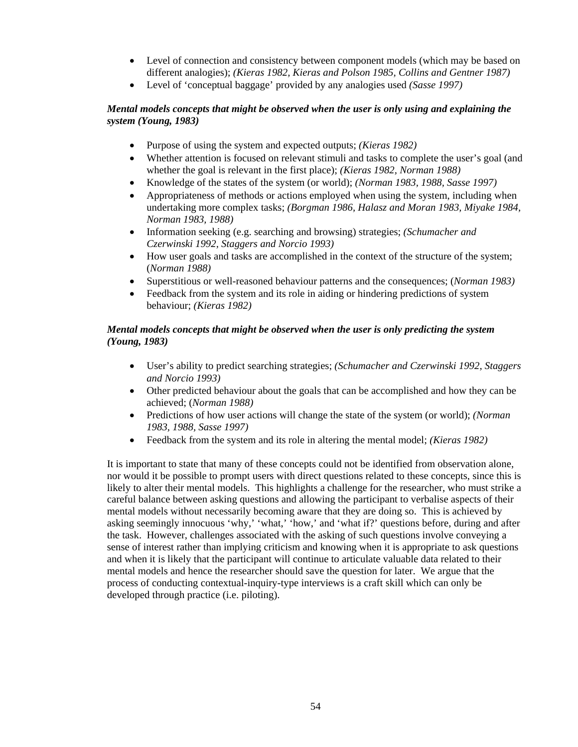- Level of connection and consistency between component models (which may be based on different analogies); *(Kieras 1982, Kieras and Polson 1985, Collins and Gentner 1987)*
- Level of 'conceptual baggage' provided by any analogies used *(Sasse 1997)*

***Mental models concepts that might be observed when the user is only using and explaining the system (Young, 1983)***

- Purpose of using the system and expected outputs; *(Kieras 1982)*
- Whether attention is focused on relevant stimuli and tasks to complete the user's goal (and whether the goal is relevant in the first place); *(Kieras 1982, Norman 1988)*
- Knowledge of the states of the system (or world); *(Norman 1983, 1988, Sasse 1997)*
- Appropriateness of methods or actions employed when using the system, including when undertaking more complex tasks; *(Borgman 1986, Halasz and Moran 1983, Miyake 1984, Norman 1983, 1988)*
- Information seeking (e.g. searching and browsing) strategies; *(Schumacher and Czerwinski 1992, Staggers and Norcio 1993)*
- How user goals and tasks are accomplished in the context of the structure of the system; (*Norman 1988)*
- Superstitious or well-reasoned behaviour patterns and the consequences; (*Norman 1983)*
- Feedback from the system and its role in aiding or hindering predictions of system behaviour; *(Kieras 1982)*

***Mental models concepts that might be observed when the user is only predicting the system (Young, 1983)***

- User's ability to predict searching strategies; *(Schumacher and Czerwinski 1992, Staggers and Norcio 1993)*
- Other predicted behaviour about the goals that can be accomplished and how they can be achieved; (*Norman 1988)*
- Predictions of how user actions will change the state of the system (or world); *(Norman 1983, 1988, Sasse 1997)*
- Feedback from the system and its role in altering the mental model; *(Kieras 1982)*

It is important to state that many of these concepts could not be identified from observation alone, nor would it be possible to prompt users with direct questions related to these concepts, since this is likely to alter their mental models. This highlights a challenge for the researcher, who must strike a careful balance between asking questions and allowing the participant to verbalise aspects of their mental models without necessarily becoming aware that they are doing so. This is achieved by asking seemingly innocuous 'why,' 'what,' 'how,' and 'what if?' questions before, during and after the task. However, challenges associated with the asking of such questions involve conveying a sense of interest rather than implying criticism and knowing when it is appropriate to ask questions and when it is likely that the participant will continue to articulate valuable data related to their mental models and hence the researcher should save the question for later. We argue that the process of conducting contextual-inquiry-type interviews is a craft skill which can only be developed through practice (i.e. piloting).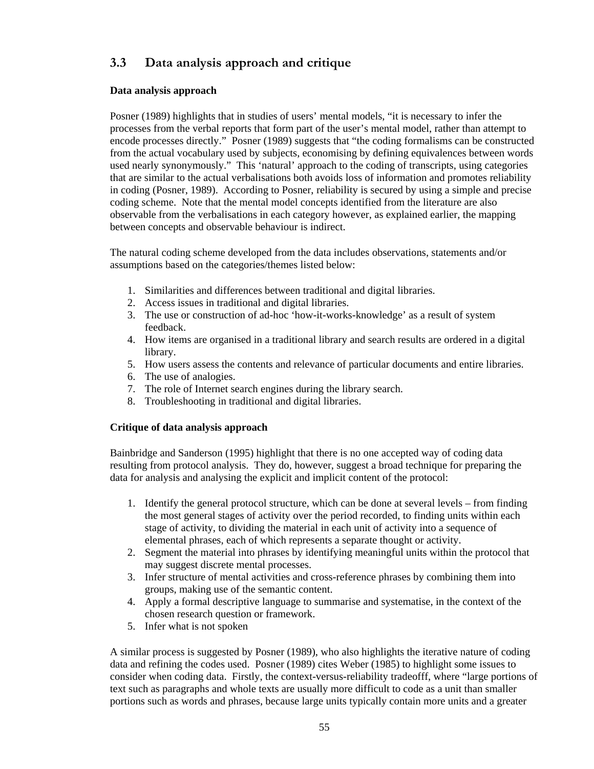## 3.3 Data analysis approach and critique

**Data analysis approach**

Posner (1989) highlights that in studies of users' mental models, "it is necessary to infer the processes from the verbal reports that form part of the user's mental model, rather than attempt to encode processes directly." Posner (1989) suggests that "the coding formalisms can be constructed from the actual vocabulary used by subjects, economising by defining equivalences between words used nearly synonymously." This 'natural' approach to the coding of transcripts, using categories that are similar to the actual verbalisations both avoids loss of information and promotes reliability in coding (Posner, 1989). According to Posner, reliability is secured by using a simple and precise coding scheme. Note that the mental model concepts identified from the literature are also observable from the verbalisations in each category however, as explained earlier, the mapping between concepts and observable behaviour is indirect.

The natural coding scheme developed from the data includes observations, statements and/or assumptions based on the categories/themes listed below:

1. Similarities and differences between traditional and digital libraries.
2. Access issues in traditional and digital libraries.
3. The use or construction of ad-hoc 'how-it-works-knowledge' as a result of system feedback.
4. How items are organised in a traditional library and search results are ordered in a digital library.
5. How users assess the contents and relevance of particular documents and entire libraries.
6. The use of analogies.
7. The role of Internet search engines during the library search.
8. Troubleshooting in traditional and digital libraries.

**Critique of data analysis approach**

Bainbridge and Sanderson (1995) highlight that there is no one accepted way of coding data resulting from protocol analysis. They do, however, suggest a broad technique for preparing the data for analysis and analysing the explicit and implicit content of the protocol:

1. Identify the general protocol structure, which can be done at several levels – from finding the most general stages of activity over the period recorded, to finding units within each stage of activity, to dividing the material in each unit of activity into a sequence of elemental phrases, each of which represents a separate thought or activity.
2. Segment the material into phrases by identifying meaningful units within the protocol that may suggest discrete mental processes.
3. Infer structure of mental activities and cross-reference phrases by combining them into groups, making use of the semantic content.
4. Apply a formal descriptive language to summarise and systematise, in the context of the chosen research question or framework.
5. Infer what is not spoken

A similar process is suggested by Posner (1989), who also highlights the iterative nature of coding data and refining the codes used. Posner (1989) cites Weber (1985) to highlight some issues to consider when coding data. Firstly, the context-versus-reliability tradeofff, where "large portions of text such as paragraphs and whole texts are usually more difficult to code as a unit than smaller portions such as words and phrases, because large units typically contain more units and a greater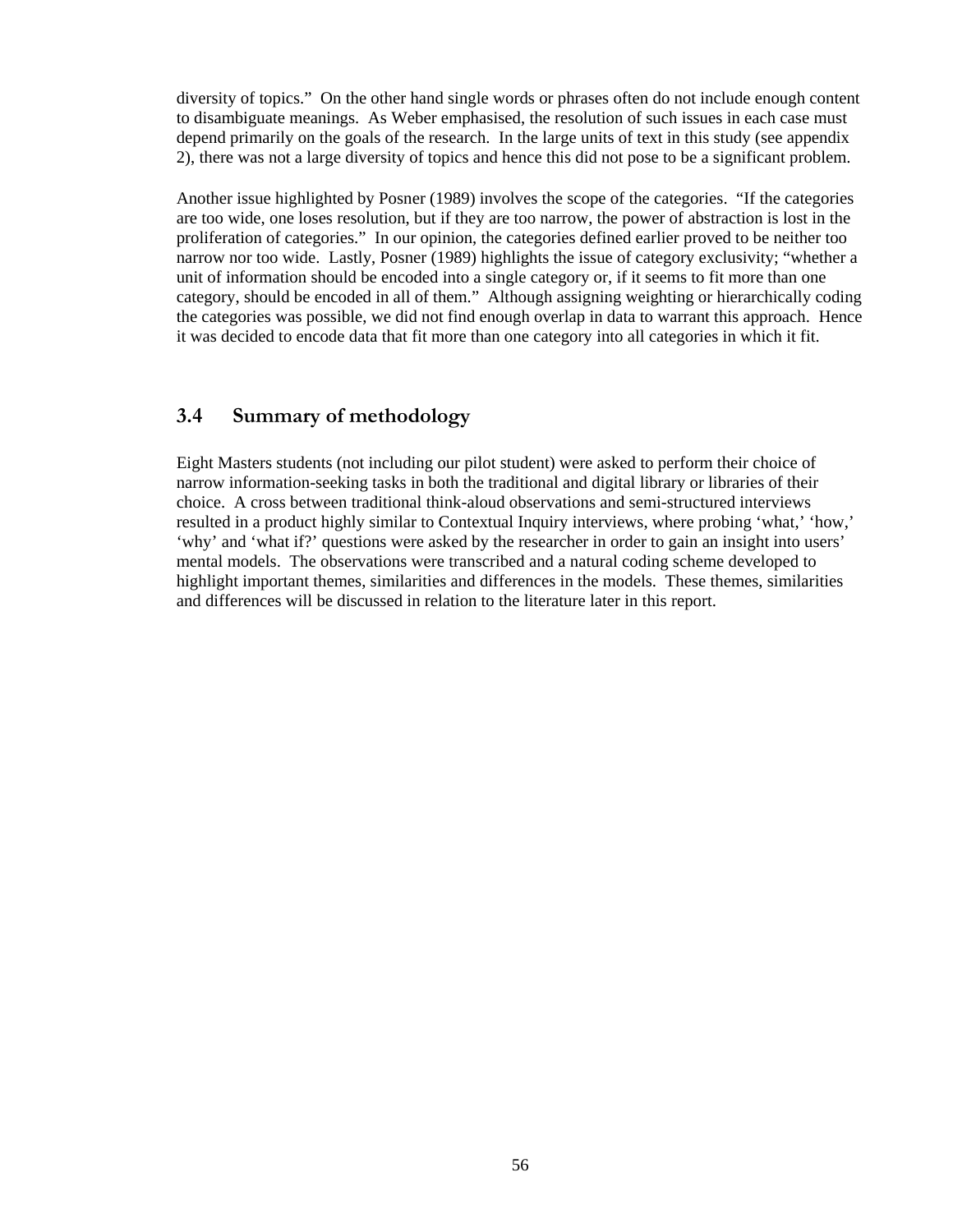diversity of topics." On the other hand single words or phrases often do not include enough content to disambiguate meanings. As Weber emphasised, the resolution of such issues in each case must depend primarily on the goals of the research. In the large units of text in this study (see appendix 2), there was not a large diversity of topics and hence this did not pose to be a significant problem.

Another issue highlighted by Posner (1989) involves the scope of the categories. "If the categories are too wide, one loses resolution, but if they are too narrow, the power of abstraction is lost in the proliferation of categories." In our opinion, the categories defined earlier proved to be neither too narrow nor too wide. Lastly, Posner (1989) highlights the issue of category exclusivity; "whether a unit of information should be encoded into a single category or, if it seems to fit more than one category, should be encoded in all of them." Although assigning weighting or hierarchically coding the categories was possible, we did not find enough overlap in data to warrant this approach. Hence it was decided to encode data that fit more than one category into all categories in which it fit.

## 3.4 Summary of methodology

Eight Masters students (not including our pilot student) were asked to perform their choice of narrow information-seeking tasks in both the traditional and digital library or libraries of their choice. A cross between traditional think-aloud observations and semi-structured interviews resulted in a product highly similar to Contextual Inquiry interviews, where probing 'what,' 'how,' 'why' and 'what if?' questions were asked by the researcher in order to gain an insight into users' mental models. The observations were transcribed and a natural coding scheme developed to highlight important themes, similarities and differences in the models. These themes, similarities and differences will be discussed in relation to the literature later in this report.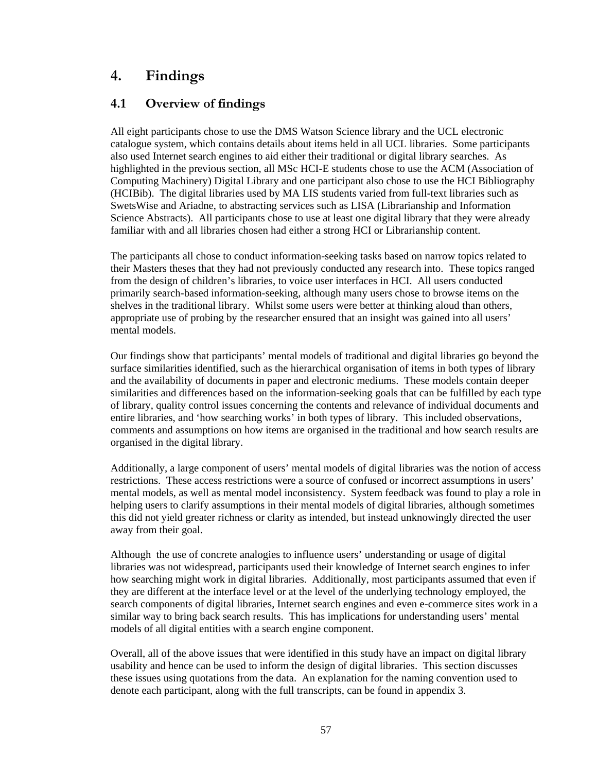# 4. Findings

## 4.1 Overview of findings

All eight participants chose to use the DMS Watson Science library and the UCL electronic catalogue system, which contains details about items held in all UCL libraries. Some participants also used Internet search engines to aid either their traditional or digital library searches. As highlighted in the previous section, all MSc HCI-E students chose to use the ACM (Association of Computing Machinery) Digital Library and one participant also chose to use the HCI Bibliography (HCIBib). The digital libraries used by MA LIS students varied from full-text libraries such as SwetsWise and Ariadne, to abstracting services such as LISA (Librarianship and Information Science Abstracts). All participants chose to use at least one digital library that they were already familiar with and all libraries chosen had either a strong HCI or Librarianship content.

The participants all chose to conduct information-seeking tasks based on narrow topics related to their Masters theses that they had not previously conducted any research into. These topics ranged from the design of children's libraries, to voice user interfaces in HCI. All users conducted primarily search-based information-seeking, although many users chose to browse items on the shelves in the traditional library. Whilst some users were better at thinking aloud than others, appropriate use of probing by the researcher ensured that an insight was gained into all users' mental models.

Our findings show that participants' mental models of traditional and digital libraries go beyond the surface similarities identified, such as the hierarchical organisation of items in both types of library and the availability of documents in paper and electronic mediums. These models contain deeper similarities and differences based on the information-seeking goals that can be fulfilled by each type of library, quality control issues concerning the contents and relevance of individual documents and entire libraries, and 'how searching works' in both types of library. This included observations, comments and assumptions on how items are organised in the traditional and how search results are organised in the digital library.

Additionally, a large component of users' mental models of digital libraries was the notion of access restrictions. These access restrictions were a source of confused or incorrect assumptions in users' mental models, as well as mental model inconsistency. System feedback was found to play a role in helping users to clarify assumptions in their mental models of digital libraries, although sometimes this did not yield greater richness or clarity as intended, but instead unknowingly directed the user away from their goal.

Although the use of concrete analogies to influence users' understanding or usage of digital libraries was not widespread, participants used their knowledge of Internet search engines to infer how searching might work in digital libraries. Additionally, most participants assumed that even if they are different at the interface level or at the level of the underlying technology employed, the search components of digital libraries, Internet search engines and even e-commerce sites work in a similar way to bring back search results. This has implications for understanding users' mental models of all digital entities with a search engine component.

Overall, all of the above issues that were identified in this study have an impact on digital library usability and hence can be used to inform the design of digital libraries. This section discusses these issues using quotations from the data. An explanation for the naming convention used to denote each participant, along with the full transcripts, can be found in appendix 3.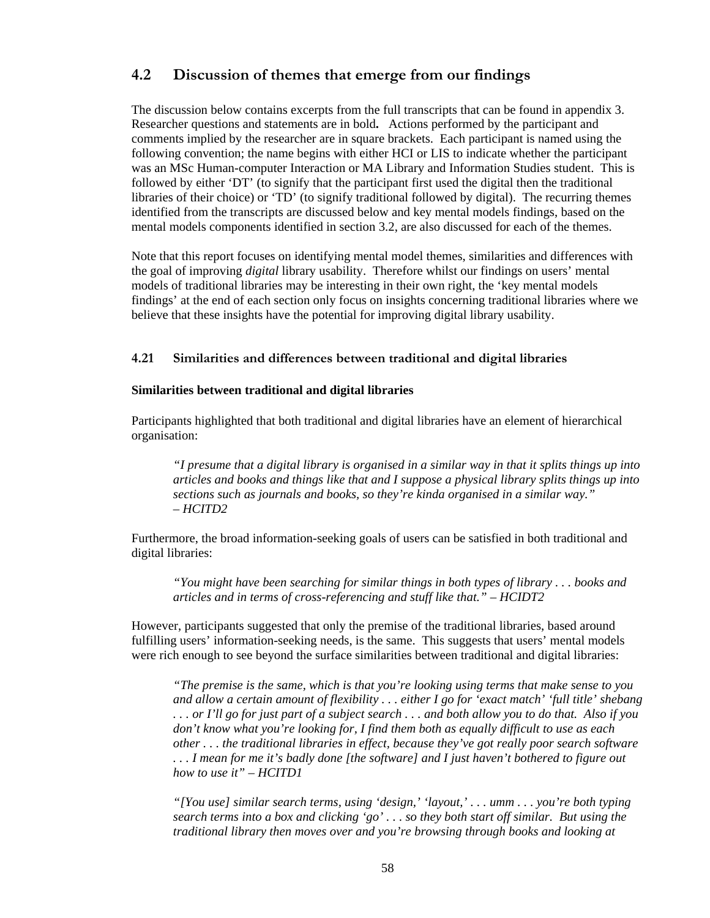## 4.2 Discussion of themes that emerge from our findings

The discussion below contains excerpts from the full transcripts that can be found in appendix 3. Researcher questions and statements are in bold**.** Actions performed by the participant and comments implied by the researcher are in square brackets. Each participant is named using the following convention; the name begins with either HCI or LIS to indicate whether the participant was an MSc Human-computer Interaction or MA Library and Information Studies student. This is followed by either 'DT' (to signify that the participant first used the digital then the traditional libraries of their choice) or 'TD' (to signify traditional followed by digital). The recurring themes identified from the transcripts are discussed below and key mental models findings, based on the mental models components identified in section 3.2, are also discussed for each of the themes.

Note that this report focuses on identifying mental model themes, similarities and differences with the goal of improving *digital* library usability. Therefore whilst our findings on users' mental models of traditional libraries may be interesting in their own right, the 'key mental models findings' at the end of each section only focus on insights concerning traditional libraries where we believe that these insights have the potential for improving digital library usability.

### 4.21 Similarities and differences between traditional and digital libraries

**Similarities between traditional and digital libraries**

Participants highlighted that both traditional and digital libraries have an element of hierarchical organisation:

> *"I presume that a digital library is organised in a similar way in that it splits things up into articles and books and things like that and I suppose a physical library splits things up into sections such as journals and books, so they're kinda organised in a similar way." – HCITD2*

Furthermore, the broad information-seeking goals of users can be satisfied in both traditional and digital libraries:

> *"You might have been searching for similar things in both types of library . . . books and articles and in terms of cross-referencing and stuff like that." – HCIDT2*

However, participants suggested that only the premise of the traditional libraries, based around fulfilling users' information-seeking needs, is the same. This suggests that users' mental models were rich enough to see beyond the surface similarities between traditional and digital libraries:

> *"The premise is the same, which is that you're looking using terms that make sense to you and allow a certain amount of flexibility . . . either I go for 'exact match' 'full title' shebang . . . or I'll go for just part of a subject search . . . and both allow you to do that. Also if you don't know what you're looking for, I find them both as equally difficult to use as each other . . . the traditional libraries in effect, because they've got really poor search software . . . I mean for me it's badly done [the software] and I just haven't bothered to figure out how to use it" – HCITD1*

> *"[You use] similar search terms, using 'design,' 'layout,' . . . umm . . . you're both typing search terms into a box and clicking 'go' . . . so they both start off similar. But using the traditional library then moves over and you're browsing through books and looking at*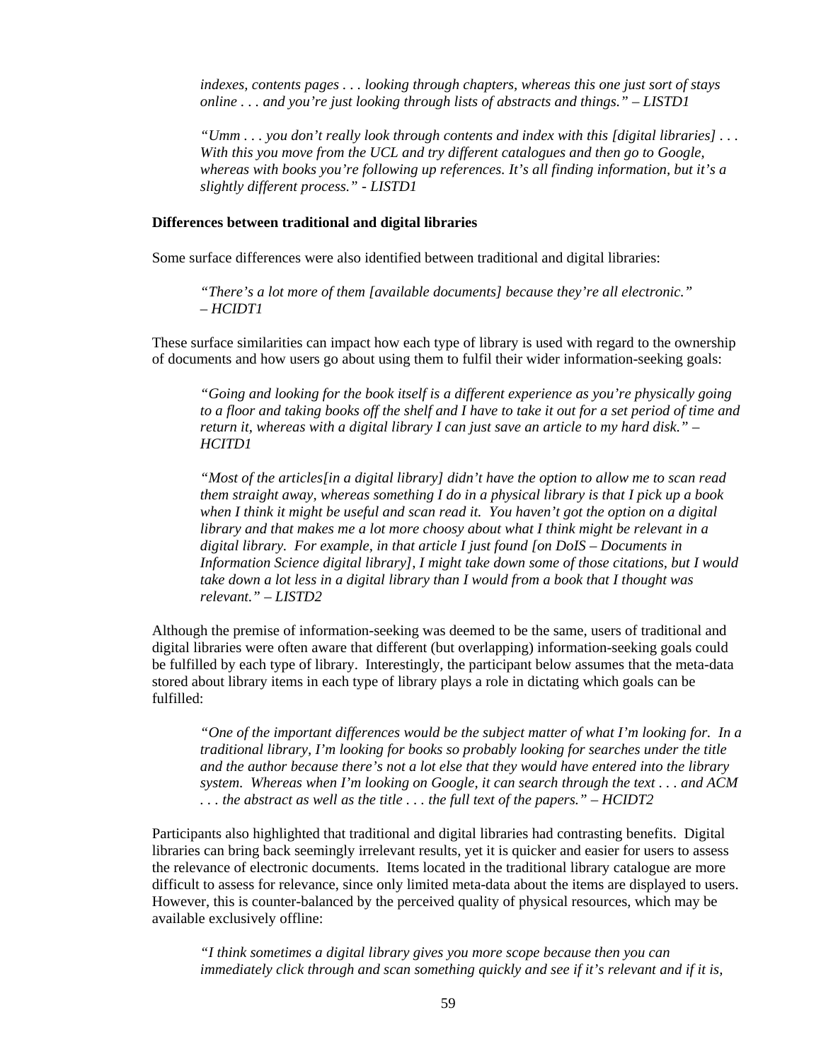*indexes, contents pages . . . looking through chapters, whereas this one just sort of stays online . . . and you're just looking through lists of abstracts and things." – LISTD1*

*"Umm . . . you don't really look through contents and index with this [digital libraries] . . . With this you move from the UCL and try different catalogues and then go to Google, whereas with books you're following up references. It's all finding information, but it's a slightly different process." - LISTD1*

**Differences between traditional and digital libraries**

Some surface differences were also identified between traditional and digital libraries:

*"There's a lot more of them [available documents] because they're all electronic." – HCIDT1*

These surface similarities can impact how each type of library is used with regard to the ownership of documents and how users go about using them to fulfil their wider information-seeking goals:

*"Going and looking for the book itself is a different experience as you're physically going to a floor and taking books off the shelf and I have to take it out for a set period of time and return it, whereas with a digital library I can just save an article to my hard disk." – HCITD1*

*"Most of the articles[in a digital library] didn't have the option to allow me to scan read them straight away, whereas something I do in a physical library is that I pick up a book when I think it might be useful and scan read it. You haven't got the option on a digital library and that makes me a lot more choosy about what I think might be relevant in a digital library. For example, in that article I just found [on DoIS – Documents in Information Science digital library], I might take down some of those citations, but I would take down a lot less in a digital library than I would from a book that I thought was relevant." – LISTD2*

Although the premise of information-seeking was deemed to be the same, users of traditional and digital libraries were often aware that different (but overlapping) information-seeking goals could be fulfilled by each type of library. Interestingly, the participant below assumes that the meta-data stored about library items in each type of library plays a role in dictating which goals can be fulfilled:

*"One of the important differences would be the subject matter of what I'm looking for. In a traditional library, I'm looking for books so probably looking for searches under the title and the author because there's not a lot else that they would have entered into the library system. Whereas when I'm looking on Google, it can search through the text . . . and ACM . . . the abstract as well as the title . . . the full text of the papers." – HCIDT2*

Participants also highlighted that traditional and digital libraries had contrasting benefits. Digital libraries can bring back seemingly irrelevant results, yet it is quicker and easier for users to assess the relevance of electronic documents. Items located in the traditional library catalogue are more difficult to assess for relevance, since only limited meta-data about the items are displayed to users. However, this is counter-balanced by the perceived quality of physical resources, which may be available exclusively offline:

*"I think sometimes a digital library gives you more scope because then you can immediately click through and scan something quickly and see if it's relevant and if it is,*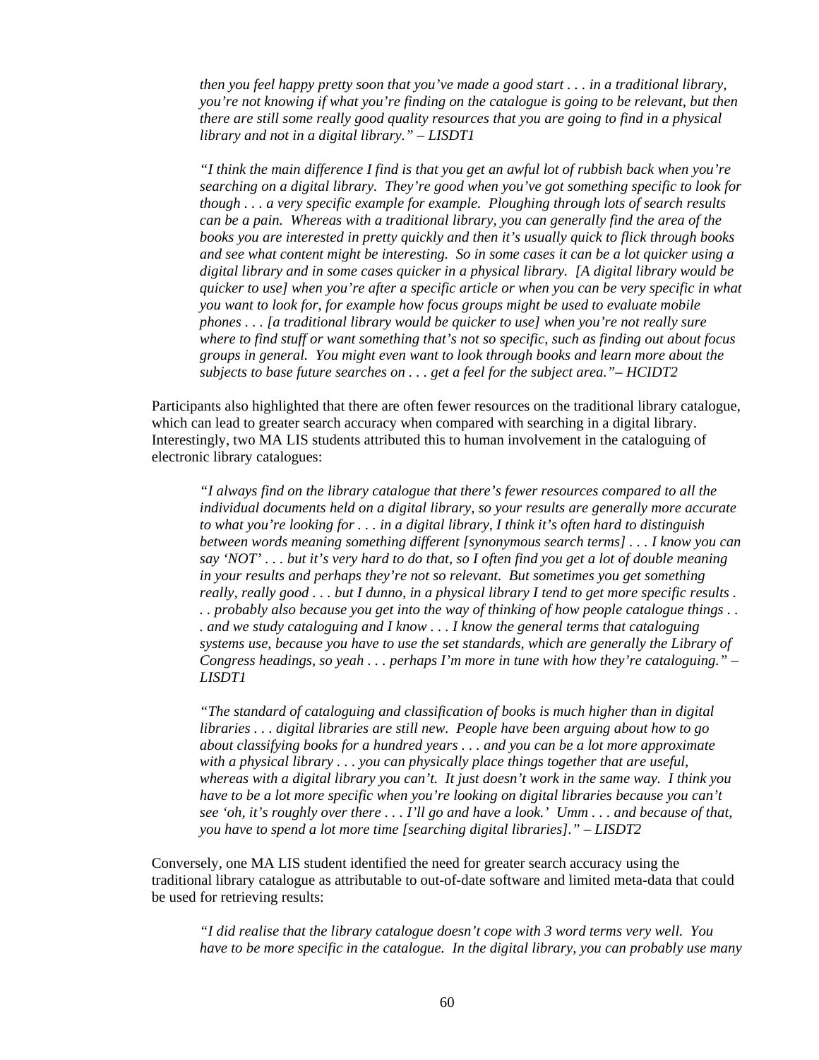*then you feel happy pretty soon that you've made a good start . . . in a traditional library, you're not knowing if what you're finding on the catalogue is going to be relevant, but then there are still some really good quality resources that you are going to find in a physical library and not in a digital library." – LISDT1*

*"I think the main difference I find is that you get an awful lot of rubbish back when you're searching on a digital library. They're good when you've got something specific to look for though . . . a very specific example for example. Ploughing through lots of search results can be a pain. Whereas with a traditional library, you can generally find the area of the books you are interested in pretty quickly and then it's usually quick to flick through books and see what content might be interesting. So in some cases it can be a lot quicker using a digital library and in some cases quicker in a physical library. [A digital library would be quicker to use] when you're after a specific article or when you can be very specific in what you want to look for, for example how focus groups might be used to evaluate mobile phones . . . [a traditional library would be quicker to use] when you're not really sure where to find stuff or want something that's not so specific, such as finding out about focus groups in general. You might even want to look through books and learn more about the subjects to base future searches on . . . get a feel for the subject area."– HCIDT2*

Participants also highlighted that there are often fewer resources on the traditional library catalogue, which can lead to greater search accuracy when compared with searching in a digital library. Interestingly, two MA LIS students attributed this to human involvement in the cataloguing of electronic library catalogues:

*"I always find on the library catalogue that there's fewer resources compared to all the individual documents held on a digital library, so your results are generally more accurate to what you're looking for . . . in a digital library, I think it's often hard to distinguish between words meaning something different [synonymous search terms] . . . I know you can say 'NOT' . . . but it's very hard to do that, so I often find you get a lot of double meaning in your results and perhaps they're not so relevant. But sometimes you get something really, really good . . . but I dunno, in a physical library I tend to get more specific results . . . probably also because you get into the way of thinking of how people catalogue things . . . and we study cataloguing and I know . . . I know the general terms that cataloguing systems use, because you have to use the set standards, which are generally the Library of Congress headings, so yeah . . . perhaps I'm more in tune with how they're cataloguing." – LISDT1*

*"The standard of cataloguing and classification of books is much higher than in digital libraries . . . digital libraries are still new. People have been arguing about how to go about classifying books for a hundred years . . . and you can be a lot more approximate with a physical library . . . you can physically place things together that are useful, whereas with a digital library you can't. It just doesn't work in the same way. I think you have to be a lot more specific when you're looking on digital libraries because you can't see 'oh, it's roughly over there . . . I'll go and have a look.' Umm . . . and because of that, you have to spend a lot more time [searching digital libraries]." – LISDT2*

Conversely, one MA LIS student identified the need for greater search accuracy using the traditional library catalogue as attributable to out-of-date software and limited meta-data that could be used for retrieving results:

*"I did realise that the library catalogue doesn't cope with 3 word terms very well. You have to be more specific in the catalogue. In the digital library, you can probably use many*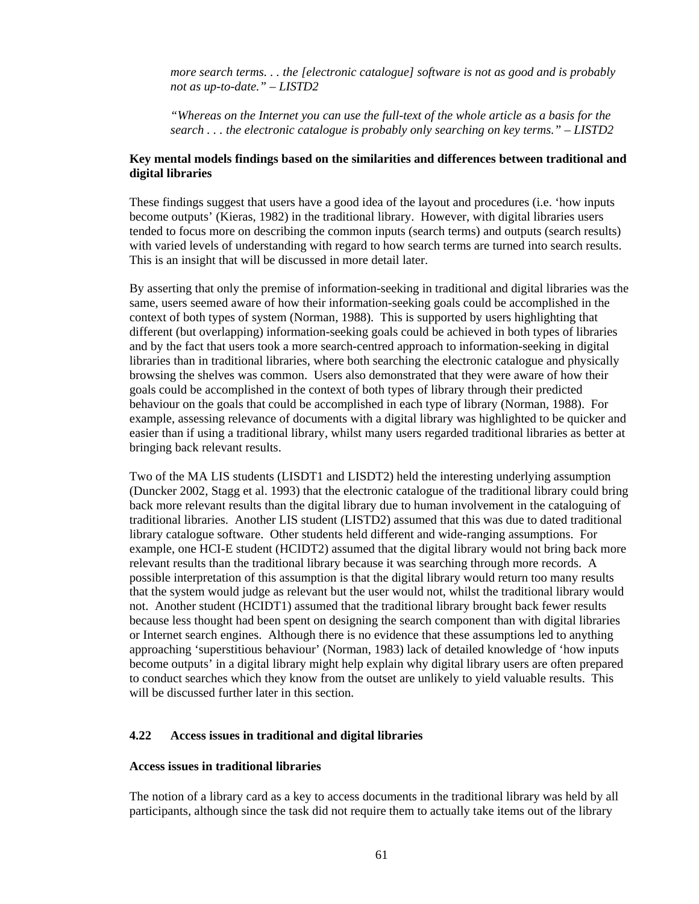*more search terms. . . the [electronic catalogue] software is not as good and is probably not as up-to-date." – LISTD2*

*"Whereas on the Internet you can use the full-text of the whole article as a basis for the search . . . the electronic catalogue is probably only searching on key terms." – LISTD2*

**Key mental models findings based on the similarities and differences between traditional and digital libraries**

These findings suggest that users have a good idea of the layout and procedures (i.e. 'how inputs become outputs' (Kieras, 1982) in the traditional library. However, with digital libraries users tended to focus more on describing the common inputs (search terms) and outputs (search results) with varied levels of understanding with regard to how search terms are turned into search results. This is an insight that will be discussed in more detail later.

By asserting that only the premise of information-seeking in traditional and digital libraries was the same, users seemed aware of how their information-seeking goals could be accomplished in the context of both types of system (Norman, 1988). This is supported by users highlighting that different (but overlapping) information-seeking goals could be achieved in both types of libraries and by the fact that users took a more search-centred approach to information-seeking in digital libraries than in traditional libraries, where both searching the electronic catalogue and physically browsing the shelves was common. Users also demonstrated that they were aware of how their goals could be accomplished in the context of both types of library through their predicted behaviour on the goals that could be accomplished in each type of library (Norman, 1988). For example, assessing relevance of documents with a digital library was highlighted to be quicker and easier than if using a traditional library, whilst many users regarded traditional libraries as better at bringing back relevant results.

Two of the MA LIS students (LISDT1 and LISDT2) held the interesting underlying assumption (Duncker 2002, Stagg et al. 1993) that the electronic catalogue of the traditional library could bring back more relevant results than the digital library due to human involvement in the cataloguing of traditional libraries. Another LIS student (LISTD2) assumed that this was due to dated traditional library catalogue software. Other students held different and wide-ranging assumptions. For example, one HCI-E student (HCIDT2) assumed that the digital library would not bring back more relevant results than the traditional library because it was searching through more records. A possible interpretation of this assumption is that the digital library would return too many results that the system would judge as relevant but the user would not, whilst the traditional library would not. Another student (HCIDT1) assumed that the traditional library brought back fewer results because less thought had been spent on designing the search component than with digital libraries or Internet search engines. Although there is no evidence that these assumptions led to anything approaching 'superstitious behaviour' (Norman, 1983) lack of detailed knowledge of 'how inputs become outputs' in a digital library might help explain why digital library users are often prepared to conduct searches which they know from the outset are unlikely to yield valuable results. This will be discussed further later in this section.

### 4.22 Access issues in traditional and digital libraries

**Access issues in traditional libraries**

The notion of a library card as a key to access documents in the traditional library was held by all participants, although since the task did not require them to actually take items out of the library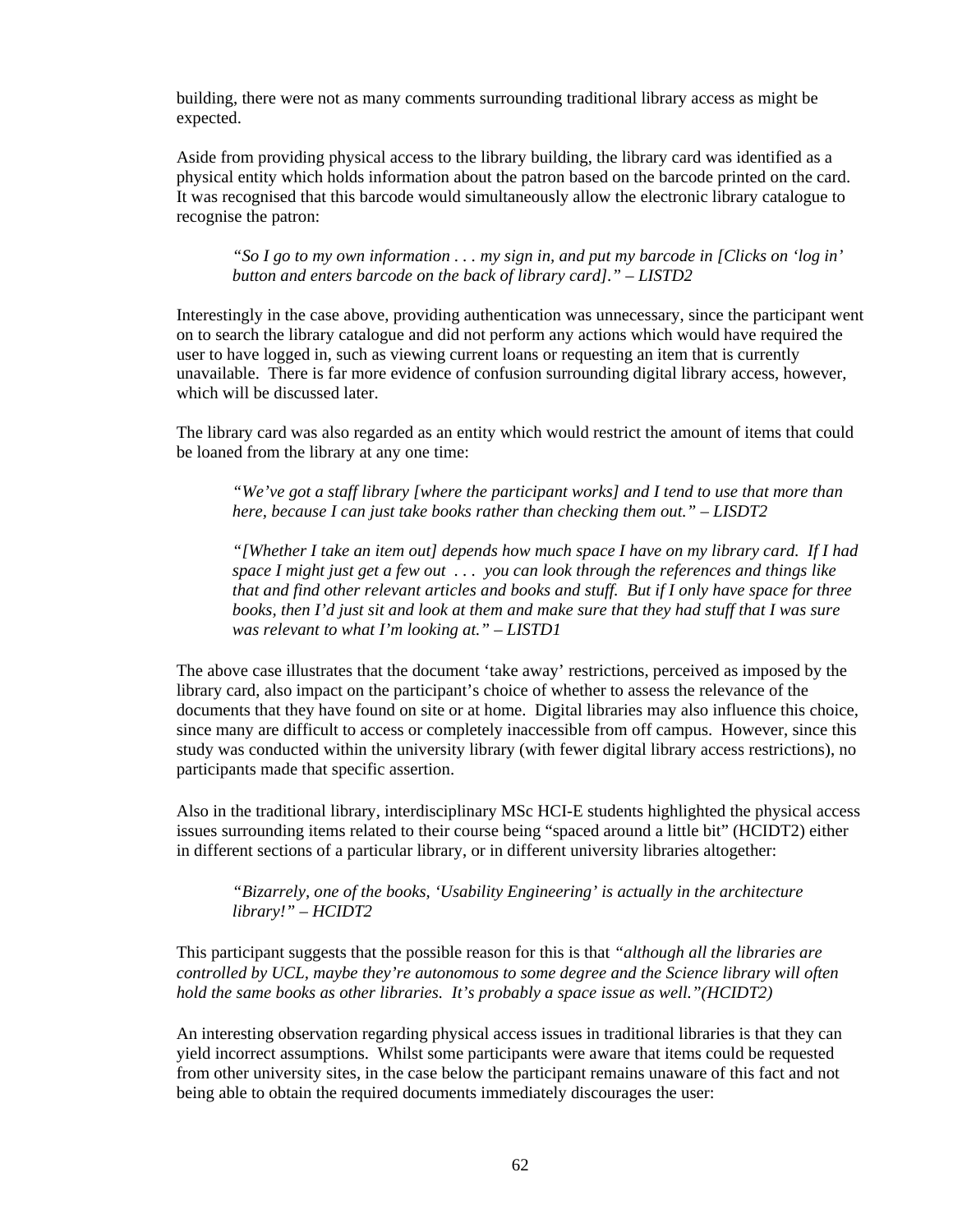building, there were not as many comments surrounding traditional library access as might be expected.

Aside from providing physical access to the library building, the library card was identified as a physical entity which holds information about the patron based on the barcode printed on the card. It was recognised that this barcode would simultaneously allow the electronic library catalogue to recognise the patron:

> *"So I go to my own information . . . my sign in, and put my barcode in [Clicks on 'log in' button and enters barcode on the back of library card]." – LISTD2*

Interestingly in the case above, providing authentication was unnecessary, since the participant went on to search the library catalogue and did not perform any actions which would have required the user to have logged in, such as viewing current loans or requesting an item that is currently unavailable. There is far more evidence of confusion surrounding digital library access, however, which will be discussed later.

The library card was also regarded as an entity which would restrict the amount of items that could be loaned from the library at any one time:

> *"We've got a staff library [where the participant works] and I tend to use that more than here, because I can just take books rather than checking them out." – LISDT2*

> *"[Whether I take an item out] depends how much space I have on my library card. If I had space I might just get a few out . . . you can look through the references and things like that and find other relevant articles and books and stuff. But if I only have space for three books, then I'd just sit and look at them and make sure that they had stuff that I was sure was relevant to what I'm looking at." – LISTD1*

The above case illustrates that the document 'take away' restrictions, perceived as imposed by the library card, also impact on the participant's choice of whether to assess the relevance of the documents that they have found on site or at home. Digital libraries may also influence this choice, since many are difficult to access or completely inaccessible from off campus. However, since this study was conducted within the university library (with fewer digital library access restrictions), no participants made that specific assertion.

Also in the traditional library, interdisciplinary MSc HCI-E students highlighted the physical access issues surrounding items related to their course being "spaced around a little bit" (HCIDT2) either in different sections of a particular library, or in different university libraries altogether:

> *"Bizarrely, one of the books, 'Usability Engineering' is actually in the architecture library!" – HCIDT2*

This participant suggests that the possible reason for this is that *"although all the libraries are controlled by UCL, maybe they're autonomous to some degree and the Science library will often hold the same books as other libraries. It's probably a space issue as well."(HCIDT2)*

An interesting observation regarding physical access issues in traditional libraries is that they can yield incorrect assumptions. Whilst some participants were aware that items could be requested from other university sites, in the case below the participant remains unaware of this fact and not being able to obtain the required documents immediately discourages the user: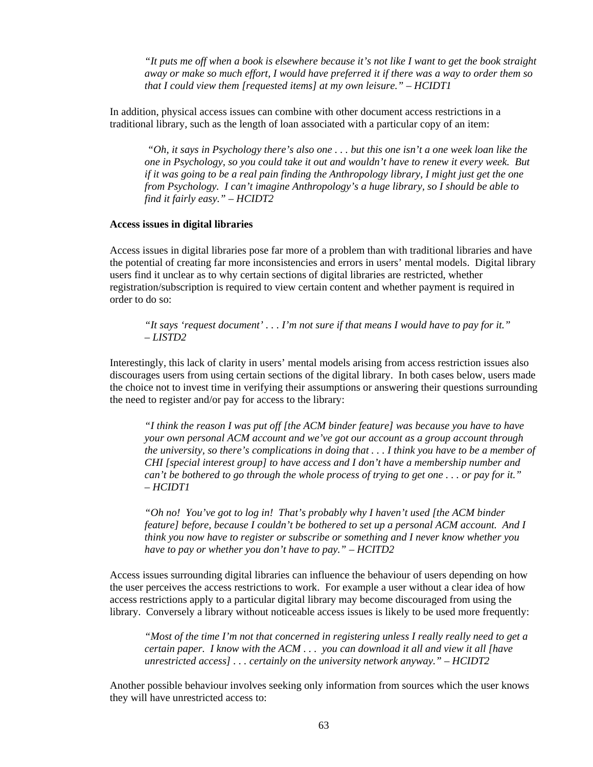> *"It puts me off when a book is elsewhere because it's not like I want to get the book straight away or make so much effort, I would have preferred it if there was a way to order them so that I could view them [requested items] at my own leisure." – HCIDT1*

In addition, physical access issues can combine with other document access restrictions in a traditional library, such as the length of loan associated with a particular copy of an item:

> *"Oh, it says in Psychology there's also one . . . but this one isn't a one week loan like the one in Psychology, so you could take it out and wouldn't have to renew it every week. But if it was going to be a real pain finding the Anthropology library, I might just get the one from Psychology. I can't imagine Anthropology's a huge library, so I should be able to find it fairly easy." – HCIDT2*

**Access issues in digital libraries**

Access issues in digital libraries pose far more of a problem than with traditional libraries and have the potential of creating far more inconsistencies and errors in users' mental models. Digital library users find it unclear as to why certain sections of digital libraries are restricted, whether registration/subscription is required to view certain content and whether payment is required in order to do so:

> *"It says 'request document' . . . I'm not sure if that means I would have to pay for it." – LISTD2*

Interestingly, this lack of clarity in users' mental models arising from access restriction issues also discourages users from using certain sections of the digital library. In both cases below, users made the choice not to invest time in verifying their assumptions or answering their questions surrounding the need to register and/or pay for access to the library:

> *"I think the reason I was put off [the ACM binder feature] was because you have to have your own personal ACM account and we've got our account as a group account through the university, so there's complications in doing that . . . I think you have to be a member of CHI [special interest group] to have access and I don't have a membership number and can't be bothered to go through the whole process of trying to get one . . . or pay for it." – HCIDT1*

> *"Oh no! You've got to log in! That's probably why I haven't used [the ACM binder feature] before, because I couldn't be bothered to set up a personal ACM account. And I think you now have to register or subscribe or something and I never know whether you have to pay or whether you don't have to pay." – HCITD2*

Access issues surrounding digital libraries can influence the behaviour of users depending on how the user perceives the access restrictions to work. For example a user without a clear idea of how access restrictions apply to a particular digital library may become discouraged from using the library. Conversely a library without noticeable access issues is likely to be used more frequently:

> *"Most of the time I'm not that concerned in registering unless I really really need to get a certain paper. I know with the ACM . . . you can download it all and view it all [have unrestricted access] . . . certainly on the university network anyway." – HCIDT2*

Another possible behaviour involves seeking only information from sources which the user knows they will have unrestricted access to: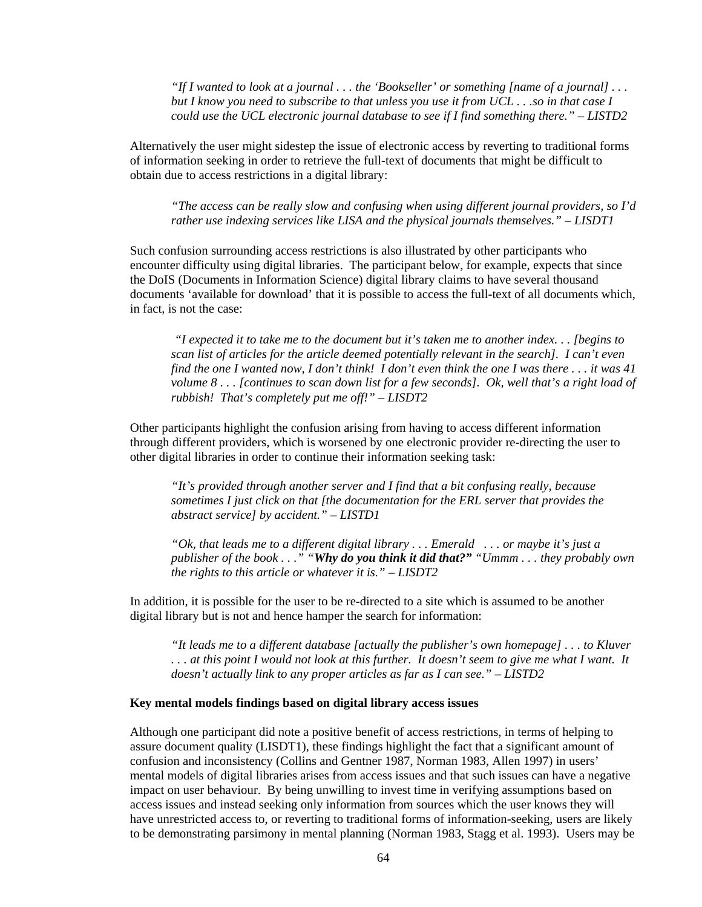> *"If I wanted to look at a journal . . . the 'Bookseller' or something [name of a journal] . . . but I know you need to subscribe to that unless you use it from UCL . . .so in that case I could use the UCL electronic journal database to see if I find something there." – LISTD2*

Alternatively the user might sidestep the issue of electronic access by reverting to traditional forms of information seeking in order to retrieve the full-text of documents that might be difficult to obtain due to access restrictions in a digital library:

> *"The access can be really slow and confusing when using different journal providers, so I'd rather use indexing services like LISA and the physical journals themselves." – LISDT1*

Such confusion surrounding access restrictions is also illustrated by other participants who encounter difficulty using digital libraries. The participant below, for example, expects that since the DoIS (Documents in Information Science) digital library claims to have several thousand documents 'available for download' that it is possible to access the full-text of all documents which, in fact, is not the case:

> *"I expected it to take me to the document but it's taken me to another index. . . [begins to scan list of articles for the article deemed potentially relevant in the search]. I can't even find the one I wanted now, I don't think! I don't even think the one I was there . . . it was 41 volume 8 . . . [continues to scan down list for a few seconds]. Ok, well that's a right load of rubbish! That's completely put me off!" – LISDT2*

Other participants highlight the confusion arising from having to access different information through different providers, which is worsened by one electronic provider re-directing the user to other digital libraries in order to continue their information seeking task:

> *"It's provided through another server and I find that a bit confusing really, because sometimes I just click on that [the documentation for the ERL server that provides the abstract service] by accident." – LISTD1*
>
> *"Ok, that leads me to a different digital library . . . Emerald . . . or maybe it's just a publisher of the book . . ." "**Why do you think it did that?**" "Ummm . . . they probably own the rights to this article or whatever it is." – LISDT2*

In addition, it is possible for the user to be re-directed to a site which is assumed to be another digital library but is not and hence hamper the search for information:

> *"It leads me to a different database [actually the publisher's own homepage] . . . to Kluver . . . at this point I would not look at this further. It doesn't seem to give me what I want. It doesn't actually link to any proper articles as far as I can see." – LISTD2*

**Key mental models findings based on digital library access issues**

Although one participant did note a positive benefit of access restrictions, in terms of helping to assure document quality (LISDT1), these findings highlight the fact that a significant amount of confusion and inconsistency (Collins and Gentner 1987, Norman 1983, Allen 1997) in users' mental models of digital libraries arises from access issues and that such issues can have a negative impact on user behaviour. By being unwilling to invest time in verifying assumptions based on access issues and instead seeking only information from sources which the user knows they will have unrestricted access to, or reverting to traditional forms of information-seeking, users are likely to be demonstrating parsimony in mental planning (Norman 1983, Stagg et al. 1993). Users may be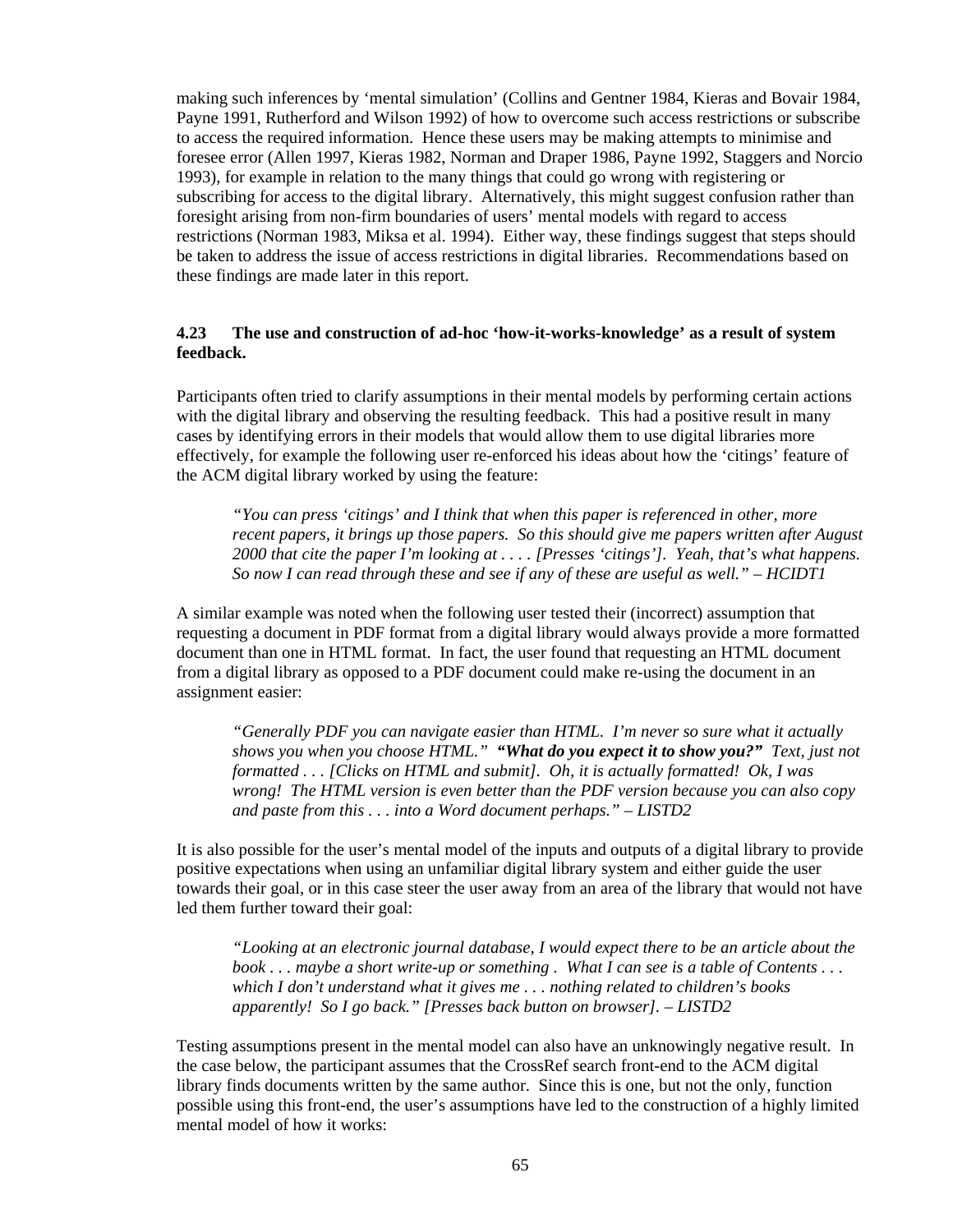making such inferences by 'mental simulation' (Collins and Gentner 1984, Kieras and Bovair 1984, Payne 1991, Rutherford and Wilson 1992) of how to overcome such access restrictions or subscribe to access the required information. Hence these users may be making attempts to minimise and foresee error (Allen 1997, Kieras 1982, Norman and Draper 1986, Payne 1992, Staggers and Norcio 1993), for example in relation to the many things that could go wrong with registering or subscribing for access to the digital library. Alternatively, this might suggest confusion rather than foresight arising from non-firm boundaries of users' mental models with regard to access restrictions (Norman 1983, Miksa et al. 1994). Either way, these findings suggest that steps should be taken to address the issue of access restrictions in digital libraries. Recommendations based on these findings are made later in this report.

### 4.23 The use and construction of ad-hoc 'how-it-works-knowledge' as a result of system feedback.

Participants often tried to clarify assumptions in their mental models by performing certain actions with the digital library and observing the resulting feedback. This had a positive result in many cases by identifying errors in their models that would allow them to use digital libraries more effectively, for example the following user re-enforced his ideas about how the 'citings' feature of the ACM digital library worked by using the feature:

> *"You can press 'citings' and I think that when this paper is referenced in other, more recent papers, it brings up those papers. So this should give me papers written after August 2000 that cite the paper I'm looking at . . . . [Presses 'citings']. Yeah, that's what happens. So now I can read through these and see if any of these are useful as well." – HCIDT1*

A similar example was noted when the following user tested their (incorrect) assumption that requesting a document in PDF format from a digital library would always provide a more formatted document than one in HTML format. In fact, the user found that requesting an HTML document from a digital library as opposed to a PDF document could make re-using the document in an assignment easier:

> *"Generally PDF you can navigate easier than HTML. I'm never so sure what it actually shows you when you choose HTML."* ***"What do you expect it to show you?"*** *Text, just not formatted . . . [Clicks on HTML and submit]. Oh, it is actually formatted! Ok, I was wrong! The HTML version is even better than the PDF version because you can also copy and paste from this . . . into a Word document perhaps." – LISTD2*

It is also possible for the user's mental model of the inputs and outputs of a digital library to provide positive expectations when using an unfamiliar digital library system and either guide the user towards their goal, or in this case steer the user away from an area of the library that would not have led them further toward their goal:

> *"Looking at an electronic journal database, I would expect there to be an article about the book . . . maybe a short write-up or something . What I can see is a table of Contents . . . which I don't understand what it gives me . . . nothing related to children's books apparently! So I go back." [Presses back button on browser]. – LISTD2*

Testing assumptions present in the mental model can also have an unknowingly negative result. In the case below, the participant assumes that the CrossRef search front-end to the ACM digital library finds documents written by the same author. Since this is one, but not the only, function possible using this front-end, the user's assumptions have led to the construction of a highly limited mental model of how it works: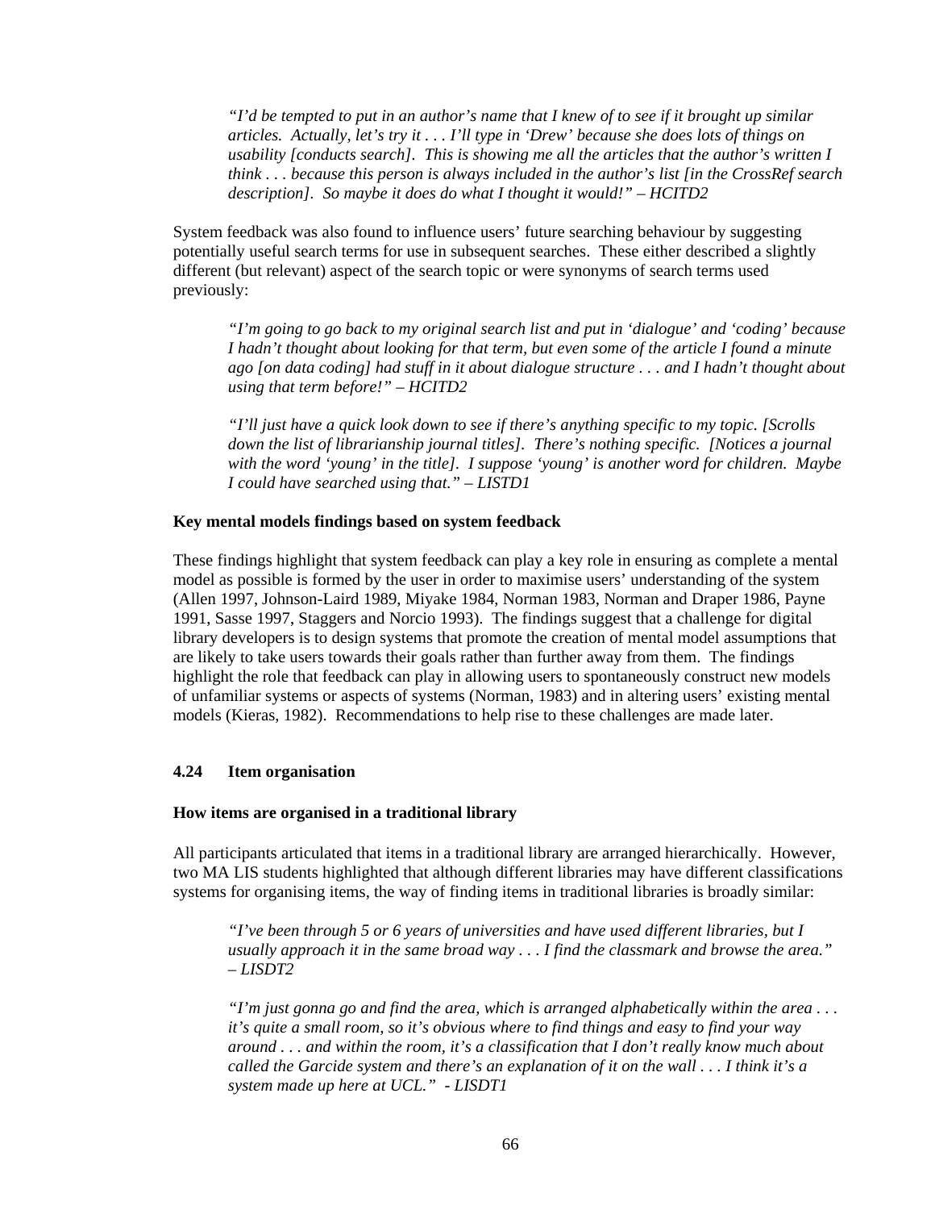> *"I'd be tempted to put in an author's name that I knew of to see if it brought up similar articles. Actually, let's try it . . . I'll type in 'Drew' because she does lots of things on usability [conducts search]. This is showing me all the articles that the author's written I think . . . because this person is always included in the author's list [in the CrossRef search description]. So maybe it does do what I thought it would!" – HCITD2*

System feedback was also found to influence users' future searching behaviour by suggesting potentially useful search terms for use in subsequent searches. These either described a slightly different (but relevant) aspect of the search topic or were synonyms of search terms used previously:

> *"I'm going to go back to my original search list and put in 'dialogue' and 'coding' because I hadn't thought about looking for that term, but even some of the article I found a minute ago [on data coding] had stuff in it about dialogue structure . . . and I hadn't thought about using that term before!" – HCITD2*

> *"I'll just have a quick look down to see if there's anything specific to my topic. [Scrolls down the list of librarianship journal titles]. There's nothing specific. [Notices a journal with the word 'young' in the title]. I suppose 'young' is another word for children. Maybe I could have searched using that." – LISTD1*

**Key mental models findings based on system feedback**

These findings highlight that system feedback can play a key role in ensuring as complete a mental model as possible is formed by the user in order to maximise users' understanding of the system (Allen 1997, Johnson-Laird 1989, Miyake 1984, Norman 1983, Norman and Draper 1986, Payne 1991, Sasse 1997, Staggers and Norcio 1993). The findings suggest that a challenge for digital library developers is to design systems that promote the creation of mental model assumptions that are likely to take users towards their goals rather than further away from them. The findings highlight the role that feedback can play in allowing users to spontaneously construct new models of unfamiliar systems or aspects of systems (Norman, 1983) and in altering users' existing mental models (Kieras, 1982). Recommendations to help rise to these challenges are made later.

### 4.24 Item organisation

**How items are organised in a traditional library**

All participants articulated that items in a traditional library are arranged hierarchically. However, two MA LIS students highlighted that although different libraries may have different classifications systems for organising items, the way of finding items in traditional libraries is broadly similar:

> *"I've been through 5 or 6 years of universities and have used different libraries, but I usually approach it in the same broad way . . . I find the classmark and browse the area." – LISDT2*

> *"I'm just gonna go and find the area, which is arranged alphabetically within the area . . . it's quite a small room, so it's obvious where to find things and easy to find your way around . . . and within the room, it's a classification that I don't really know much about called the Garcide system and there's an explanation of it on the wall . . . I think it's a system made up here at UCL." - LISDT1*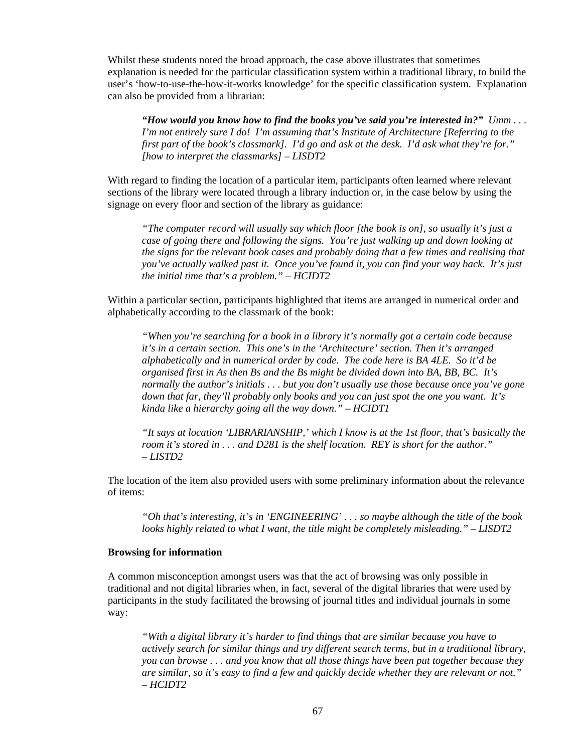Whilst these students noted the broad approach, the case above illustrates that sometimes explanation is needed for the particular classification system within a traditional library, to build the user's 'how-to-use-the-how-it-works knowledge' for the specific classification system. Explanation can also be provided from a librarian:

> ***"How would you know how to find the books you've said you're interested in?"*** *Umm . . . I'm not entirely sure I do! I'm assuming that's Institute of Architecture [Referring to the first part of the book's classmark]. I'd go and ask at the desk. I'd ask what they're for." [how to interpret the classmarks] – LISDT2*

With regard to finding the location of a particular item, participants often learned where relevant sections of the library were located through a library induction or, in the case below by using the signage on every floor and section of the library as guidance:

> *"The computer record will usually say which floor [the book is on], so usually it's just a case of going there and following the signs. You're just walking up and down looking at the signs for the relevant book cases and probably doing that a few times and realising that you've actually walked past it. Once you've found it, you can find your way back. It's just the initial time that's a problem." – HCIDT2*

Within a particular section, participants highlighted that items are arranged in numerical order and alphabetically according to the classmark of the book:

> *"When you're searching for a book in a library it's normally got a certain code because it's in a certain section. This one's in the 'Architecture' section. Then it's arranged alphabetically and in numerical order by code. The code here is BA 4LE. So it'd be organised first in As then Bs and the Bs might be divided down into BA, BB, BC. It's normally the author's initials . . . but you don't usually use those because once you've gone down that far, they'll probably only books and you can just spot the one you want. It's kinda like a hierarchy going all the way down." – HCIDT1*

> *"It says at location 'LIBRARIANSHIP,' which I know is at the 1st floor, that's basically the room it's stored in . . . and D281 is the shelf location. REY is short for the author." – LISTD2*

The location of the item also provided users with some preliminary information about the relevance of items:

> *"Oh that's interesting, it's in 'ENGINEERING' . . . so maybe although the title of the book looks highly related to what I want, the title might be completely misleading." – LISDT2*

**Browsing for information**

A common misconception amongst users was that the act of browsing was only possible in traditional and not digital libraries when, in fact, several of the digital libraries that were used by participants in the study facilitated the browsing of journal titles and individual journals in some way:

> *"With a digital library it's harder to find things that are similar because you have to actively search for similar things and try different search terms, but in a traditional library, you can browse . . . and you know that all those things have been put together because they are similar, so it's easy to find a few and quickly decide whether they are relevant or not." – HCIDT2*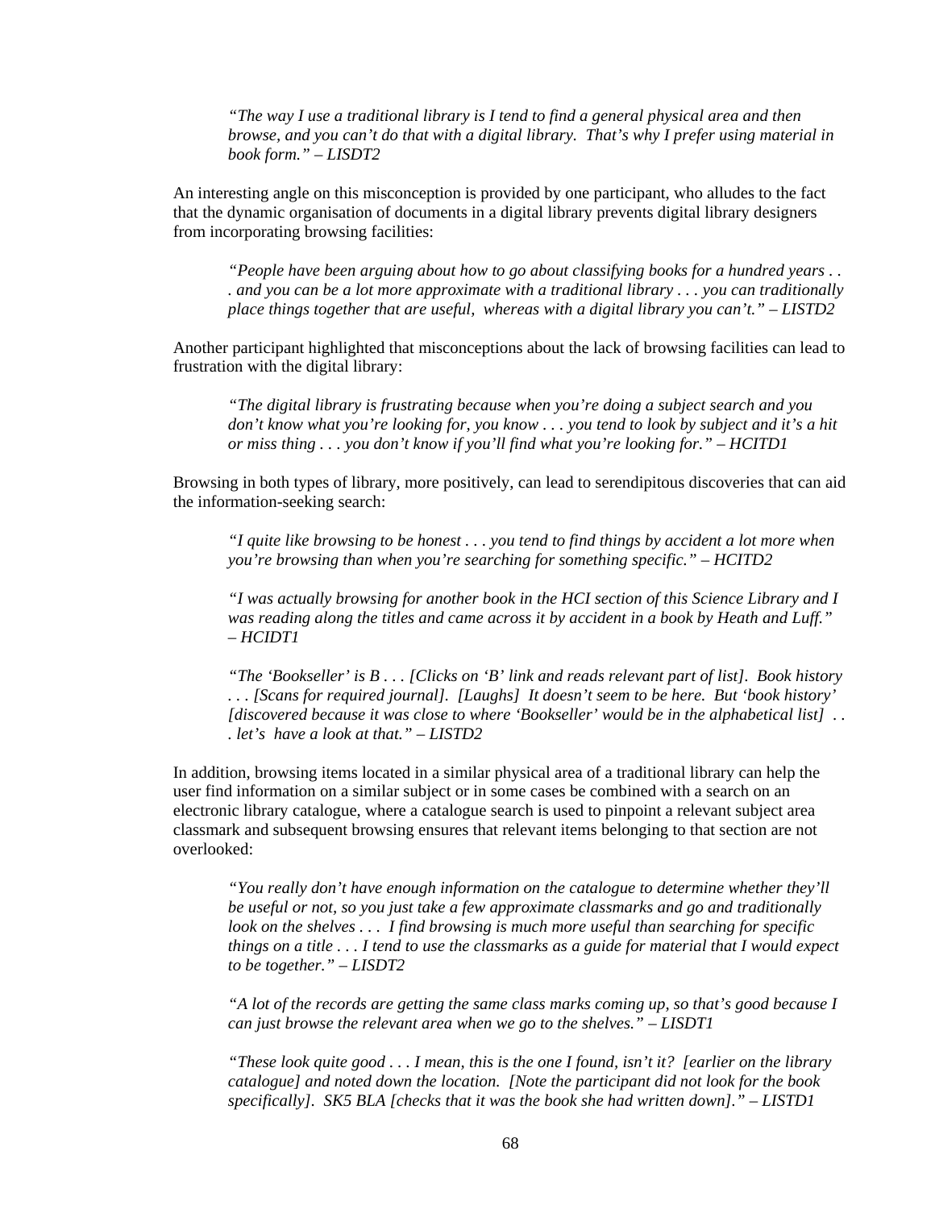> *"The way I use a traditional library is I tend to find a general physical area and then browse, and you can't do that with a digital library. That's why I prefer using material in book form." – LISDT2*

An interesting angle on this misconception is provided by one participant, who alludes to the fact that the dynamic organisation of documents in a digital library prevents digital library designers from incorporating browsing facilities:

> *"People have been arguing about how to go about classifying books for a hundred years . . . and you can be a lot more approximate with a traditional library . . . you can traditionally place things together that are useful, whereas with a digital library you can't." – LISTD2*

Another participant highlighted that misconceptions about the lack of browsing facilities can lead to frustration with the digital library:

> *"The digital library is frustrating because when you're doing a subject search and you don't know what you're looking for, you know . . . you tend to look by subject and it's a hit or miss thing . . . you don't know if you'll find what you're looking for." – HCITD1*

Browsing in both types of library, more positively, can lead to serendipitous discoveries that can aid the information-seeking search:

> *"I quite like browsing to be honest . . . you tend to find things by accident a lot more when you're browsing than when you're searching for something specific." – HCITD2*

> *"I was actually browsing for another book in the HCI section of this Science Library and I was reading along the titles and came across it by accident in a book by Heath and Luff." – HCIDT1*

> *"The 'Bookseller' is B . . . [Clicks on 'B' link and reads relevant part of list]. Book history . . . [Scans for required journal]. [Laughs] It doesn't seem to be here. But 'book history' [discovered because it was close to where 'Bookseller' would be in the alphabetical list] . . . let's have a look at that." – LISTD2*

In addition, browsing items located in a similar physical area of a traditional library can help the user find information on a similar subject or in some cases be combined with a search on an electronic library catalogue, where a catalogue search is used to pinpoint a relevant subject area classmark and subsequent browsing ensures that relevant items belonging to that section are not overlooked:

> *"You really don't have enough information on the catalogue to determine whether they'll be useful or not, so you just take a few approximate classmarks and go and traditionally look on the shelves . . . I find browsing is much more useful than searching for specific things on a title . . . I tend to use the classmarks as a guide for material that I would expect to be together." – LISDT2*

> *"A lot of the records are getting the same class marks coming up, so that's good because I can just browse the relevant area when we go to the shelves." – LISDT1*

> *"These look quite good . . . I mean, this is the one I found, isn't it? [earlier on the library catalogue] and noted down the location. [Note the participant did not look for the book specifically]. SK5 BLA [checks that it was the book she had written down]." – LISTD1*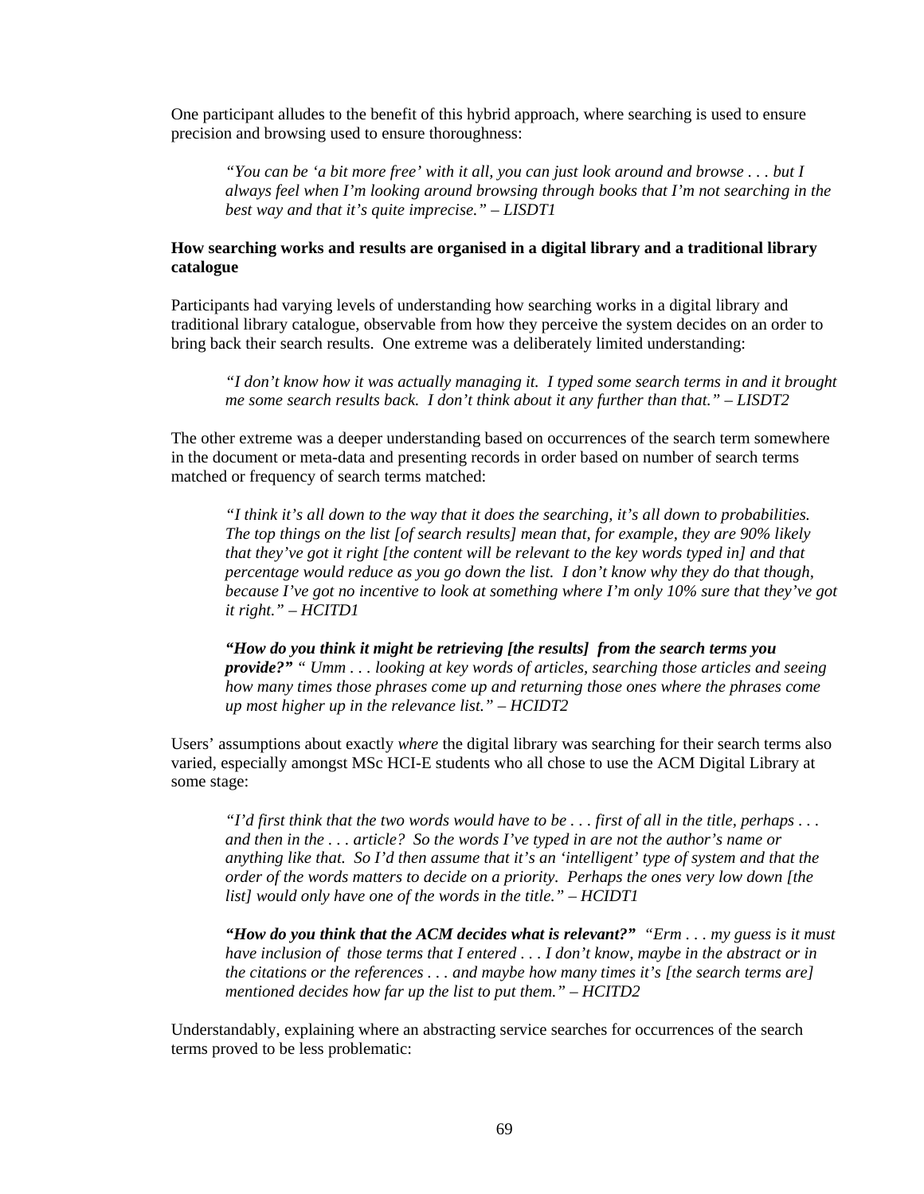One participant alludes to the benefit of this hybrid approach, where searching is used to ensure precision and browsing used to ensure thoroughness:

> *"You can be 'a bit more free' with it all, you can just look around and browse . . . but I always feel when I'm looking around browsing through books that I'm not searching in the best way and that it's quite imprecise." – LISDT1*

**How searching works and results are organised in a digital library and a traditional library catalogue**

Participants had varying levels of understanding how searching works in a digital library and traditional library catalogue, observable from how they perceive the system decides on an order to bring back their search results. One extreme was a deliberately limited understanding:

> *"I don't know how it was actually managing it. I typed some search terms in and it brought me some search results back. I don't think about it any further than that." – LISDT2*

The other extreme was a deeper understanding based on occurrences of the search term somewhere in the document or meta-data and presenting records in order based on number of search terms matched or frequency of search terms matched:

> *"I think it's all down to the way that it does the searching, it's all down to probabilities. The top things on the list [of search results] mean that, for example, they are 90% likely that they've got it right [the content will be relevant to the key words typed in] and that percentage would reduce as you go down the list. I don't know why they do that though, because I've got no incentive to look at something where I'm only 10% sure that they've got it right." – HCITD1*

> ***"How do you think it might be retrieving [the results] from the search terms you provide?"*** *" Umm . . . looking at key words of articles, searching those articles and seeing how many times those phrases come up and returning those ones where the phrases come up most higher up in the relevance list." – HCIDT2*

Users' assumptions about exactly *where* the digital library was searching for their search terms also varied, especially amongst MSc HCI-E students who all chose to use the ACM Digital Library at some stage:

> *"I'd first think that the two words would have to be . . . first of all in the title, perhaps . . . and then in the . . . article? So the words I've typed in are not the author's name or anything like that. So I'd then assume that it's an 'intelligent' type of system and that the order of the words matters to decide on a priority. Perhaps the ones very low down [the list] would only have one of the words in the title." – HCIDT1*

> ***"How do you think that the ACM decides what is relevant?"*** *"Erm . . . my guess is it must have inclusion of those terms that I entered . . . I don't know, maybe in the abstract or in the citations or the references . . . and maybe how many times it's [the search terms are] mentioned decides how far up the list to put them." – HCITD2*

Understandably, explaining where an abstracting service searches for occurrences of the search terms proved to be less problematic: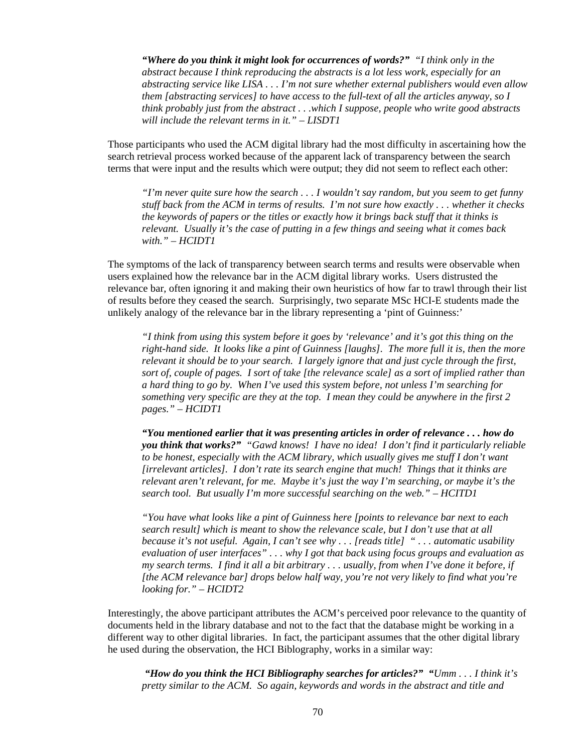> ***"Where do you think it might look for occurrences of words?"*** *"I think only in the abstract because I think reproducing the abstracts is a lot less work, especially for an abstracting service like LISA . . . I'm not sure whether external publishers would even allow them [abstracting services] to have access to the full-text of all the articles anyway, so I think probably just from the abstract . . .which I suppose, people who write good abstracts will include the relevant terms in it." – LISDT1*

Those participants who used the ACM digital library had the most difficulty in ascertaining how the search retrieval process worked because of the apparent lack of transparency between the search terms that were input and the results which were output; they did not seem to reflect each other:

> *"I'm never quite sure how the search . . . I wouldn't say random, but you seem to get funny stuff back from the ACM in terms of results. I'm not sure how exactly . . . whether it checks the keywords of papers or the titles or exactly how it brings back stuff that it thinks is relevant. Usually it's the case of putting in a few things and seeing what it comes back with." – HCIDT1*

The symptoms of the lack of transparency between search terms and results were observable when users explained how the relevance bar in the ACM digital library works. Users distrusted the relevance bar, often ignoring it and making their own heuristics of how far to trawl through their list of results before they ceased the search. Surprisingly, two separate MSc HCI-E students made the unlikely analogy of the relevance bar in the library representing a 'pint of Guinness:'

> *"I think from using this system before it goes by 'relevance' and it's got this thing on the right-hand side. It looks like a pint of Guinness [laughs]. The more full it is, then the more relevant it should be to your search. I largely ignore that and just cycle through the first, sort of, couple of pages. I sort of take [the relevance scale] as a sort of implied rather than a hard thing to go by. When I've used this system before, not unless I'm searching for something very specific are they at the top. I mean they could be anywhere in the first 2 pages." – HCIDT1*

> ***"You mentioned earlier that it was presenting articles in order of relevance . . . how do you think that works?"*** *"Gawd knows! I have no idea! I don't find it particularly reliable to be honest, especially with the ACM library, which usually gives me stuff I don't want [irrelevant articles]. I don't rate its search engine that much! Things that it thinks are relevant aren't relevant, for me. Maybe it's just the way I'm searching, or maybe it's the search tool. But usually I'm more successful searching on the web." – HCITD1*

> *"You have what looks like a pint of Guinness here [points to relevance bar next to each search result] which is meant to show the relevance scale, but I don't use that at all because it's not useful. Again, I can't see why . . . [reads title] " . . . automatic usability evaluation of user interfaces" . . . why I got that back using focus groups and evaluation as my search terms. I find it all a bit arbitrary . . . usually, from when I've done it before, if [the ACM relevance bar] drops below half way, you're not very likely to find what you're looking for." – HCIDT2*

Interestingly, the above participant attributes the ACM's perceived poor relevance to the quantity of documents held in the library database and not to the fact that the database might be working in a different way to other digital libraries. In fact, the participant assumes that the other digital library he used during the observation, the HCI Biblography, works in a similar way:

> ***"How do you think the HCI Bibliography searches for articles?"*** *"Umm . . . I think it's pretty similar to the ACM. So again, keywords and words in the abstract and title and*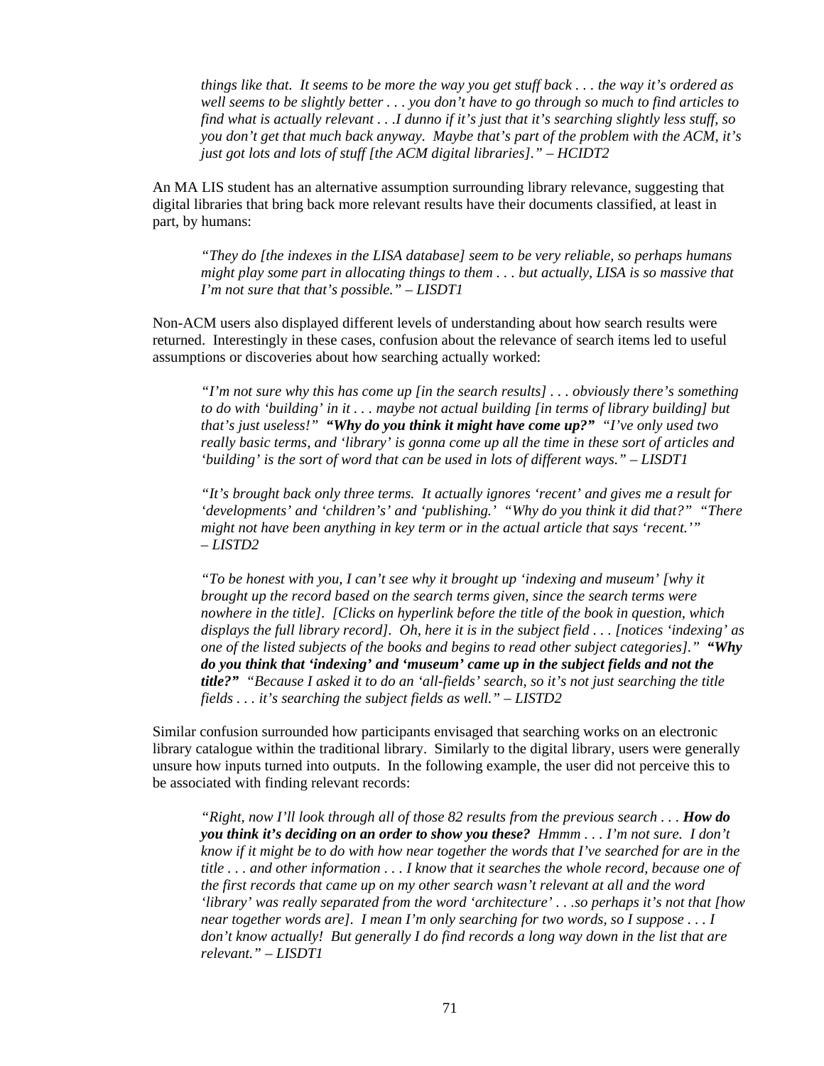> *things like that. It seems to be more the way you get stuff back . . . the way it's ordered as well seems to be slightly better . . . you don't have to go through so much to find articles to find what is actually relevant . . .I dunno if it's just that it's searching slightly less stuff, so you don't get that much back anyway. Maybe that's part of the problem with the ACM, it's just got lots and lots of stuff [the ACM digital libraries]." – HCIDT2*

An MA LIS student has an alternative assumption surrounding library relevance, suggesting that digital libraries that bring back more relevant results have their documents classified, at least in part, by humans:

> *"They do [the indexes in the LISA database] seem to be very reliable, so perhaps humans might play some part in allocating things to them . . . but actually, LISA is so massive that I'm not sure that that's possible." – LISDT1*

Non-ACM users also displayed different levels of understanding about how search results were returned. Interestingly in these cases, confusion about the relevance of search items led to useful assumptions or discoveries about how searching actually worked:

> *"I'm not sure why this has come up [in the search results] . . . obviously there's something to do with 'building' in it . . . maybe not actual building [in terms of library building] but that's just useless!"* ***"Why do you think it might have come up?"*** *"I've only used two really basic terms, and 'library' is gonna come up all the time in these sort of articles and 'building' is the sort of word that can be used in lots of different ways." – LISDT1*

> *"It's brought back only three terms. It actually ignores 'recent' and gives me a result for 'developments' and 'children's' and 'publishing.' "Why do you think it did that?" "There might not have been anything in key term or in the actual article that says 'recent.'" – LISTD2*

> *"To be honest with you, I can't see why it brought up 'indexing and museum' [why it brought up the record based on the search terms given, since the search terms were nowhere in the title]. [Clicks on hyperlink before the title of the book in question, which displays the full library record]. Oh, here it is in the subject field . . . [notices 'indexing' as one of the listed subjects of the books and begins to read other subject categories]."* ***"Why do you think that 'indexing' and 'museum' came up in the subject fields and not the title?"*** *"Because I asked it to do an 'all-fields' search, so it's not just searching the title fields . . . it's searching the subject fields as well." – LISTD2*

Similar confusion surrounded how participants envisaged that searching works on an electronic library catalogue within the traditional library. Similarly to the digital library, users were generally unsure how inputs turned into outputs. In the following example, the user did not perceive this to be associated with finding relevant records:

> *"Right, now I'll look through all of those 82 results from the previous search . . .* ***How do you think it's deciding on an order to show you these?*** *Hmmm . . . I'm not sure. I don't know if it might be to do with how near together the words that I've searched for are in the title . . . and other information . . . I know that it searches the whole record, because one of the first records that came up on my other search wasn't relevant at all and the word 'library' was really separated from the word 'architecture' . . .so perhaps it's not that [how near together words are]. I mean I'm only searching for two words, so I suppose . . . I don't know actually! But generally I do find records a long way down in the list that are relevant." – LISDT1*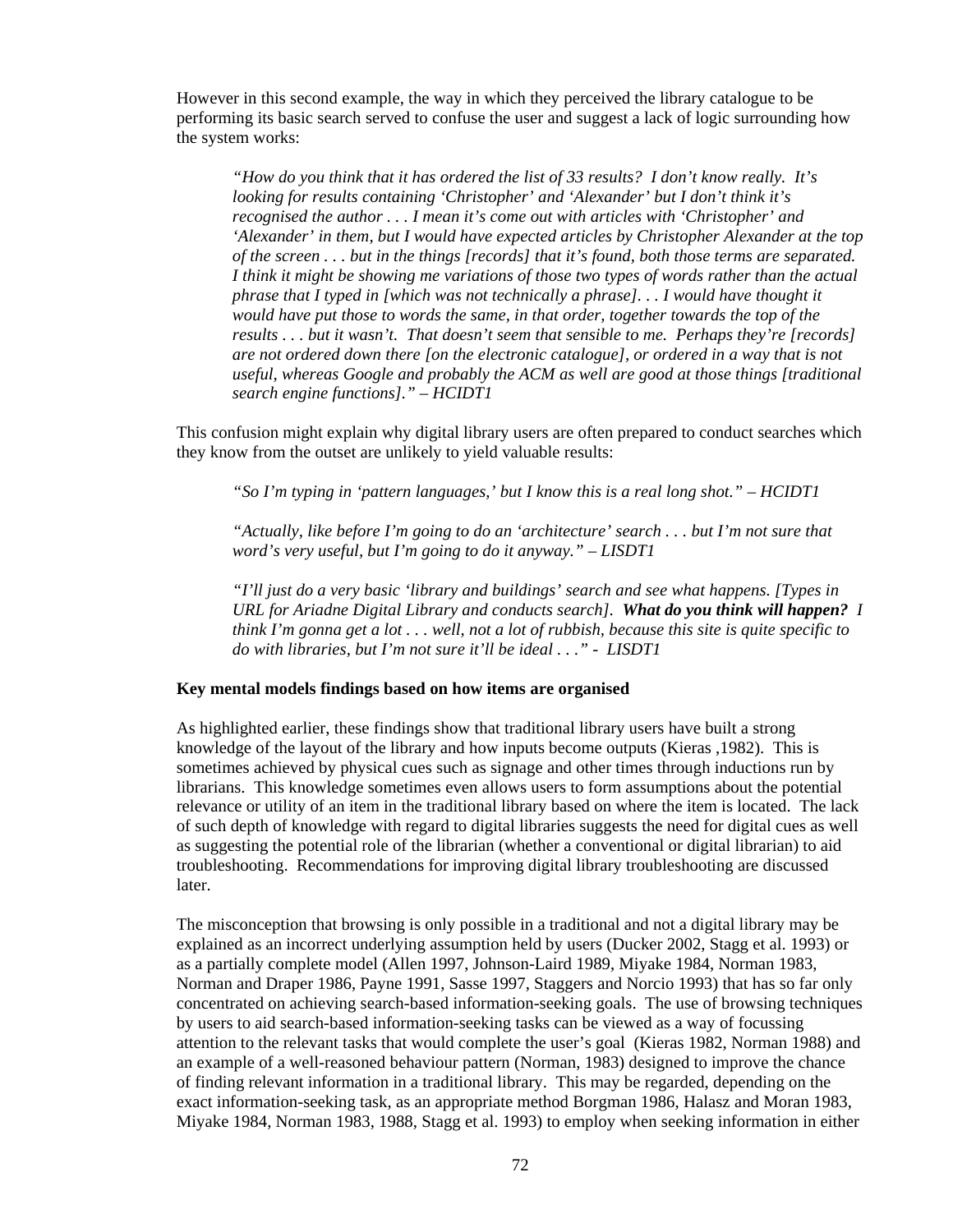However in this second example, the way in which they perceived the library catalogue to be performing its basic search served to confuse the user and suggest a lack of logic surrounding how the system works:

> *"How do you think that it has ordered the list of 33 results? I don't know really. It's looking for results containing 'Christopher' and 'Alexander' but I don't think it's recognised the author . . . I mean it's come out with articles with 'Christopher' and 'Alexander' in them, but I would have expected articles by Christopher Alexander at the top of the screen . . . but in the things [records] that it's found, both those terms are separated. I think it might be showing me variations of those two types of words rather than the actual phrase that I typed in [which was not technically a phrase]. . . I would have thought it would have put those to words the same, in that order, together towards the top of the results . . . but it wasn't. That doesn't seem that sensible to me. Perhaps they're [records] are not ordered down there [on the electronic catalogue], or ordered in a way that is not useful, whereas Google and probably the ACM as well are good at those things [traditional search engine functions]." – HCIDT1*

This confusion might explain why digital library users are often prepared to conduct searches which they know from the outset are unlikely to yield valuable results:

> *"So I'm typing in 'pattern languages,' but I know this is a real long shot." – HCIDT1*

> *"Actually, like before I'm going to do an 'architecture' search . . . but I'm not sure that word's very useful, but I'm going to do it anyway." – LISDT1*

> *"I'll just do a very basic 'library and buildings' search and see what happens. [Types in URL for Ariadne Digital Library and conducts search].* ***What do you think will happen?*** *I think I'm gonna get a lot . . . well, not a lot of rubbish, because this site is quite specific to do with libraries, but I'm not sure it'll be ideal . . ." - LISDT1*

**Key mental models findings based on how items are organised**

As highlighted earlier, these findings show that traditional library users have built a strong knowledge of the layout of the library and how inputs become outputs (Kieras ,1982). This is sometimes achieved by physical cues such as signage and other times through inductions run by librarians. This knowledge sometimes even allows users to form assumptions about the potential relevance or utility of an item in the traditional library based on where the item is located. The lack of such depth of knowledge with regard to digital libraries suggests the need for digital cues as well as suggesting the potential role of the librarian (whether a conventional or digital librarian) to aid troubleshooting. Recommendations for improving digital library troubleshooting are discussed later.

The misconception that browsing is only possible in a traditional and not a digital library may be explained as an incorrect underlying assumption held by users (Ducker 2002, Stagg et al. 1993) or as a partially complete model (Allen 1997, Johnson-Laird 1989, Miyake 1984, Norman 1983, Norman and Draper 1986, Payne 1991, Sasse 1997, Staggers and Norcio 1993) that has so far only concentrated on achieving search-based information-seeking goals. The use of browsing techniques by users to aid search-based information-seeking tasks can be viewed as a way of focussing attention to the relevant tasks that would complete the user's goal (Kieras 1982, Norman 1988) and an example of a well-reasoned behaviour pattern (Norman, 1983) designed to improve the chance of finding relevant information in a traditional library. This may be regarded, depending on the exact information-seeking task, as an appropriate method Borgman 1986, Halasz and Moran 1983, Miyake 1984, Norman 1983, 1988, Stagg et al. 1993) to employ when seeking information in either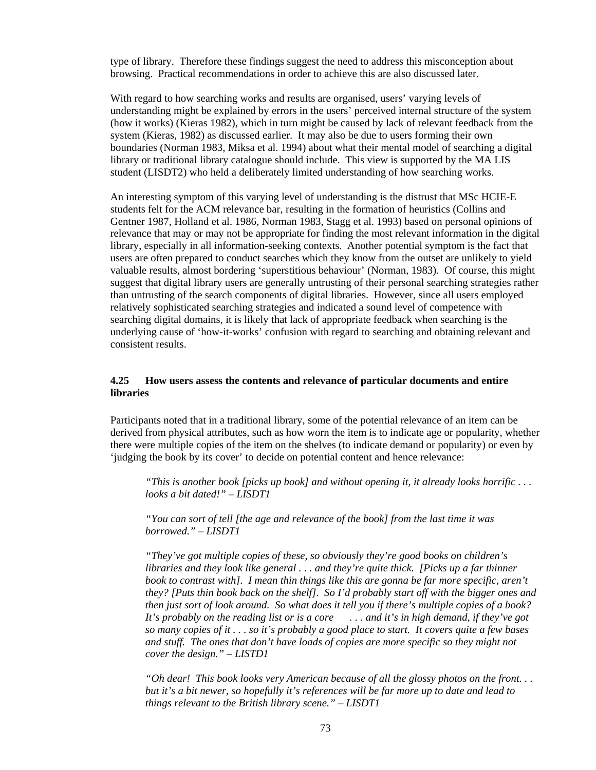type of library. Therefore these findings suggest the need to address this misconception about browsing. Practical recommendations in order to achieve this are also discussed later.

With regard to how searching works and results are organised, users' varying levels of understanding might be explained by errors in the users' perceived internal structure of the system (how it works) (Kieras 1982), which in turn might be caused by lack of relevant feedback from the system (Kieras, 1982) as discussed earlier. It may also be due to users forming their own boundaries (Norman 1983, Miksa et al. 1994) about what their mental model of searching a digital library or traditional library catalogue should include. This view is supported by the MA LIS student (LISDT2) who held a deliberately limited understanding of how searching works.

An interesting symptom of this varying level of understanding is the distrust that MSc HCIE-E students felt for the ACM relevance bar, resulting in the formation of heuristics (Collins and Gentner 1987, Holland et al. 1986, Norman 1983, Stagg et al. 1993) based on personal opinions of relevance that may or may not be appropriate for finding the most relevant information in the digital library, especially in all information-seeking contexts. Another potential symptom is the fact that users are often prepared to conduct searches which they know from the outset are unlikely to yield valuable results, almost bordering 'superstitious behaviour' (Norman, 1983). Of course, this might suggest that digital library users are generally untrusting of their personal searching strategies rather than untrusting of the search components of digital libraries. However, since all users employed relatively sophisticated searching strategies and indicated a sound level of competence with searching digital domains, it is likely that lack of appropriate feedback when searching is the underlying cause of 'how-it-works' confusion with regard to searching and obtaining relevant and consistent results.

### 4.25 How users assess the contents and relevance of particular documents and entire libraries

Participants noted that in a traditional library, some of the potential relevance of an item can be derived from physical attributes, such as how worn the item is to indicate age or popularity, whether there were multiple copies of the item on the shelves (to indicate demand or popularity) or even by 'judging the book by its cover' to decide on potential content and hence relevance:

> *"This is another book [picks up book] and without opening it, it already looks horrific . . . looks a bit dated!" – LISDT1*

> *"You can sort of tell [the age and relevance of the book] from the last time it was borrowed." – LISDT1*

> *"They've got multiple copies of these, so obviously they're good books on children's libraries and they look like general . . . and they're quite thick. [Picks up a far thinner book to contrast with]. I mean thin things like this are gonna be far more specific, aren't they? [Puts thin book back on the shelf]. So I'd probably start off with the bigger ones and then just sort of look around. So what does it tell you if there's multiple copies of a book? It's probably on the reading list or is a core . . . and it's in high demand, if they've got so many copies of it . . . so it's probably a good place to start. It covers quite a few bases and stuff. The ones that don't have loads of copies are more specific so they might not cover the design." – LISTD1*

> *"Oh dear! This book looks very American because of all the glossy photos on the front. . . but it's a bit newer, so hopefully it's references will be far more up to date and lead to things relevant to the British library scene." – LISDT1*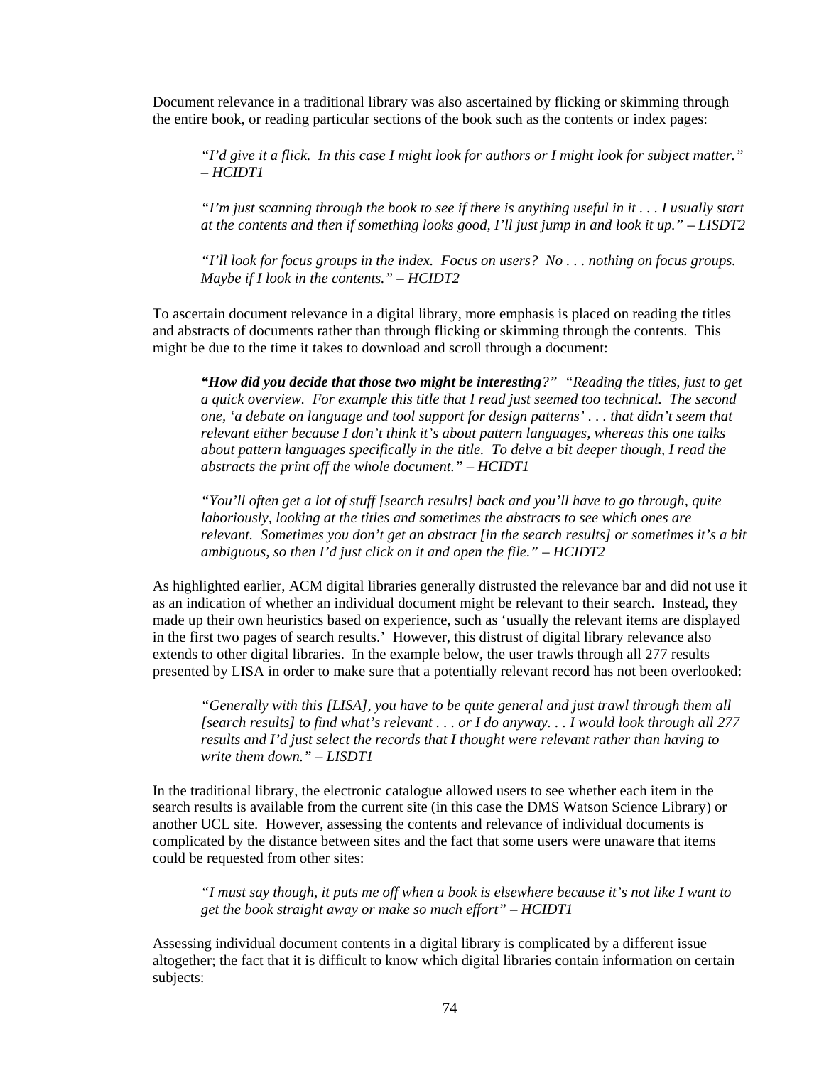Document relevance in a traditional library was also ascertained by flicking or skimming through the entire book, or reading particular sections of the book such as the contents or index pages:

> *"I'd give it a flick. In this case I might look for authors or I might look for subject matter." – HCIDT1*
>
> *"I'm just scanning through the book to see if there is anything useful in it . . . I usually start at the contents and then if something looks good, I'll just jump in and look it up." – LISDT2*
>
> *"I'll look for focus groups in the index. Focus on users? No . . . nothing on focus groups. Maybe if I look in the contents." – HCIDT2*

To ascertain document relevance in a digital library, more emphasis is placed on reading the titles and abstracts of documents rather than through flicking or skimming through the contents. This might be due to the time it takes to download and scroll through a document:

> ***"How did you decide that those two might be interesting****?" "Reading the titles, just to get a quick overview. For example this title that I read just seemed too technical. The second one, 'a debate on language and tool support for design patterns' . . . that didn't seem that relevant either because I don't think it's about pattern languages, whereas this one talks about pattern languages specifically in the title. To delve a bit deeper though, I read the abstracts the print off the whole document." – HCIDT1*
>
> *"You'll often get a lot of stuff [search results] back and you'll have to go through, quite laboriously, looking at the titles and sometimes the abstracts to see which ones are relevant. Sometimes you don't get an abstract [in the search results] or sometimes it's a bit ambiguous, so then I'd just click on it and open the file." – HCIDT2*

As highlighted earlier, ACM digital libraries generally distrusted the relevance bar and did not use it as an indication of whether an individual document might be relevant to their search. Instead, they made up their own heuristics based on experience, such as 'usually the relevant items are displayed in the first two pages of search results.' However, this distrust of digital library relevance also extends to other digital libraries. In the example below, the user trawls through all 277 results presented by LISA in order to make sure that a potentially relevant record has not been overlooked:

> *"Generally with this [LISA], you have to be quite general and just trawl through them all [search results] to find what's relevant . . . or I do anyway. . . I would look through all 277 results and I'd just select the records that I thought were relevant rather than having to write them down." – LISDT1*

In the traditional library, the electronic catalogue allowed users to see whether each item in the search results is available from the current site (in this case the DMS Watson Science Library) or another UCL site. However, assessing the contents and relevance of individual documents is complicated by the distance between sites and the fact that some users were unaware that items could be requested from other sites:

> *"I must say though, it puts me off when a book is elsewhere because it's not like I want to get the book straight away or make so much effort" – HCIDT1*

Assessing individual document contents in a digital library is complicated by a different issue altogether; the fact that it is difficult to know which digital libraries contain information on certain subjects: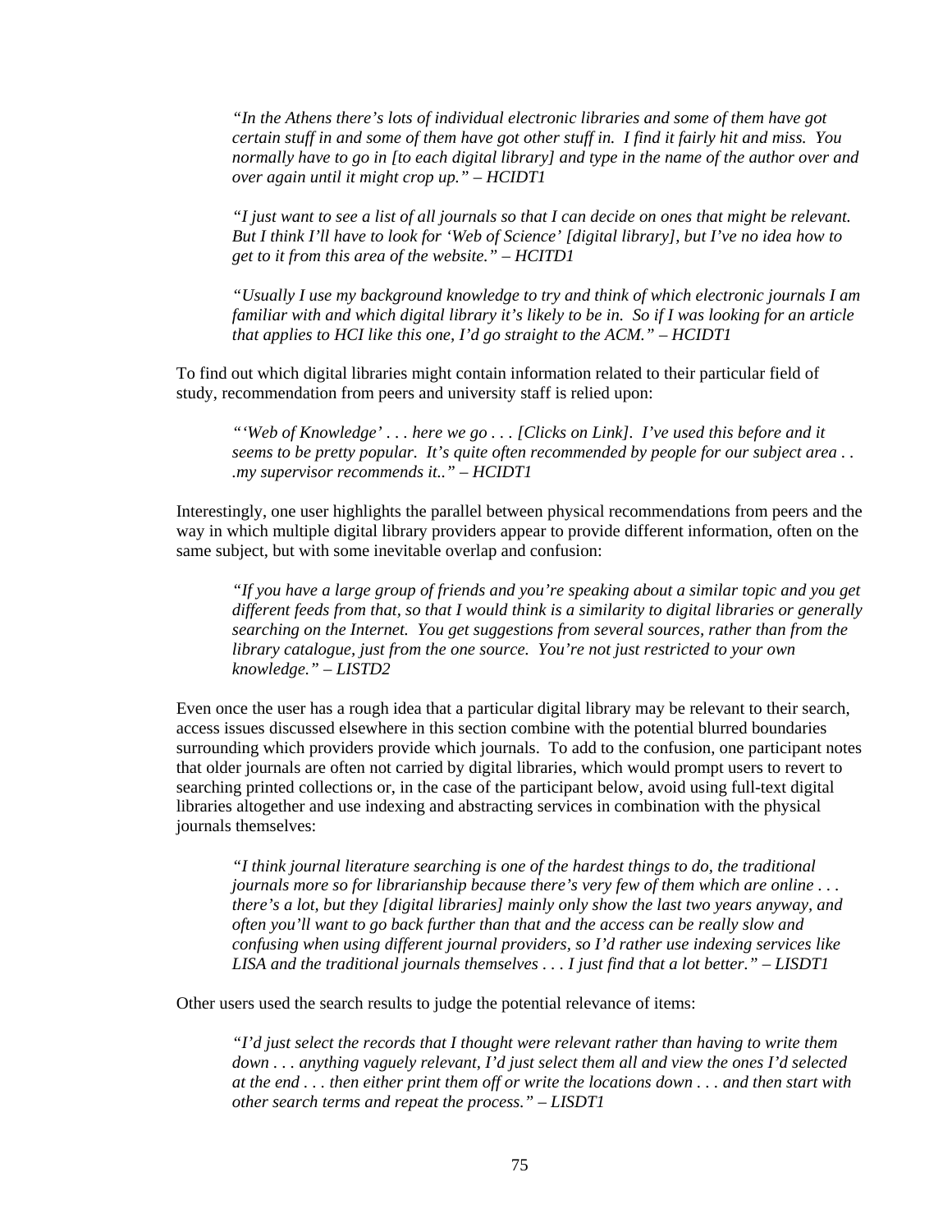> *"In the Athens there's lots of individual electronic libraries and some of them have got certain stuff in and some of them have got other stuff in. I find it fairly hit and miss. You normally have to go in [to each digital library] and type in the name of the author over and over again until it might crop up." – HCIDT1*

> *"I just want to see a list of all journals so that I can decide on ones that might be relevant. But I think I'll have to look for 'Web of Science' [digital library], but I've no idea how to get to it from this area of the website." – HCITD1*

> *"Usually I use my background knowledge to try and think of which electronic journals I am familiar with and which digital library it's likely to be in. So if I was looking for an article that applies to HCI like this one, I'd go straight to the ACM." – HCIDT1*

To find out which digital libraries might contain information related to their particular field of study, recommendation from peers and university staff is relied upon:

> *"'Web of Knowledge' . . . here we go . . . [Clicks on Link]. I've used this before and it seems to be pretty popular. It's quite often recommended by people for our subject area . . .my supervisor recommends it.." – HCIDT1*

Interestingly, one user highlights the parallel between physical recommendations from peers and the way in which multiple digital library providers appear to provide different information, often on the same subject, but with some inevitable overlap and confusion:

> *"If you have a large group of friends and you're speaking about a similar topic and you get different feeds from that, so that I would think is a similarity to digital libraries or generally searching on the Internet. You get suggestions from several sources, rather than from the library catalogue, just from the one source. You're not just restricted to your own knowledge." – LISTD2*

Even once the user has a rough idea that a particular digital library may be relevant to their search, access issues discussed elsewhere in this section combine with the potential blurred boundaries surrounding which providers provide which journals. To add to the confusion, one participant notes that older journals are often not carried by digital libraries, which would prompt users to revert to searching printed collections or, in the case of the participant below, avoid using full-text digital libraries altogether and use indexing and abstracting services in combination with the physical journals themselves:

> *"I think journal literature searching is one of the hardest things to do, the traditional journals more so for librarianship because there's very few of them which are online . . . there's a lot, but they [digital libraries] mainly only show the last two years anyway, and often you'll want to go back further than that and the access can be really slow and confusing when using different journal providers, so I'd rather use indexing services like LISA and the traditional journals themselves . . . I just find that a lot better." – LISDT1*

Other users used the search results to judge the potential relevance of items:

> *"I'd just select the records that I thought were relevant rather than having to write them down . . . anything vaguely relevant, I'd just select them all and view the ones I'd selected at the end . . . then either print them off or write the locations down . . . and then start with other search terms and repeat the process." – LISDT1*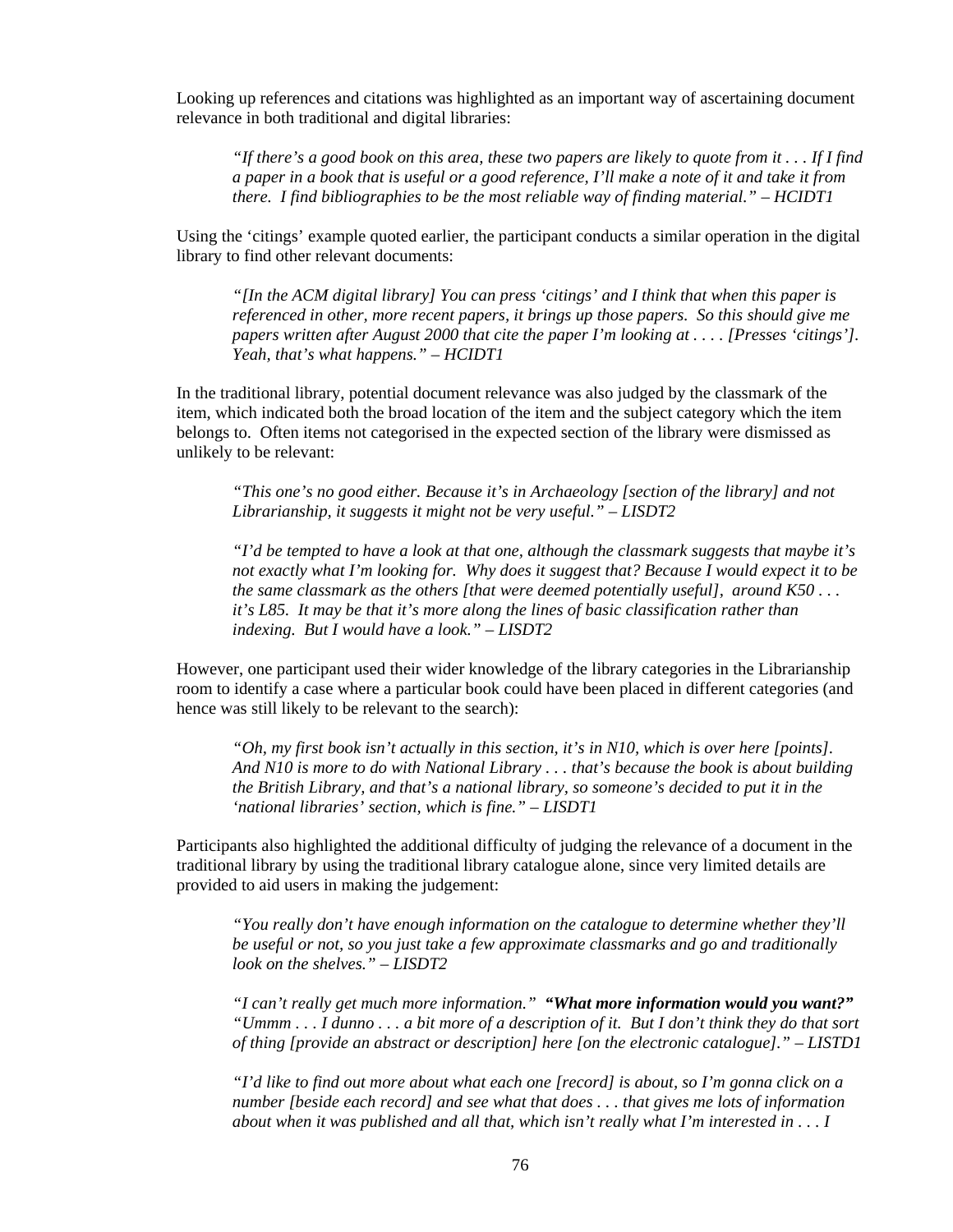Looking up references and citations was highlighted as an important way of ascertaining document relevance in both traditional and digital libraries:

> *"If there's a good book on this area, these two papers are likely to quote from it . . . If I find a paper in a book that is useful or a good reference, I'll make a note of it and take it from there. I find bibliographies to be the most reliable way of finding material." – HCIDT1*

Using the 'citings' example quoted earlier, the participant conducts a similar operation in the digital library to find other relevant documents:

> *"[In the ACM digital library] You can press 'citings' and I think that when this paper is referenced in other, more recent papers, it brings up those papers. So this should give me papers written after August 2000 that cite the paper I'm looking at . . . . [Presses 'citings']. Yeah, that's what happens." – HCIDT1*

In the traditional library, potential document relevance was also judged by the classmark of the item, which indicated both the broad location of the item and the subject category which the item belongs to. Often items not categorised in the expected section of the library were dismissed as unlikely to be relevant:

> *"This one's no good either. Because it's in Archaeology [section of the library] and not Librarianship, it suggests it might not be very useful." – LISDT2*

> *"I'd be tempted to have a look at that one, although the classmark suggests that maybe it's not exactly what I'm looking for. Why does it suggest that? Because I would expect it to be the same classmark as the others [that were deemed potentially useful], around K50 . . . it's L85. It may be that it's more along the lines of basic classification rather than indexing. But I would have a look." – LISDT2*

However, one participant used their wider knowledge of the library categories in the Librarianship room to identify a case where a particular book could have been placed in different categories (and hence was still likely to be relevant to the search):

> *"Oh, my first book isn't actually in this section, it's in N10, which is over here [points]. And N10 is more to do with National Library . . . that's because the book is about building the British Library, and that's a national library, so someone's decided to put it in the 'national libraries' section, which is fine." – LISDT1*

Participants also highlighted the additional difficulty of judging the relevance of a document in the traditional library by using the traditional library catalogue alone, since very limited details are provided to aid users in making the judgement:

> *"You really don't have enough information on the catalogue to determine whether they'll be useful or not, so you just take a few approximate classmarks and go and traditionally look on the shelves." – LISDT2*

> *"I can't really get much more information."* ***"What more information would you want?"*** *"Ummm . . . I dunno . . . a bit more of a description of it. But I don't think they do that sort of thing [provide an abstract or description] here [on the electronic catalogue]." – LISTD1*

> *"I'd like to find out more about what each one [record] is about, so I'm gonna click on a number [beside each record] and see what that does . . . that gives me lots of information about when it was published and all that, which isn't really what I'm interested in . . . I*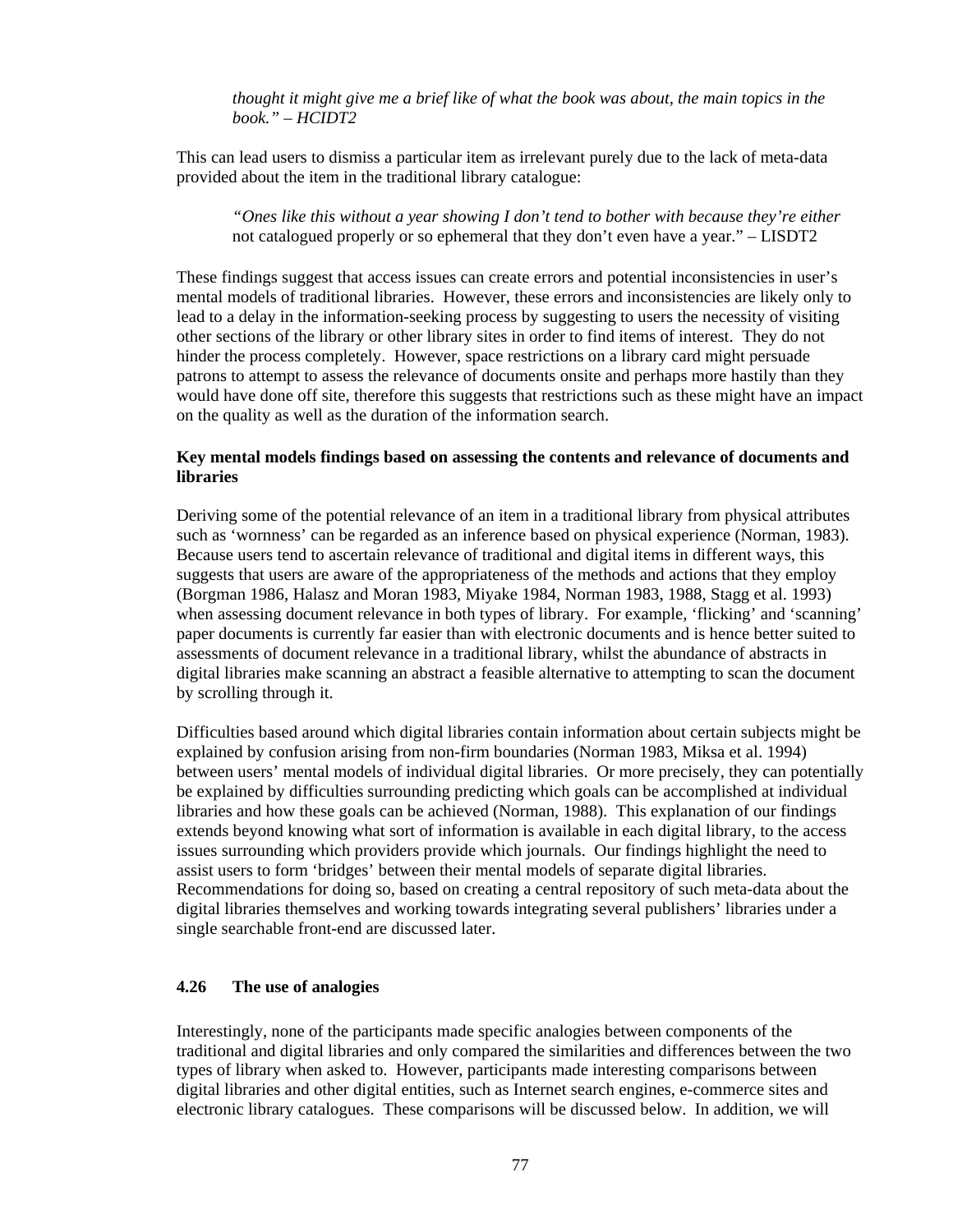*thought it might give me a brief like of what the book was about, the main topics in the book." – HCIDT2*

This can lead users to dismiss a particular item as irrelevant purely due to the lack of meta-data provided about the item in the traditional library catalogue:

> *"Ones like this without a year showing I don't tend to bother with because they're either* not catalogued properly or so ephemeral that they don't even have a year." – LISDT2

These findings suggest that access issues can create errors and potential inconsistencies in user's mental models of traditional libraries. However, these errors and inconsistencies are likely only to lead to a delay in the information-seeking process by suggesting to users the necessity of visiting other sections of the library or other library sites in order to find items of interest. They do not hinder the process completely. However, space restrictions on a library card might persuade patrons to attempt to assess the relevance of documents onsite and perhaps more hastily than they would have done off site, therefore this suggests that restrictions such as these might have an impact on the quality as well as the duration of the information search.

**Key mental models findings based on assessing the contents and relevance of documents and libraries**

Deriving some of the potential relevance of an item in a traditional library from physical attributes such as 'wornness' can be regarded as an inference based on physical experience (Norman, 1983). Because users tend to ascertain relevance of traditional and digital items in different ways, this suggests that users are aware of the appropriateness of the methods and actions that they employ (Borgman 1986, Halasz and Moran 1983, Miyake 1984, Norman 1983, 1988, Stagg et al. 1993) when assessing document relevance in both types of library. For example, 'flicking' and 'scanning' paper documents is currently far easier than with electronic documents and is hence better suited to assessments of document relevance in a traditional library, whilst the abundance of abstracts in digital libraries make scanning an abstract a feasible alternative to attempting to scan the document by scrolling through it.

Difficulties based around which digital libraries contain information about certain subjects might be explained by confusion arising from non-firm boundaries (Norman 1983, Miksa et al. 1994) between users' mental models of individual digital libraries. Or more precisely, they can potentially be explained by difficulties surrounding predicting which goals can be accomplished at individual libraries and how these goals can be achieved (Norman, 1988). This explanation of our findings extends beyond knowing what sort of information is available in each digital library, to the access issues surrounding which providers provide which journals. Our findings highlight the need to assist users to form 'bridges' between their mental models of separate digital libraries. Recommendations for doing so, based on creating a central repository of such meta-data about the digital libraries themselves and working towards integrating several publishers' libraries under a single searchable front-end are discussed later.

### 4.26 The use of analogies

Interestingly, none of the participants made specific analogies between components of the traditional and digital libraries and only compared the similarities and differences between the two types of library when asked to. However, participants made interesting comparisons between digital libraries and other digital entities, such as Internet search engines, e-commerce sites and electronic library catalogues. These comparisons will be discussed below. In addition, we will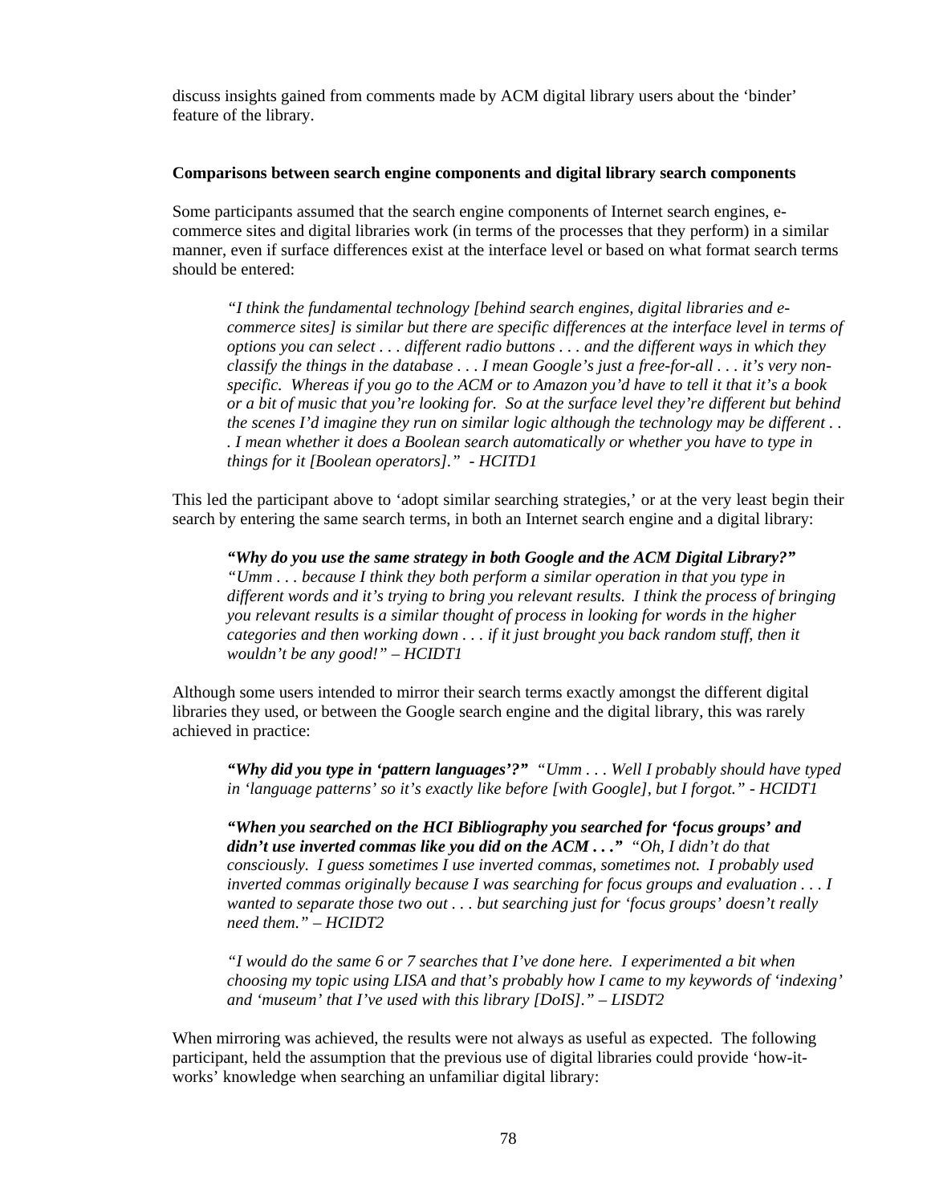discuss insights gained from comments made by ACM digital library users about the 'binder' feature of the library.

**Comparisons between search engine components and digital library search components**

Some participants assumed that the search engine components of Internet search engines, e-commerce sites and digital libraries work (in terms of the processes that they perform) in a similar manner, even if surface differences exist at the interface level or based on what format search terms should be entered:

> *"I think the fundamental technology [behind search engines, digital libraries and e-commerce sites] is similar but there are specific differences at the interface level in terms of options you can select . . . different radio buttons . . . and the different ways in which they classify the things in the database . . . I mean Google's just a free-for-all . . . it's very non-specific. Whereas if you go to the ACM or to Amazon you'd have to tell it that it's a book or a bit of music that you're looking for. So at the surface level they're different but behind the scenes I'd imagine they run on similar logic although the technology may be different . . . I mean whether it does a Boolean search automatically or whether you have to type in things for it [Boolean operators]." - HCITD1*

This led the participant above to 'adopt similar searching strategies,' or at the very least begin their search by entering the same search terms, in both an Internet search engine and a digital library:

> ***"Why do you use the same strategy in both Google and the ACM Digital Library?"***
> *"Umm . . . because I think they both perform a similar operation in that you type in different words and it's trying to bring you relevant results. I think the process of bringing you relevant results is a similar thought of process in looking for words in the higher categories and then working down . . . if it just brought you back random stuff, then it wouldn't be any good!" – HCIDT1*

Although some users intended to mirror their search terms exactly amongst the different digital libraries they used, or between the Google search engine and the digital library, this was rarely achieved in practice:

> ***"Why did you type in 'pattern languages'?"*** *"Umm . . . Well I probably should have typed in 'language patterns' so it's exactly like before [with Google], but I forgot." - HCIDT1*

> ***"When you searched on the HCI Bibliography you searched for 'focus groups' and didn't use inverted commas like you did on the ACM . . ."*** *"Oh, I didn't do that consciously. I guess sometimes I use inverted commas, sometimes not. I probably used inverted commas originally because I was searching for focus groups and evaluation . . . I wanted to separate those two out . . . but searching just for 'focus groups' doesn't really need them." – HCIDT2*

> *"I would do the same 6 or 7 searches that I've done here. I experimented a bit when choosing my topic using LISA and that's probably how I came to my keywords of 'indexing' and 'museum' that I've used with this library [DoIS]." – LISDT2*

When mirroring was achieved, the results were not always as useful as expected. The following participant, held the assumption that the previous use of digital libraries could provide 'how-it-works' knowledge when searching an unfamiliar digital library: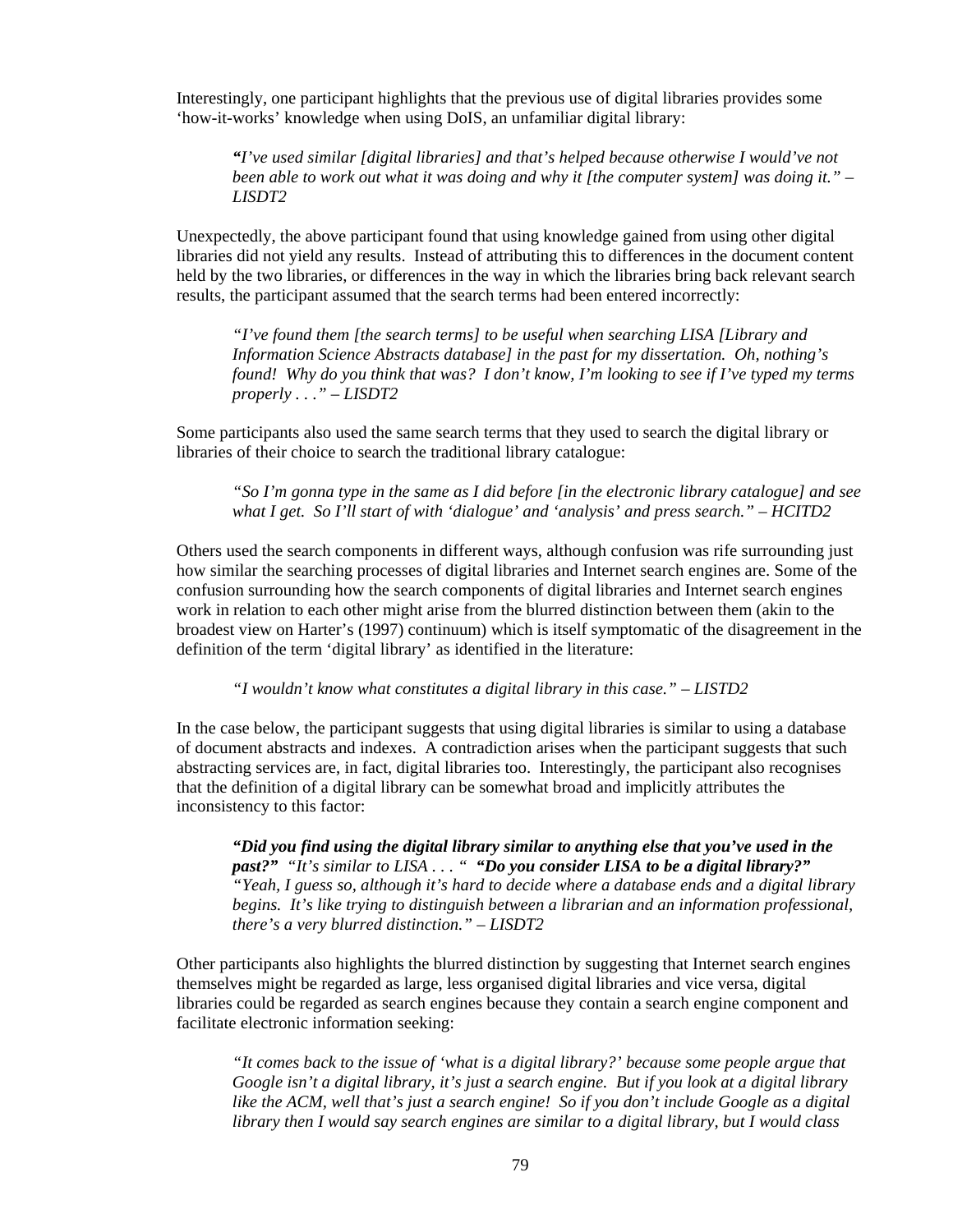Interestingly, one participant highlights that the previous use of digital libraries provides some 'how-it-works' knowledge when using DoIS, an unfamiliar digital library:

> ***"****I've used similar [digital libraries] and that's helped because otherwise I would've not been able to work out what it was doing and why it [the computer system] was doing it." – LISDT2*

Unexpectedly, the above participant found that using knowledge gained from using other digital libraries did not yield any results. Instead of attributing this to differences in the document content held by the two libraries, or differences in the way in which the libraries bring back relevant search results, the participant assumed that the search terms had been entered incorrectly:

> *"I've found them [the search terms] to be useful when searching LISA [Library and Information Science Abstracts database] in the past for my dissertation. Oh, nothing's found! Why do you think that was? I don't know, I'm looking to see if I've typed my terms properly . . ." – LISDT2*

Some participants also used the same search terms that they used to search the digital library or libraries of their choice to search the traditional library catalogue:

> *"So I'm gonna type in the same as I did before [in the electronic library catalogue] and see what I get. So I'll start of with 'dialogue' and 'analysis' and press search." – HCITD2*

Others used the search components in different ways, although confusion was rife surrounding just how similar the searching processes of digital libraries and Internet search engines are. Some of the confusion surrounding how the search components of digital libraries and Internet search engines work in relation to each other might arise from the blurred distinction between them (akin to the broadest view on Harter's (1997) continuum) which is itself symptomatic of the disagreement in the definition of the term 'digital library' as identified in the literature:

> *"I wouldn't know what constitutes a digital library in this case." – LISTD2*

In the case below, the participant suggests that using digital libraries is similar to using a database of document abstracts and indexes. A contradiction arises when the participant suggests that such abstracting services are, in fact, digital libraries too. Interestingly, the participant also recognises that the definition of a digital library can be somewhat broad and implicitly attributes the inconsistency to this factor:

> ***"Did you find using the digital library similar to anything else that you've used in the past?"*** *"It's similar to LISA . . . "* ***"Do you consider LISA to be a digital library?"*** *"Yeah, I guess so, although it's hard to decide where a database ends and a digital library begins. It's like trying to distinguish between a librarian and an information professional, there's a very blurred distinction." – LISDT2*

Other participants also highlights the blurred distinction by suggesting that Internet search engines themselves might be regarded as large, less organised digital libraries and vice versa, digital libraries could be regarded as search engines because they contain a search engine component and facilitate electronic information seeking:

> *"It comes back to the issue of 'what is a digital library?' because some people argue that Google isn't a digital library, it's just a search engine. But if you look at a digital library like the ACM, well that's just a search engine! So if you don't include Google as a digital library then I would say search engines are similar to a digital library, but I would class*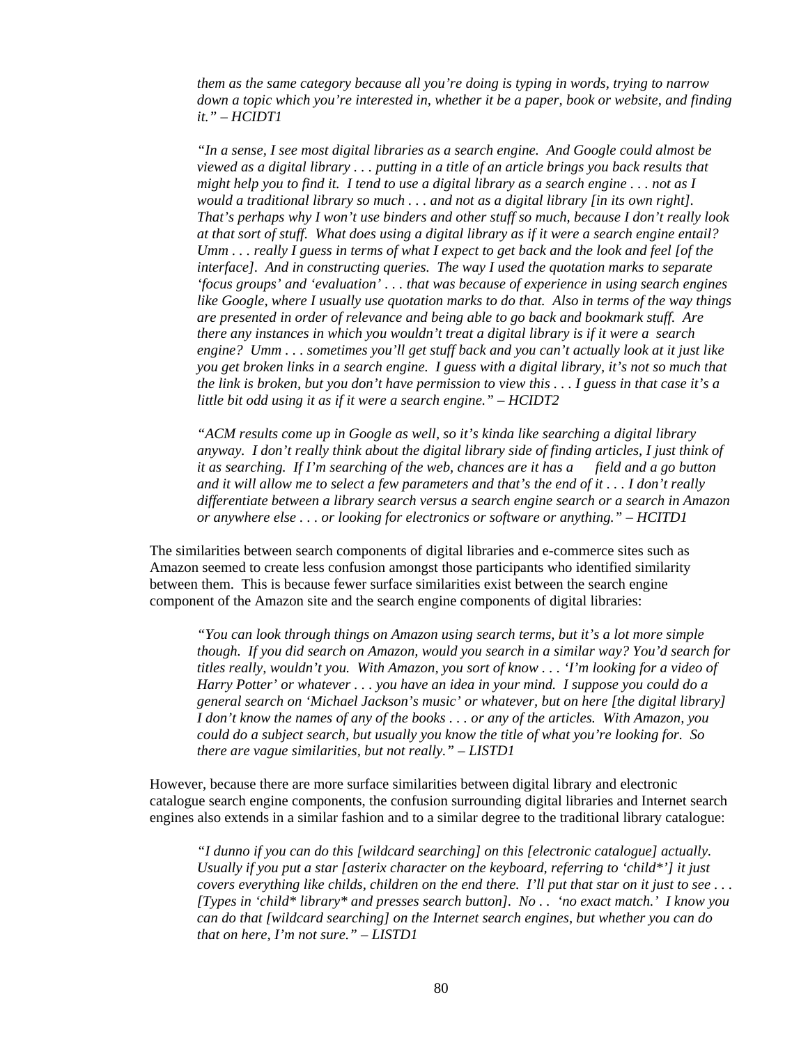*them as the same category because all you're doing is typing in words, trying to narrow down a topic which you're interested in, whether it be a paper, book or website, and finding it." – HCIDT1*

> *"In a sense, I see most digital libraries as a search engine. And Google could almost be viewed as a digital library . . . putting in a title of an article brings you back results that might help you to find it. I tend to use a digital library as a search engine . . . not as I would a traditional library so much . . . and not as a digital library [in its own right]. That's perhaps why I won't use binders and other stuff so much, because I don't really look at that sort of stuff. What does using a digital library as if it were a search engine entail? Umm . . . really I guess in terms of what I expect to get back and the look and feel [of the interface]. And in constructing queries. The way I used the quotation marks to separate 'focus groups' and 'evaluation' . . . that was because of experience in using search engines like Google, where I usually use quotation marks to do that. Also in terms of the way things are presented in order of relevance and being able to go back and bookmark stuff. Are there any instances in which you wouldn't treat a digital library is if it were a search engine? Umm . . . sometimes you'll get stuff back and you can't actually look at it just like you get broken links in a search engine. I guess with a digital library, it's not so much that the link is broken, but you don't have permission to view this . . . I guess in that case it's a little bit odd using it as if it were a search engine." – HCIDT2*

> *"ACM results come up in Google as well, so it's kinda like searching a digital library anyway. I don't really think about the digital library side of finding articles, I just think of it as searching. If I'm searching of the web, chances are it has a field and a go button and it will allow me to select a few parameters and that's the end of it . . . I don't really differentiate between a library search versus a search engine search or a search in Amazon or anywhere else . . . or looking for electronics or software or anything." – HCITD1*

The similarities between search components of digital libraries and e-commerce sites such as Amazon seemed to create less confusion amongst those participants who identified similarity between them. This is because fewer surface similarities exist between the search engine component of the Amazon site and the search engine components of digital libraries:

> *"You can look through things on Amazon using search terms, but it's a lot more simple though. If you did search on Amazon, would you search in a similar way? You'd search for titles really, wouldn't you. With Amazon, you sort of know . . . 'I'm looking for a video of Harry Potter' or whatever . . . you have an idea in your mind. I suppose you could do a general search on 'Michael Jackson's music' or whatever, but on here [the digital library] I don't know the names of any of the books . . . or any of the articles. With Amazon, you could do a subject search, but usually you know the title of what you're looking for. So there are vague similarities, but not really." – LISTD1*

However, because there are more surface similarities between digital library and electronic catalogue search engine components, the confusion surrounding digital libraries and Internet search engines also extends in a similar fashion and to a similar degree to the traditional library catalogue:

> *"I dunno if you can do this [wildcard searching] on this [electronic catalogue] actually. Usually if you put a star [asterix character on the keyboard, referring to 'child*'] it just covers everything like childs, children on the end there. I'll put that star on it just to see . . . [Types in 'child* library*' and presses search button]. No . . 'no exact match.' I know you can do that [wildcard searching] on the Internet search engines, but whether you can do that on here, I'm not sure." – LISTD1*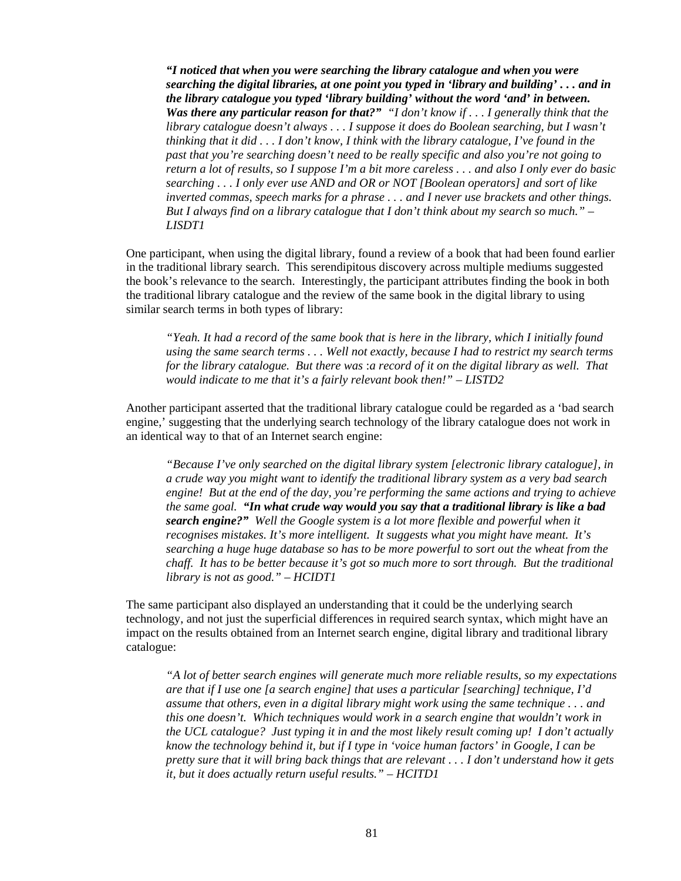> ***"I noticed that when you were searching the library catalogue and when you were searching the digital libraries, at one point you typed in 'library and building' . . . and in the library catalogue you typed 'library building' without the word 'and' in between. Was there any particular reason for that?"*** *"I don't know if . . . I generally think that the library catalogue doesn't always . . . I suppose it does do Boolean searching, but I wasn't thinking that it did . . . I don't know, I think with the library catalogue, I've found in the past that you're searching doesn't need to be really specific and also you're not going to return a lot of results, so I suppose I'm a bit more careless . . . and also I only ever do basic searching . . . I only ever use AND and OR or NOT [Boolean operators] and sort of like inverted commas, speech marks for a phrase . . . and I never use brackets and other things. But I always find on a library catalogue that I don't think about my search so much." – LISDT1*

One participant, when using the digital library, found a review of a book that had been found earlier in the traditional library search. This serendipitous discovery across multiple mediums suggested the book's relevance to the search. Interestingly, the participant attributes finding the book in both the traditional library catalogue and the review of the same book in the digital library to using similar search terms in both types of library:

> *"Yeah. It had a record of the same book that is here in the library, which I initially found using the same search terms . . . Well not exactly, because I had to restrict my search terms for the library catalogue. But there was :a record of it on the digital library as well. That would indicate to me that it's a fairly relevant book then!" – LISTD2*

Another participant asserted that the traditional library catalogue could be regarded as a 'bad search engine,' suggesting that the underlying search technology of the library catalogue does not work in an identical way to that of an Internet search engine:

> *"Because I've only searched on the digital library system [electronic library catalogue], in a crude way you might want to identify the traditional library system as a very bad search engine! But at the end of the day, you're performing the same actions and trying to achieve the same goal.* ***"In what crude way would you say that a traditional library is like a bad search engine?"*** *Well the Google system is a lot more flexible and powerful when it recognises mistakes. It's more intelligent. It suggests what you might have meant. It's searching a huge huge database so has to be more powerful to sort out the wheat from the chaff. It has to be better because it's got so much more to sort through. But the traditional library is not as good." – HCIDT1*

The same participant also displayed an understanding that it could be the underlying search technology, and not just the superficial differences in required search syntax, which might have an impact on the results obtained from an Internet search engine, digital library and traditional library catalogue:

> *"A lot of better search engines will generate much more reliable results, so my expectations are that if I use one [a search engine] that uses a particular [searching] technique, I'd assume that others, even in a digital library might work using the same technique . . . and this one doesn't. Which techniques would work in a search engine that wouldn't work in the UCL catalogue? Just typing it in and the most likely result coming up! I don't actually know the technology behind it, but if I type in 'voice human factors' in Google, I can be pretty sure that it will bring back things that are relevant . . . I don't understand how it gets it, but it does actually return useful results." – HCITD1*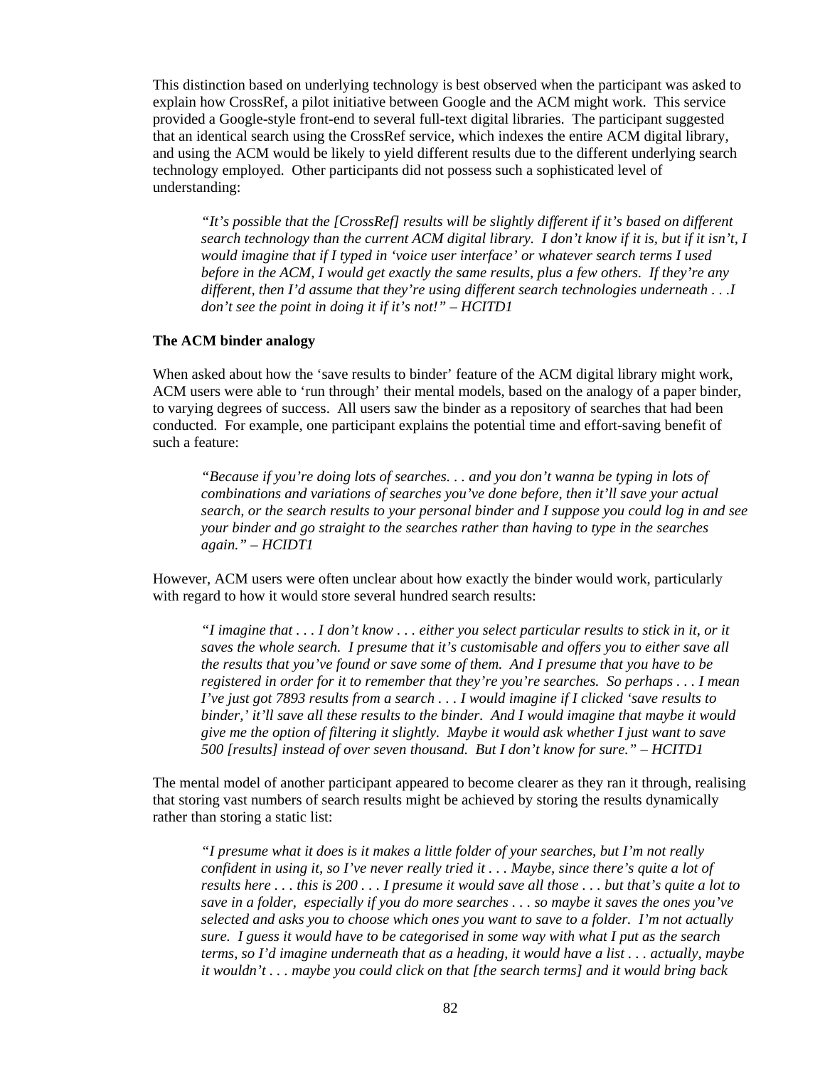This distinction based on underlying technology is best observed when the participant was asked to explain how CrossRef, a pilot initiative between Google and the ACM might work. This service provided a Google-style front-end to several full-text digital libraries. The participant suggested that an identical search using the CrossRef service, which indexes the entire ACM digital library, and using the ACM would be likely to yield different results due to the different underlying search technology employed. Other participants did not possess such a sophisticated level of understanding:

> *"It's possible that the [CrossRef] results will be slightly different if it's based on different search technology than the current ACM digital library. I don't know if it is, but if it isn't, I would imagine that if I typed in 'voice user interface' or whatever search terms I used before in the ACM, I would get exactly the same results, plus a few others. If they're any different, then I'd assume that they're using different search technologies underneath . . .I don't see the point in doing it if it's not!" – HCITD1*

**The ACM binder analogy**

When asked about how the 'save results to binder' feature of the ACM digital library might work, ACM users were able to 'run through' their mental models, based on the analogy of a paper binder, to varying degrees of success. All users saw the binder as a repository of searches that had been conducted. For example, one participant explains the potential time and effort-saving benefit of such a feature:

> *"Because if you're doing lots of searches. . . and you don't wanna be typing in lots of combinations and variations of searches you've done before, then it'll save your actual search, or the search results to your personal binder and I suppose you could log in and see your binder and go straight to the searches rather than having to type in the searches again." – HCIDT1*

However, ACM users were often unclear about how exactly the binder would work, particularly with regard to how it would store several hundred search results:

> *"I imagine that . . . I don't know . . . either you select particular results to stick in it, or it saves the whole search. I presume that it's customisable and offers you to either save all the results that you've found or save some of them. And I presume that you have to be registered in order for it to remember that they're you're searches. So perhaps . . . I mean I've just got 7893 results from a search . . . I would imagine if I clicked 'save results to binder,' it'll save all these results to the binder. And I would imagine that maybe it would give me the option of filtering it slightly. Maybe it would ask whether I just want to save 500 [results] instead of over seven thousand. But I don't know for sure." – HCITD1*

The mental model of another participant appeared to become clearer as they ran it through, realising that storing vast numbers of search results might be achieved by storing the results dynamically rather than storing a static list:

> *"I presume what it does is it makes a little folder of your searches, but I'm not really confident in using it, so I've never really tried it . . . Maybe, since there's quite a lot of results here . . . this is 200 . . . I presume it would save all those . . . but that's quite a lot to save in a folder, especially if you do more searches . . . so maybe it saves the ones you've selected and asks you to choose which ones you want to save to a folder. I'm not actually sure. I guess it would have to be categorised in some way with what I put as the search terms, so I'd imagine underneath that as a heading, it would have a list . . . actually, maybe it wouldn't . . . maybe you could click on that [the search terms] and it would bring back*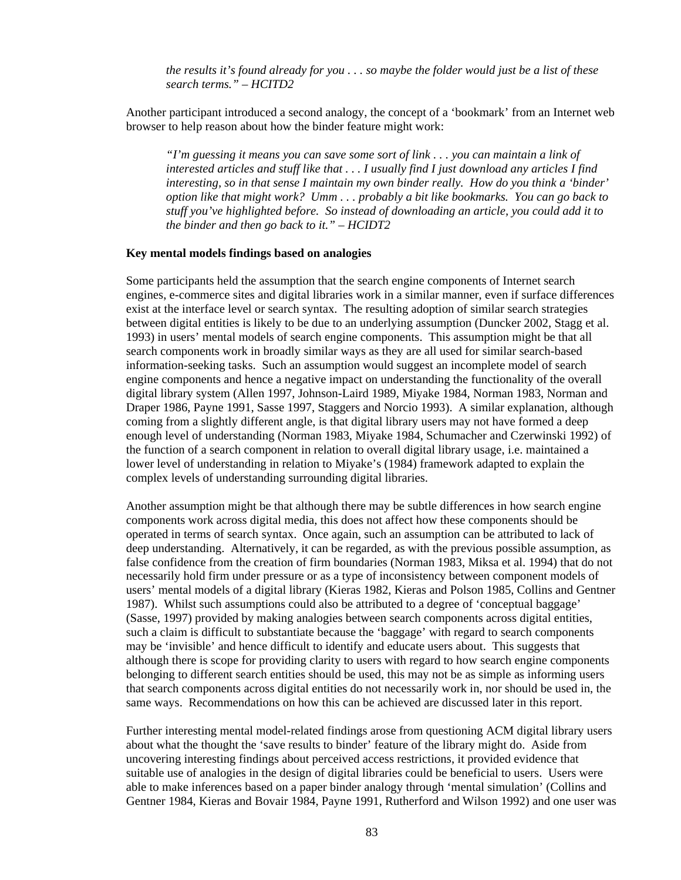*the results it's found already for you . . . so maybe the folder would just be a list of these search terms." – HCITD2*

Another participant introduced a second analogy, the concept of a 'bookmark' from an Internet web browser to help reason about how the binder feature might work:

> *"I'm guessing it means you can save some sort of link . . . you can maintain a link of interested articles and stuff like that . . . I usually find I just download any articles I find interesting, so in that sense I maintain my own binder really. How do you think a 'binder' option like that might work? Umm . . . probably a bit like bookmarks. You can go back to stuff you've highlighted before. So instead of downloading an article, you could add it to the binder and then go back to it." – HCIDT2*

**Key mental models findings based on analogies**

Some participants held the assumption that the search engine components of Internet search engines, e-commerce sites and digital libraries work in a similar manner, even if surface differences exist at the interface level or search syntax. The resulting adoption of similar search strategies between digital entities is likely to be due to an underlying assumption (Duncker 2002, Stagg et al. 1993) in users' mental models of search engine components. This assumption might be that all search components work in broadly similar ways as they are all used for similar search-based information-seeking tasks. Such an assumption would suggest an incomplete model of search engine components and hence a negative impact on understanding the functionality of the overall digital library system (Allen 1997, Johnson-Laird 1989, Miyake 1984, Norman 1983, Norman and Draper 1986, Payne 1991, Sasse 1997, Staggers and Norcio 1993). A similar explanation, although coming from a slightly different angle, is that digital library users may not have formed a deep enough level of understanding (Norman 1983, Miyake 1984, Schumacher and Czerwinski 1992) of the function of a search component in relation to overall digital library usage, i.e. maintained a lower level of understanding in relation to Miyake's (1984) framework adapted to explain the complex levels of understanding surrounding digital libraries.

Another assumption might be that although there may be subtle differences in how search engine components work across digital media, this does not affect how these components should be operated in terms of search syntax. Once again, such an assumption can be attributed to lack of deep understanding. Alternatively, it can be regarded, as with the previous possible assumption, as false confidence from the creation of firm boundaries (Norman 1983, Miksa et al. 1994) that do not necessarily hold firm under pressure or as a type of inconsistency between component models of users' mental models of a digital library (Kieras 1982, Kieras and Polson 1985, Collins and Gentner 1987). Whilst such assumptions could also be attributed to a degree of 'conceptual baggage' (Sasse, 1997) provided by making analogies between search components across digital entities, such a claim is difficult to substantiate because the 'baggage' with regard to search components may be 'invisible' and hence difficult to identify and educate users about. This suggests that although there is scope for providing clarity to users with regard to how search engine components belonging to different search entities should be used, this may not be as simple as informing users that search components across digital entities do not necessarily work in, nor should be used in, the same ways. Recommendations on how this can be achieved are discussed later in this report.

Further interesting mental model-related findings arose from questioning ACM digital library users about what the thought the 'save results to binder' feature of the library might do. Aside from uncovering interesting findings about perceived access restrictions, it provided evidence that suitable use of analogies in the design of digital libraries could be beneficial to users. Users were able to make inferences based on a paper binder analogy through 'mental simulation' (Collins and Gentner 1984, Kieras and Bovair 1984, Payne 1991, Rutherford and Wilson 1992) and one user was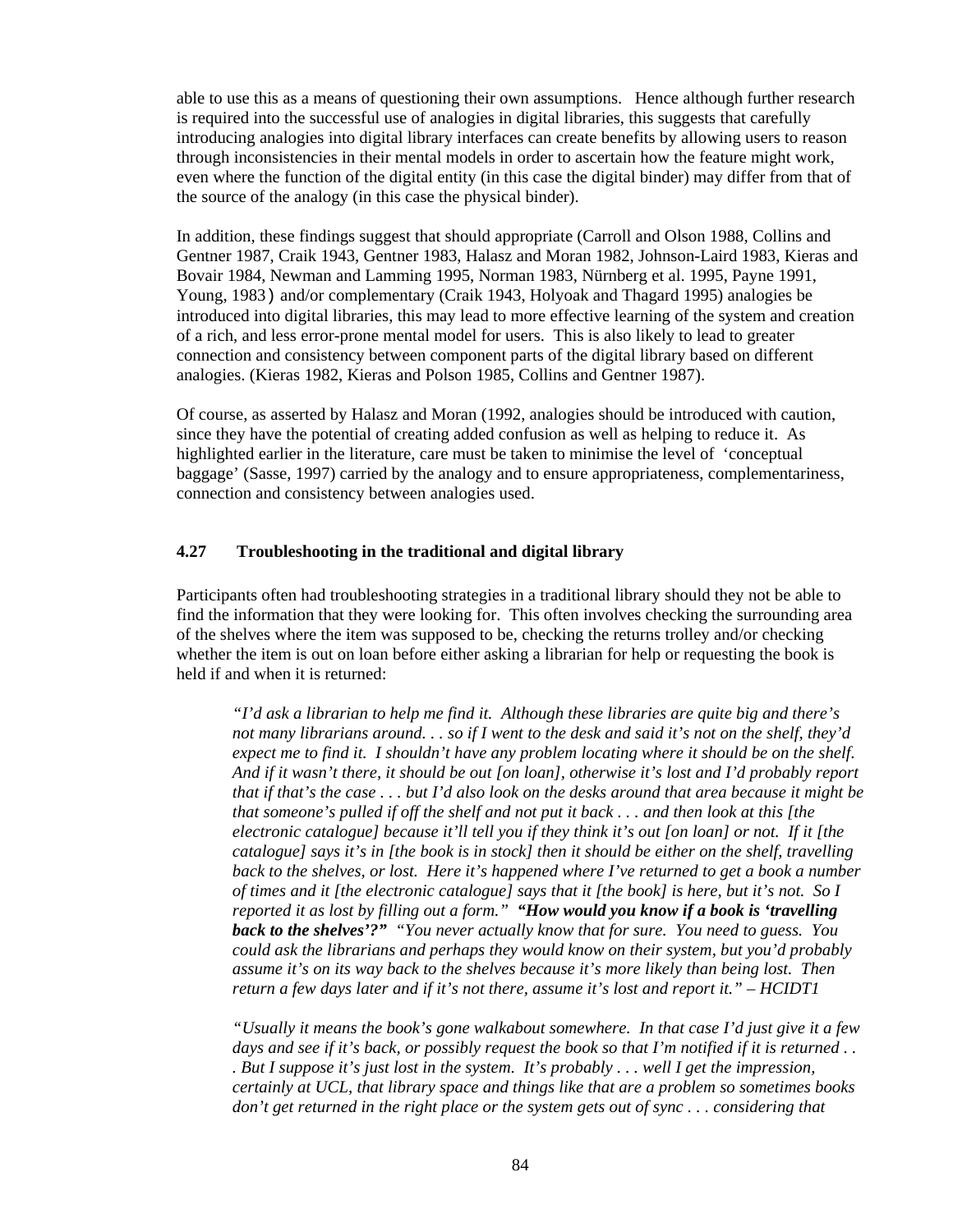able to use this as a means of questioning their own assumptions. Hence although further research is required into the successful use of analogies in digital libraries, this suggests that carefully introducing analogies into digital library interfaces can create benefits by allowing users to reason through inconsistencies in their mental models in order to ascertain how the feature might work, even where the function of the digital entity (in this case the digital binder) may differ from that of the source of the analogy (in this case the physical binder).

In addition, these findings suggest that should appropriate (Carroll and Olson 1988, Collins and Gentner 1987, Craik 1943, Gentner 1983, Halasz and Moran 1982, Johnson-Laird 1983, Kieras and Bovair 1984, Newman and Lamming 1995, Norman 1983, Nürnberg et al. 1995, Payne 1991, Young, 1983）and/or complementary (Craik 1943, Holyoak and Thagard 1995) analogies be introduced into digital libraries, this may lead to more effective learning of the system and creation of a rich, and less error-prone mental model for users. This is also likely to lead to greater connection and consistency between component parts of the digital library based on different analogies. (Kieras 1982, Kieras and Polson 1985, Collins and Gentner 1987).

Of course, as asserted by Halasz and Moran (1992, analogies should be introduced with caution, since they have the potential of creating added confusion as well as helping to reduce it. As highlighted earlier in the literature, care must be taken to minimise the level of 'conceptual baggage' (Sasse, 1997) carried by the analogy and to ensure appropriateness, complementariness, connection and consistency between analogies used.

### 4.27 Troubleshooting in the traditional and digital library

Participants often had troubleshooting strategies in a traditional library should they not be able to find the information that they were looking for. This often involves checking the surrounding area of the shelves where the item was supposed to be, checking the returns trolley and/or checking whether the item is out on loan before either asking a librarian for help or requesting the book is held if and when it is returned:

> *"I'd ask a librarian to help me find it. Although these libraries are quite big and there's not many librarians around. . . so if I went to the desk and said it's not on the shelf, they'd expect me to find it. I shouldn't have any problem locating where it should be on the shelf. And if it wasn't there, it should be out [on loan], otherwise it's lost and I'd probably report that if that's the case . . . but I'd also look on the desks around that area because it might be that someone's pulled if off the shelf and not put it back . . . and then look at this [the electronic catalogue] because it'll tell you if they think it's out [on loan] or not. If it [the catalogue] says it's in [the book is in stock] then it should be either on the shelf, travelling back to the shelves, or lost. Here it's happened where I've returned to get a book a number of times and it [the electronic catalogue] says that it [the book] is here, but it's not. So I reported it as lost by filling out a form."* ***"How would you know if a book is 'travelling back to the shelves'?"*** *"You never actually know that for sure. You need to guess. You could ask the librarians and perhaps they would know on their system, but you'd probably assume it's on its way back to the shelves because it's more likely than being lost. Then return a few days later and if it's not there, assume it's lost and report it." – HCIDT1*

> *"Usually it means the book's gone walkabout somewhere. In that case I'd just give it a few days and see if it's back, or possibly request the book so that I'm notified if it is returned . . . But I suppose it's just lost in the system. It's probably . . . well I get the impression, certainly at UCL, that library space and things like that are a problem so sometimes books don't get returned in the right place or the system gets out of sync . . . considering that*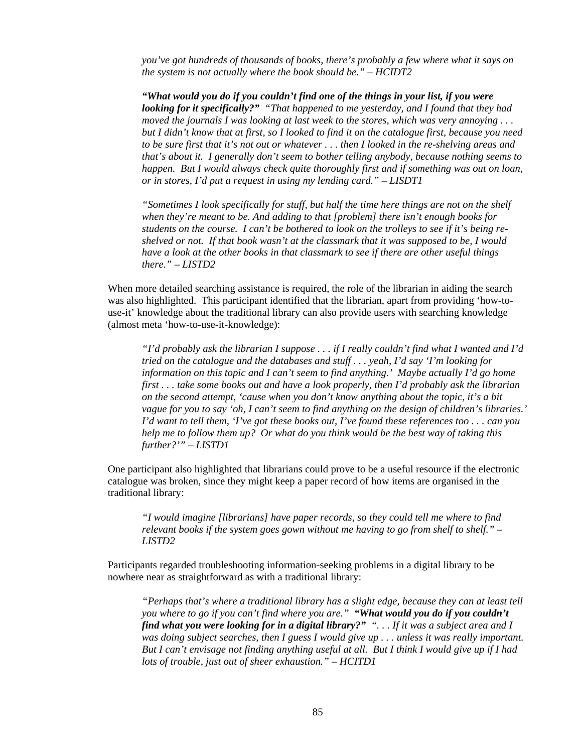*you've got hundreds of thousands of books, there's probably a few where what it says on the system is not actually where the book should be." – HCIDT2*

> ***"What would you do if you couldn't find one of the things in your list, if you were looking for it specifically?"*** *"That happened to me yesterday, and I found that they had moved the journals I was looking at last week to the stores, which was very annoying . . . but I didn't know that at first, so I looked to find it on the catalogue first, because you need to be sure first that it's not out or whatever . . . then I looked in the re-shelving areas and that's about it. I generally don't seem to bother telling anybody, because nothing seems to happen. But I would always check quite thoroughly first and if something was out on loan, or in stores, I'd put a request in using my lending card." – LISDT1*

> *"Sometimes I look specifically for stuff, but half the time here things are not on the shelf when they're meant to be. And adding to that [problem] there isn't enough books for students on the course. I can't be bothered to look on the trolleys to see if it's being re-shelved or not. If that book wasn't at the classmark that it was supposed to be, I would have a look at the other books in that classmark to see if there are other useful things there." – LISTD2*

When more detailed searching assistance is required, the role of the librarian in aiding the search was also highlighted. This participant identified that the librarian, apart from providing 'how-to-use-it' knowledge about the traditional library can also provide users with searching knowledge (almost meta 'how-to-use-it-knowledge):

> *"I'd probably ask the librarian I suppose . . . if I really couldn't find what I wanted and I'd tried on the catalogue and the databases and stuff . . . yeah, I'd say 'I'm looking for information on this topic and I can't seem to find anything.' Maybe actually I'd go home first . . . take some books out and have a look properly, then I'd probably ask the librarian on the second attempt, 'cause when you don't know anything about the topic, it's a bit vague for you to say 'oh, I can't seem to find anything on the design of children's libraries.' I'd want to tell them, 'I've got these books out, I've found these references too . . . can you help me to follow them up? Or what do you think would be the best way of taking this further?'" – LISTD1*

One participant also highlighted that librarians could prove to be a useful resource if the electronic catalogue was broken, since they might keep a paper record of how items are organised in the traditional library:

> *"I would imagine [librarians] have paper records, so they could tell me where to find relevant books if the system goes gown without me having to go from shelf to shelf." – LISTD2*

Participants regarded troubleshooting information-seeking problems in a digital library to be nowhere near as straightforward as with a traditional library:

> *"Perhaps that's where a traditional library has a slight edge, because they can at least tell you where to go if you can't find where you are."* ***"What would you do if you couldn't find what you were looking for in a digital library?"*** *". . . If it was a subject area and I was doing subject searches, then I guess I would give up . . . unless it was really important. But I can't envisage not finding anything useful at all. But I think I would give up if I had lots of trouble, just out of sheer exhaustion." – HCITD1*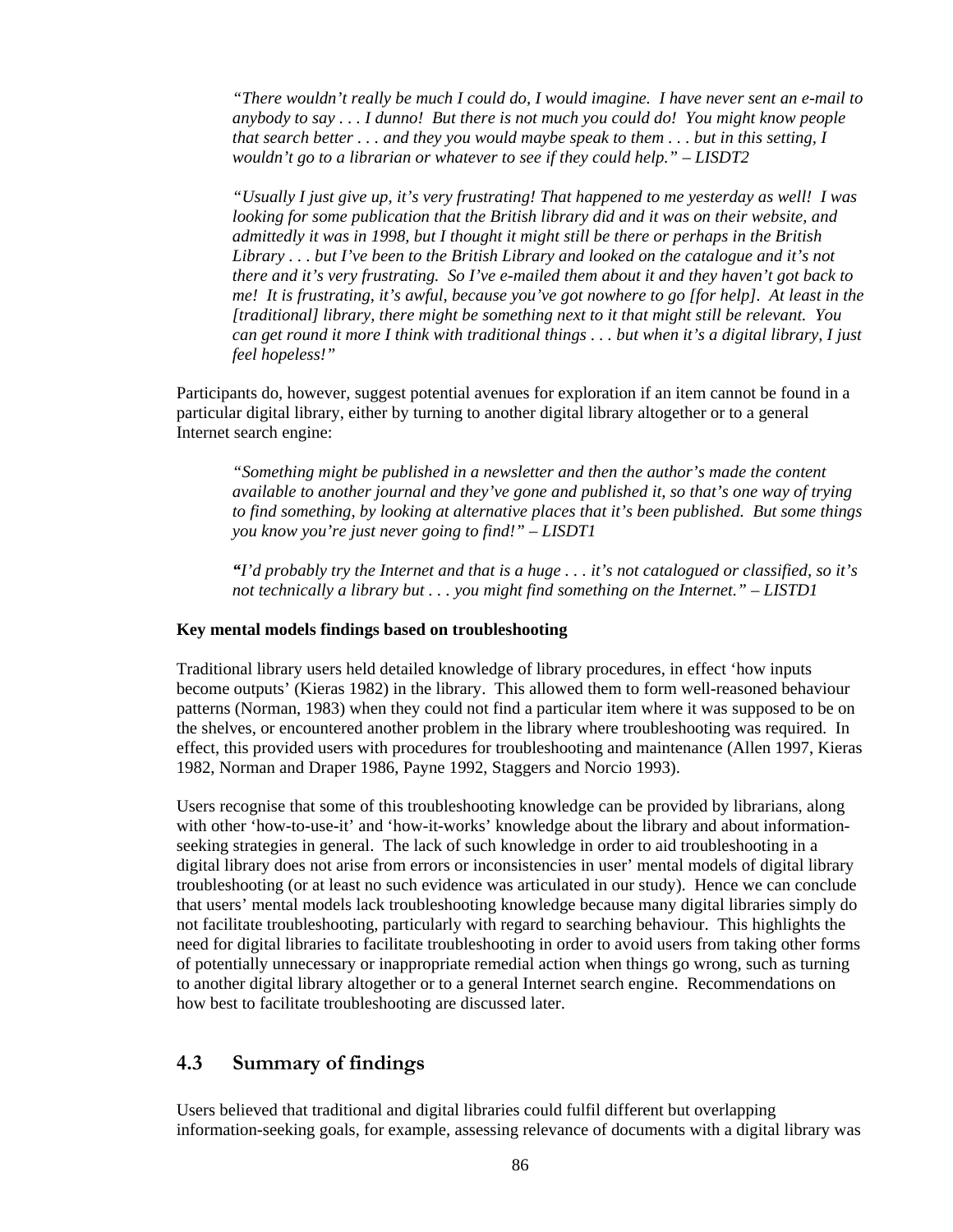> *"There wouldn't really be much I could do, I would imagine. I have never sent an e-mail to anybody to say . . . I dunno! But there is not much you could do! You might know people that search better . . . and they you would maybe speak to them . . . but in this setting, I wouldn't go to a librarian or whatever to see if they could help." – LISDT2*

> *"Usually I just give up, it's very frustrating! That happened to me yesterday as well! I was looking for some publication that the British library did and it was on their website, and admittedly it was in 1998, but I thought it might still be there or perhaps in the British Library . . . but I've been to the British Library and looked on the catalogue and it's not there and it's very frustrating. So I've e-mailed them about it and they haven't got back to me! It is frustrating, it's awful, because you've got nowhere to go [for help]. At least in the [traditional] library, there might be something next to it that might still be relevant. You can get round it more I think with traditional things . . . but when it's a digital library, I just feel hopeless!"*

Participants do, however, suggest potential avenues for exploration if an item cannot be found in a particular digital library, either by turning to another digital library altogether or to a general Internet search engine:

> *"Something might be published in a newsletter and then the author's made the content available to another journal and they've gone and published it, so that's one way of trying to find something, by looking at alternative places that it's been published. But some things you know you're just never going to find!" – LISDT1*

> *"I'd probably try the Internet and that is a huge . . . it's not catalogued or classified, so it's not technically a library but . . . you might find something on the Internet." – LISTD1*

**Key mental models findings based on troubleshooting**

Traditional library users held detailed knowledge of library procedures, in effect 'how inputs become outputs' (Kieras 1982) in the library. This allowed them to form well-reasoned behaviour patterns (Norman, 1983) when they could not find a particular item where it was supposed to be on the shelves, or encountered another problem in the library where troubleshooting was required. In effect, this provided users with procedures for troubleshooting and maintenance (Allen 1997, Kieras 1982, Norman and Draper 1986, Payne 1992, Staggers and Norcio 1993).

Users recognise that some of this troubleshooting knowledge can be provided by librarians, along with other 'how-to-use-it' and 'how-it-works' knowledge about the library and about information-seeking strategies in general. The lack of such knowledge in order to aid troubleshooting in a digital library does not arise from errors or inconsistencies in user' mental models of digital library troubleshooting (or at least no such evidence was articulated in our study). Hence we can conclude that users' mental models lack troubleshooting knowledge because many digital libraries simply do not facilitate troubleshooting, particularly with regard to searching behaviour. This highlights the need for digital libraries to facilitate troubleshooting in order to avoid users from taking other forms of potentially unnecessary or inappropriate remedial action when things go wrong, such as turning to another digital library altogether or to a general Internet search engine. Recommendations on how best to facilitate troubleshooting are discussed later.

## 4.3 Summary of findings

Users believed that traditional and digital libraries could fulfil different but overlapping information-seeking goals, for example, assessing relevance of documents with a digital library was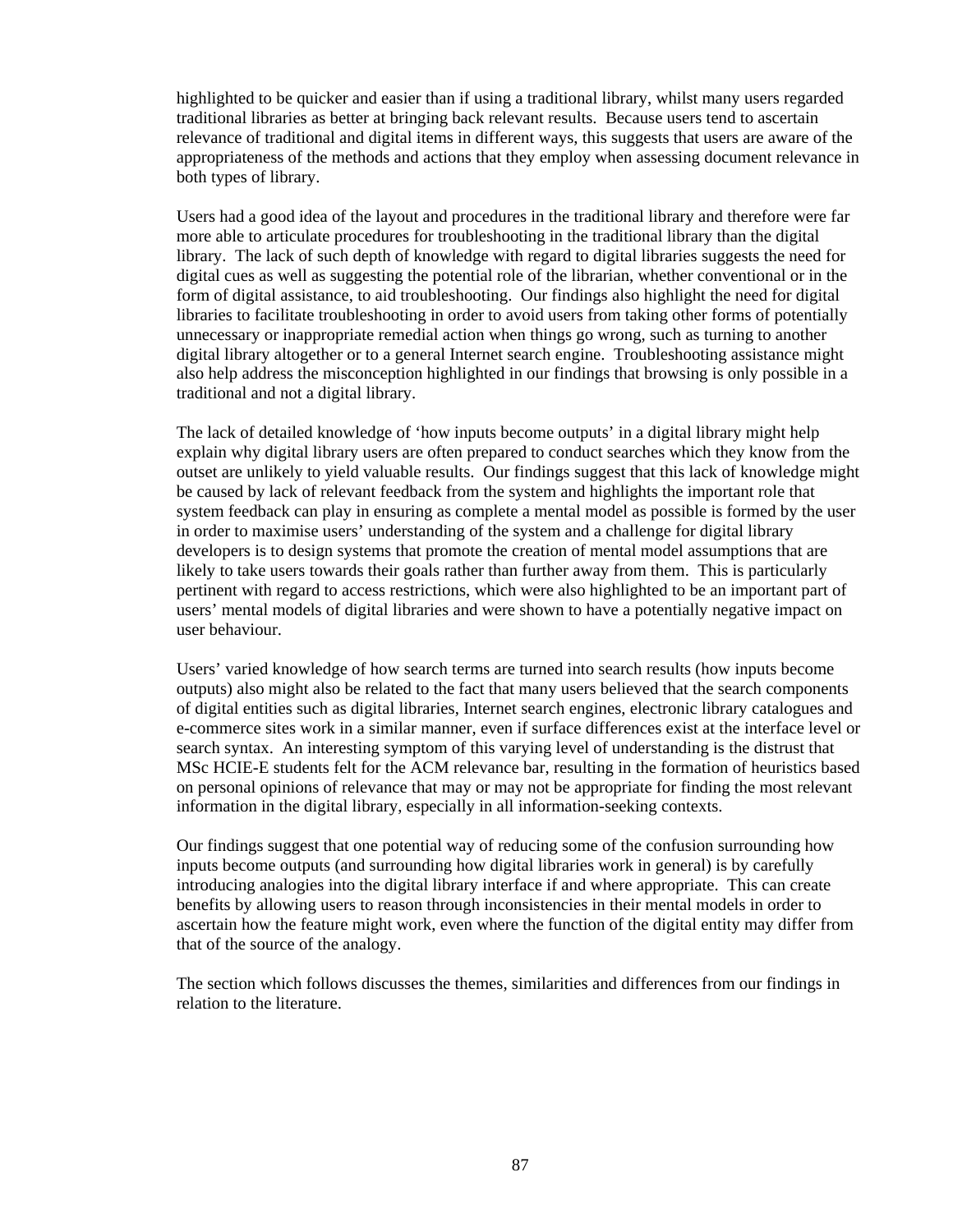highlighted to be quicker and easier than if using a traditional library, whilst many users regarded traditional libraries as better at bringing back relevant results. Because users tend to ascertain relevance of traditional and digital items in different ways, this suggests that users are aware of the appropriateness of the methods and actions that they employ when assessing document relevance in both types of library.

Users had a good idea of the layout and procedures in the traditional library and therefore were far more able to articulate procedures for troubleshooting in the traditional library than the digital library. The lack of such depth of knowledge with regard to digital libraries suggests the need for digital cues as well as suggesting the potential role of the librarian, whether conventional or in the form of digital assistance, to aid troubleshooting. Our findings also highlight the need for digital libraries to facilitate troubleshooting in order to avoid users from taking other forms of potentially unnecessary or inappropriate remedial action when things go wrong, such as turning to another digital library altogether or to a general Internet search engine. Troubleshooting assistance might also help address the misconception highlighted in our findings that browsing is only possible in a traditional and not a digital library.

The lack of detailed knowledge of 'how inputs become outputs' in a digital library might help explain why digital library users are often prepared to conduct searches which they know from the outset are unlikely to yield valuable results. Our findings suggest that this lack of knowledge might be caused by lack of relevant feedback from the system and highlights the important role that system feedback can play in ensuring as complete a mental model as possible is formed by the user in order to maximise users' understanding of the system and a challenge for digital library developers is to design systems that promote the creation of mental model assumptions that are likely to take users towards their goals rather than further away from them. This is particularly pertinent with regard to access restrictions, which were also highlighted to be an important part of users' mental models of digital libraries and were shown to have a potentially negative impact on user behaviour.

Users' varied knowledge of how search terms are turned into search results (how inputs become outputs) also might also be related to the fact that many users believed that the search components of digital entities such as digital libraries, Internet search engines, electronic library catalogues and e-commerce sites work in a similar manner, even if surface differences exist at the interface level or search syntax. An interesting symptom of this varying level of understanding is the distrust that MSc HCIE-E students felt for the ACM relevance bar, resulting in the formation of heuristics based on personal opinions of relevance that may or may not be appropriate for finding the most relevant information in the digital library, especially in all information-seeking contexts.

Our findings suggest that one potential way of reducing some of the confusion surrounding how inputs become outputs (and surrounding how digital libraries work in general) is by carefully introducing analogies into the digital library interface if and where appropriate. This can create benefits by allowing users to reason through inconsistencies in their mental models in order to ascertain how the feature might work, even where the function of the digital entity may differ from that of the source of the analogy.

The section which follows discusses the themes, similarities and differences from our findings in relation to the literature.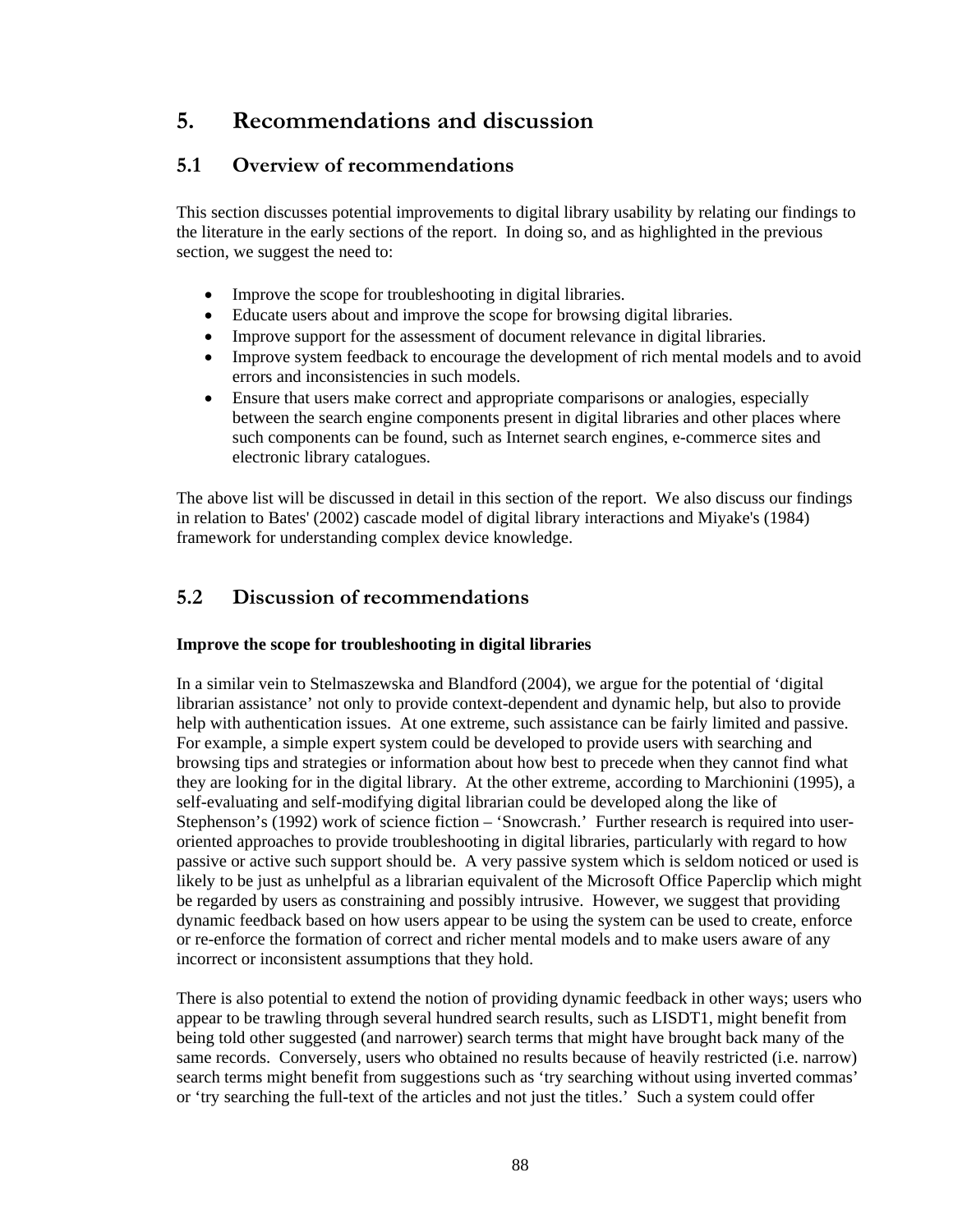# 5. Recommendations and discussion

## 5.1 Overview of recommendations

This section discusses potential improvements to digital library usability by relating our findings to the literature in the early sections of the report. In doing so, and as highlighted in the previous section, we suggest the need to:

- Improve the scope for troubleshooting in digital libraries.
- Educate users about and improve the scope for browsing digital libraries.
- Improve support for the assessment of document relevance in digital libraries.
- Improve system feedback to encourage the development of rich mental models and to avoid errors and inconsistencies in such models.
- Ensure that users make correct and appropriate comparisons or analogies, especially between the search engine components present in digital libraries and other places where such components can be found, such as Internet search engines, e-commerce sites and electronic library catalogues.

The above list will be discussed in detail in this section of the report. We also discuss our findings in relation to Bates' (2002) cascade model of digital library interactions and Miyake's (1984) framework for understanding complex device knowledge.

## 5.2 Discussion of recommendations

**Improve the scope for troubleshooting in digital libraries**

In a similar vein to Stelmaszewska and Blandford (2004), we argue for the potential of 'digital librarian assistance' not only to provide context-dependent and dynamic help, but also to provide help with authentication issues. At one extreme, such assistance can be fairly limited and passive. For example, a simple expert system could be developed to provide users with searching and browsing tips and strategies or information about how best to precede when they cannot find what they are looking for in the digital library. At the other extreme, according to Marchionini (1995), a self-evaluating and self-modifying digital librarian could be developed along the like of Stephenson's (1992) work of science fiction – 'Snowcrash.' Further research is required into user-oriented approaches to provide troubleshooting in digital libraries, particularly with regard to how passive or active such support should be. A very passive system which is seldom noticed or used is likely to be just as unhelpful as a librarian equivalent of the Microsoft Office Paperclip which might be regarded by users as constraining and possibly intrusive. However, we suggest that providing dynamic feedback based on how users appear to be using the system can be used to create, enforce or re-enforce the formation of correct and richer mental models and to make users aware of any incorrect or inconsistent assumptions that they hold.

There is also potential to extend the notion of providing dynamic feedback in other ways; users who appear to be trawling through several hundred search results, such as LISDT1, might benefit from being told other suggested (and narrower) search terms that might have brought back many of the same records. Conversely, users who obtained no results because of heavily restricted (i.e. narrow) search terms might benefit from suggestions such as 'try searching without using inverted commas' or 'try searching the full-text of the articles and not just the titles.' Such a system could offer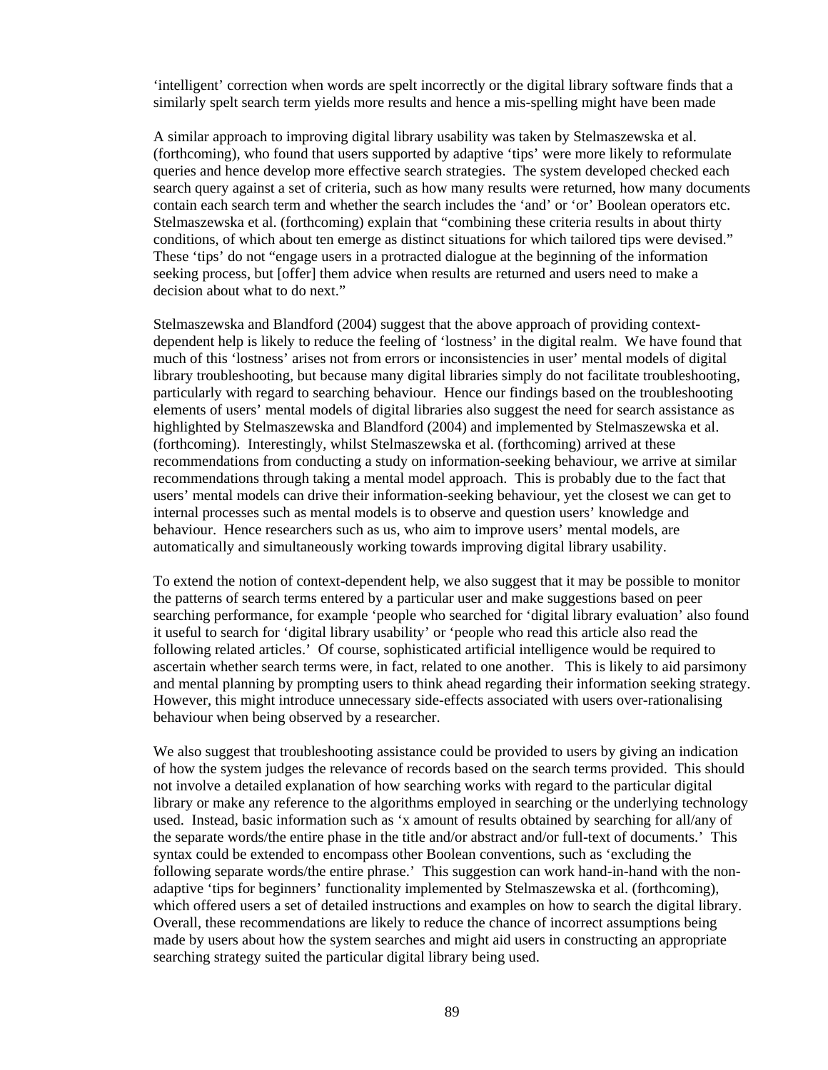'intelligent' correction when words are spelt incorrectly or the digital library software finds that a similarly spelt search term yields more results and hence a mis-spelling might have been made

A similar approach to improving digital library usability was taken by Stelmaszewska et al. (forthcoming), who found that users supported by adaptive 'tips' were more likely to reformulate queries and hence develop more effective search strategies. The system developed checked each search query against a set of criteria, such as how many results were returned, how many documents contain each search term and whether the search includes the 'and' or 'or' Boolean operators etc. Stelmaszewska et al. (forthcoming) explain that "combining these criteria results in about thirty conditions, of which about ten emerge as distinct situations for which tailored tips were devised." These 'tips' do not "engage users in a protracted dialogue at the beginning of the information seeking process, but [offer] them advice when results are returned and users need to make a decision about what to do next."

Stelmaszewska and Blandford (2004) suggest that the above approach of providing context-dependent help is likely to reduce the feeling of 'lostness' in the digital realm. We have found that much of this 'lostness' arises not from errors or inconsistencies in user' mental models of digital library troubleshooting, but because many digital libraries simply do not facilitate troubleshooting, particularly with regard to searching behaviour. Hence our findings based on the troubleshooting elements of users' mental models of digital libraries also suggest the need for search assistance as highlighted by Stelmaszewska and Blandford (2004) and implemented by Stelmaszewska et al. (forthcoming). Interestingly, whilst Stelmaszewska et al. (forthcoming) arrived at these recommendations from conducting a study on information-seeking behaviour, we arrive at similar recommendations through taking a mental model approach. This is probably due to the fact that users' mental models can drive their information-seeking behaviour, yet the closest we can get to internal processes such as mental models is to observe and question users' knowledge and behaviour. Hence researchers such as us, who aim to improve users' mental models, are automatically and simultaneously working towards improving digital library usability.

To extend the notion of context-dependent help, we also suggest that it may be possible to monitor the patterns of search terms entered by a particular user and make suggestions based on peer searching performance, for example 'people who searched for 'digital library evaluation' also found it useful to search for 'digital library usability' or 'people who read this article also read the following related articles.' Of course, sophisticated artificial intelligence would be required to ascertain whether search terms were, in fact, related to one another. This is likely to aid parsimony and mental planning by prompting users to think ahead regarding their information seeking strategy. However, this might introduce unnecessary side-effects associated with users over-rationalising behaviour when being observed by a researcher.

We also suggest that troubleshooting assistance could be provided to users by giving an indication of how the system judges the relevance of records based on the search terms provided. This should not involve a detailed explanation of how searching works with regard to the particular digital library or make any reference to the algorithms employed in searching or the underlying technology used. Instead, basic information such as 'x amount of results obtained by searching for all/any of the separate words/the entire phase in the title and/or abstract and/or full-text of documents.' This syntax could be extended to encompass other Boolean conventions, such as 'excluding the following separate words/the entire phrase.' This suggestion can work hand-in-hand with the non-adaptive 'tips for beginners' functionality implemented by Stelmaszewska et al. (forthcoming), which offered users a set of detailed instructions and examples on how to search the digital library. Overall, these recommendations are likely to reduce the chance of incorrect assumptions being made by users about how the system searches and might aid users in constructing an appropriate searching strategy suited the particular digital library being used.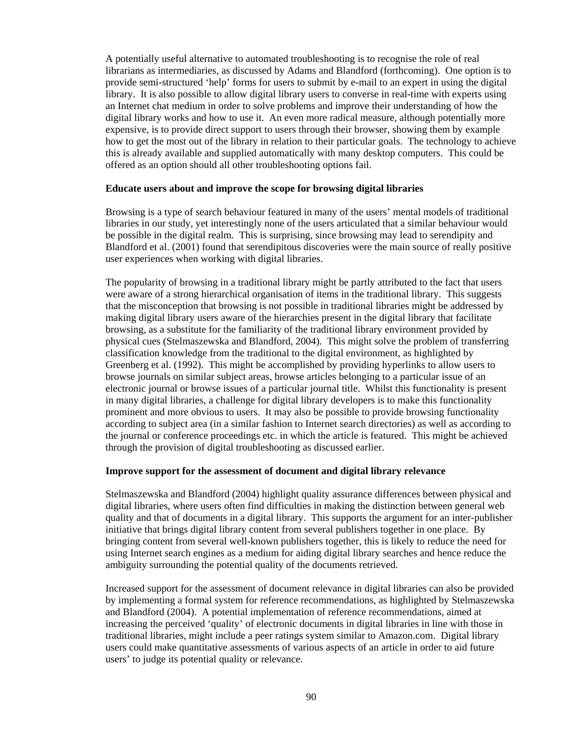A potentially useful alternative to automated troubleshooting is to recognise the role of real librarians as intermediaries, as discussed by Adams and Blandford (forthcoming). One option is to provide semi-structured 'help' forms for users to submit by e-mail to an expert in using the digital library. It is also possible to allow digital library users to converse in real-time with experts using an Internet chat medium in order to solve problems and improve their understanding of how the digital library works and how to use it. An even more radical measure, although potentially more expensive, is to provide direct support to users through their browser, showing them by example how to get the most out of the library in relation to their particular goals. The technology to achieve this is already available and supplied automatically with many desktop computers. This could be offered as an option should all other troubleshooting options fail.

**Educate users about and improve the scope for browsing digital libraries**

Browsing is a type of search behaviour featured in many of the users' mental models of traditional libraries in our study, yet interestingly none of the users articulated that a similar behaviour would be possible in the digital realm. This is surprising, since browsing may lead to serendipity and Blandford et al. (2001) found that serendipitous discoveries were the main source of really positive user experiences when working with digital libraries.

The popularity of browsing in a traditional library might be partly attributed to the fact that users were aware of a strong hierarchical organisation of items in the traditional library. This suggests that the misconception that browsing is not possible in traditional libraries might be addressed by making digital library users aware of the hierarchies present in the digital library that facilitate browsing, as a substitute for the familiarity of the traditional library environment provided by physical cues (Stelmaszewska and Blandford, 2004). This might solve the problem of transferring classification knowledge from the traditional to the digital environment, as highlighted by Greenberg et al. (1992). This might be accomplished by providing hyperlinks to allow users to browse journals on similar subject areas, browse articles belonging to a particular issue of an electronic journal or browse issues of a particular journal title. Whilst this functionality is present in many digital libraries, a challenge for digital library developers is to make this functionality prominent and more obvious to users. It may also be possible to provide browsing functionality according to subject area (in a similar fashion to Internet search directories) as well as according to the journal or conference proceedings etc. in which the article is featured. This might be achieved through the provision of digital troubleshooting as discussed earlier.

**Improve support for the assessment of document and digital library relevance**

Stelmaszewska and Blandford (2004) highlight quality assurance differences between physical and digital libraries, where users often find difficulties in making the distinction between general web quality and that of documents in a digital library. This supports the argument for an inter-publisher initiative that brings digital library content from several publishers together in one place. By bringing content from several well-known publishers together, this is likely to reduce the need for using Internet search engines as a medium for aiding digital library searches and hence reduce the ambiguity surrounding the potential quality of the documents retrieved.

Increased support for the assessment of document relevance in digital libraries can also be provided by implementing a formal system for reference recommendations, as highlighted by Stelmaszewska and Blandford (2004). A potential implementation of reference recommendations, aimed at increasing the perceived 'quality' of electronic documents in digital libraries in line with those in traditional libraries, might include a peer ratings system similar to Amazon.com. Digital library users could make quantitative assessments of various aspects of an article in order to aid future users' to judge its potential quality or relevance.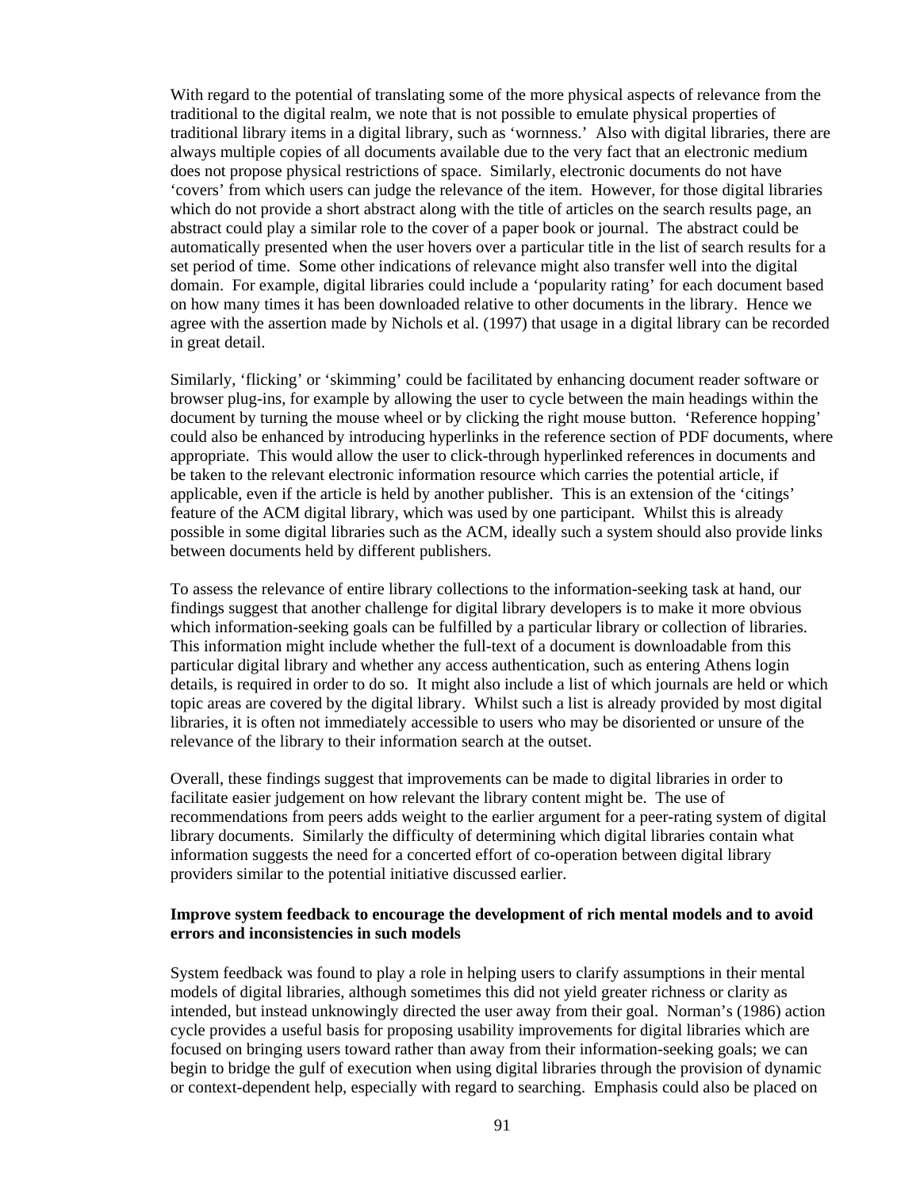With regard to the potential of translating some of the more physical aspects of relevance from the traditional to the digital realm, we note that is not possible to emulate physical properties of traditional library items in a digital library, such as 'wornness.' Also with digital libraries, there are always multiple copies of all documents available due to the very fact that an electronic medium does not propose physical restrictions of space. Similarly, electronic documents do not have 'covers' from which users can judge the relevance of the item. However, for those digital libraries which do not provide a short abstract along with the title of articles on the search results page, an abstract could play a similar role to the cover of a paper book or journal. The abstract could be automatically presented when the user hovers over a particular title in the list of search results for a set period of time. Some other indications of relevance might also transfer well into the digital domain. For example, digital libraries could include a 'popularity rating' for each document based on how many times it has been downloaded relative to other documents in the library. Hence we agree with the assertion made by Nichols et al. (1997) that usage in a digital library can be recorded in great detail.

Similarly, 'flicking' or 'skimming' could be facilitated by enhancing document reader software or browser plug-ins, for example by allowing the user to cycle between the main headings within the document by turning the mouse wheel or by clicking the right mouse button. 'Reference hopping' could also be enhanced by introducing hyperlinks in the reference section of PDF documents, where appropriate. This would allow the user to click-through hyperlinked references in documents and be taken to the relevant electronic information resource which carries the potential article, if applicable, even if the article is held by another publisher. This is an extension of the 'citings' feature of the ACM digital library, which was used by one participant. Whilst this is already possible in some digital libraries such as the ACM, ideally such a system should also provide links between documents held by different publishers.

To assess the relevance of entire library collections to the information-seeking task at hand, our findings suggest that another challenge for digital library developers is to make it more obvious which information-seeking goals can be fulfilled by a particular library or collection of libraries. This information might include whether the full-text of a document is downloadable from this particular digital library and whether any access authentication, such as entering Athens login details, is required in order to do so. It might also include a list of which journals are held or which topic areas are covered by the digital library. Whilst such a list is already provided by most digital libraries, it is often not immediately accessible to users who may be disoriented or unsure of the relevance of the library to their information search at the outset.

Overall, these findings suggest that improvements can be made to digital libraries in order to facilitate easier judgement on how relevant the library content might be. The use of recommendations from peers adds weight to the earlier argument for a peer-rating system of digital library documents. Similarly the difficulty of determining which digital libraries contain what information suggests the need for a concerted effort of co-operation between digital library providers similar to the potential initiative discussed earlier.

**Improve system feedback to encourage the development of rich mental models and to avoid errors and inconsistencies in such models**

System feedback was found to play a role in helping users to clarify assumptions in their mental models of digital libraries, although sometimes this did not yield greater richness or clarity as intended, but instead unknowingly directed the user away from their goal. Norman's (1986) action cycle provides a useful basis for proposing usability improvements for digital libraries which are focused on bringing users toward rather than away from their information-seeking goals; we can begin to bridge the gulf of execution when using digital libraries through the provision of dynamic or context-dependent help, especially with regard to searching. Emphasis could also be placed on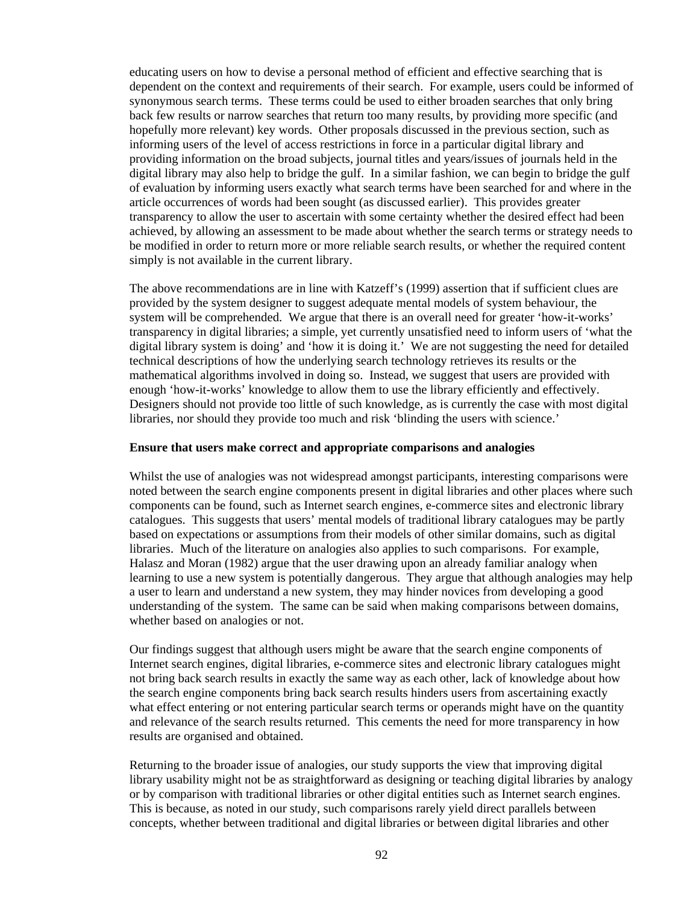educating users on how to devise a personal method of efficient and effective searching that is dependent on the context and requirements of their search. For example, users could be informed of synonymous search terms. These terms could be used to either broaden searches that only bring back few results or narrow searches that return too many results, by providing more specific (and hopefully more relevant) key words. Other proposals discussed in the previous section, such as informing users of the level of access restrictions in force in a particular digital library and providing information on the broad subjects, journal titles and years/issues of journals held in the digital library may also help to bridge the gulf. In a similar fashion, we can begin to bridge the gulf of evaluation by informing users exactly what search terms have been searched for and where in the article occurrences of words had been sought (as discussed earlier). This provides greater transparency to allow the user to ascertain with some certainty whether the desired effect had been achieved, by allowing an assessment to be made about whether the search terms or strategy needs to be modified in order to return more or more reliable search results, or whether the required content simply is not available in the current library.

The above recommendations are in line with Katzeff's (1999) assertion that if sufficient clues are provided by the system designer to suggest adequate mental models of system behaviour, the system will be comprehended. We argue that there is an overall need for greater 'how-it-works' transparency in digital libraries; a simple, yet currently unsatisfied need to inform users of 'what the digital library system is doing' and 'how it is doing it.' We are not suggesting the need for detailed technical descriptions of how the underlying search technology retrieves its results or the mathematical algorithms involved in doing so. Instead, we suggest that users are provided with enough 'how-it-works' knowledge to allow them to use the library efficiently and effectively. Designers should not provide too little of such knowledge, as is currently the case with most digital libraries, nor should they provide too much and risk 'blinding the users with science.'

**Ensure that users make correct and appropriate comparisons and analogies**

Whilst the use of analogies was not widespread amongst participants, interesting comparisons were noted between the search engine components present in digital libraries and other places where such components can be found, such as Internet search engines, e-commerce sites and electronic library catalogues. This suggests that users' mental models of traditional library catalogues may be partly based on expectations or assumptions from their models of other similar domains, such as digital libraries. Much of the literature on analogies also applies to such comparisons. For example, Halasz and Moran (1982) argue that the user drawing upon an already familiar analogy when learning to use a new system is potentially dangerous. They argue that although analogies may help a user to learn and understand a new system, they may hinder novices from developing a good understanding of the system. The same can be said when making comparisons between domains, whether based on analogies or not.

Our findings suggest that although users might be aware that the search engine components of Internet search engines, digital libraries, e-commerce sites and electronic library catalogues might not bring back search results in exactly the same way as each other, lack of knowledge about how the search engine components bring back search results hinders users from ascertaining exactly what effect entering or not entering particular search terms or operands might have on the quantity and relevance of the search results returned. This cements the need for more transparency in how results are organised and obtained.

Returning to the broader issue of analogies, our study supports the view that improving digital library usability might not be as straightforward as designing or teaching digital libraries by analogy or by comparison with traditional libraries or other digital entities such as Internet search engines. This is because, as noted in our study, such comparisons rarely yield direct parallels between concepts, whether between traditional and digital libraries or between digital libraries and other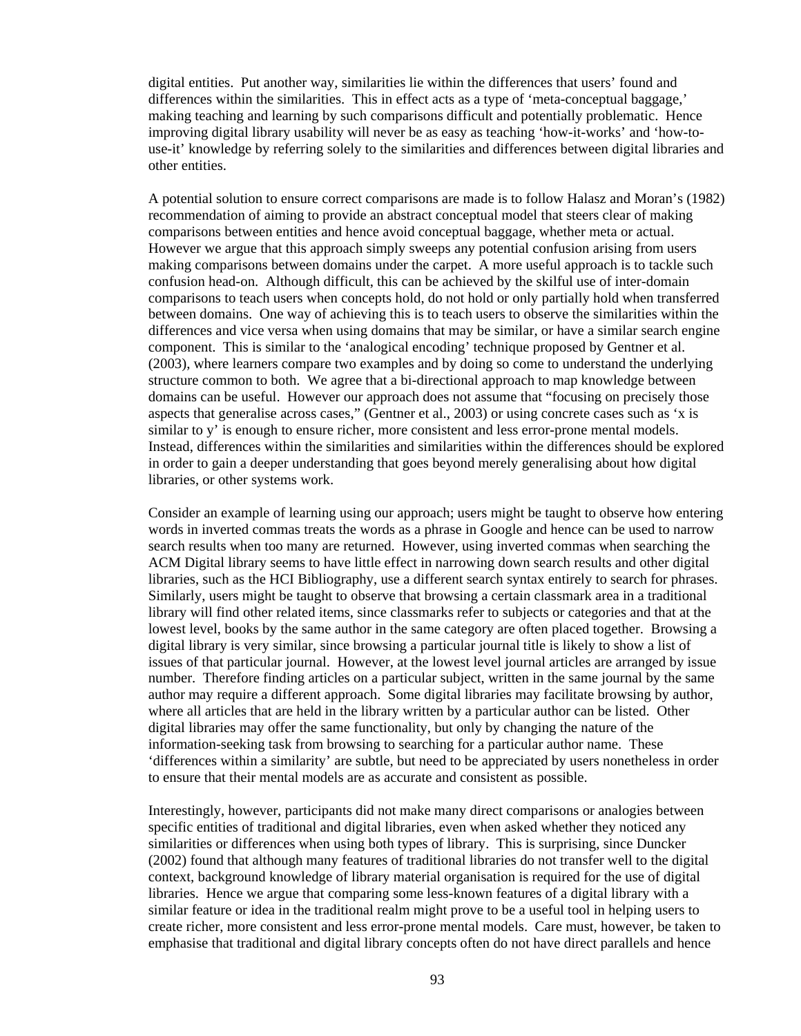digital entities. Put another way, similarities lie within the differences that users' found and differences within the similarities. This in effect acts as a type of 'meta-conceptual baggage,' making teaching and learning by such comparisons difficult and potentially problematic. Hence improving digital library usability will never be as easy as teaching 'how-it-works' and 'how-to-use-it' knowledge by referring solely to the similarities and differences between digital libraries and other entities.

A potential solution to ensure correct comparisons are made is to follow Halasz and Moran's (1982) recommendation of aiming to provide an abstract conceptual model that steers clear of making comparisons between entities and hence avoid conceptual baggage, whether meta or actual. However we argue that this approach simply sweeps any potential confusion arising from users making comparisons between domains under the carpet. A more useful approach is to tackle such confusion head-on. Although difficult, this can be achieved by the skilful use of inter-domain comparisons to teach users when concepts hold, do not hold or only partially hold when transferred between domains. One way of achieving this is to teach users to observe the similarities within the differences and vice versa when using domains that may be similar, or have a similar search engine component. This is similar to the 'analogical encoding' technique proposed by Gentner et al. (2003), where learners compare two examples and by doing so come to understand the underlying structure common to both. We agree that a bi-directional approach to map knowledge between domains can be useful. However our approach does not assume that "focusing on precisely those aspects that generalise across cases," (Gentner et al., 2003) or using concrete cases such as 'x is similar to y' is enough to ensure richer, more consistent and less error-prone mental models. Instead, differences within the similarities and similarities within the differences should be explored in order to gain a deeper understanding that goes beyond merely generalising about how digital libraries, or other systems work.

Consider an example of learning using our approach; users might be taught to observe how entering words in inverted commas treats the words as a phrase in Google and hence can be used to narrow search results when too many are returned. However, using inverted commas when searching the ACM Digital library seems to have little effect in narrowing down search results and other digital libraries, such as the HCI Bibliography, use a different search syntax entirely to search for phrases. Similarly, users might be taught to observe that browsing a certain classmark area in a traditional library will find other related items, since classmarks refer to subjects or categories and that at the lowest level, books by the same author in the same category are often placed together. Browsing a digital library is very similar, since browsing a particular journal title is likely to show a list of issues of that particular journal. However, at the lowest level journal articles are arranged by issue number. Therefore finding articles on a particular subject, written in the same journal by the same author may require a different approach. Some digital libraries may facilitate browsing by author, where all articles that are held in the library written by a particular author can be listed. Other digital libraries may offer the same functionality, but only by changing the nature of the information-seeking task from browsing to searching for a particular author name. These 'differences within a similarity' are subtle, but need to be appreciated by users nonetheless in order to ensure that their mental models are as accurate and consistent as possible.

Interestingly, however, participants did not make many direct comparisons or analogies between specific entities of traditional and digital libraries, even when asked whether they noticed any similarities or differences when using both types of library. This is surprising, since Duncker (2002) found that although many features of traditional libraries do not transfer well to the digital context, background knowledge of library material organisation is required for the use of digital libraries. Hence we argue that comparing some less-known features of a digital library with a similar feature or idea in the traditional realm might prove to be a useful tool in helping users to create richer, more consistent and less error-prone mental models. Care must, however, be taken to emphasise that traditional and digital library concepts often do not have direct parallels and hence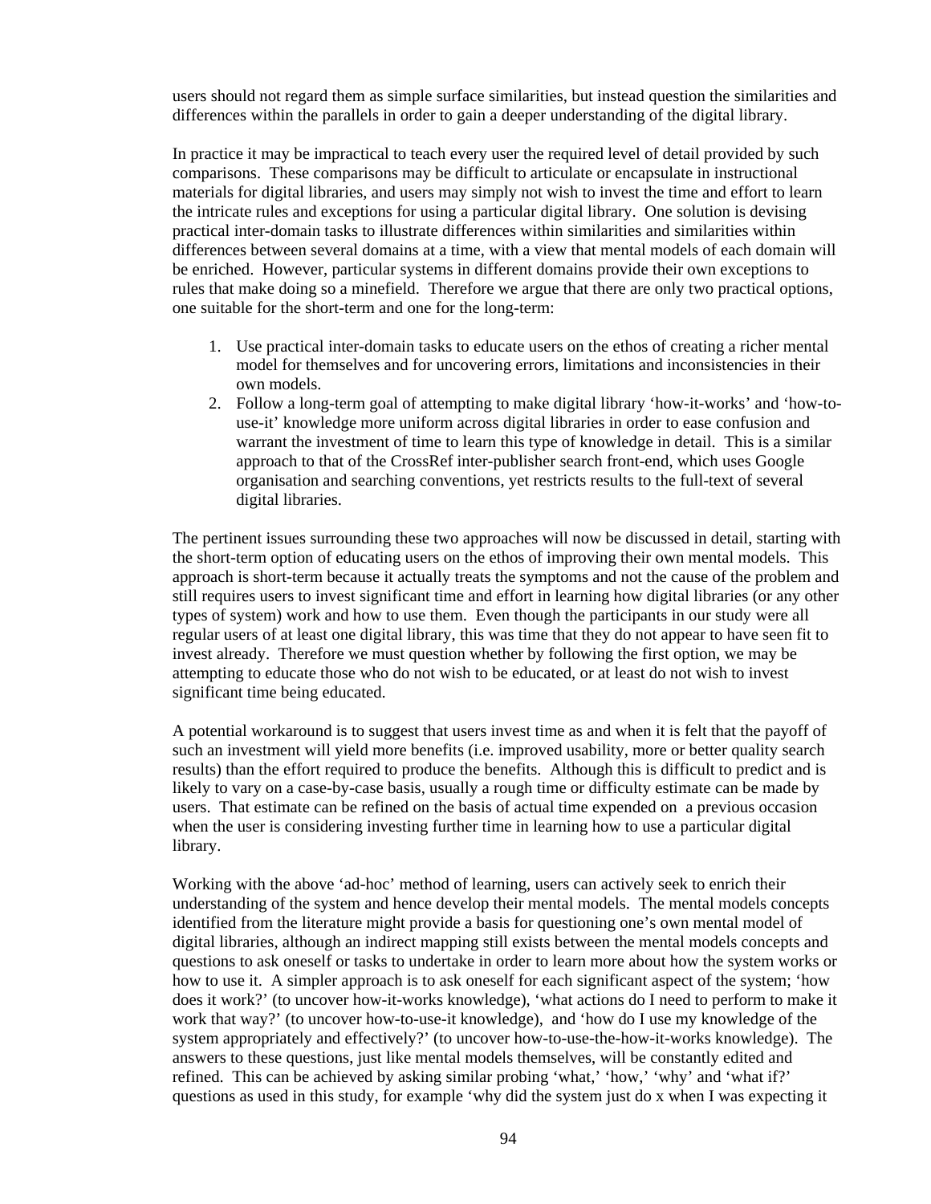users should not regard them as simple surface similarities, but instead question the similarities and differences within the parallels in order to gain a deeper understanding of the digital library.

In practice it may be impractical to teach every user the required level of detail provided by such comparisons. These comparisons may be difficult to articulate or encapsulate in instructional materials for digital libraries, and users may simply not wish to invest the time and effort to learn the intricate rules and exceptions for using a particular digital library. One solution is devising practical inter-domain tasks to illustrate differences within similarities and similarities within differences between several domains at a time, with a view that mental models of each domain will be enriched. However, particular systems in different domains provide their own exceptions to rules that make doing so a minefield. Therefore we argue that there are only two practical options, one suitable for the short-term and one for the long-term:

1. Use practical inter-domain tasks to educate users on the ethos of creating a richer mental model for themselves and for uncovering errors, limitations and inconsistencies in their own models.
2. Follow a long-term goal of attempting to make digital library 'how-it-works' and 'how-to-use-it' knowledge more uniform across digital libraries in order to ease confusion and warrant the investment of time to learn this type of knowledge in detail. This is a similar approach to that of the CrossRef inter-publisher search front-end, which uses Google organisation and searching conventions, yet restricts results to the full-text of several digital libraries.

The pertinent issues surrounding these two approaches will now be discussed in detail, starting with the short-term option of educating users on the ethos of improving their own mental models. This approach is short-term because it actually treats the symptoms and not the cause of the problem and still requires users to invest significant time and effort in learning how digital libraries (or any other types of system) work and how to use them. Even though the participants in our study were all regular users of at least one digital library, this was time that they do not appear to have seen fit to invest already. Therefore we must question whether by following the first option, we may be attempting to educate those who do not wish to be educated, or at least do not wish to invest significant time being educated.

A potential workaround is to suggest that users invest time as and when it is felt that the payoff of such an investment will yield more benefits (i.e. improved usability, more or better quality search results) than the effort required to produce the benefits. Although this is difficult to predict and is likely to vary on a case-by-case basis, usually a rough time or difficulty estimate can be made by users. That estimate can be refined on the basis of actual time expended on a previous occasion when the user is considering investing further time in learning how to use a particular digital library.

Working with the above 'ad-hoc' method of learning, users can actively seek to enrich their understanding of the system and hence develop their mental models. The mental models concepts identified from the literature might provide a basis for questioning one's own mental model of digital libraries, although an indirect mapping still exists between the mental models concepts and questions to ask oneself or tasks to undertake in order to learn more about how the system works or how to use it. A simpler approach is to ask oneself for each significant aspect of the system; 'how does it work?' (to uncover how-it-works knowledge), 'what actions do I need to perform to make it work that way?' (to uncover how-to-use-it knowledge), and 'how do I use my knowledge of the system appropriately and effectively?' (to uncover how-to-use-the-how-it-works knowledge). The answers to these questions, just like mental models themselves, will be constantly edited and refined. This can be achieved by asking similar probing 'what,' 'how,' 'why' and 'what if?' questions as used in this study, for example 'why did the system just do x when I was expecting it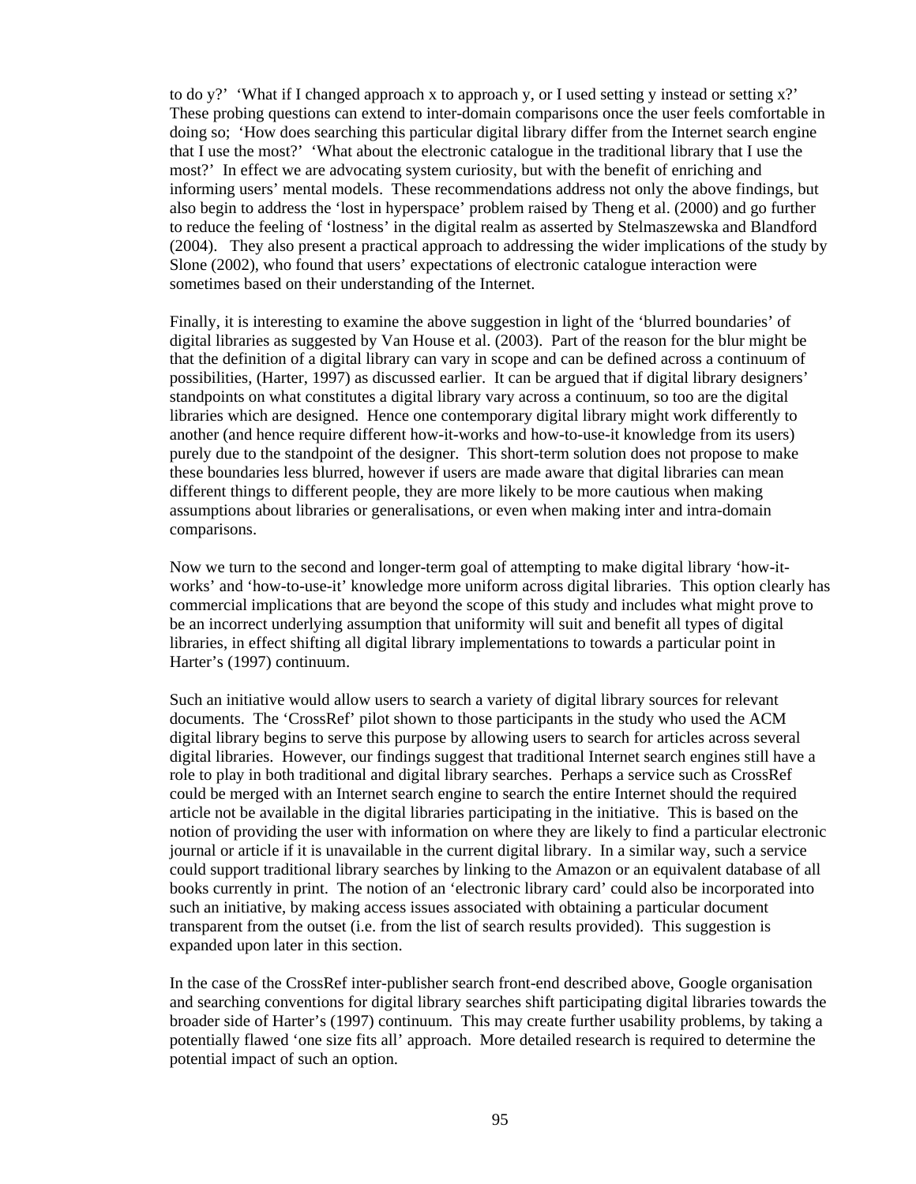to do y?' 'What if I changed approach x to approach y, or I used setting y instead or setting x?' These probing questions can extend to inter-domain comparisons once the user feels comfortable in doing so; 'How does searching this particular digital library differ from the Internet search engine that I use the most?' 'What about the electronic catalogue in the traditional library that I use the most?' In effect we are advocating system curiosity, but with the benefit of enriching and informing users' mental models. These recommendations address not only the above findings, but also begin to address the 'lost in hyperspace' problem raised by Theng et al. (2000) and go further to reduce the feeling of 'lostness' in the digital realm as asserted by Stelmaszewska and Blandford (2004). They also present a practical approach to addressing the wider implications of the study by Slone (2002), who found that users' expectations of electronic catalogue interaction were sometimes based on their understanding of the Internet.

Finally, it is interesting to examine the above suggestion in light of the 'blurred boundaries' of digital libraries as suggested by Van House et al. (2003). Part of the reason for the blur might be that the definition of a digital library can vary in scope and can be defined across a continuum of possibilities, (Harter, 1997) as discussed earlier. It can be argued that if digital library designers' standpoints on what constitutes a digital library vary across a continuum, so too are the digital libraries which are designed. Hence one contemporary digital library might work differently to another (and hence require different how-it-works and how-to-use-it knowledge from its users) purely due to the standpoint of the designer. This short-term solution does not propose to make these boundaries less blurred, however if users are made aware that digital libraries can mean different things to different people, they are more likely to be more cautious when making assumptions about libraries or generalisations, or even when making inter and intra-domain comparisons.

Now we turn to the second and longer-term goal of attempting to make digital library 'how-it-works' and 'how-to-use-it' knowledge more uniform across digital libraries. This option clearly has commercial implications that are beyond the scope of this study and includes what might prove to be an incorrect underlying assumption that uniformity will suit and benefit all types of digital libraries, in effect shifting all digital library implementations to towards a particular point in Harter's (1997) continuum.

Such an initiative would allow users to search a variety of digital library sources for relevant documents. The 'CrossRef' pilot shown to those participants in the study who used the ACM digital library begins to serve this purpose by allowing users to search for articles across several digital libraries. However, our findings suggest that traditional Internet search engines still have a role to play in both traditional and digital library searches. Perhaps a service such as CrossRef could be merged with an Internet search engine to search the entire Internet should the required article not be available in the digital libraries participating in the initiative. This is based on the notion of providing the user with information on where they are likely to find a particular electronic journal or article if it is unavailable in the current digital library. In a similar way, such a service could support traditional library searches by linking to the Amazon or an equivalent database of all books currently in print. The notion of an 'electronic library card' could also be incorporated into such an initiative, by making access issues associated with obtaining a particular document transparent from the outset (i.e. from the list of search results provided). This suggestion is expanded upon later in this section.

In the case of the CrossRef inter-publisher search front-end described above, Google organisation and searching conventions for digital library searches shift participating digital libraries towards the broader side of Harter's (1997) continuum. This may create further usability problems, by taking a potentially flawed 'one size fits all' approach. More detailed research is required to determine the potential impact of such an option.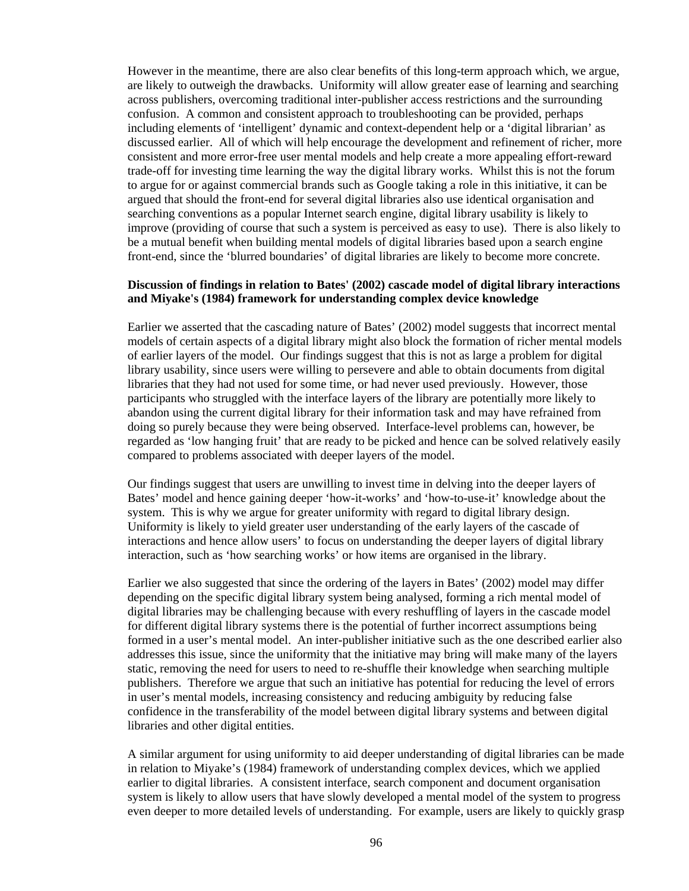However in the meantime, there are also clear benefits of this long-term approach which, we argue, are likely to outweigh the drawbacks. Uniformity will allow greater ease of learning and searching across publishers, overcoming traditional inter-publisher access restrictions and the surrounding confusion. A common and consistent approach to troubleshooting can be provided, perhaps including elements of 'intelligent' dynamic and context-dependent help or a 'digital librarian' as discussed earlier. All of which will help encourage the development and refinement of richer, more consistent and more error-free user mental models and help create a more appealing effort-reward trade-off for investing time learning the way the digital library works. Whilst this is not the forum to argue for or against commercial brands such as Google taking a role in this initiative, it can be argued that should the front-end for several digital libraries also use identical organisation and searching conventions as a popular Internet search engine, digital library usability is likely to improve (providing of course that such a system is perceived as easy to use). There is also likely to be a mutual benefit when building mental models of digital libraries based upon a search engine front-end, since the 'blurred boundaries' of digital libraries are likely to become more concrete.

**Discussion of findings in relation to Bates' (2002) cascade model of digital library interactions and Miyake's (1984) framework for understanding complex device knowledge**

Earlier we asserted that the cascading nature of Bates' (2002) model suggests that incorrect mental models of certain aspects of a digital library might also block the formation of richer mental models of earlier layers of the model. Our findings suggest that this is not as large a problem for digital library usability, since users were willing to persevere and able to obtain documents from digital libraries that they had not used for some time, or had never used previously. However, those participants who struggled with the interface layers of the library are potentially more likely to abandon using the current digital library for their information task and may have refrained from doing so purely because they were being observed. Interface-level problems can, however, be regarded as 'low hanging fruit' that are ready to be picked and hence can be solved relatively easily compared to problems associated with deeper layers of the model.

Our findings suggest that users are unwilling to invest time in delving into the deeper layers of Bates' model and hence gaining deeper 'how-it-works' and 'how-to-use-it' knowledge about the system. This is why we argue for greater uniformity with regard to digital library design. Uniformity is likely to yield greater user understanding of the early layers of the cascade of interactions and hence allow users' to focus on understanding the deeper layers of digital library interaction, such as 'how searching works' or how items are organised in the library.

Earlier we also suggested that since the ordering of the layers in Bates' (2002) model may differ depending on the specific digital library system being analysed, forming a rich mental model of digital libraries may be challenging because with every reshuffling of layers in the cascade model for different digital library systems there is the potential of further incorrect assumptions being formed in a user's mental model. An inter-publisher initiative such as the one described earlier also addresses this issue, since the uniformity that the initiative may bring will make many of the layers static, removing the need for users to need to re-shuffle their knowledge when searching multiple publishers. Therefore we argue that such an initiative has potential for reducing the level of errors in user's mental models, increasing consistency and reducing ambiguity by reducing false confidence in the transferability of the model between digital library systems and between digital libraries and other digital entities.

A similar argument for using uniformity to aid deeper understanding of digital libraries can be made in relation to Miyake's (1984) framework of understanding complex devices, which we applied earlier to digital libraries. A consistent interface, search component and document organisation system is likely to allow users that have slowly developed a mental model of the system to progress even deeper to more detailed levels of understanding. For example, users are likely to quickly grasp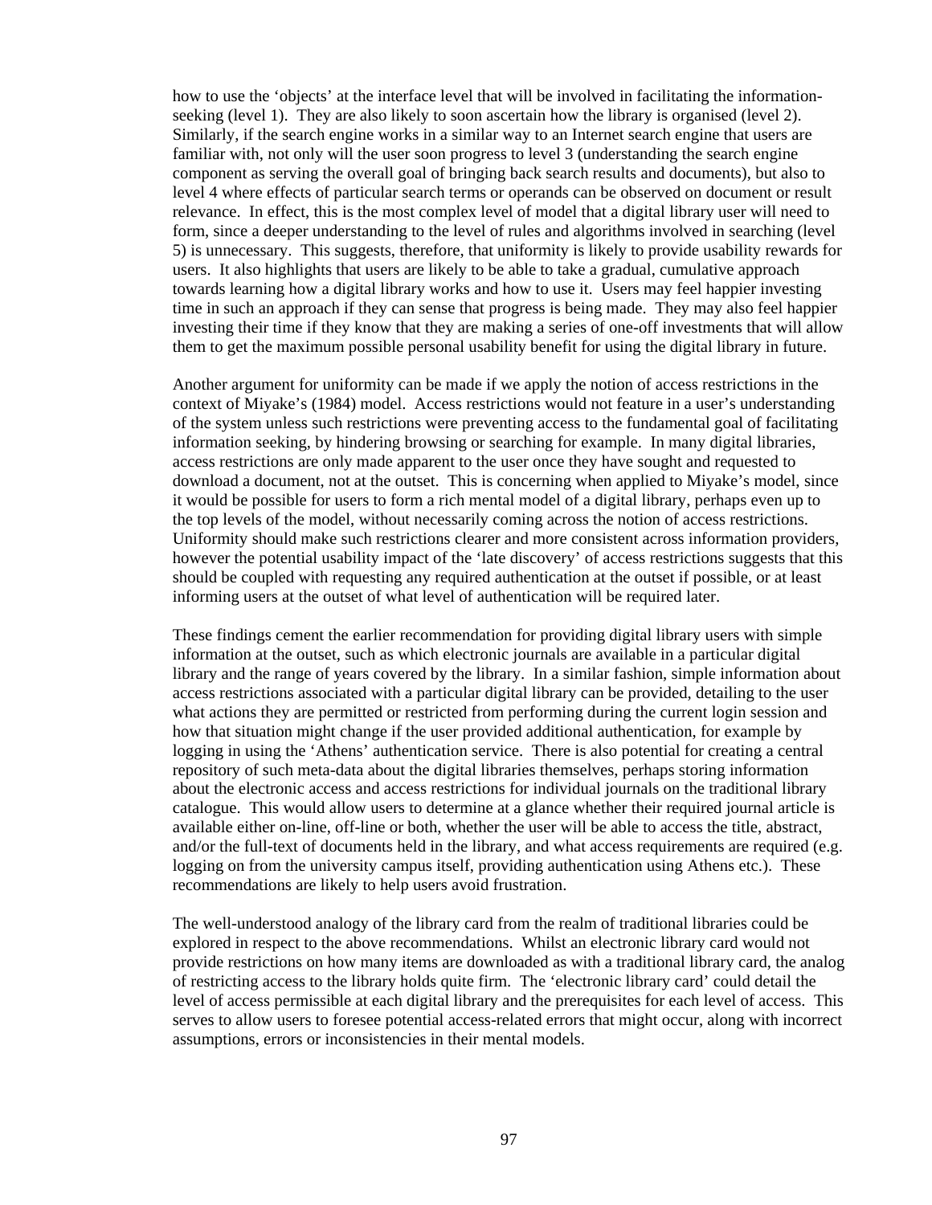how to use the 'objects' at the interface level that will be involved in facilitating the information-seeking (level 1). They are also likely to soon ascertain how the library is organised (level 2). Similarly, if the search engine works in a similar way to an Internet search engine that users are familiar with, not only will the user soon progress to level 3 (understanding the search engine component as serving the overall goal of bringing back search results and documents), but also to level 4 where effects of particular search terms or operands can be observed on document or result relevance. In effect, this is the most complex level of model that a digital library user will need to form, since a deeper understanding to the level of rules and algorithms involved in searching (level 5) is unnecessary. This suggests, therefore, that uniformity is likely to provide usability rewards for users. It also highlights that users are likely to be able to take a gradual, cumulative approach towards learning how a digital library works and how to use it. Users may feel happier investing time in such an approach if they can sense that progress is being made. They may also feel happier investing their time if they know that they are making a series of one-off investments that will allow them to get the maximum possible personal usability benefit for using the digital library in future.

Another argument for uniformity can be made if we apply the notion of access restrictions in the context of Miyake's (1984) model. Access restrictions would not feature in a user's understanding of the system unless such restrictions were preventing access to the fundamental goal of facilitating information seeking, by hindering browsing or searching for example. In many digital libraries, access restrictions are only made apparent to the user once they have sought and requested to download a document, not at the outset. This is concerning when applied to Miyake's model, since it would be possible for users to form a rich mental model of a digital library, perhaps even up to the top levels of the model, without necessarily coming across the notion of access restrictions. Uniformity should make such restrictions clearer and more consistent across information providers, however the potential usability impact of the 'late discovery' of access restrictions suggests that this should be coupled with requesting any required authentication at the outset if possible, or at least informing users at the outset of what level of authentication will be required later.

These findings cement the earlier recommendation for providing digital library users with simple information at the outset, such as which electronic journals are available in a particular digital library and the range of years covered by the library. In a similar fashion, simple information about access restrictions associated with a particular digital library can be provided, detailing to the user what actions they are permitted or restricted from performing during the current login session and how that situation might change if the user provided additional authentication, for example by logging in using the 'Athens' authentication service. There is also potential for creating a central repository of such meta-data about the digital libraries themselves, perhaps storing information about the electronic access and access restrictions for individual journals on the traditional library catalogue. This would allow users to determine at a glance whether their required journal article is available either on-line, off-line or both, whether the user will be able to access the title, abstract, and/or the full-text of documents held in the library, and what access requirements are required (e.g. logging on from the university campus itself, providing authentication using Athens etc.). These recommendations are likely to help users avoid frustration.

The well-understood analogy of the library card from the realm of traditional libraries could be explored in respect to the above recommendations. Whilst an electronic library card would not provide restrictions on how many items are downloaded as with a traditional library card, the analog of restricting access to the library holds quite firm. The 'electronic library card' could detail the level of access permissible at each digital library and the prerequisites for each level of access. This serves to allow users to foresee potential access-related errors that might occur, along with incorrect assumptions, errors or inconsistencies in their mental models.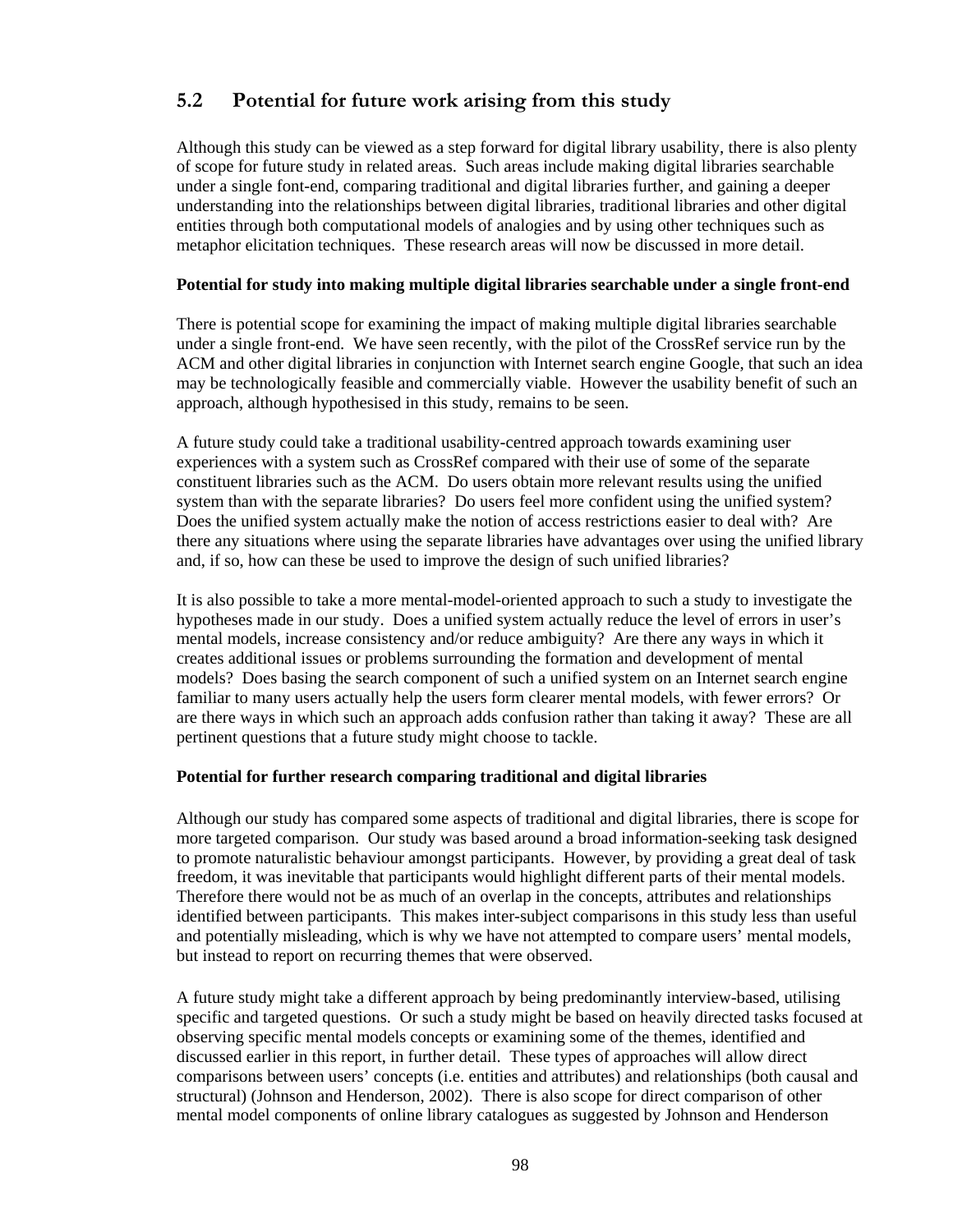## 5.2 Potential for future work arising from this study

Although this study can be viewed as a step forward for digital library usability, there is also plenty of scope for future study in related areas. Such areas include making digital libraries searchable under a single font-end, comparing traditional and digital libraries further, and gaining a deeper understanding into the relationships between digital libraries, traditional libraries and other digital entities through both computational models of analogies and by using other techniques such as metaphor elicitation techniques. These research areas will now be discussed in more detail.

**Potential for study into making multiple digital libraries searchable under a single front-end**

There is potential scope for examining the impact of making multiple digital libraries searchable under a single front-end. We have seen recently, with the pilot of the CrossRef service run by the ACM and other digital libraries in conjunction with Internet search engine Google, that such an idea may be technologically feasible and commercially viable. However the usability benefit of such an approach, although hypothesised in this study, remains to be seen.

A future study could take a traditional usability-centred approach towards examining user experiences with a system such as CrossRef compared with their use of some of the separate constituent libraries such as the ACM. Do users obtain more relevant results using the unified system than with the separate libraries? Do users feel more confident using the unified system? Does the unified system actually make the notion of access restrictions easier to deal with? Are there any situations where using the separate libraries have advantages over using the unified library and, if so, how can these be used to improve the design of such unified libraries?

It is also possible to take a more mental-model-oriented approach to such a study to investigate the hypotheses made in our study. Does a unified system actually reduce the level of errors in user's mental models, increase consistency and/or reduce ambiguity? Are there any ways in which it creates additional issues or problems surrounding the formation and development of mental models? Does basing the search component of such a unified system on an Internet search engine familiar to many users actually help the users form clearer mental models, with fewer errors? Or are there ways in which such an approach adds confusion rather than taking it away? These are all pertinent questions that a future study might choose to tackle.

**Potential for further research comparing traditional and digital libraries**

Although our study has compared some aspects of traditional and digital libraries, there is scope for more targeted comparison. Our study was based around a broad information-seeking task designed to promote naturalistic behaviour amongst participants. However, by providing a great deal of task freedom, it was inevitable that participants would highlight different parts of their mental models. Therefore there would not be as much of an overlap in the concepts, attributes and relationships identified between participants. This makes inter-subject comparisons in this study less than useful and potentially misleading, which is why we have not attempted to compare users' mental models, but instead to report on recurring themes that were observed.

A future study might take a different approach by being predominantly interview-based, utilising specific and targeted questions. Or such a study might be based on heavily directed tasks focused at observing specific mental models concepts or examining some of the themes, identified and discussed earlier in this report, in further detail. These types of approaches will allow direct comparisons between users' concepts (i.e. entities and attributes) and relationships (both causal and structural) (Johnson and Henderson, 2002). There is also scope for direct comparison of other mental model components of online library catalogues as suggested by Johnson and Henderson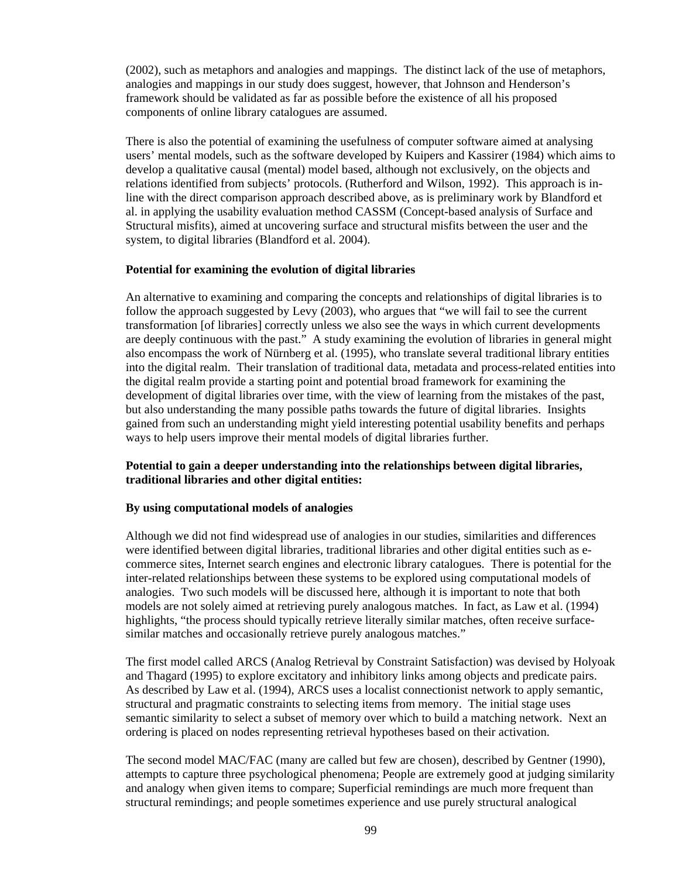(2002), such as metaphors and analogies and mappings. The distinct lack of the use of metaphors, analogies and mappings in our study does suggest, however, that Johnson and Henderson's framework should be validated as far as possible before the existence of all his proposed components of online library catalogues are assumed.

There is also the potential of examining the usefulness of computer software aimed at analysing users' mental models, such as the software developed by Kuipers and Kassirer (1984) which aims to develop a qualitative causal (mental) model based, although not exclusively, on the objects and relations identified from subjects' protocols. (Rutherford and Wilson, 1992). This approach is in-line with the direct comparison approach described above, as is preliminary work by Blandford et al. in applying the usability evaluation method CASSM (Concept-based analysis of Surface and Structural misfits), aimed at uncovering surface and structural misfits between the user and the system, to digital libraries (Blandford et al. 2004).

**Potential for examining the evolution of digital libraries**

An alternative to examining and comparing the concepts and relationships of digital libraries is to follow the approach suggested by Levy (2003), who argues that "we will fail to see the current transformation [of libraries] correctly unless we also see the ways in which current developments are deeply continuous with the past." A study examining the evolution of libraries in general might also encompass the work of Nürnberg et al. (1995), who translate several traditional library entities into the digital realm. Their translation of traditional data, metadata and process-related entities into the digital realm provide a starting point and potential broad framework for examining the development of digital libraries over time, with the view of learning from the mistakes of the past, but also understanding the many possible paths towards the future of digital libraries. Insights gained from such an understanding might yield interesting potential usability benefits and perhaps ways to help users improve their mental models of digital libraries further.

**Potential to gain a deeper understanding into the relationships between digital libraries, traditional libraries and other digital entities:**

**By using computational models of analogies**

Although we did not find widespread use of analogies in our studies, similarities and differences were identified between digital libraries, traditional libraries and other digital entities such as e-commerce sites, Internet search engines and electronic library catalogues. There is potential for the inter-related relationships between these systems to be explored using computational models of analogies. Two such models will be discussed here, although it is important to note that both models are not solely aimed at retrieving purely analogous matches. In fact, as Law et al. (1994) highlights, "the process should typically retrieve literally similar matches, often receive surface-similar matches and occasionally retrieve purely analogous matches."

The first model called ARCS (Analog Retrieval by Constraint Satisfaction) was devised by Holyoak and Thagard (1995) to explore excitatory and inhibitory links among objects and predicate pairs. As described by Law et al. (1994), ARCS uses a localist connectionist network to apply semantic, structural and pragmatic constraints to selecting items from memory. The initial stage uses semantic similarity to select a subset of memory over which to build a matching network. Next an ordering is placed on nodes representing retrieval hypotheses based on their activation.

The second model MAC/FAC (many are called but few are chosen), described by Gentner (1990), attempts to capture three psychological phenomena; People are extremely good at judging similarity and analogy when given items to compare; Superficial remindings are much more frequent than structural remindings; and people sometimes experience and use purely structural analogical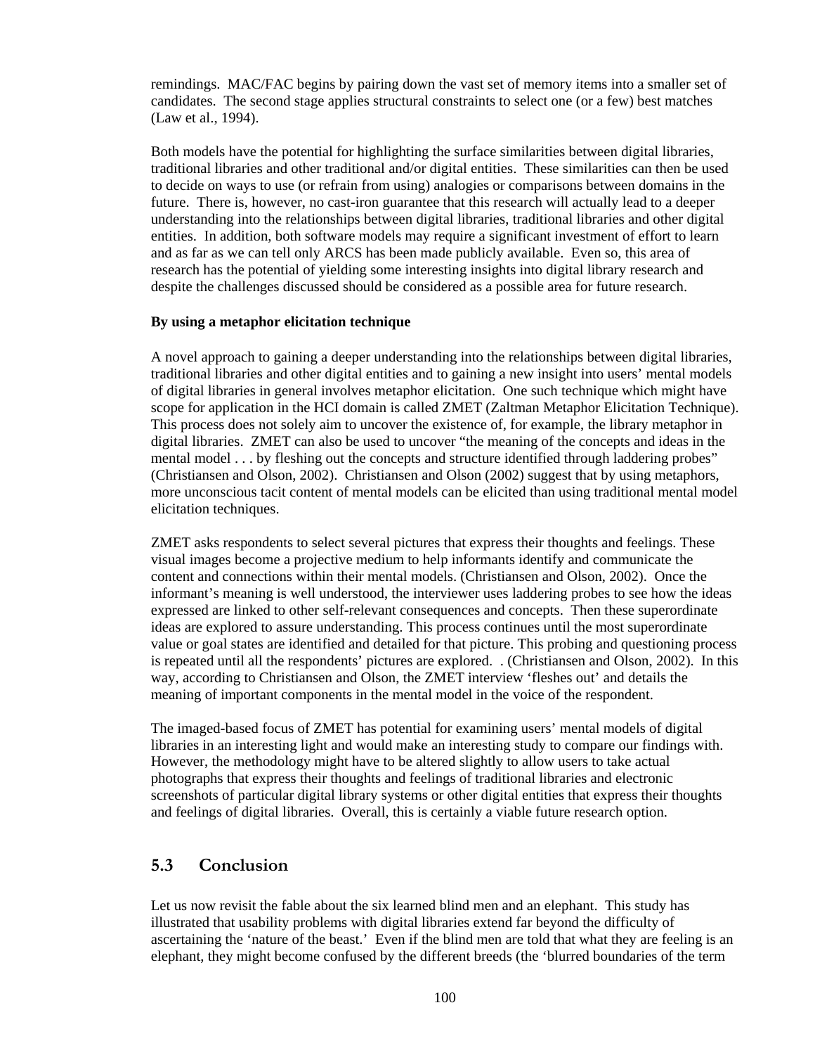remindings. MAC/FAC begins by pairing down the vast set of memory items into a smaller set of candidates. The second stage applies structural constraints to select one (or a few) best matches (Law et al., 1994).

Both models have the potential for highlighting the surface similarities between digital libraries, traditional libraries and other traditional and/or digital entities. These similarities can then be used to decide on ways to use (or refrain from using) analogies or comparisons between domains in the future. There is, however, no cast-iron guarantee that this research will actually lead to a deeper understanding into the relationships between digital libraries, traditional libraries and other digital entities. In addition, both software models may require a significant investment of effort to learn and as far as we can tell only ARCS has been made publicly available. Even so, this area of research has the potential of yielding some interesting insights into digital library research and despite the challenges discussed should be considered as a possible area for future research.

**By using a metaphor elicitation technique**

A novel approach to gaining a deeper understanding into the relationships between digital libraries, traditional libraries and other digital entities and to gaining a new insight into users' mental models of digital libraries in general involves metaphor elicitation. One such technique which might have scope for application in the HCI domain is called ZMET (Zaltman Metaphor Elicitation Technique). This process does not solely aim to uncover the existence of, for example, the library metaphor in digital libraries. ZMET can also be used to uncover "the meaning of the concepts and ideas in the mental model . . . by fleshing out the concepts and structure identified through laddering probes" (Christiansen and Olson, 2002). Christiansen and Olson (2002) suggest that by using metaphors, more unconscious tacit content of mental models can be elicited than using traditional mental model elicitation techniques.

ZMET asks respondents to select several pictures that express their thoughts and feelings. These visual images become a projective medium to help informants identify and communicate the content and connections within their mental models. (Christiansen and Olson, 2002). Once the informant's meaning is well understood, the interviewer uses laddering probes to see how the ideas expressed are linked to other self-relevant consequences and concepts. Then these superordinate ideas are explored to assure understanding. This process continues until the most superordinate value or goal states are identified and detailed for that picture. This probing and questioning process is repeated until all the respondents' pictures are explored. . (Christiansen and Olson, 2002). In this way, according to Christiansen and Olson, the ZMET interview 'fleshes out' and details the meaning of important components in the mental model in the voice of the respondent.

The imaged-based focus of ZMET has potential for examining users' mental models of digital libraries in an interesting light and would make an interesting study to compare our findings with. However, the methodology might have to be altered slightly to allow users to take actual photographs that express their thoughts and feelings of traditional libraries and electronic screenshots of particular digital library systems or other digital entities that express their thoughts and feelings of digital libraries. Overall, this is certainly a viable future research option.

## 5.3 Conclusion

Let us now revisit the fable about the six learned blind men and an elephant. This study has illustrated that usability problems with digital libraries extend far beyond the difficulty of ascertaining the 'nature of the beast.' Even if the blind men are told that what they are feeling is an elephant, they might become confused by the different breeds (the 'blurred boundaries of the term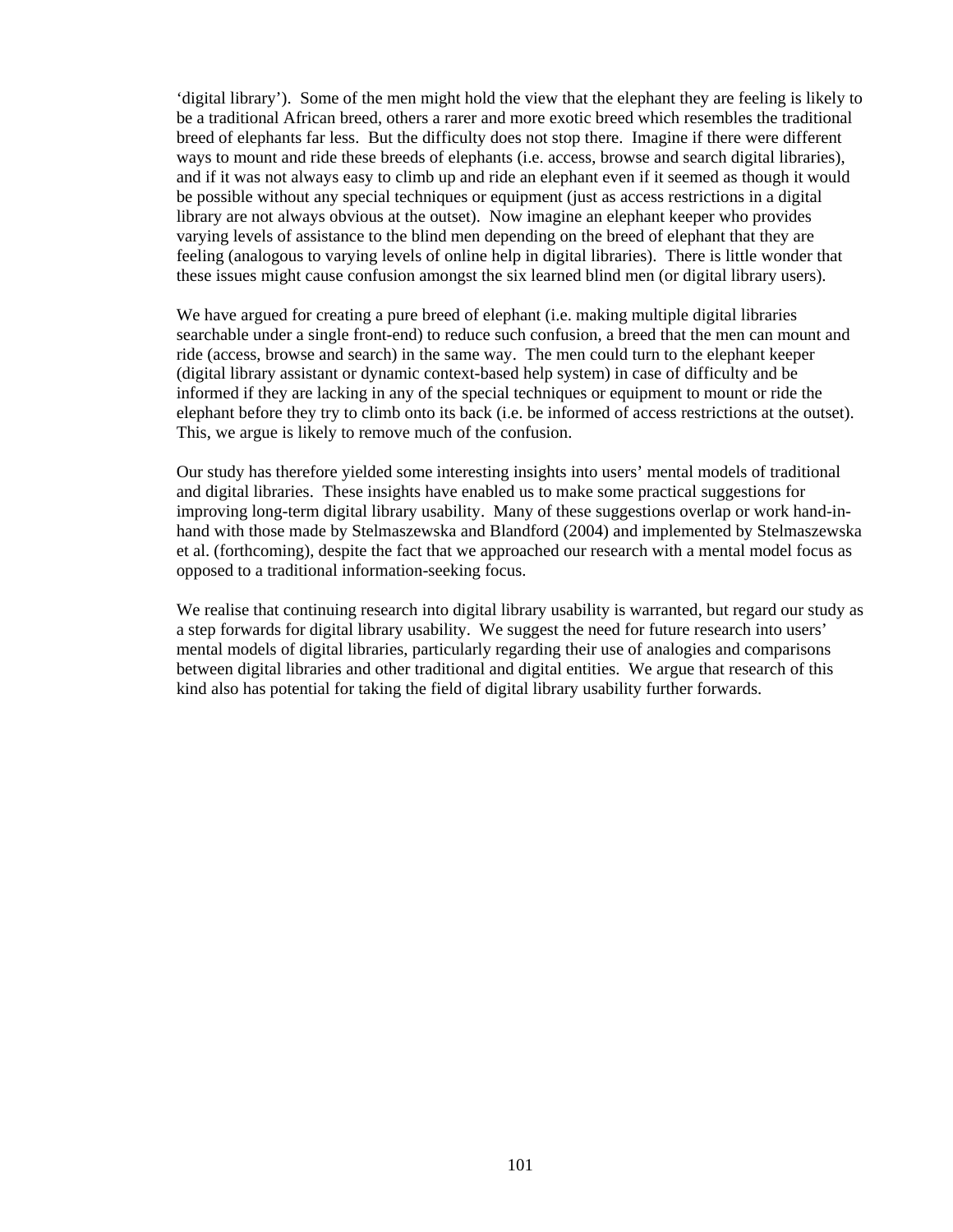'digital library'). Some of the men might hold the view that the elephant they are feeling is likely to be a traditional African breed, others a rarer and more exotic breed which resembles the traditional breed of elephants far less. But the difficulty does not stop there. Imagine if there were different ways to mount and ride these breeds of elephants (i.e. access, browse and search digital libraries), and if it was not always easy to climb up and ride an elephant even if it seemed as though it would be possible without any special techniques or equipment (just as access restrictions in a digital library are not always obvious at the outset). Now imagine an elephant keeper who provides varying levels of assistance to the blind men depending on the breed of elephant that they are feeling (analogous to varying levels of online help in digital libraries). There is little wonder that these issues might cause confusion amongst the six learned blind men (or digital library users).

We have argued for creating a pure breed of elephant (i.e. making multiple digital libraries searchable under a single front-end) to reduce such confusion, a breed that the men can mount and ride (access, browse and search) in the same way. The men could turn to the elephant keeper (digital library assistant or dynamic context-based help system) in case of difficulty and be informed if they are lacking in any of the special techniques or equipment to mount or ride the elephant before they try to climb onto its back (i.e. be informed of access restrictions at the outset). This, we argue is likely to remove much of the confusion.

Our study has therefore yielded some interesting insights into users' mental models of traditional and digital libraries. These insights have enabled us to make some practical suggestions for improving long-term digital library usability. Many of these suggestions overlap or work hand-in-hand with those made by Stelmaszewska and Blandford (2004) and implemented by Stelmaszewska et al. (forthcoming), despite the fact that we approached our research with a mental model focus as opposed to a traditional information-seeking focus.

We realise that continuing research into digital library usability is warranted, but regard our study as a step forwards for digital library usability. We suggest the need for future research into users' mental models of digital libraries, particularly regarding their use of analogies and comparisons between digital libraries and other traditional and digital entities. We argue that research of this kind also has potential for taking the field of digital library usability further forwards.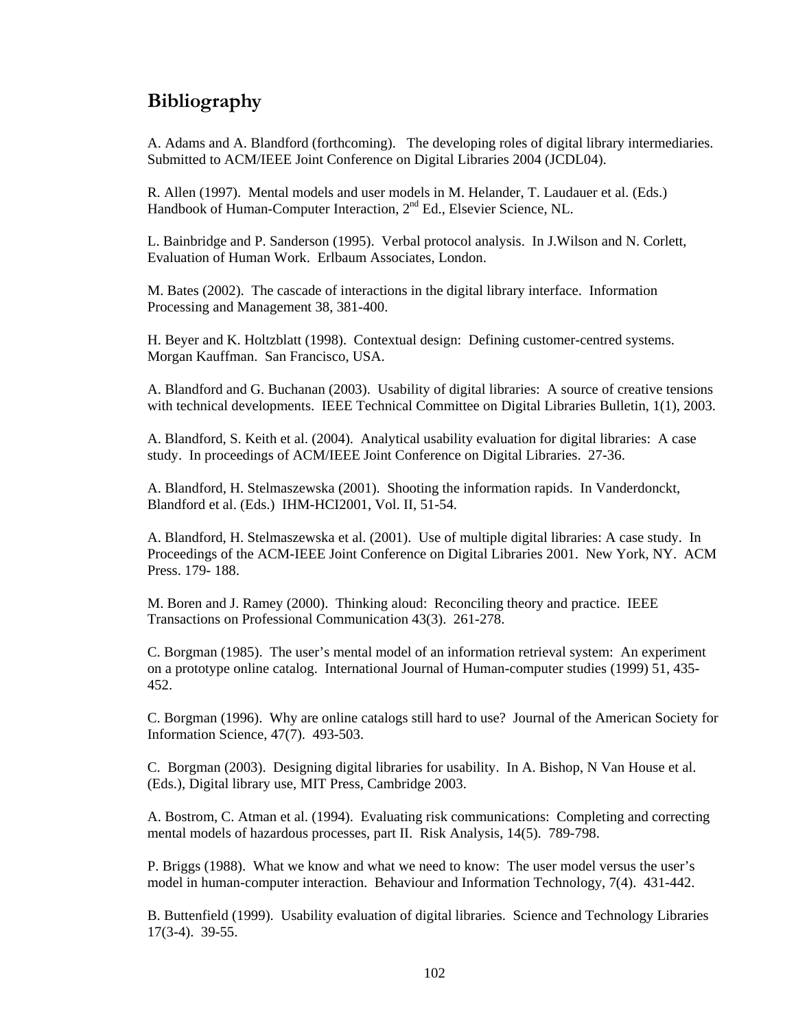## Bibliography

A. Adams and A. Blandford (forthcoming). The developing roles of digital library intermediaries. Submitted to ACM/IEEE Joint Conference on Digital Libraries 2004 (JCDL04).

R. Allen (1997). Mental models and user models in M. Helander, T. Laudauer et al. (Eds.) Handbook of Human-Computer Interaction, 2nd Ed., Elsevier Science, NL.

L. Bainbridge and P. Sanderson (1995). Verbal protocol analysis. In J.Wilson and N. Corlett, Evaluation of Human Work. Erlbaum Associates, London.

M. Bates (2002). The cascade of interactions in the digital library interface. Information Processing and Management 38, 381-400.

H. Beyer and K. Holtzblatt (1998). Contextual design: Defining customer-centred systems. Morgan Kauffman. San Francisco, USA.

A. Blandford and G. Buchanan (2003). Usability of digital libraries: A source of creative tensions with technical developments. IEEE Technical Committee on Digital Libraries Bulletin, 1(1), 2003.

A. Blandford, S. Keith et al. (2004). Analytical usability evaluation for digital libraries: A case study. In proceedings of ACM/IEEE Joint Conference on Digital Libraries. 27-36.

A. Blandford, H. Stelmaszewska (2001). Shooting the information rapids. In Vanderdonckt, Blandford et al. (Eds.) IHM-HCI2001, Vol. II, 51-54.

A. Blandford, H. Stelmaszewska et al. (2001). Use of multiple digital libraries: A case study. In Proceedings of the ACM-IEEE Joint Conference on Digital Libraries 2001. New York, NY. ACM Press. 179- 188.

M. Boren and J. Ramey (2000). Thinking aloud: Reconciling theory and practice. IEEE Transactions on Professional Communication 43(3). 261-278.

C. Borgman (1985). The user's mental model of an information retrieval system: An experiment on a prototype online catalog. International Journal of Human-computer studies (1999) 51, 435-452.

C. Borgman (1996). Why are online catalogs still hard to use? Journal of the American Society for Information Science, 47(7). 493-503.

C. Borgman (2003). Designing digital libraries for usability. In A. Bishop, N Van House et al. (Eds.), Digital library use, MIT Press, Cambridge 2003.

A. Bostrom, C. Atman et al. (1994). Evaluating risk communications: Completing and correcting mental models of hazardous processes, part II. Risk Analysis, 14(5). 789-798.

P. Briggs (1988). What we know and what we need to know: The user model versus the user's model in human-computer interaction. Behaviour and Information Technology, 7(4). 431-442.

B. Buttenfield (1999). Usability evaluation of digital libraries. Science and Technology Libraries 17(3-4). 39-55.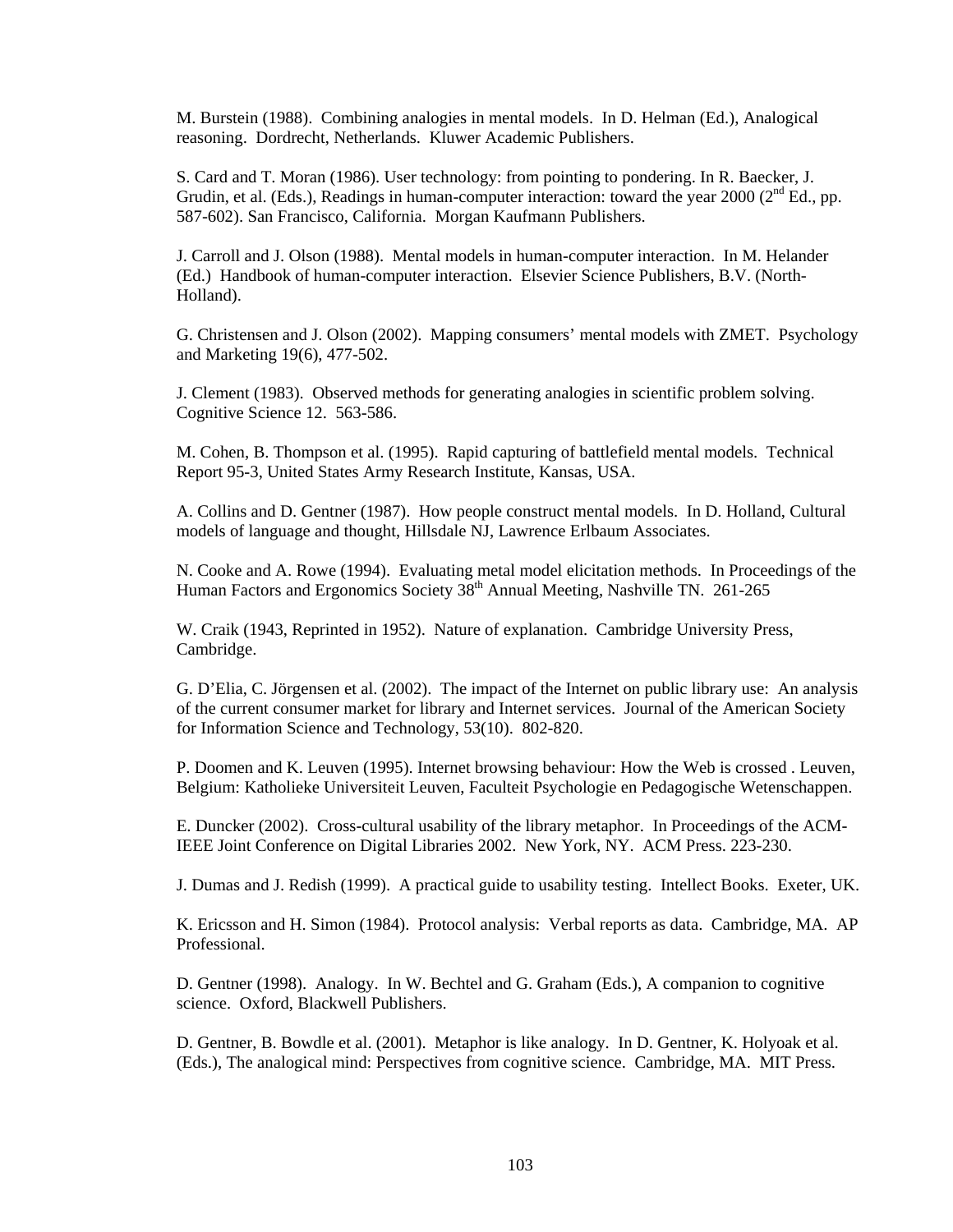M. Burstein (1988). Combining analogies in mental models. In D. Helman (Ed.), Analogical reasoning. Dordrecht, Netherlands. Kluwer Academic Publishers.

S. Card and T. Moran (1986). User technology: from pointing to pondering. In R. Baecker, J. Grudin, et al. (Eds.), Readings in human-computer interaction: toward the year 2000 (2nd Ed., pp. 587-602). San Francisco, California. Morgan Kaufmann Publishers.

J. Carroll and J. Olson (1988). Mental models in human-computer interaction. In M. Helander (Ed.) Handbook of human-computer interaction. Elsevier Science Publishers, B.V. (North-Holland).

G. Christensen and J. Olson (2002). Mapping consumers' mental models with ZMET. Psychology and Marketing 19(6), 477-502.

J. Clement (1983). Observed methods for generating analogies in scientific problem solving. Cognitive Science 12. 563-586.

M. Cohen, B. Thompson et al. (1995). Rapid capturing of battlefield mental models. Technical Report 95-3, United States Army Research Institute, Kansas, USA.

A. Collins and D. Gentner (1987). How people construct mental models. In D. Holland, Cultural models of language and thought, Hillsdale NJ, Lawrence Erlbaum Associates.

N. Cooke and A. Rowe (1994). Evaluating metal model elicitation methods. In Proceedings of the Human Factors and Ergonomics Society 38th Annual Meeting, Nashville TN. 261-265

W. Craik (1943, Reprinted in 1952). Nature of explanation. Cambridge University Press, Cambridge.

G. D'Elia, C. Jörgensen et al. (2002). The impact of the Internet on public library use: An analysis of the current consumer market for library and Internet services. Journal of the American Society for Information Science and Technology, 53(10). 802-820.

P. Doomen and K. Leuven (1995). Internet browsing behaviour: How the Web is crossed . Leuven, Belgium: Katholieke Universiteit Leuven, Faculteit Psychologie en Pedagogische Wetenschappen.

E. Duncker (2002). Cross-cultural usability of the library metaphor. In Proceedings of the ACM-IEEE Joint Conference on Digital Libraries 2002. New York, NY. ACM Press. 223-230.

J. Dumas and J. Redish (1999). A practical guide to usability testing. Intellect Books. Exeter, UK.

K. Ericsson and H. Simon (1984). Protocol analysis: Verbal reports as data. Cambridge, MA. AP Professional.

D. Gentner (1998). Analogy. In W. Bechtel and G. Graham (Eds.), A companion to cognitive science. Oxford, Blackwell Publishers.

D. Gentner, B. Bowdle et al. (2001). Metaphor is like analogy. In D. Gentner, K. Holyoak et al. (Eds.), The analogical mind: Perspectives from cognitive science. Cambridge, MA. MIT Press.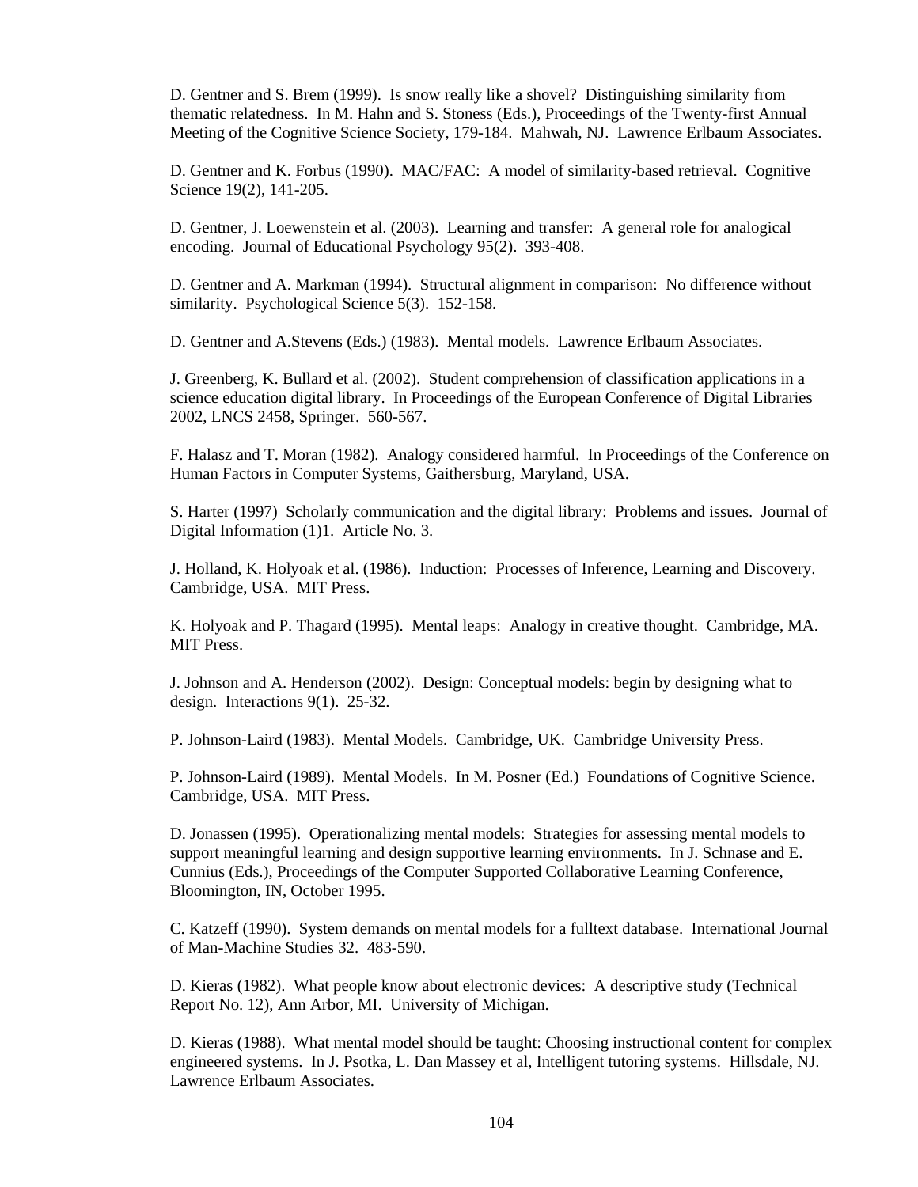D. Gentner and S. Brem (1999). Is snow really like a shovel? Distinguishing similarity from thematic relatedness. In M. Hahn and S. Stoness (Eds.), Proceedings of the Twenty-first Annual Meeting of the Cognitive Science Society, 179-184. Mahwah, NJ. Lawrence Erlbaum Associates.

D. Gentner and K. Forbus (1990). MAC/FAC: A model of similarity-based retrieval. Cognitive Science 19(2), 141-205.

D. Gentner, J. Loewenstein et al. (2003). Learning and transfer: A general role for analogical encoding. Journal of Educational Psychology 95(2). 393-408.

D. Gentner and A. Markman (1994). Structural alignment in comparison: No difference without similarity. Psychological Science 5(3). 152-158.

D. Gentner and A.Stevens (Eds.) (1983). Mental models. Lawrence Erlbaum Associates.

J. Greenberg, K. Bullard et al. (2002). Student comprehension of classification applications in a science education digital library. In Proceedings of the European Conference of Digital Libraries 2002, LNCS 2458, Springer. 560-567.

F. Halasz and T. Moran (1982). Analogy considered harmful. In Proceedings of the Conference on Human Factors in Computer Systems, Gaithersburg, Maryland, USA.

S. Harter (1997) Scholarly communication and the digital library: Problems and issues. Journal of Digital Information (1)1. Article No. 3.

J. Holland, K. Holyoak et al. (1986). Induction: Processes of Inference, Learning and Discovery. Cambridge, USA. MIT Press.

K. Holyoak and P. Thagard (1995). Mental leaps: Analogy in creative thought. Cambridge, MA. MIT Press.

J. Johnson and A. Henderson (2002). Design: Conceptual models: begin by designing what to design. Interactions 9(1). 25-32.

P. Johnson-Laird (1983). Mental Models. Cambridge, UK. Cambridge University Press.

P. Johnson-Laird (1989). Mental Models. In M. Posner (Ed.) Foundations of Cognitive Science. Cambridge, USA. MIT Press.

D. Jonassen (1995). Operationalizing mental models: Strategies for assessing mental models to support meaningful learning and design supportive learning environments. In J. Schnase and E. Cunnius (Eds.), Proceedings of the Computer Supported Collaborative Learning Conference, Bloomington, IN, October 1995.

C. Katzeff (1990). System demands on mental models for a fulltext database. International Journal of Man-Machine Studies 32. 483-590.

D. Kieras (1982). What people know about electronic devices: A descriptive study (Technical Report No. 12), Ann Arbor, MI. University of Michigan.

D. Kieras (1988). What mental model should be taught: Choosing instructional content for complex engineered systems. In J. Psotka, L. Dan Massey et al, Intelligent tutoring systems. Hillsdale, NJ. Lawrence Erlbaum Associates.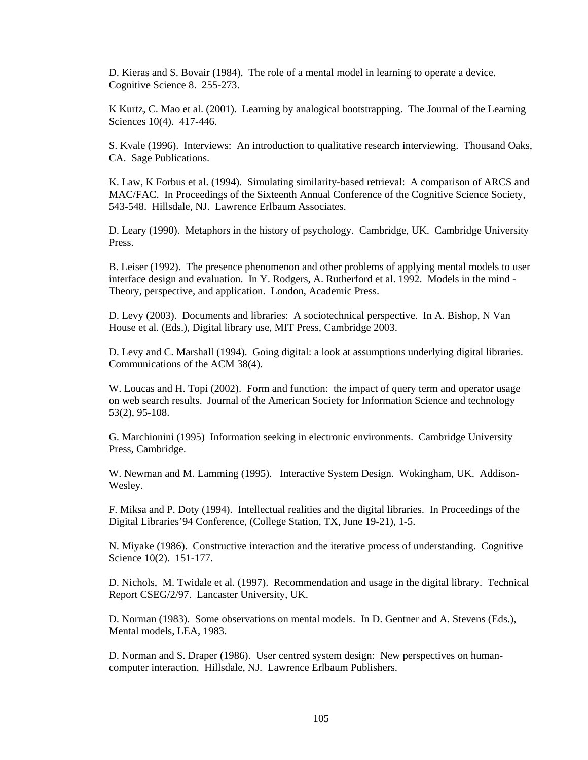D. Kieras and S. Bovair (1984). The role of a mental model in learning to operate a device. Cognitive Science 8. 255-273.

K Kurtz, C. Mao et al. (2001). Learning by analogical bootstrapping. The Journal of the Learning Sciences 10(4). 417-446.

S. Kvale (1996). Interviews: An introduction to qualitative research interviewing. Thousand Oaks, CA. Sage Publications.

K. Law, K Forbus et al. (1994). Simulating similarity-based retrieval: A comparison of ARCS and MAC/FAC. In Proceedings of the Sixteenth Annual Conference of the Cognitive Science Society, 543-548. Hillsdale, NJ. Lawrence Erlbaum Associates.

D. Leary (1990). Metaphors in the history of psychology. Cambridge, UK. Cambridge University Press.

B. Leiser (1992). The presence phenomenon and other problems of applying mental models to user interface design and evaluation. In Y. Rodgers, A. Rutherford et al. 1992. Models in the mind - Theory, perspective, and application. London, Academic Press.

D. Levy (2003). Documents and libraries: A sociotechnical perspective. In A. Bishop, N Van House et al. (Eds.), Digital library use, MIT Press, Cambridge 2003.

D. Levy and C. Marshall (1994). Going digital: a look at assumptions underlying digital libraries. Communications of the ACM 38(4).

W. Loucas and H. Topi (2002). Form and function: the impact of query term and operator usage on web search results. Journal of the American Society for Information Science and technology 53(2), 95-108.

G. Marchionini (1995) Information seeking in electronic environments. Cambridge University Press, Cambridge.

W. Newman and M. Lamming (1995). Interactive System Design. Wokingham, UK. Addison-Wesley.

F. Miksa and P. Doty (1994). Intellectual realities and the digital libraries. In Proceedings of the Digital Libraries'94 Conference, (College Station, TX, June 19-21), 1-5.

N. Miyake (1986). Constructive interaction and the iterative process of understanding. Cognitive Science 10(2). 151-177.

D. Nichols, M. Twidale et al. (1997). Recommendation and usage in the digital library. Technical Report CSEG/2/97. Lancaster University, UK.

D. Norman (1983). Some observations on mental models. In D. Gentner and A. Stevens (Eds.), Mental models, LEA, 1983.

D. Norman and S. Draper (1986). User centred system design: New perspectives on human-computer interaction. Hillsdale, NJ. Lawrence Erlbaum Publishers.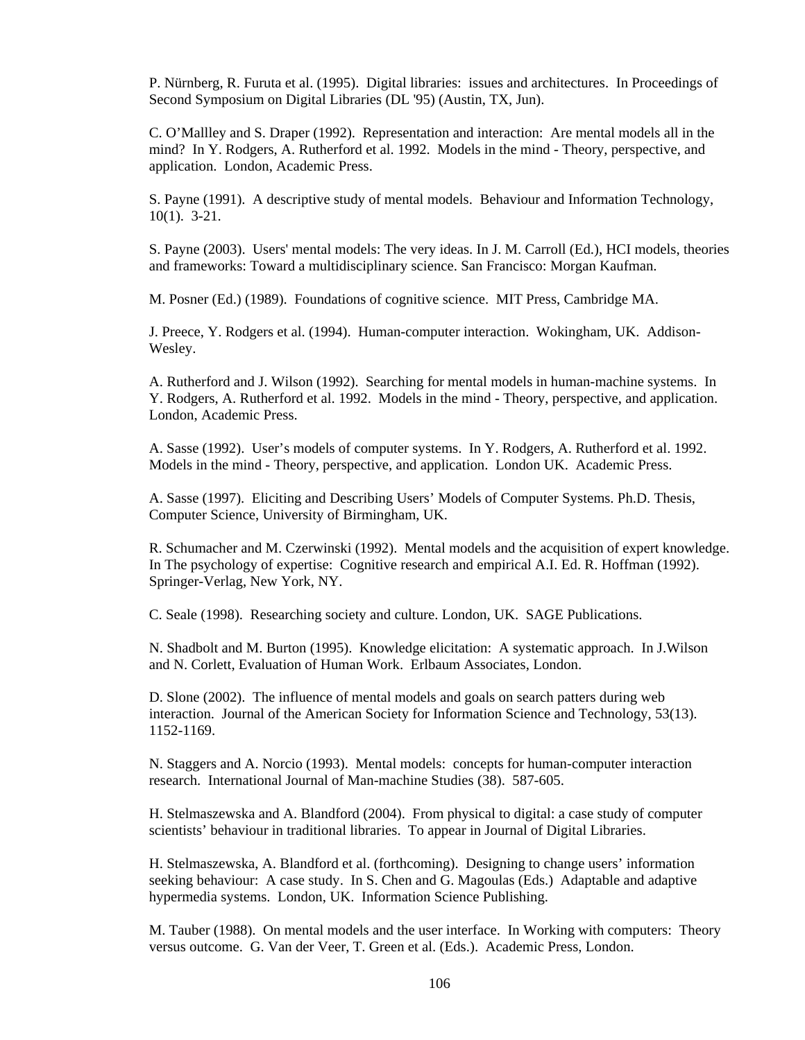P. Nürnberg, R. Furuta et al. (1995). Digital libraries: issues and architectures. In Proceedings of Second Symposium on Digital Libraries (DL '95) (Austin, TX, Jun).

C. O'Mallley and S. Draper (1992). Representation and interaction: Are mental models all in the mind? In Y. Rodgers, A. Rutherford et al. 1992. Models in the mind - Theory, perspective, and application. London, Academic Press.

S. Payne (1991). A descriptive study of mental models. Behaviour and Information Technology, 10(1). 3-21.

S. Payne (2003). Users' mental models: The very ideas. In J. M. Carroll (Ed.), HCI models, theories and frameworks: Toward a multidisciplinary science. San Francisco: Morgan Kaufman.

M. Posner (Ed.) (1989). Foundations of cognitive science. MIT Press, Cambridge MA.

J. Preece, Y. Rodgers et al. (1994). Human-computer interaction. Wokingham, UK. Addison-Wesley.

A. Rutherford and J. Wilson (1992). Searching for mental models in human-machine systems. In Y. Rodgers, A. Rutherford et al. 1992. Models in the mind - Theory, perspective, and application. London, Academic Press.

A. Sasse (1992). User's models of computer systems. In Y. Rodgers, A. Rutherford et al. 1992. Models in the mind - Theory, perspective, and application. London UK. Academic Press.

A. Sasse (1997). Eliciting and Describing Users' Models of Computer Systems. Ph.D. Thesis, Computer Science, University of Birmingham, UK.

R. Schumacher and M. Czerwinski (1992). Mental models and the acquisition of expert knowledge. In The psychology of expertise: Cognitive research and empirical A.I. Ed. R. Hoffman (1992). Springer-Verlag, New York, NY.

C. Seale (1998). Researching society and culture. London, UK. SAGE Publications.

N. Shadbolt and M. Burton (1995). Knowledge elicitation: A systematic approach. In J.Wilson and N. Corlett, Evaluation of Human Work. Erlbaum Associates, London.

D. Slone (2002). The influence of mental models and goals on search patters during web interaction. Journal of the American Society for Information Science and Technology, 53(13). 1152-1169.

N. Staggers and A. Norcio (1993). Mental models: concepts for human-computer interaction research. International Journal of Man-machine Studies (38). 587-605.

H. Stelmaszewska and A. Blandford (2004). From physical to digital: a case study of computer scientists' behaviour in traditional libraries. To appear in Journal of Digital Libraries.

H. Stelmaszewska, A. Blandford et al. (forthcoming). Designing to change users' information seeking behaviour: A case study. In S. Chen and G. Magoulas (Eds.) Adaptable and adaptive hypermedia systems. London, UK. Information Science Publishing.

M. Tauber (1988). On mental models and the user interface. In Working with computers: Theory versus outcome. G. Van der Veer, T. Green et al. (Eds.). Academic Press, London.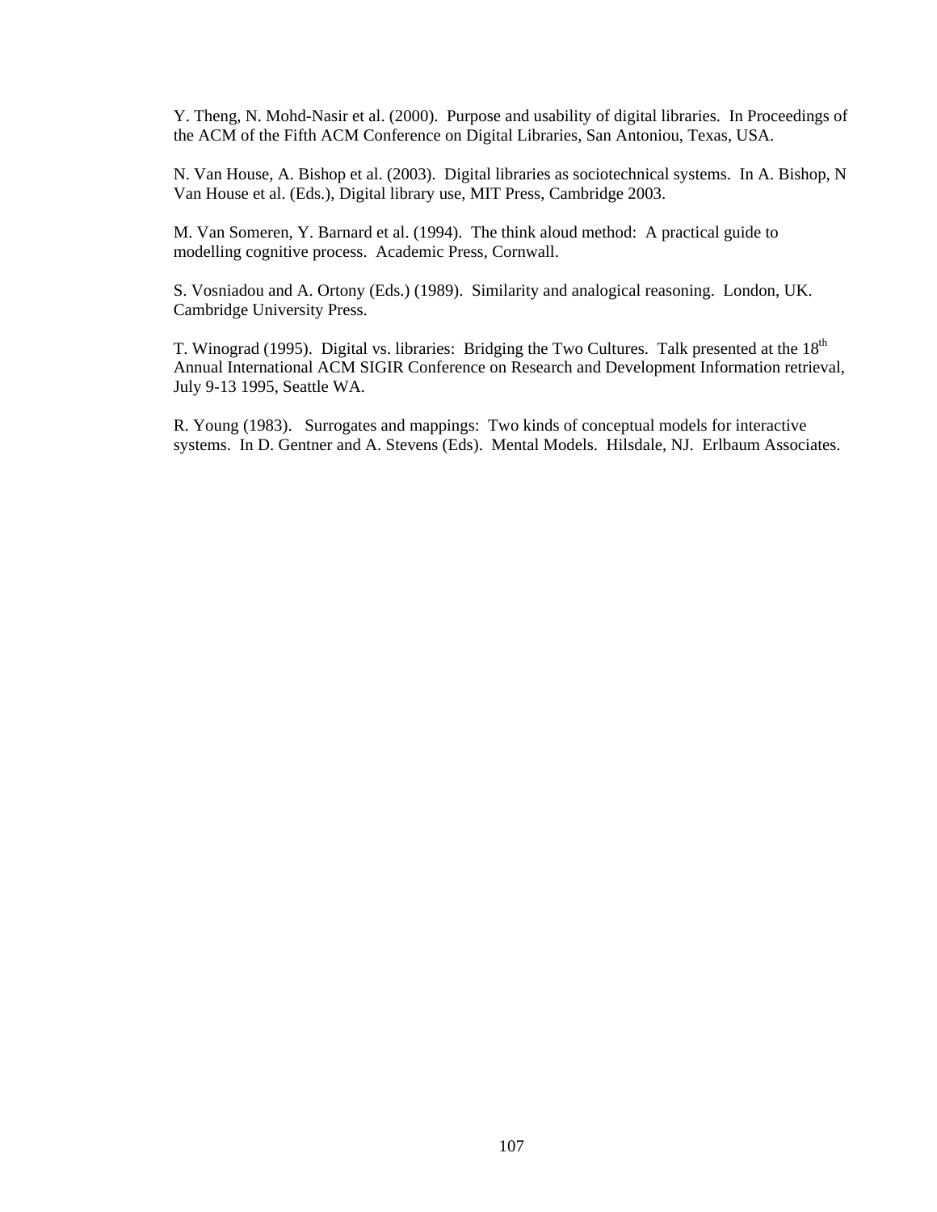Y. Theng, N. Mohd-Nasir et al. (2000). Purpose and usability of digital libraries. In Proceedings of the ACM of the Fifth ACM Conference on Digital Libraries, San Antoniou, Texas, USA.

N. Van House, A. Bishop et al. (2003). Digital libraries as sociotechnical systems. In A. Bishop, N Van House et al. (Eds.), Digital library use, MIT Press, Cambridge 2003.

M. Van Someren, Y. Barnard et al. (1994). The think aloud method: A practical guide to modelling cognitive process. Academic Press, Cornwall.

S. Vosniadou and A. Ortony (Eds.) (1989). Similarity and analogical reasoning. London, UK. Cambridge University Press.

T. Winograd (1995). Digital vs. libraries: Bridging the Two Cultures. Talk presented at the 18th Annual International ACM SIGIR Conference on Research and Development Information retrieval, July 9-13 1995, Seattle WA.

R. Young (1983). Surrogates and mappings: Two kinds of conceptual models for interactive systems. In D. Gentner and A. Stevens (Eds). Mental Models. Hilsdale, NJ. Erlbaum Associates.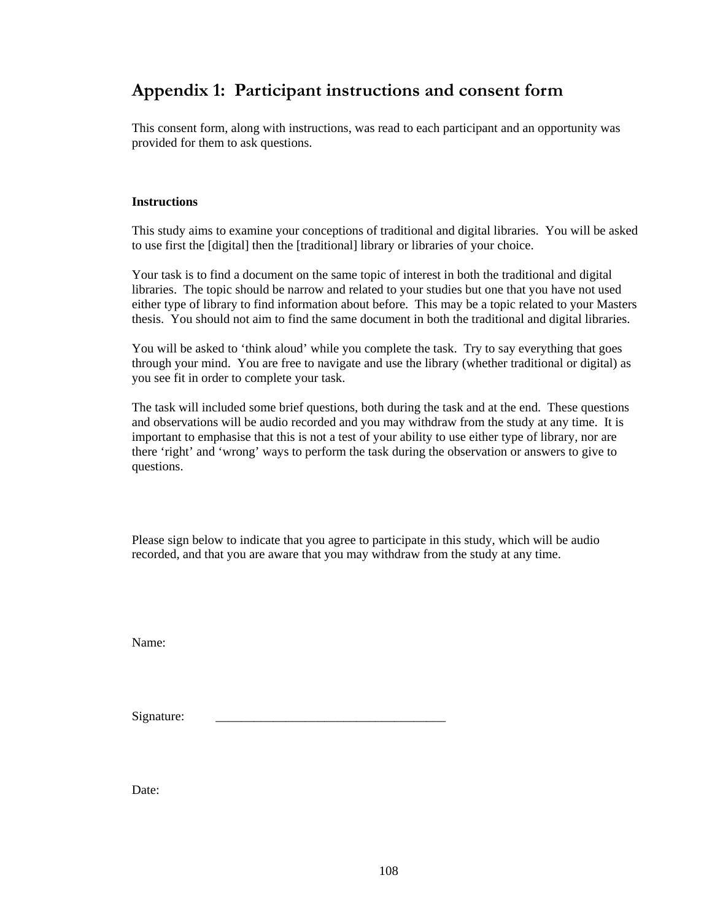# Appendix 1: Participant instructions and consent form

This consent form, along with instructions, was read to each participant and an opportunity was provided for them to ask questions.

**Instructions**

This study aims to examine your conceptions of traditional and digital libraries. You will be asked to use first the [digital] then the [traditional] library or libraries of your choice.

Your task is to find a document on the same topic of interest in both the traditional and digital libraries. The topic should be narrow and related to your studies but one that you have not used either type of library to find information about before. This may be a topic related to your Masters thesis. You should not aim to find the same document in both the traditional and digital libraries.

You will be asked to 'think aloud' while you complete the task. Try to say everything that goes through your mind. You are free to navigate and use the library (whether traditional or digital) as you see fit in order to complete your task.

The task will included some brief questions, both during the task and at the end. These questions and observations will be audio recorded and you may withdraw from the study at any time. It is important to emphasise that this is not a test of your ability to use either type of library, nor are there 'right' and 'wrong' ways to perform the task during the observation or answers to give to questions.

Please sign below to indicate that you agree to participate in this study, which will be audio recorded, and that you are aware that you may withdraw from the study at any time.

Name:

Signature: ____________________________________

Date: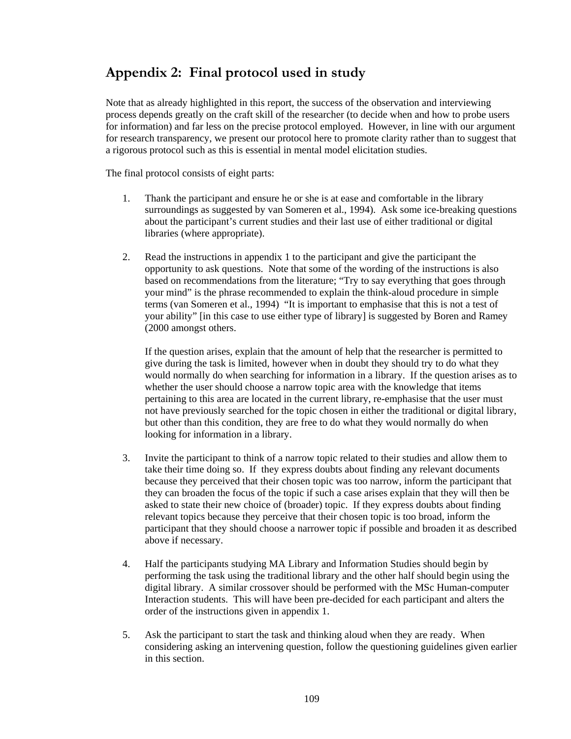# Appendix 2: Final protocol used in study

Note that as already highlighted in this report, the success of the observation and interviewing process depends greatly on the craft skill of the researcher (to decide when and how to probe users for information) and far less on the precise protocol employed. However, in line with our argument for research transparency, we present our protocol here to promote clarity rather than to suggest that a rigorous protocol such as this is essential in mental model elicitation studies.

The final protocol consists of eight parts:

1. Thank the participant and ensure he or she is at ease and comfortable in the library surroundings as suggested by van Someren et al., 1994). Ask some ice-breaking questions about the participant's current studies and their last use of either traditional or digital libraries (where appropriate).

2. Read the instructions in appendix 1 to the participant and give the participant the opportunity to ask questions. Note that some of the wording of the instructions is also based on recommendations from the literature; "Try to say everything that goes through your mind" is the phrase recommended to explain the think-aloud procedure in simple terms (van Someren et al., 1994) "It is important to emphasise that this is not a test of your ability" [in this case to use either type of library] is suggested by Boren and Ramey (2000 amongst others.

   If the question arises, explain that the amount of help that the researcher is permitted to give during the task is limited, however when in doubt they should try to do what they would normally do when searching for information in a library. If the question arises as to whether the user should choose a narrow topic area with the knowledge that items pertaining to this area are located in the current library, re-emphasise that the user must not have previously searched for the topic chosen in either the traditional or digital library, but other than this condition, they are free to do what they would normally do when looking for information in a library.

3. Invite the participant to think of a narrow topic related to their studies and allow them to take their time doing so. If they express doubts about finding any relevant documents because they perceived that their chosen topic was too narrow, inform the participant that they can broaden the focus of the topic if such a case arises explain that they will then be asked to state their new choice of (broader) topic. If they express doubts about finding relevant topics because they perceive that their chosen topic is too broad, inform the participant that they should choose a narrower topic if possible and broaden it as described above if necessary.

4. Half the participants studying MA Library and Information Studies should begin by performing the task using the traditional library and the other half should begin using the digital library. A similar crossover should be performed with the MSc Human-computer Interaction students. This will have been pre-decided for each participant and alters the order of the instructions given in appendix 1.

5. Ask the participant to start the task and thinking aloud when they are ready. When considering asking an intervening question, follow the questioning guidelines given earlier in this section.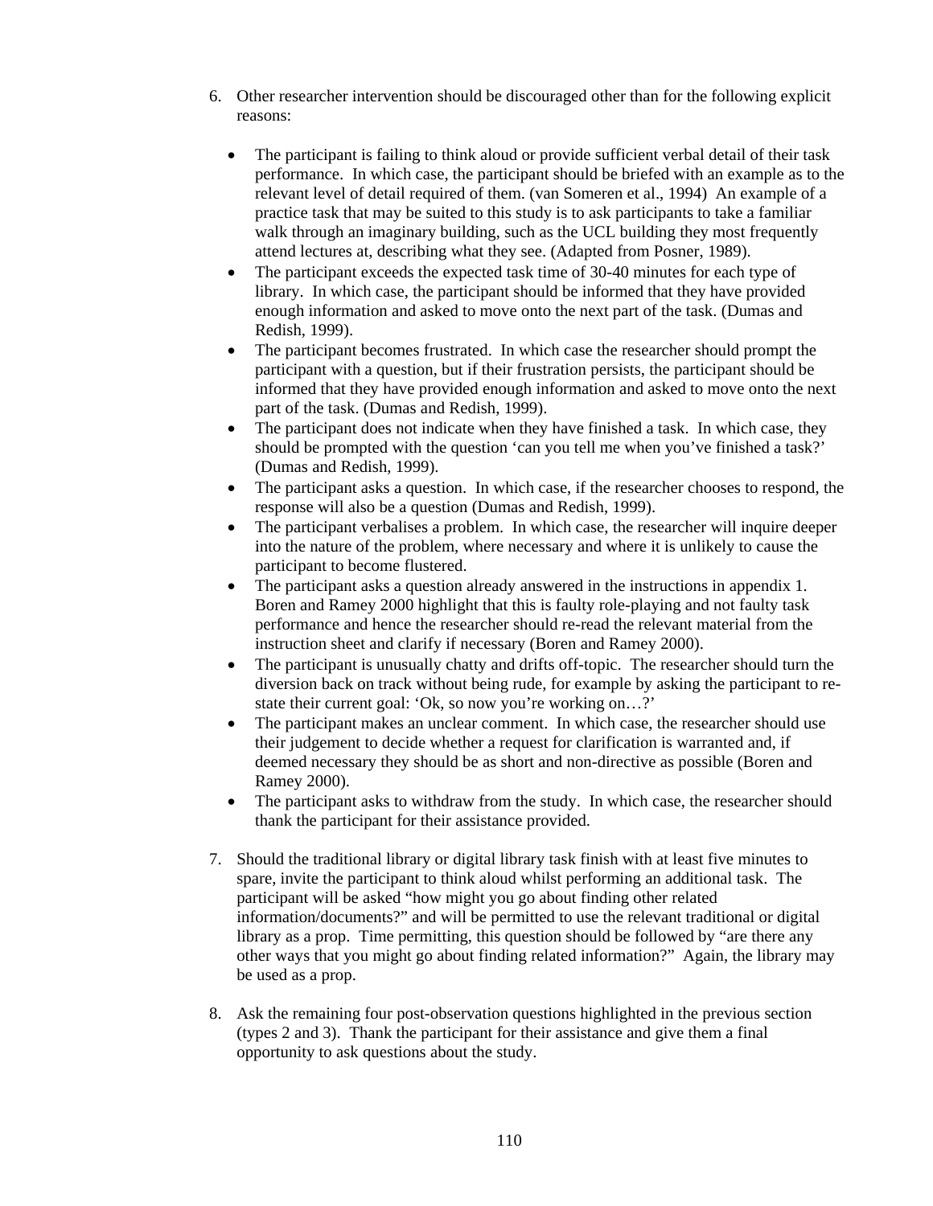6. Other researcher intervention should be discouraged other than for the following explicit reasons:

   - The participant is failing to think aloud or provide sufficient verbal detail of their task performance. In which case, the participant should be briefed with an example as to the relevant level of detail required of them. (van Someren et al., 1994) An example of a practice task that may be suited to this study is to ask participants to take a familiar walk through an imaginary building, such as the UCL building they most frequently attend lectures at, describing what they see. (Adapted from Posner, 1989).
   - The participant exceeds the expected task time of 30-40 minutes for each type of library. In which case, the participant should be informed that they have provided enough information and asked to move onto the next part of the task. (Dumas and Redish, 1999).
   - The participant becomes frustrated. In which case the researcher should prompt the participant with a question, but if their frustration persists, the participant should be informed that they have provided enough information and asked to move onto the next part of the task. (Dumas and Redish, 1999).
   - The participant does not indicate when they have finished a task. In which case, they should be prompted with the question 'can you tell me when you've finished a task?' (Dumas and Redish, 1999).
   - The participant asks a question. In which case, if the researcher chooses to respond, the response will also be a question (Dumas and Redish, 1999).
   - The participant verbalises a problem. In which case, the researcher will inquire deeper into the nature of the problem, where necessary and where it is unlikely to cause the participant to become flustered.
   - The participant asks a question already answered in the instructions in appendix 1. Boren and Ramey 2000 highlight that this is faulty role-playing and not faulty task performance and hence the researcher should re-read the relevant material from the instruction sheet and clarify if necessary (Boren and Ramey 2000).
   - The participant is unusually chatty and drifts off-topic. The researcher should turn the diversion back on track without being rude, for example by asking the participant to re-state their current goal: 'Ok, so now you're working on…?'
   - The participant makes an unclear comment. In which case, the researcher should use their judgement to decide whether a request for clarification is warranted and, if deemed necessary they should be as short and non-directive as possible (Boren and Ramey 2000).
   - The participant asks to withdraw from the study. In which case, the researcher should thank the participant for their assistance provided.

7. Should the traditional library or digital library task finish with at least five minutes to spare, invite the participant to think aloud whilst performing an additional task. The participant will be asked "how might you go about finding other related information/documents?" and will be permitted to use the relevant traditional or digital library as a prop. Time permitting, this question should be followed by "are there any other ways that you might go about finding related information?" Again, the library may be used as a prop.

8. Ask the remaining four post-observation questions highlighted in the previous section (types 2 and 3). Thank the participant for their assistance and give them a final opportunity to ask questions about the study.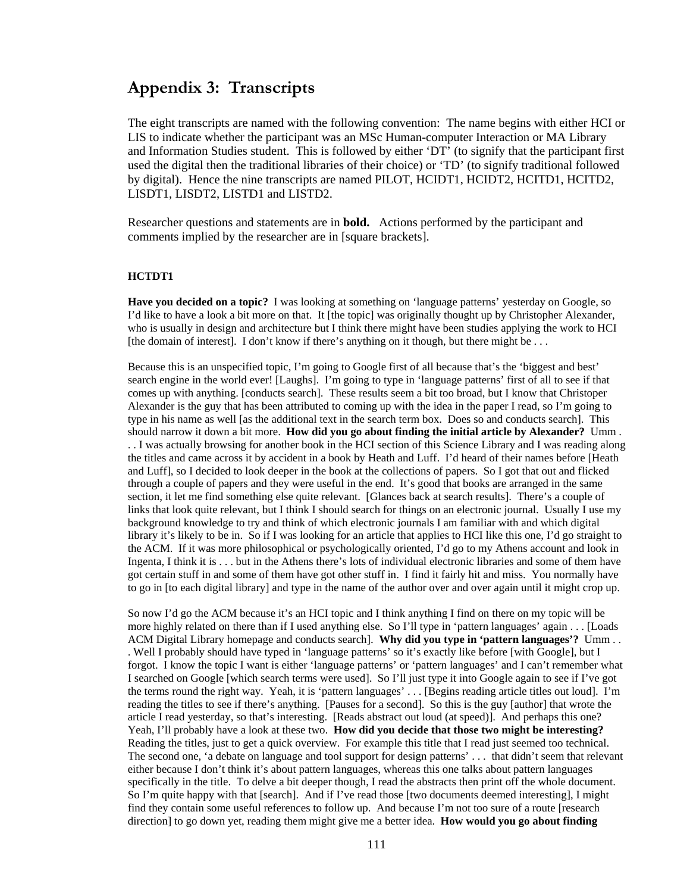# Appendix 3: Transcripts

The eight transcripts are named with the following convention: The name begins with either HCI or LIS to indicate whether the participant was an MSc Human-computer Interaction or MA Library and Information Studies student. This is followed by either 'DT' (to signify that the participant first used the digital then the traditional libraries of their choice) or 'TD' (to signify traditional followed by digital). Hence the nine transcripts are named PILOT, HCIDT1, HCIDT2, HCITD1, HCITD2, LISDT1, LISDT2, LISTD1 and LISTD2.

Researcher questions and statements are in **bold.** Actions performed by the participant and comments implied by the researcher are in [square brackets].

**HCTDT1**

**Have you decided on a topic?** I was looking at something on 'language patterns' yesterday on Google, so I'd like to have a look a bit more on that. It [the topic] was originally thought up by Christopher Alexander, who is usually in design and architecture but I think there might have been studies applying the work to HCI [the domain of interest]. I don't know if there's anything on it though, but there might be . . .

Because this is an unspecified topic, I'm going to Google first of all because that's the 'biggest and best' search engine in the world ever! [Laughs]. I'm going to type in 'language patterns' first of all to see if that comes up with anything. [conducts search]. These results seem a bit too broad, but I know that Christoper Alexander is the guy that has been attributed to coming up with the idea in the paper I read, so I'm going to type in his name as well [as the additional text in the search term box. Does so and conducts search]. This should narrow it down a bit more. **How did you go about finding the initial article by Alexander?** Umm . . . I was actually browsing for another book in the HCI section of this Science Library and I was reading along the titles and came across it by accident in a book by Heath and Luff. I'd heard of their names before [Heath and Luff], so I decided to look deeper in the book at the collections of papers. So I got that out and flicked through a couple of papers and they were useful in the end. It's good that books are arranged in the same section, it let me find something else quite relevant. [Glances back at search results]. There's a couple of links that look quite relevant, but I think I should search for things on an electronic journal. Usually I use my background knowledge to try and think of which electronic journals I am familiar with and which digital library it's likely to be in. So if I was looking for an article that applies to HCI like this one, I'd go straight to the ACM. If it was more philosophical or psychologically oriented, I'd go to my Athens account and look in Ingenta, I think it is . . . but in the Athens there's lots of individual electronic libraries and some of them have got certain stuff in and some of them have got other stuff in. I find it fairly hit and miss. You normally have to go in [to each digital library] and type in the name of the author over and over again until it might crop up.

So now I'd go the ACM because it's an HCI topic and I think anything I find on there on my topic will be more highly related on there than if I used anything else. So I'll type in 'pattern languages' again . . . [Loads ACM Digital Library homepage and conducts search]. **Why did you type in 'pattern languages'?** Umm . . . Well I probably should have typed in 'language patterns' so it's exactly like before [with Google], but I forgot. I know the topic I want is either 'language patterns' or 'pattern languages' and I can't remember what I searched on Google [which search terms were used]. So I'll just type it into Google again to see if I've got the terms round the right way. Yeah, it is 'pattern languages' . . . [Begins reading article titles out loud]. I'm reading the titles to see if there's anything. [Pauses for a second]. So this is the guy [author] that wrote the article I read yesterday, so that's interesting. [Reads abstract out loud (at speed)]. And perhaps this one? Yeah, I'll probably have a look at these two. **How did you decide that those two might be interesting?** Reading the titles, just to get a quick overview. For example this title that I read just seemed too technical. The second one, 'a debate on language and tool support for design patterns' . . . that didn't seem that relevant either because I don't think it's about pattern languages, whereas this one talks about pattern languages specifically in the title. To delve a bit deeper though, I read the abstracts then print off the whole document. So I'm quite happy with that [search]. And if I've read those [two documents deemed interesting], I might find they contain some useful references to follow up. And because I'm not too sure of a route [research direction] to go down yet, reading them might give me a better idea. **How would you go about finding**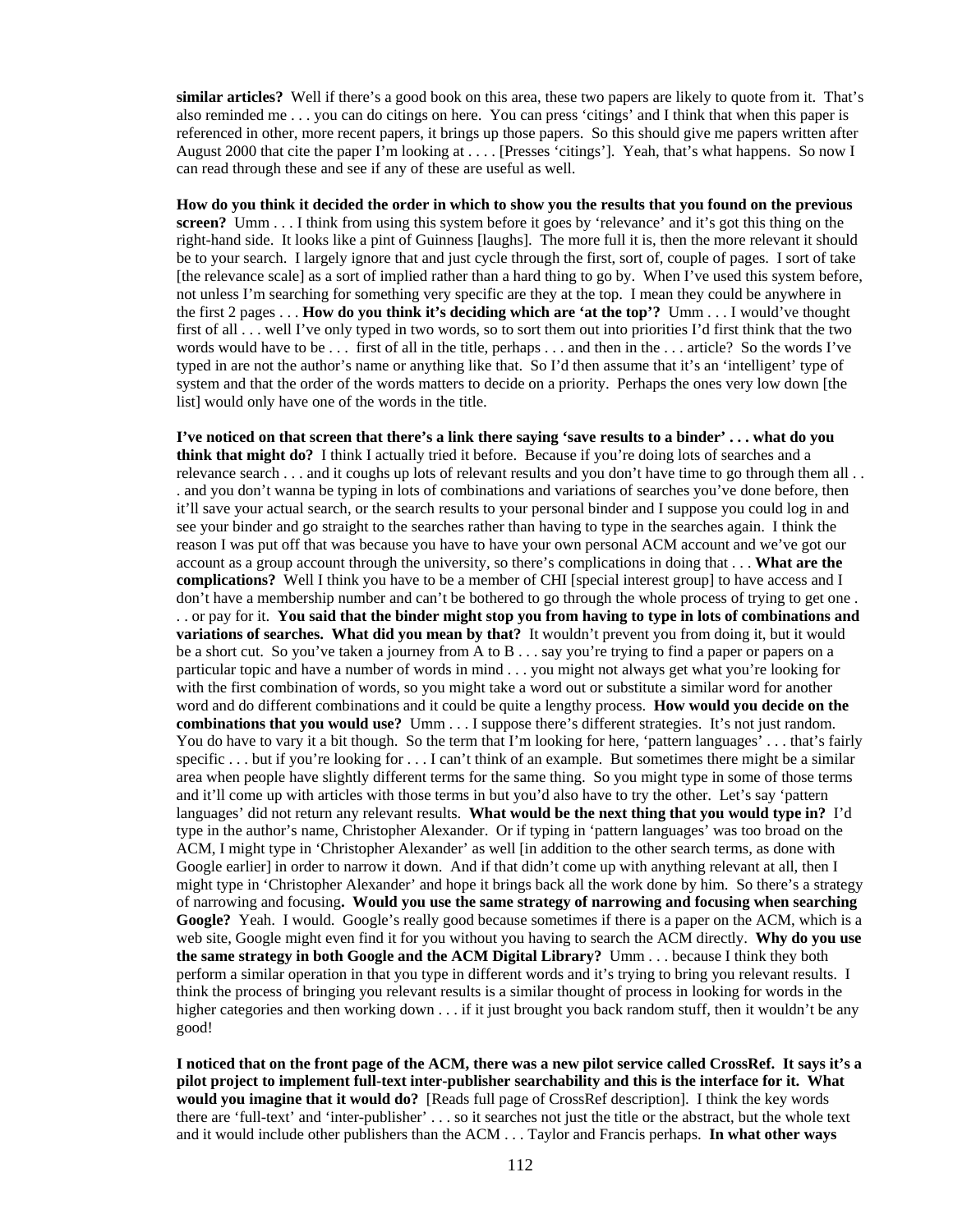**similar articles?** Well if there's a good book on this area, these two papers are likely to quote from it. That's also reminded me . . . you can do citings on here. You can press 'citings' and I think that when this paper is referenced in other, more recent papers, it brings up those papers. So this should give me papers written after August 2000 that cite the paper I'm looking at . . . . [Presses 'citings']. Yeah, that's what happens. So now I can read through these and see if any of these are useful as well.

**How do you think it decided the order in which to show you the results that you found on the previous screen?** Umm . . . I think from using this system before it goes by 'relevance' and it's got this thing on the right-hand side. It looks like a pint of Guinness [laughs]. The more full it is, then the more relevant it should be to your search. I largely ignore that and just cycle through the first, sort of, couple of pages. I sort of take [the relevance scale] as a sort of implied rather than a hard thing to go by. When I've used this system before, not unless I'm searching for something very specific are they at the top. I mean they could be anywhere in the first 2 pages . . . **How do you think it's deciding which are 'at the top'?** Umm . . . I would've thought first of all . . . well I've only typed in two words, so to sort them out into priorities I'd first think that the two words would have to be . . . first of all in the title, perhaps . . . and then in the . . . article? So the words I've typed in are not the author's name or anything like that. So I'd then assume that it's an 'intelligent' type of system and that the order of the words matters to decide on a priority. Perhaps the ones very low down [the list] would only have one of the words in the title.

**I've noticed on that screen that there's a link there saying 'save results to a binder' . . . what do you think that might do?** I think I actually tried it before. Because if you're doing lots of searches and a relevance search . . . and it coughs up lots of relevant results and you don't have time to go through them all . . . and you don't wanna be typing in lots of combinations and variations of searches you've done before, then it'll save your actual search, or the search results to your personal binder and I suppose you could log in and see your binder and go straight to the searches rather than having to type in the searches again. I think the reason I was put off that was because you have to have your own personal ACM account and we've got our account as a group account through the university, so there's complications in doing that . . . **What are the complications?** Well I think you have to be a member of CHI [special interest group] to have access and I don't have a membership number and can't be bothered to go through the whole process of trying to get one . . . or pay for it. **You said that the binder might stop you from having to type in lots of combinations and variations of searches. What did you mean by that?** It wouldn't prevent you from doing it, but it would be a short cut. So you've taken a journey from A to B . . . say you're trying to find a paper or papers on a particular topic and have a number of words in mind . . . you might not always get what you're looking for with the first combination of words, so you might take a word out or substitute a similar word for another word and do different combinations and it could be quite a lengthy process. **How would you decide on the combinations that you would use?** Umm . . . I suppose there's different strategies. It's not just random. You do have to vary it a bit though. So the term that I'm looking for here, 'pattern languages' . . . that's fairly specific . . . but if you're looking for . . . I can't think of an example. But sometimes there might be a similar area when people have slightly different terms for the same thing. So you might type in some of those terms and it'll come up with articles with those terms in but you'd also have to try the other. Let's say 'pattern languages' did not return any relevant results. **What would be the next thing that you would type in?** I'd type in the author's name, Christopher Alexander. Or if typing in 'pattern languages' was too broad on the ACM, I might type in 'Christopher Alexander' as well [in addition to the other search terms, as done with Google earlier] in order to narrow it down. And if that didn't come up with anything relevant at all, then I might type in 'Christopher Alexander' and hope it brings back all the work done by him. So there's a strategy of narrowing and focusing**. Would you use the same strategy of narrowing and focusing when searching Google?** Yeah. I would. Google's really good because sometimes if there is a paper on the ACM, which is a web site, Google might even find it for you without you having to search the ACM directly. **Why do you use the same strategy in both Google and the ACM Digital Library?** Umm . . . because I think they both perform a similar operation in that you type in different words and it's trying to bring you relevant results. I think the process of bringing you relevant results is a similar thought of process in looking for words in the higher categories and then working down . . . if it just brought you back random stuff, then it wouldn't be any good!

**I noticed that on the front page of the ACM, there was a new pilot service called CrossRef. It says it's a pilot project to implement full-text inter-publisher searchability and this is the interface for it. What would you imagine that it would do?** [Reads full page of CrossRef description]. I think the key words there are 'full-text' and 'inter-publisher' . . . so it searches not just the title or the abstract, but the whole text and it would include other publishers than the ACM . . . Taylor and Francis perhaps. **In what other ways**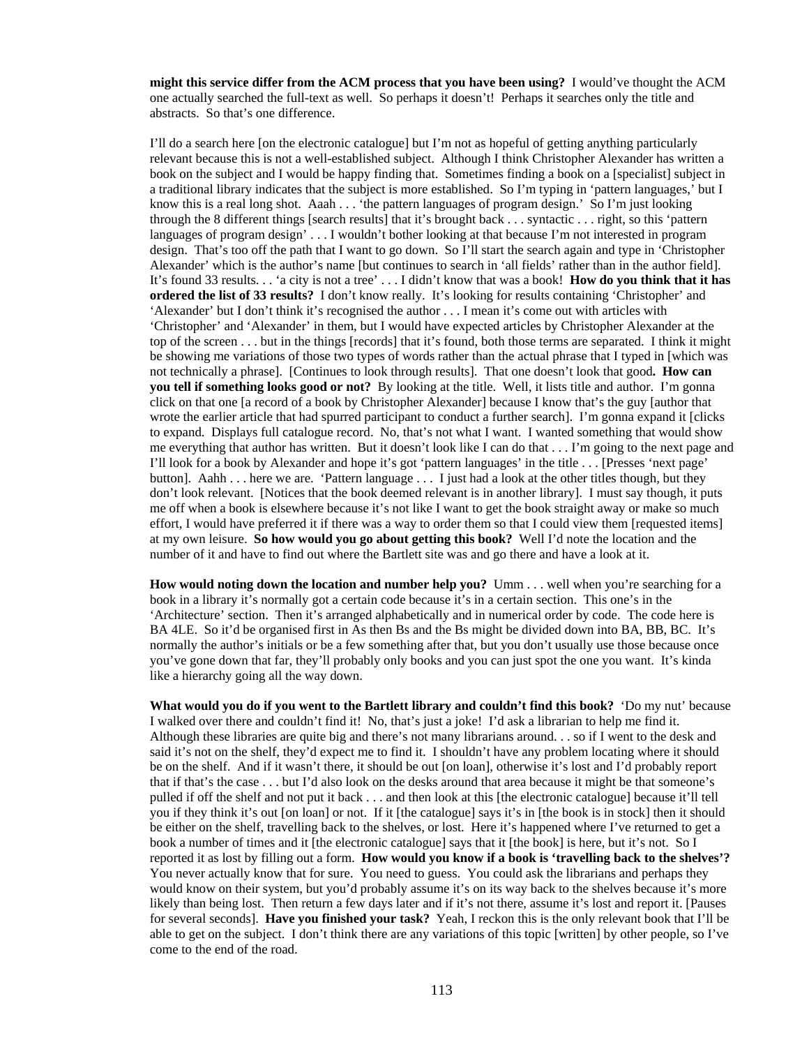**might this service differ from the ACM process that you have been using?** I would've thought the ACM one actually searched the full-text as well. So perhaps it doesn't! Perhaps it searches only the title and abstracts. So that's one difference.

I'll do a search here [on the electronic catalogue] but I'm not as hopeful of getting anything particularly relevant because this is not a well-established subject. Although I think Christopher Alexander has written a book on the subject and I would be happy finding that. Sometimes finding a book on a [specialist] subject in a traditional library indicates that the subject is more established. So I'm typing in 'pattern languages,' but I know this is a real long shot. Aaah . . . 'the pattern languages of program design.' So I'm just looking through the 8 different things [search results] that it's brought back . . . syntactic . . . right, so this 'pattern languages of program design' . . . I wouldn't bother looking at that because I'm not interested in program design. That's too off the path that I want to go down. So I'll start the search again and type in 'Christopher Alexander' which is the author's name [but continues to search in 'all fields' rather than in the author field]. It's found 33 results. . . 'a city is not a tree' . . . I didn't know that was a book! **How do you think that it has ordered the list of 33 results?** I don't know really. It's looking for results containing 'Christopher' and 'Alexander' but I don't think it's recognised the author . . . I mean it's come out with articles with 'Christopher' and 'Alexander' in them, but I would have expected articles by Christopher Alexander at the top of the screen . . . but in the things [records] that it's found, both those terms are separated. I think it might be showing me variations of those two types of words rather than the actual phrase that I typed in [which was not technically a phrase]. [Continues to look through results]. That one doesn't look that good**. How can you tell if something looks good or not?** By looking at the title. Well, it lists title and author. I'm gonna click on that one [a record of a book by Christopher Alexander] because I know that's the guy [author that wrote the earlier article that had spurred participant to conduct a further search]. I'm gonna expand it [clicks to expand. Displays full catalogue record. No, that's not what I want. I wanted something that would show me everything that author has written. But it doesn't look like I can do that . . . I'm going to the next page and I'll look for a book by Alexander and hope it's got 'pattern languages' in the title . . . [Presses 'next page' button]. Aahh . . . here we are. 'Pattern language . . . I just had a look at the other titles though, but they don't look relevant. [Notices that the book deemed relevant is in another library]. I must say though, it puts me off when a book is elsewhere because it's not like I want to get the book straight away or make so much effort, I would have preferred it if there was a way to order them so that I could view them [requested items] at my own leisure. **So how would you go about getting this book?** Well I'd note the location and the number of it and have to find out where the Bartlett site was and go there and have a look at it.

**How would noting down the location and number help you?** Umm . . . well when you're searching for a book in a library it's normally got a certain code because it's in a certain section. This one's in the 'Architecture' section. Then it's arranged alphabetically and in numerical order by code. The code here is BA 4LE. So it'd be organised first in As then Bs and the Bs might be divided down into BA, BB, BC. It's normally the author's initials or be a few something after that, but you don't usually use those because once you've gone down that far, they'll probably only books and you can just spot the one you want. It's kinda like a hierarchy going all the way down.

**What would you do if you went to the Bartlett library and couldn't find this book?** 'Do my nut' because I walked over there and couldn't find it! No, that's just a joke! I'd ask a librarian to help me find it. Although these libraries are quite big and there's not many librarians around. . . so if I went to the desk and said it's not on the shelf, they'd expect me to find it. I shouldn't have any problem locating where it should be on the shelf. And if it wasn't there, it should be out [on loan], otherwise it's lost and I'd probably report that if that's the case . . . but I'd also look on the desks around that area because it might be that someone's pulled if off the shelf and not put it back . . . and then look at this [the electronic catalogue] because it'll tell you if they think it's out [on loan] or not. If it [the catalogue] says it's in [the book is in stock] then it should be either on the shelf, travelling back to the shelves, or lost. Here it's happened where I've returned to get a book a number of times and it [the electronic catalogue] says that it [the book] is here, but it's not. So I reported it as lost by filling out a form. **How would you know if a book is 'travelling back to the shelves'?** You never actually know that for sure. You need to guess. You could ask the librarians and perhaps they would know on their system, but you'd probably assume it's on its way back to the shelves because it's more likely than being lost. Then return a few days later and if it's not there, assume it's lost and report it. [Pauses for several seconds]. **Have you finished your task?** Yeah, I reckon this is the only relevant book that I'll be able to get on the subject. I don't think there are any variations of this topic [written] by other people, so I've come to the end of the road.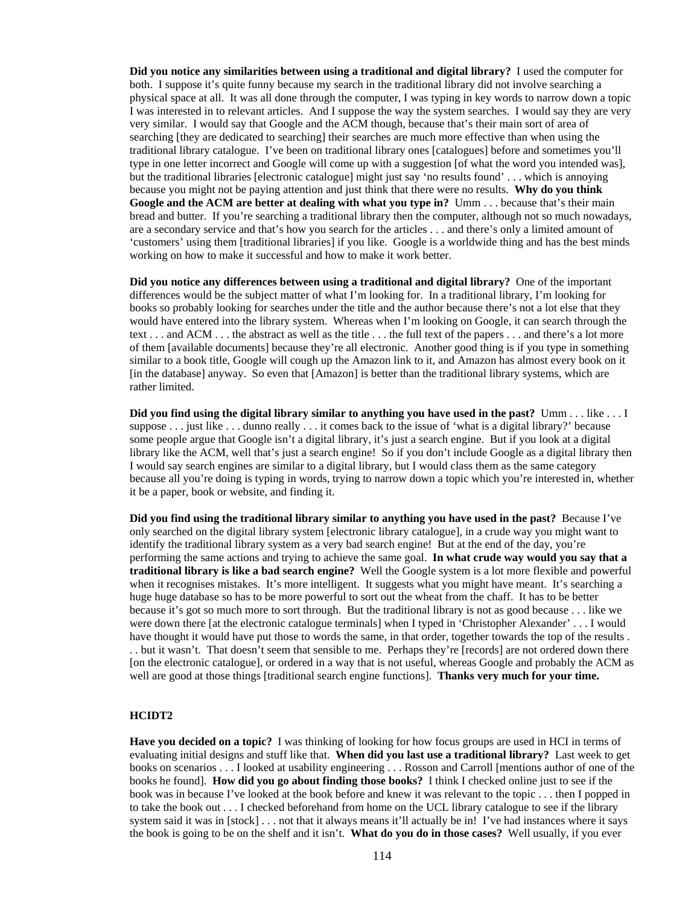**Did you notice any similarities between using a traditional and digital library?** I used the computer for both. I suppose it's quite funny because my search in the traditional library did not involve searching a physical space at all. It was all done through the computer, I was typing in key words to narrow down a topic I was interested in to relevant articles. And I suppose the way the system searches. I would say they are very very similar. I would say that Google and the ACM though, because that's their main sort of area of searching [they are dedicated to searching] their searches are much more effective than when using the traditional library catalogue. I've been on traditional library ones [catalogues] before and sometimes you'll type in one letter incorrect and Google will come up with a suggestion [of what the word you intended was], but the traditional libraries [electronic catalogue] might just say 'no results found' . . . which is annoying because you might not be paying attention and just think that there were no results. **Why do you think Google and the ACM are better at dealing with what you type in?** Umm . . . because that's their main bread and butter. If you're searching a traditional library then the computer, although not so much nowadays, are a secondary service and that's how you search for the articles . . . and there's only a limited amount of 'customers' using them [traditional libraries] if you like. Google is a worldwide thing and has the best minds working on how to make it successful and how to make it work better.

**Did you notice any differences between using a traditional and digital library?** One of the important differences would be the subject matter of what I'm looking for. In a traditional library, I'm looking for books so probably looking for searches under the title and the author because there's not a lot else that they would have entered into the library system. Whereas when I'm looking on Google, it can search through the text . . . and ACM . . . the abstract as well as the title . . . the full text of the papers . . . and there's a lot more of them [available documents] because they're all electronic. Another good thing is if you type in something similar to a book title, Google will cough up the Amazon link to it, and Amazon has almost every book on it [in the database] anyway. So even that [Amazon] is better than the traditional library systems, which are rather limited.

**Did you find using the digital library similar to anything you have used in the past?** Umm . . . like . . . I suppose . . . just like . . . dunno really . . . it comes back to the issue of 'what is a digital library?' because some people argue that Google isn't a digital library, it's just a search engine. But if you look at a digital library like the ACM, well that's just a search engine! So if you don't include Google as a digital library then I would say search engines are similar to a digital library, but I would class them as the same category because all you're doing is typing in words, trying to narrow down a topic which you're interested in, whether it be a paper, book or website, and finding it.

**Did you find using the traditional library similar to anything you have used in the past?** Because I've only searched on the digital library system [electronic library catalogue], in a crude way you might want to identify the traditional library system as a very bad search engine! But at the end of the day, you're performing the same actions and trying to achieve the same goal. **In what crude way would you say that a traditional library is like a bad search engine?** Well the Google system is a lot more flexible and powerful when it recognises mistakes. It's more intelligent. It suggests what you might have meant. It's searching a huge huge database so has to be more powerful to sort out the wheat from the chaff. It has to be better because it's got so much more to sort through. But the traditional library is not as good because . . . like we were down there [at the electronic catalogue terminals] when I typed in 'Christopher Alexander' . . . I would have thought it would have put those to words the same, in that order, together towards the top of the results . . . but it wasn't. That doesn't seem that sensible to me. Perhaps they're [records] are not ordered down there [on the electronic catalogue], or ordered in a way that is not useful, whereas Google and probably the ACM as well are good at those things [traditional search engine functions]. **Thanks very much for your time.**

**HCIDT2**

**Have you decided on a topic?** I was thinking of looking for how focus groups are used in HCI in terms of evaluating initial designs and stuff like that. **When did you last use a traditional library?** Last week to get books on scenarios . . . I looked at usability engineering . . . Rosson and Carroll [mentions author of one of the books he found]. **How did you go about finding those books?** I think I checked online just to see if the book was in because I've looked at the book before and knew it was relevant to the topic . . . then I popped in to take the book out . . . I checked beforehand from home on the UCL library catalogue to see if the library system said it was in [stock] . . . not that it always means it'll actually be in! I've had instances where it says the book is going to be on the shelf and it isn't. **What do you do in those cases?** Well usually, if you ever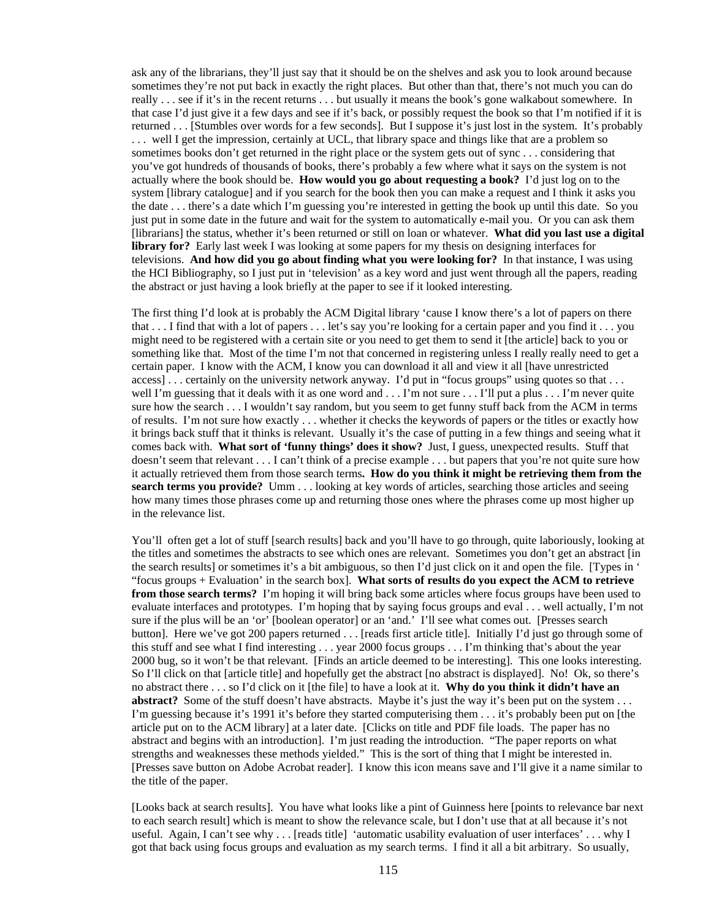ask any of the librarians, they'll just say that it should be on the shelves and ask you to look around because sometimes they're not put back in exactly the right places. But other than that, there's not much you can do really . . . see if it's in the recent returns . . . but usually it means the book's gone walkabout somewhere. In that case I'd just give it a few days and see if it's back, or possibly request the book so that I'm notified if it is returned . . . [Stumbles over words for a few seconds]. But I suppose it's just lost in the system. It's probably . . . well I get the impression, certainly at UCL, that library space and things like that are a problem so sometimes books don't get returned in the right place or the system gets out of sync . . . considering that you've got hundreds of thousands of books, there's probably a few where what it says on the system is not actually where the book should be. **How would you go about requesting a book?** I'd just log on to the system [library catalogue] and if you search for the book then you can make a request and I think it asks you the date . . . there's a date which I'm guessing you're interested in getting the book up until this date. So you just put in some date in the future and wait for the system to automatically e-mail you. Or you can ask them [librarians] the status, whether it's been returned or still on loan or whatever. **What did you last use a digital library for?** Early last week I was looking at some papers for my thesis on designing interfaces for televisions. **And how did you go about finding what you were looking for?** In that instance, I was using the HCI Bibliography, so I just put in 'television' as a key word and just went through all the papers, reading the abstract or just having a look briefly at the paper to see if it looked interesting.

The first thing I'd look at is probably the ACM Digital library 'cause I know there's a lot of papers on there that . . . I find that with a lot of papers . . . let's say you're looking for a certain paper and you find it . . . you might need to be registered with a certain site or you need to get them to send it [the article] back to you or something like that. Most of the time I'm not that concerned in registering unless I really really need to get a certain paper. I know with the ACM, I know you can download it all and view it all [have unrestricted access] . . . certainly on the university network anyway. I'd put in "focus groups" using quotes so that . . . well I'm guessing that it deals with it as one word and . . . I'm not sure . . . I'll put a plus . . . I'm never quite sure how the search . . . I wouldn't say random, but you seem to get funny stuff back from the ACM in terms of results. I'm not sure how exactly . . . whether it checks the keywords of papers or the titles or exactly how it brings back stuff that it thinks is relevant. Usually it's the case of putting in a few things and seeing what it comes back with. **What sort of 'funny things' does it show?** Just, I guess, unexpected results. Stuff that doesn't seem that relevant . . . I can't think of a precise example . . . but papers that you're not quite sure how it actually retrieved them from those search terms**. How do you think it might be retrieving them from the search terms you provide?** Umm . . . looking at key words of articles, searching those articles and seeing how many times those phrases come up and returning those ones where the phrases come up most higher up in the relevance list.

You'll often get a lot of stuff [search results] back and you'll have to go through, quite laboriously, looking at the titles and sometimes the abstracts to see which ones are relevant. Sometimes you don't get an abstract [in the search results] or sometimes it's a bit ambiguous, so then I'd just click on it and open the file. [Types in ' "focus groups + Evaluation' in the search box]. **What sorts of results do you expect the ACM to retrieve from those search terms?** I'm hoping it will bring back some articles where focus groups have been used to evaluate interfaces and prototypes. I'm hoping that by saying focus groups and eval . . . well actually, I'm not sure if the plus will be an 'or' [boolean operator] or an 'and.' I'll see what comes out. [Presses search button]. Here we've got 200 papers returned . . . [reads first article title]. Initially I'd just go through some of this stuff and see what I find interesting . . . year 2000 focus groups . . . I'm thinking that's about the year 2000 bug, so it won't be that relevant. [Finds an article deemed to be interesting]. This one looks interesting. So I'll click on that [article title] and hopefully get the abstract [no abstract is displayed]. No! Ok, so there's no abstract there . . . so I'd click on it [the file] to have a look at it. **Why do you think it didn't have an abstract?** Some of the stuff doesn't have abstracts. Maybe it's just the way it's been put on the system . . . I'm guessing because it's 1991 it's before they started computerising them . . . it's probably been put on [the article put on to the ACM library] at a later date. [Clicks on title and PDF file loads. The paper has no abstract and begins with an introduction]. I'm just reading the introduction. "The paper reports on what strengths and weaknesses these methods yielded." This is the sort of thing that I might be interested in. [Presses save button on Adobe Acrobat reader]. I know this icon means save and I'll give it a name similar to the title of the paper.

[Looks back at search results]. You have what looks like a pint of Guinness here [points to relevance bar next to each search result] which is meant to show the relevance scale, but I don't use that at all because it's not useful. Again, I can't see why . . . [reads title] 'automatic usability evaluation of user interfaces' . . . why I got that back using focus groups and evaluation as my search terms. I find it all a bit arbitrary. So usually,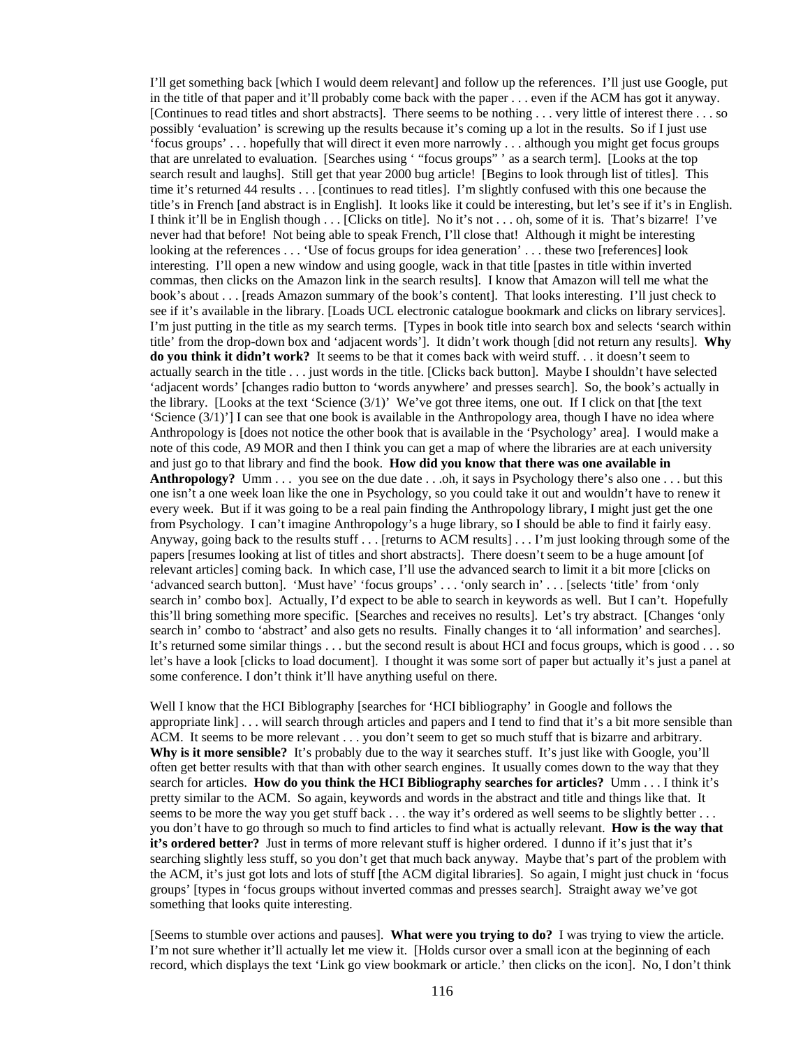I'll get something back [which I would deem relevant] and follow up the references. I'll just use Google, put in the title of that paper and it'll probably come back with the paper . . . even if the ACM has got it anyway. [Continues to read titles and short abstracts]. There seems to be nothing . . . very little of interest there . . . so possibly 'evaluation' is screwing up the results because it's coming up a lot in the results. So if I just use 'focus groups' . . . hopefully that will direct it even more narrowly . . . although you might get focus groups that are unrelated to evaluation. [Searches using ' "focus groups" ' as a search term]. [Looks at the top search result and laughs]. Still get that year 2000 bug article! [Begins to look through list of titles]. This time it's returned 44 results . . . [continues to read titles]. I'm slightly confused with this one because the title's in French [and abstract is in English]. It looks like it could be interesting, but let's see if it's in English. I think it'll be in English though . . . [Clicks on title]. No it's not . . . oh, some of it is. That's bizarre! I've never had that before! Not being able to speak French, I'll close that! Although it might be interesting looking at the references . . . 'Use of focus groups for idea generation' . . . these two [references] look interesting. I'll open a new window and using google, wack in that title [pastes in title within inverted commas, then clicks on the Amazon link in the search results]. I know that Amazon will tell me what the book's about . . . [reads Amazon summary of the book's content]. That looks interesting. I'll just check to see if it's available in the library. [Loads UCL electronic catalogue bookmark and clicks on library services]. I'm just putting in the title as my search terms. [Types in book title into search box and selects 'search within title' from the drop-down box and 'adjacent words']. It didn't work though [did not return any results]. **Why do you think it didn't work?** It seems to be that it comes back with weird stuff. . . it doesn't seem to actually search in the title . . . just words in the title. [Clicks back button]. Maybe I shouldn't have selected 'adjacent words' [changes radio button to 'words anywhere' and presses search]. So, the book's actually in the library. [Looks at the text 'Science (3/1)' We've got three items, one out. If I click on that [the text 'Science (3/1)'] I can see that one book is available in the Anthropology area, though I have no idea where Anthropology is [does not notice the other book that is available in the 'Psychology' area]. I would make a note of this code, A9 MOR and then I think you can get a map of where the libraries are at each university and just go to that library and find the book. **How did you know that there was one available in Anthropology?** Umm . . . you see on the due date . . .oh, it says in Psychology there's also one . . . but this one isn't a one week loan like the one in Psychology, so you could take it out and wouldn't have to renew it every week. But if it was going to be a real pain finding the Anthropology library, I might just get the one from Psychology. I can't imagine Anthropology's a huge library, so I should be able to find it fairly easy. Anyway, going back to the results stuff . . . [returns to ACM results] . . . I'm just looking through some of the papers [resumes looking at list of titles and short abstracts]. There doesn't seem to be a huge amount [of relevant articles] coming back. In which case, I'll use the advanced search to limit it a bit more [clicks on 'advanced search button]. 'Must have' 'focus groups' . . . 'only search in' . . . [selects 'title' from 'only search in' combo box]. Actually, I'd expect to be able to search in keywords as well. But I can't. Hopefully this'll bring something more specific. [Searches and receives no results]. Let's try abstract. [Changes 'only search in' combo to 'abstract' and also gets no results. Finally changes it to 'all information' and searches]. It's returned some similar things . . . but the second result is about HCI and focus groups, which is good . . . so let's have a look [clicks to load document]. I thought it was some sort of paper but actually it's just a panel at some conference. I don't think it'll have anything useful on there.

Well I know that the HCI Biblography [searches for 'HCI bibliography' in Google and follows the appropriate link] . . . will search through articles and papers and I tend to find that it's a bit more sensible than ACM. It seems to be more relevant . . . you don't seem to get so much stuff that is bizarre and arbitrary. **Why is it more sensible?** It's probably due to the way it searches stuff. It's just like with Google, you'll often get better results with that than with other search engines. It usually comes down to the way that they search for articles. **How do you think the HCI Bibliography searches for articles?** Umm . . . I think it's pretty similar to the ACM. So again, keywords and words in the abstract and title and things like that. It seems to be more the way you get stuff back . . . the way it's ordered as well seems to be slightly better . . . you don't have to go through so much to find articles to find what is actually relevant. **How is the way that it's ordered better?** Just in terms of more relevant stuff is higher ordered. I dunno if it's just that it's searching slightly less stuff, so you don't get that much back anyway. Maybe that's part of the problem with the ACM, it's just got lots and lots of stuff [the ACM digital libraries]. So again, I might just chuck in 'focus groups' [types in 'focus groups without inverted commas and presses search]. Straight away we've got something that looks quite interesting.

[Seems to stumble over actions and pauses]. **What were you trying to do?** I was trying to view the article. I'm not sure whether it'll actually let me view it. [Holds cursor over a small icon at the beginning of each record, which displays the text 'Link go view bookmark or article.' then clicks on the icon]. No, I don't think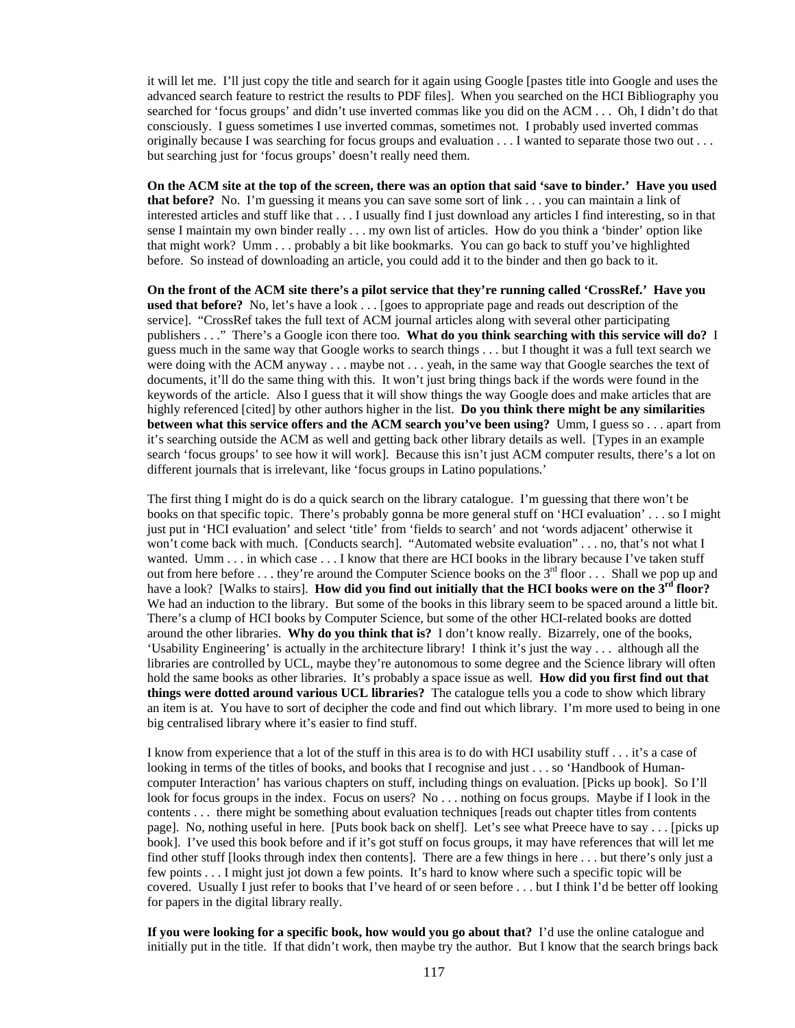it will let me. I'll just copy the title and search for it again using Google [pastes title into Google and uses the advanced search feature to restrict the results to PDF files]. When you searched on the HCI Bibliography you searched for 'focus groups' and didn't use inverted commas like you did on the ACM . . . Oh, I didn't do that consciously. I guess sometimes I use inverted commas, sometimes not. I probably used inverted commas originally because I was searching for focus groups and evaluation . . . I wanted to separate those two out . . . but searching just for 'focus groups' doesn't really need them.

**On the ACM site at the top of the screen, there was an option that said 'save to binder.' Have you used that before?** No. I'm guessing it means you can save some sort of link . . . you can maintain a link of interested articles and stuff like that . . . I usually find I just download any articles I find interesting, so in that sense I maintain my own binder really . . . my own list of articles. How do you think a 'binder' option like that might work? Umm . . . probably a bit like bookmarks. You can go back to stuff you've highlighted before. So instead of downloading an article, you could add it to the binder and then go back to it.

**On the front of the ACM site there's a pilot service that they're running called 'CrossRef.' Have you used that before?** No, let's have a look . . . [goes to appropriate page and reads out description of the service]. "CrossRef takes the full text of ACM journal articles along with several other participating publishers . . ." There's a Google icon there too. **What do you think searching with this service will do?** I guess much in the same way that Google works to search things . . . but I thought it was a full text search we were doing with the ACM anyway . . . maybe not . . . yeah, in the same way that Google searches the text of documents, it'll do the same thing with this. It won't just bring things back if the words were found in the keywords of the article. Also I guess that it will show things the way Google does and make articles that are highly referenced [cited] by other authors higher in the list. **Do you think there might be any similarities between what this service offers and the ACM search you've been using?** Umm, I guess so . . . apart from it's searching outside the ACM as well and getting back other library details as well. [Types in an example search 'focus groups' to see how it will work]. Because this isn't just ACM computer results, there's a lot on different journals that is irrelevant, like 'focus groups in Latino populations.'

The first thing I might do is do a quick search on the library catalogue. I'm guessing that there won't be books on that specific topic. There's probably gonna be more general stuff on 'HCI evaluation' . . . so I might just put in 'HCI evaluation' and select 'title' from 'fields to search' and not 'words adjacent' otherwise it won't come back with much. [Conducts search]. "Automated website evaluation" . . . no, that's not what I wanted. Umm . . . in which case . . . I know that there are HCI books in the library because I've taken stuff out from here before . . . they're around the Computer Science books on the 3rd floor . . . Shall we pop up and have a look? [Walks to stairs]. **How did you find out initially that the HCI books were on the 3rd floor?** We had an induction to the library. But some of the books in this library seem to be spaced around a little bit. There's a clump of HCI books by Computer Science, but some of the other HCI-related books are dotted around the other libraries. **Why do you think that is?** I don't know really. Bizarrely, one of the books, 'Usability Engineering' is actually in the architecture library! I think it's just the way . . . although all the libraries are controlled by UCL, maybe they're autonomous to some degree and the Science library will often hold the same books as other libraries. It's probably a space issue as well. **How did you first find out that things were dotted around various UCL libraries?** The catalogue tells you a code to show which library an item is at. You have to sort of decipher the code and find out which library. I'm more used to being in one big centralised library where it's easier to find stuff.

I know from experience that a lot of the stuff in this area is to do with HCI usability stuff . . . it's a case of looking in terms of the titles of books, and books that I recognise and just . . . so 'Handbook of Human-computer Interaction' has various chapters on stuff, including things on evaluation. [Picks up book]. So I'll look for focus groups in the index. Focus on users? No . . . nothing on focus groups. Maybe if I look in the contents . . . there might be something about evaluation techniques [reads out chapter titles from contents page]. No, nothing useful in here. [Puts book back on shelf]. Let's see what Preece have to say . . . [picks up book]. I've used this book before and if it's got stuff on focus groups, it may have references that will let me find other stuff [looks through index then contents]. There are a few things in here . . . but there's only just a few points . . . I might just jot down a few points. It's hard to know where such a specific topic will be covered. Usually I just refer to books that I've heard of or seen before . . . but I think I'd be better off looking for papers in the digital library really.

**If you were looking for a specific book, how would you go about that?** I'd use the online catalogue and initially put in the title. If that didn't work, then maybe try the author. But I know that the search brings back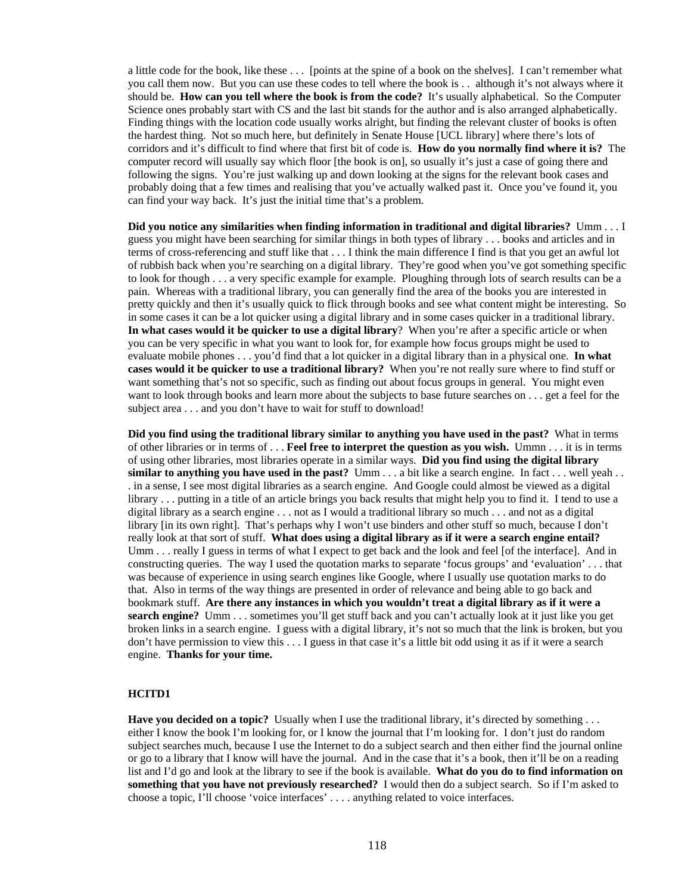a little code for the book, like these . . . [points at the spine of a book on the shelves]. I can't remember what you call them now. But you can use these codes to tell where the book is . . although it's not always where it should be. **How can you tell where the book is from the code?** It's usually alphabetical. So the Computer Science ones probably start with CS and the last bit stands for the author and is also arranged alphabetically. Finding things with the location code usually works alright, but finding the relevant cluster of books is often the hardest thing. Not so much here, but definitely in Senate House [UCL library] where there's lots of corridors and it's difficult to find where that first bit of code is. **How do you normally find where it is?** The computer record will usually say which floor [the book is on], so usually it's just a case of going there and following the signs. You're just walking up and down looking at the signs for the relevant book cases and probably doing that a few times and realising that you've actually walked past it. Once you've found it, you can find your way back. It's just the initial time that's a problem.

**Did you notice any similarities when finding information in traditional and digital libraries?** Umm . . . I guess you might have been searching for similar things in both types of library . . . books and articles and in terms of cross-referencing and stuff like that . . . I think the main difference I find is that you get an awful lot of rubbish back when you're searching on a digital library. They're good when you've got something specific to look for though . . . a very specific example for example. Ploughing through lots of search results can be a pain. Whereas with a traditional library, you can generally find the area of the books you are interested in pretty quickly and then it's usually quick to flick through books and see what content might be interesting. So in some cases it can be a lot quicker using a digital library and in some cases quicker in a traditional library. **In what cases would it be quicker to use a digital library**? When you're after a specific article or when you can be very specific in what you want to look for, for example how focus groups might be used to evaluate mobile phones . . . you'd find that a lot quicker in a digital library than in a physical one. **In what cases would it be quicker to use a traditional library?** When you're not really sure where to find stuff or want something that's not so specific, such as finding out about focus groups in general. You might even want to look through books and learn more about the subjects to base future searches on . . . get a feel for the subject area . . . and you don't have to wait for stuff to download!

**Did you find using the traditional library similar to anything you have used in the past?** What in terms of other libraries or in terms of . . . **Feel free to interpret the question as you wish.** Ummn . . . it is in terms of using other libraries, most libraries operate in a similar ways. **Did you find using the digital library similar to anything you have used in the past?** Umm . . . a bit like a search engine. In fact . . . well yeah . . . in a sense, I see most digital libraries as a search engine. And Google could almost be viewed as a digital library . . . putting in a title of an article brings you back results that might help you to find it. I tend to use a digital library as a search engine . . . not as I would a traditional library so much . . . and not as a digital library [in its own right]. That's perhaps why I won't use binders and other stuff so much, because I don't really look at that sort of stuff. **What does using a digital library as if it were a search engine entail?** Umm . . . really I guess in terms of what I expect to get back and the look and feel [of the interface]. And in constructing queries. The way I used the quotation marks to separate 'focus groups' and 'evaluation' . . . that was because of experience in using search engines like Google, where I usually use quotation marks to do that. Also in terms of the way things are presented in order of relevance and being able to go back and bookmark stuff. **Are there any instances in which you wouldn't treat a digital library as if it were a search engine?** Umm . . . sometimes you'll get stuff back and you can't actually look at it just like you get broken links in a search engine. I guess with a digital library, it's not so much that the link is broken, but you don't have permission to view this . . . I guess in that case it's a little bit odd using it as if it were a search engine. **Thanks for your time.**

### HCITD1

**Have you decided on a topic?** Usually when I use the traditional library, it's directed by something . . . either I know the book I'm looking for, or I know the journal that I'm looking for. I don't just do random subject searches much, because I use the Internet to do a subject search and then either find the journal online or go to a library that I know will have the journal. And in the case that it's a book, then it'll be on a reading list and I'd go and look at the library to see if the book is available. **What do you do to find information on something that you have not previously researched?** I would then do a subject search. So if I'm asked to choose a topic, I'll choose 'voice interfaces' . . . . anything related to voice interfaces.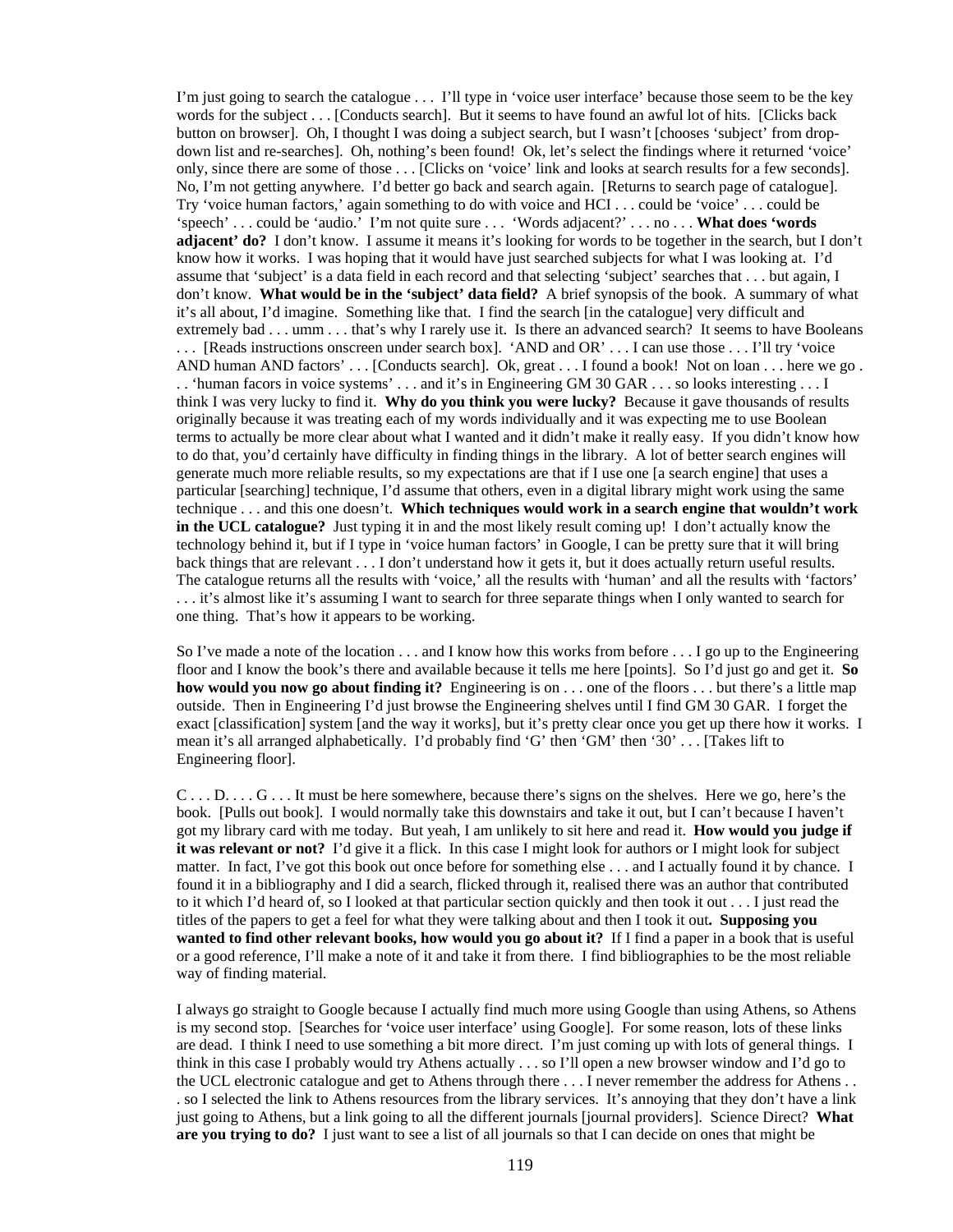I'm just going to search the catalogue . . . I'll type in 'voice user interface' because those seem to be the key words for the subject . . . [Conducts search]. But it seems to have found an awful lot of hits. [Clicks back button on browser]. Oh, I thought I was doing a subject search, but I wasn't [chooses 'subject' from drop-down list and re-searches]. Oh, nothing's been found! Ok, let's select the findings where it returned 'voice' only, since there are some of those . . . [Clicks on 'voice' link and looks at search results for a few seconds]. No, I'm not getting anywhere. I'd better go back and search again. [Returns to search page of catalogue]. Try 'voice human factors,' again something to do with voice and HCI . . . could be 'voice' . . . could be 'speech' . . . could be 'audio.' I'm not quite sure . . . 'Words adjacent?' . . . no . . . **What does 'words adjacent' do?** I don't know. I assume it means it's looking for words to be together in the search, but I don't know how it works. I was hoping that it would have just searched subjects for what I was looking at. I'd assume that 'subject' is a data field in each record and that selecting 'subject' searches that . . . but again, I don't know. **What would be in the 'subject' data field?** A brief synopsis of the book. A summary of what it's all about, I'd imagine. Something like that. I find the search [in the catalogue] very difficult and extremely bad . . . umm . . . that's why I rarely use it. Is there an advanced search? It seems to have Booleans . . . [Reads instructions onscreen under search box]. 'AND and OR' . . . I can use those . . . I'll try 'voice AND human AND factors' . . . [Conducts search]. Ok, great . . . I found a book! Not on loan . . . here we go . . . 'human facors in voice systems' . . . and it's in Engineering GM 30 GAR . . . so looks interesting . . . I think I was very lucky to find it. **Why do you think you were lucky?** Because it gave thousands of results originally because it was treating each of my words individually and it was expecting me to use Boolean terms to actually be more clear about what I wanted and it didn't make it really easy. If you didn't know how to do that, you'd certainly have difficulty in finding things in the library. A lot of better search engines will generate much more reliable results, so my expectations are that if I use one [a search engine] that uses a particular [searching] technique, I'd assume that others, even in a digital library might work using the same technique . . . and this one doesn't. **Which techniques would work in a search engine that wouldn't work in the UCL catalogue?** Just typing it in and the most likely result coming up! I don't actually know the technology behind it, but if I type in 'voice human factors' in Google, I can be pretty sure that it will bring back things that are relevant . . . I don't understand how it gets it, but it does actually return useful results. The catalogue returns all the results with 'voice,' all the results with 'human' and all the results with 'factors' . . . it's almost like it's assuming I want to search for three separate things when I only wanted to search for one thing. That's how it appears to be working.

So I've made a note of the location . . . and I know how this works from before . . . I go up to the Engineering floor and I know the book's there and available because it tells me here [points]. So I'd just go and get it. **So how would you now go about finding it?** Engineering is on . . . one of the floors . . . but there's a little map outside. Then in Engineering I'd just browse the Engineering shelves until I find GM 30 GAR. I forget the exact [classification] system [and the way it works], but it's pretty clear once you get up there how it works. I mean it's all arranged alphabetically. I'd probably find 'G' then 'GM' then '30' . . . [Takes lift to Engineering floor].

C . . . D. . . . G . . . It must be here somewhere, because there's signs on the shelves. Here we go, here's the book. [Pulls out book]. I would normally take this downstairs and take it out, but I can't because I haven't got my library card with me today. But yeah, I am unlikely to sit here and read it. **How would you judge if it was relevant or not?** I'd give it a flick. In this case I might look for authors or I might look for subject matter. In fact, I've got this book out once before for something else . . . and I actually found it by chance. I found it in a bibliography and I did a search, flicked through it, realised there was an author that contributed to it which I'd heard of, so I looked at that particular section quickly and then took it out . . . I just read the titles of the papers to get a feel for what they were talking about and then I took it out**. Supposing you wanted to find other relevant books, how would you go about it?** If I find a paper in a book that is useful or a good reference, I'll make a note of it and take it from there. I find bibliographies to be the most reliable way of finding material.

I always go straight to Google because I actually find much more using Google than using Athens, so Athens is my second stop. [Searches for 'voice user interface' using Google]. For some reason, lots of these links are dead. I think I need to use something a bit more direct. I'm just coming up with lots of general things. I think in this case I probably would try Athens actually . . . so I'll open a new browser window and I'd go to the UCL electronic catalogue and get to Athens through there . . . I never remember the address for Athens . . . so I selected the link to Athens resources from the library services. It's annoying that they don't have a link just going to Athens, but a link going to all the different journals [journal providers]. Science Direct? **What are you trying to do?** I just want to see a list of all journals so that I can decide on ones that might be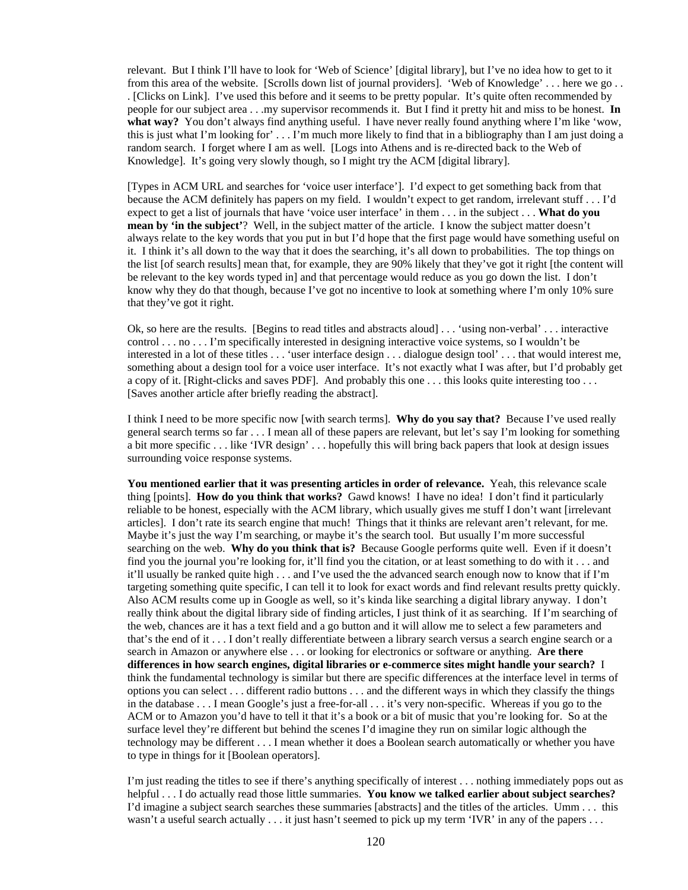relevant. But I think I'll have to look for 'Web of Science' [digital library], but I've no idea how to get to it from this area of the website. [Scrolls down list of journal providers]. 'Web of Knowledge' . . . here we go . . . [Clicks on Link]. I've used this before and it seems to be pretty popular. It's quite often recommended by people for our subject area . . .my supervisor recommends it. But I find it pretty hit and miss to be honest. **In what way?** You don't always find anything useful. I have never really found anything where I'm like 'wow, this is just what I'm looking for' . . . I'm much more likely to find that in a bibliography than I am just doing a random search. I forget where I am as well. [Logs into Athens and is re-directed back to the Web of Knowledge]. It's going very slowly though, so I might try the ACM [digital library].

[Types in ACM URL and searches for 'voice user interface']. I'd expect to get something back from that because the ACM definitely has papers on my field. I wouldn't expect to get random, irrelevant stuff . . . I'd expect to get a list of journals that have 'voice user interface' in them . . . in the subject . . . **What do you mean by 'in the subject'**? Well, in the subject matter of the article. I know the subject matter doesn't always relate to the key words that you put in but I'd hope that the first page would have something useful on it. I think it's all down to the way that it does the searching, it's all down to probabilities. The top things on the list [of search results] mean that, for example, they are 90% likely that they've got it right [the content will be relevant to the key words typed in] and that percentage would reduce as you go down the list. I don't know why they do that though, because I've got no incentive to look at something where I'm only 10% sure that they've got it right.

Ok, so here are the results. [Begins to read titles and abstracts aloud] . . . 'using non-verbal' . . . interactive control . . . no . . . I'm specifically interested in designing interactive voice systems, so I wouldn't be interested in a lot of these titles . . . 'user interface design . . . dialogue design tool' . . . that would interest me, something about a design tool for a voice user interface. It's not exactly what I was after, but I'd probably get a copy of it. [Right-clicks and saves PDF]. And probably this one . . . this looks quite interesting too . . . [Saves another article after briefly reading the abstract].

I think I need to be more specific now [with search terms]. **Why do you say that?** Because I've used really general search terms so far . . . I mean all of these papers are relevant, but let's say I'm looking for something a bit more specific . . . like 'IVR design' . . . hopefully this will bring back papers that look at design issues surrounding voice response systems.

**You mentioned earlier that it was presenting articles in order of relevance.** Yeah, this relevance scale thing [points]. **How do you think that works?** Gawd knows! I have no idea! I don't find it particularly reliable to be honest, especially with the ACM library, which usually gives me stuff I don't want [irrelevant articles]. I don't rate its search engine that much! Things that it thinks are relevant aren't relevant, for me. Maybe it's just the way I'm searching, or maybe it's the search tool. But usually I'm more successful searching on the web. **Why do you think that is?** Because Google performs quite well. Even if it doesn't find you the journal you're looking for, it'll find you the citation, or at least something to do with it . . . and it'll usually be ranked quite high . . . and I've used the the advanced search enough now to know that if I'm targeting something quite specific, I can tell it to look for exact words and find relevant results pretty quickly. Also ACM results come up in Google as well, so it's kinda like searching a digital library anyway. I don't really think about the digital library side of finding articles, I just think of it as searching. If I'm searching of the web, chances are it has a text field and a go button and it will allow me to select a few parameters and that's the end of it . . . I don't really differentiate between a library search versus a search engine search or a search in Amazon or anywhere else . . . or looking for electronics or software or anything. **Are there differences in how search engines, digital libraries or e-commerce sites might handle your search?** I think the fundamental technology is similar but there are specific differences at the interface level in terms of options you can select . . . different radio buttons . . . and the different ways in which they classify the things in the database . . . I mean Google's just a free-for-all . . . it's very non-specific. Whereas if you go to the ACM or to Amazon you'd have to tell it that it's a book or a bit of music that you're looking for. So at the surface level they're different but behind the scenes I'd imagine they run on similar logic although the technology may be different . . . I mean whether it does a Boolean search automatically or whether you have to type in things for it [Boolean operators].

I'm just reading the titles to see if there's anything specifically of interest . . . nothing immediately pops out as helpful . . . I do actually read those little summaries. **You know we talked earlier about subject searches?** I'd imagine a subject search searches these summaries [abstracts] and the titles of the articles. Umm . . . this wasn't a useful search actually . . . it just hasn't seemed to pick up my term 'IVR' in any of the papers . . .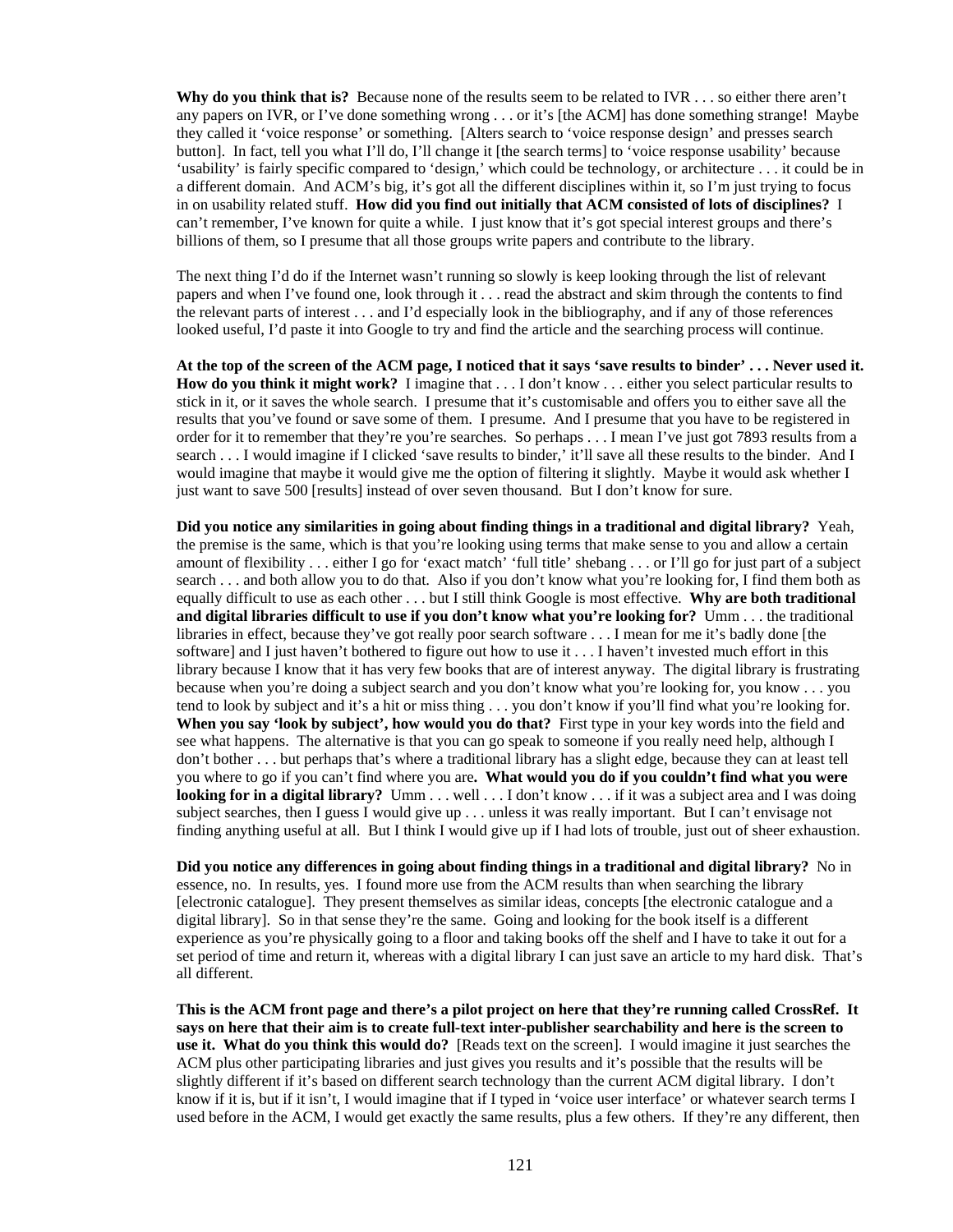**Why do you think that is?** Because none of the results seem to be related to IVR . . . so either there aren't any papers on IVR, or I've done something wrong . . . or it's [the ACM] has done something strange! Maybe they called it 'voice response' or something. [Alters search to 'voice response design' and presses search button]. In fact, tell you what I'll do, I'll change it [the search terms] to 'voice response usability' because 'usability' is fairly specific compared to 'design,' which could be technology, or architecture . . . it could be in a different domain. And ACM's big, it's got all the different disciplines within it, so I'm just trying to focus in on usability related stuff. **How did you find out initially that ACM consisted of lots of disciplines?** I can't remember, I've known for quite a while. I just know that it's got special interest groups and there's billions of them, so I presume that all those groups write papers and contribute to the library.

The next thing I'd do if the Internet wasn't running so slowly is keep looking through the list of relevant papers and when I've found one, look through it . . . read the abstract and skim through the contents to find the relevant parts of interest . . . and I'd especially look in the bibliography, and if any of those references looked useful, I'd paste it into Google to try and find the article and the searching process will continue.

**At the top of the screen of the ACM page, I noticed that it says 'save results to binder' . . . Never used it. How do you think it might work?** I imagine that . . . I don't know . . . either you select particular results to stick in it, or it saves the whole search. I presume that it's customisable and offers you to either save all the results that you've found or save some of them. I presume. And I presume that you have to be registered in order for it to remember that they're you're searches. So perhaps . . . I mean I've just got 7893 results from a search . . . I would imagine if I clicked 'save results to binder,' it'll save all these results to the binder. And I would imagine that maybe it would give me the option of filtering it slightly. Maybe it would ask whether I just want to save 500 [results] instead of over seven thousand. But I don't know for sure.

**Did you notice any similarities in going about finding things in a traditional and digital library?** Yeah, the premise is the same, which is that you're looking using terms that make sense to you and allow a certain amount of flexibility . . . either I go for 'exact match' 'full title' shebang . . . or I'll go for just part of a subject search . . . and both allow you to do that. Also if you don't know what you're looking for, I find them both as equally difficult to use as each other . . . but I still think Google is most effective. **Why are both traditional and digital libraries difficult to use if you don't know what you're looking for?** Umm . . . the traditional libraries in effect, because they've got really poor search software . . . I mean for me it's badly done [the software] and I just haven't bothered to figure out how to use it . . . I haven't invested much effort in this library because I know that it has very few books that are of interest anyway. The digital library is frustrating because when you're doing a subject search and you don't know what you're looking for, you know . . . you tend to look by subject and it's a hit or miss thing . . . you don't know if you'll find what you're looking for. **When you say 'look by subject', how would you do that?** First type in your key words into the field and see what happens. The alternative is that you can go speak to someone if you really need help, although I don't bother . . . but perhaps that's where a traditional library has a slight edge, because they can at least tell you where to go if you can't find where you are**. What would you do if you couldn't find what you were looking for in a digital library?** Umm . . . well . . . I don't know . . . if it was a subject area and I was doing subject searches, then I guess I would give up . . . unless it was really important. But I can't envisage not finding anything useful at all. But I think I would give up if I had lots of trouble, just out of sheer exhaustion.

**Did you notice any differences in going about finding things in a traditional and digital library?** No in essence, no. In results, yes. I found more use from the ACM results than when searching the library [electronic catalogue]. They present themselves as similar ideas, concepts [the electronic catalogue and a digital library]. So in that sense they're the same. Going and looking for the book itself is a different experience as you're physically going to a floor and taking books off the shelf and I have to take it out for a set period of time and return it, whereas with a digital library I can just save an article to my hard disk. That's all different.

**This is the ACM front page and there's a pilot project on here that they're running called CrossRef. It says on here that their aim is to create full-text inter-publisher searchability and here is the screen to use it. What do you think this would do?** [Reads text on the screen]. I would imagine it just searches the ACM plus other participating libraries and just gives you results and it's possible that the results will be slightly different if it's based on different search technology than the current ACM digital library. I don't know if it is, but if it isn't, I would imagine that if I typed in 'voice user interface' or whatever search terms I used before in the ACM, I would get exactly the same results, plus a few others. If they're any different, then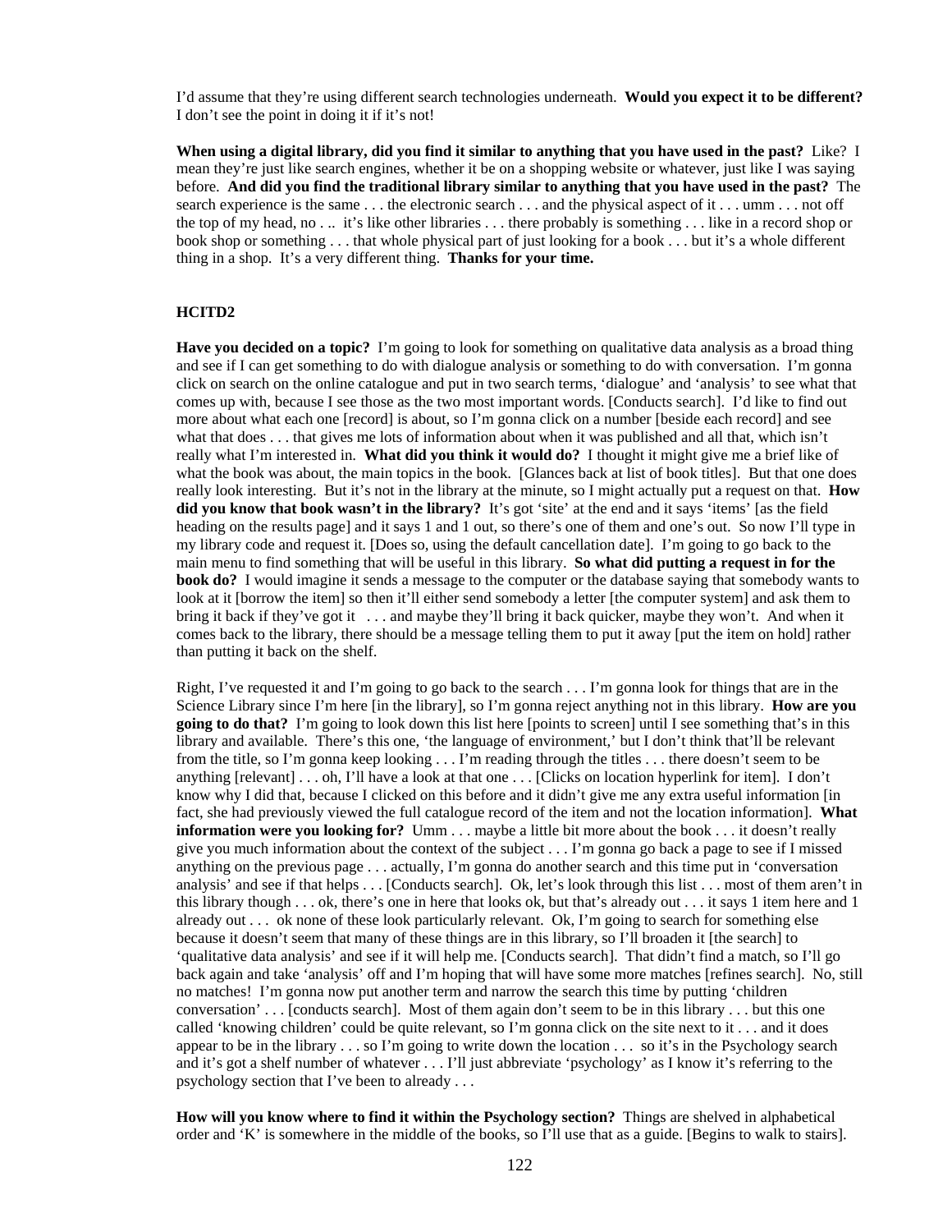I'd assume that they're using different search technologies underneath. **Would you expect it to be different?** I don't see the point in doing it if it's not!

**When using a digital library, did you find it similar to anything that you have used in the past?** Like? I mean they're just like search engines, whether it be on a shopping website or whatever, just like I was saying before. **And did you find the traditional library similar to anything that you have used in the past?** The search experience is the same . . . the electronic search . . . and the physical aspect of it . . . umm . . . not off the top of my head, no . .. it's like other libraries . . . there probably is something . . . like in a record shop or book shop or something . . . that whole physical part of just looking for a book . . . but it's a whole different thing in a shop. It's a very different thing. **Thanks for your time.**

### HCITD2

**Have you decided on a topic?** I'm going to look for something on qualitative data analysis as a broad thing and see if I can get something to do with dialogue analysis or something to do with conversation. I'm gonna click on search on the online catalogue and put in two search terms, 'dialogue' and 'analysis' to see what that comes up with, because I see those as the two most important words. [Conducts search]. I'd like to find out more about what each one [record] is about, so I'm gonna click on a number [beside each record] and see what that does . . . that gives me lots of information about when it was published and all that, which isn't really what I'm interested in. **What did you think it would do?** I thought it might give me a brief like of what the book was about, the main topics in the book. [Glances back at list of book titles]. But that one does really look interesting. But it's not in the library at the minute, so I might actually put a request on that. **How did you know that book wasn't in the library?** It's got 'site' at the end and it says 'items' [as the field heading on the results page] and it says 1 and 1 out, so there's one of them and one's out. So now I'll type in my library code and request it. [Does so, using the default cancellation date]. I'm going to go back to the main menu to find something that will be useful in this library. **So what did putting a request in for the book do?** I would imagine it sends a message to the computer or the database saying that somebody wants to look at it [borrow the item] so then it'll either send somebody a letter [the computer system] and ask them to bring it back if they've got it . . . and maybe they'll bring it back quicker, maybe they won't. And when it comes back to the library, there should be a message telling them to put it away [put the item on hold] rather than putting it back on the shelf.

Right, I've requested it and I'm going to go back to the search . . . I'm gonna look for things that are in the Science Library since I'm here [in the library], so I'm gonna reject anything not in this library. **How are you going to do that?** I'm going to look down this list here [points to screen] until I see something that's in this library and available. There's this one, 'the language of environment,' but I don't think that'll be relevant from the title, so I'm gonna keep looking . . . I'm reading through the titles . . . there doesn't seem to be anything [relevant] . . . oh, I'll have a look at that one . . . [Clicks on location hyperlink for item]. I don't know why I did that, because I clicked on this before and it didn't give me any extra useful information [in fact, she had previously viewed the full catalogue record of the item and not the location information]. **What information were you looking for?** Umm . . . maybe a little bit more about the book . . . it doesn't really give you much information about the context of the subject . . . I'm gonna go back a page to see if I missed anything on the previous page . . . actually, I'm gonna do another search and this time put in 'conversation analysis' and see if that helps . . . [Conducts search]. Ok, let's look through this list . . . most of them aren't in this library though . . . ok, there's one in here that looks ok, but that's already out . . . it says 1 item here and 1 already out . . . ok none of these look particularly relevant. Ok, I'm going to search for something else because it doesn't seem that many of these things are in this library, so I'll broaden it [the search] to 'qualitative data analysis' and see if it will help me. [Conducts search]. That didn't find a match, so I'll go back again and take 'analysis' off and I'm hoping that will have some more matches [refines search]. No, still no matches! I'm gonna now put another term and narrow the search this time by putting 'children conversation' . . . [conducts search]. Most of them again don't seem to be in this library . . . but this one called 'knowing children' could be quite relevant, so I'm gonna click on the site next to it . . . and it does appear to be in the library . . . so I'm going to write down the location . . . so it's in the Psychology search and it's got a shelf number of whatever . . . I'll just abbreviate 'psychology' as I know it's referring to the psychology section that I've been to already . . .

**How will you know where to find it within the Psychology section?** Things are shelved in alphabetical order and 'K' is somewhere in the middle of the books, so I'll use that as a guide. [Begins to walk to stairs].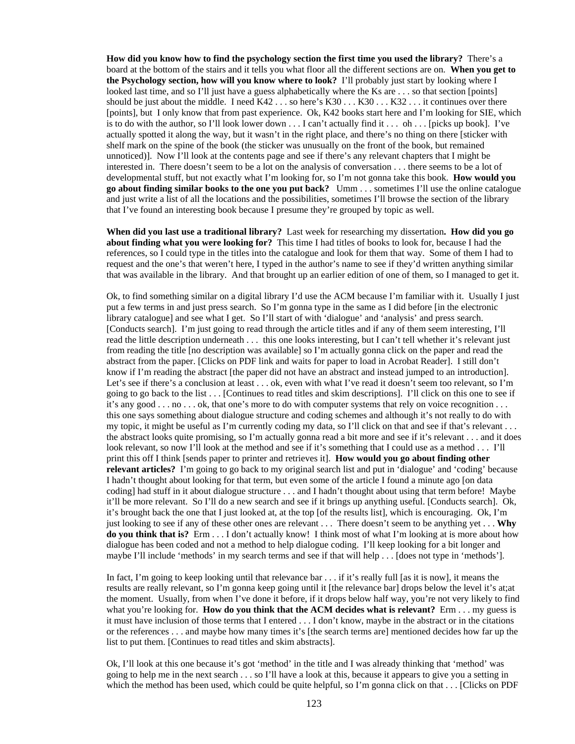**How did you know how to find the psychology section the first time you used the library?** There's a board at the bottom of the stairs and it tells you what floor all the different sections are on. **When you get to the Psychology section, how will you know where to look?** I'll probably just start by looking where I looked last time, and so I'll just have a guess alphabetically where the Ks are . . . so that section [points] should be just about the middle. I need K42 . . . so here's K30 . . . K30 . . . K32 . . . it continues over there [points], but I only know that from past experience. Ok, K42 books start here and I'm looking for SIE, which is to do with the author, so I'll look lower down . . . I can't actually find it . . . oh . . . [picks up book]. I've actually spotted it along the way, but it wasn't in the right place, and there's no thing on there [sticker with shelf mark on the spine of the book (the sticker was unusually on the front of the book, but remained unnoticed)]. Now I'll look at the contents page and see if there's any relevant chapters that I might be interested in. There doesn't seem to be a lot on the analysis of conversation . . . there seems to be a lot of developmental stuff, but not exactly what I'm looking for, so I'm not gonna take this book. **How would you go about finding similar books to the one you put back?** Umm . . . sometimes I'll use the online catalogue and just write a list of all the locations and the possibilities, sometimes I'll browse the section of the library that I've found an interesting book because I presume they're grouped by topic as well.

**When did you last use a traditional library?** Last week for researching my dissertation**. How did you go about finding what you were looking for?** This time I had titles of books to look for, because I had the references, so I could type in the titles into the catalogue and look for them that way. Some of them I had to request and the one's that weren't here, I typed in the author's name to see if they'd written anything similar that was available in the library. And that brought up an earlier edition of one of them, so I managed to get it.

Ok, to find something similar on a digital library I'd use the ACM because I'm familiar with it. Usually I just put a few terms in and just press search. So I'm gonna type in the same as I did before [in the electronic library catalogue] and see what I get. So I'll start of with 'dialogue' and 'analysis' and press search. [Conducts search]. I'm just going to read through the article titles and if any of them seem interesting, I'll read the little description underneath . . . this one looks interesting, but I can't tell whether it's relevant just from reading the title [no description was available] so I'm actually gonna click on the paper and read the abstract from the paper. [Clicks on PDF link and waits for paper to load in Acrobat Reader]. I still don't know if I'm reading the abstract [the paper did not have an abstract and instead jumped to an introduction]. Let's see if there's a conclusion at least . . . ok, even with what I've read it doesn't seem too relevant, so I'm going to go back to the list . . . [Continues to read titles and skim descriptions]. I'll click on this one to see if it's any good . . . no . . . ok, that one's more to do with computer systems that rely on voice recognition . . . this one says something about dialogue structure and coding schemes and although it's not really to do with my topic, it might be useful as I'm currently coding my data, so I'll click on that and see if that's relevant . . . the abstract looks quite promising, so I'm actually gonna read a bit more and see if it's relevant . . . and it does look relevant, so now I'll look at the method and see if it's something that I could use as a method . . . I'll print this off I think [sends paper to printer and retrieves it]. **How would you go about finding other relevant articles?** I'm going to go back to my original search list and put in 'dialogue' and 'coding' because I hadn't thought about looking for that term, but even some of the article I found a minute ago [on data coding] had stuff in it about dialogue structure . . . and I hadn't thought about using that term before! Maybe it'll be more relevant. So I'll do a new search and see if it brings up anything useful. [Conducts search]. Ok, it's brought back the one that I just looked at, at the top [of the results list], which is encouraging. Ok, I'm just looking to see if any of these other ones are relevant . . . There doesn't seem to be anything yet . . . **Why do you think that is?** Erm . . . I don't actually know! I think most of what I'm looking at is more about how dialogue has been coded and not a method to help dialogue coding. I'll keep looking for a bit longer and maybe I'll include 'methods' in my search terms and see if that will help . . . [does not type in 'methods'].

In fact, I'm going to keep looking until that relevance bar . . . if it's really full [as it is now], it means the results are really relevant, so I'm gonna keep going until it [the relevance bar] drops below the level it's at;at the moment. Usually, from when I've done it before, if it drops below half way, you're not very likely to find what you're looking for. **How do you think that the ACM decides what is relevant?** Erm . . . my guess is it must have inclusion of those terms that I entered . . . I don't know, maybe in the abstract or in the citations or the references . . . and maybe how many times it's [the search terms are] mentioned decides how far up the list to put them. [Continues to read titles and skim abstracts].

Ok, I'll look at this one because it's got 'method' in the title and I was already thinking that 'method' was going to help me in the next search . . . so I'll have a look at this, because it appears to give you a setting in which the method has been used, which could be quite helpful, so I'm gonna click on that . . . [Clicks on PDF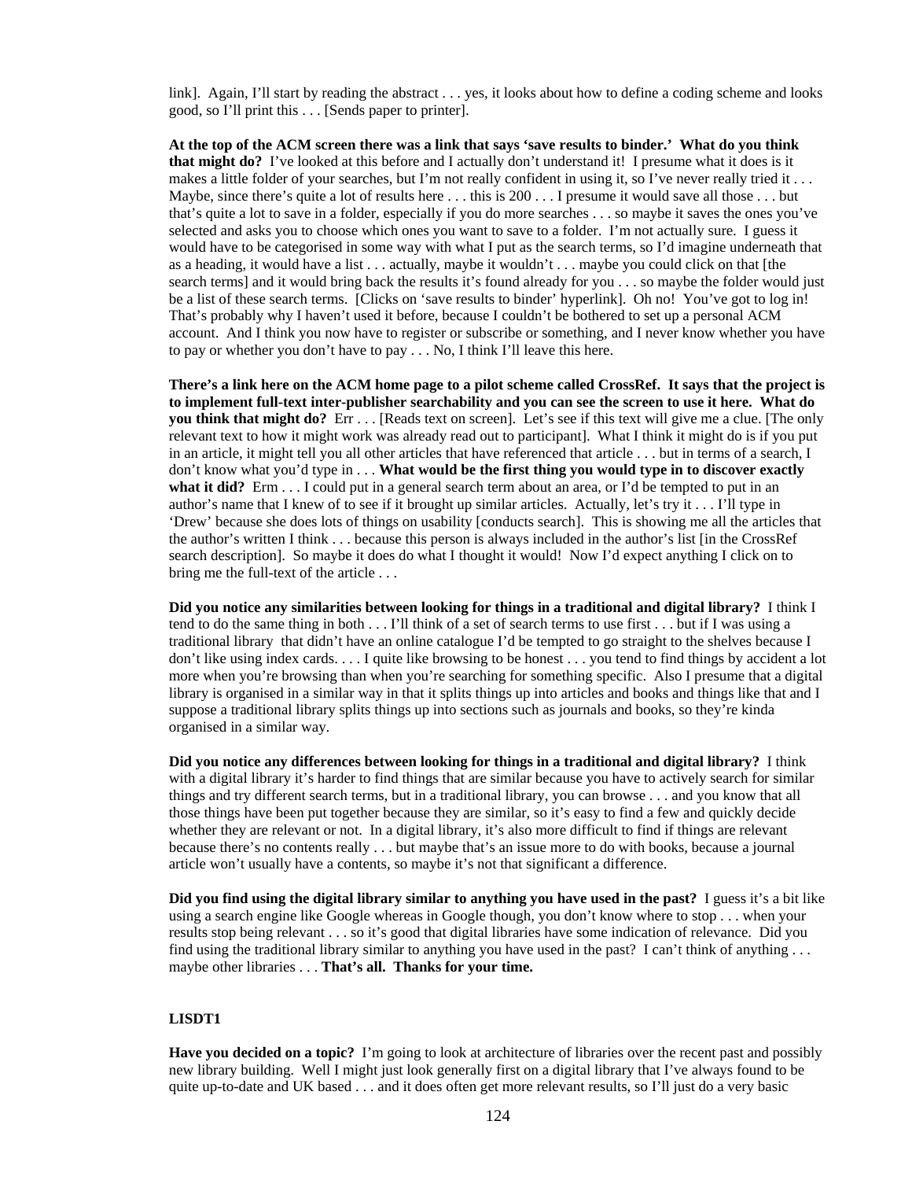link]. Again, I'll start by reading the abstract . . . yes, it looks about how to define a coding scheme and looks good, so I'll print this . . . [Sends paper to printer].

**At the top of the ACM screen there was a link that says 'save results to binder.' What do you think that might do?** I've looked at this before and I actually don't understand it! I presume what it does is it makes a little folder of your searches, but I'm not really confident in using it, so I've never really tried it . . . Maybe, since there's quite a lot of results here . . . this is 200 . . . I presume it would save all those . . . but that's quite a lot to save in a folder, especially if you do more searches . . . so maybe it saves the ones you've selected and asks you to choose which ones you want to save to a folder. I'm not actually sure. I guess it would have to be categorised in some way with what I put as the search terms, so I'd imagine underneath that as a heading, it would have a list . . . actually, maybe it wouldn't . . . maybe you could click on that [the search terms] and it would bring back the results it's found already for you . . . so maybe the folder would just be a list of these search terms. [Clicks on 'save results to binder' hyperlink]. Oh no! You've got to log in! That's probably why I haven't used it before, because I couldn't be bothered to set up a personal ACM account. And I think you now have to register or subscribe or something, and I never know whether you have to pay or whether you don't have to pay . . . No, I think I'll leave this here.

**There's a link here on the ACM home page to a pilot scheme called CrossRef. It says that the project is to implement full-text inter-publisher searchability and you can see the screen to use it here. What do you think that might do?** Err . . . [Reads text on screen]. Let's see if this text will give me a clue. [The only relevant text to how it might work was already read out to participant]. What I think it might do is if you put in an article, it might tell you all other articles that have referenced that article . . . but in terms of a search, I don't know what you'd type in . . . **What would be the first thing you would type in to discover exactly what it did?** Erm . . . I could put in a general search term about an area, or I'd be tempted to put in an author's name that I knew of to see if it brought up similar articles. Actually, let's try it . . . I'll type in 'Drew' because she does lots of things on usability [conducts search]. This is showing me all the articles that the author's written I think . . . because this person is always included in the author's list [in the CrossRef search description]. So maybe it does do what I thought it would! Now I'd expect anything I click on to bring me the full-text of the article . . .

**Did you notice any similarities between looking for things in a traditional and digital library?** I think I tend to do the same thing in both . . . I'll think of a set of search terms to use first . . . but if I was using a traditional library that didn't have an online catalogue I'd be tempted to go straight to the shelves because I don't like using index cards. . . . I quite like browsing to be honest . . . you tend to find things by accident a lot more when you're browsing than when you're searching for something specific. Also I presume that a digital library is organised in a similar way in that it splits things up into articles and books and things like that and I suppose a traditional library splits things up into sections such as journals and books, so they're kinda organised in a similar way.

**Did you notice any differences between looking for things in a traditional and digital library?** I think with a digital library it's harder to find things that are similar because you have to actively search for similar things and try different search terms, but in a traditional library, you can browse . . . and you know that all those things have been put together because they are similar, so it's easy to find a few and quickly decide whether they are relevant or not. In a digital library, it's also more difficult to find if things are relevant because there's no contents really . . . but maybe that's an issue more to do with books, because a journal article won't usually have a contents, so maybe it's not that significant a difference.

**Did you find using the digital library similar to anything you have used in the past?** I guess it's a bit like using a search engine like Google whereas in Google though, you don't know where to stop . . . when your results stop being relevant . . . so it's good that digital libraries have some indication of relevance. Did you find using the traditional library similar to anything you have used in the past? I can't think of anything . . . maybe other libraries . . . **That's all. Thanks for your time.**

**LISDT1**

**Have you decided on a topic?** I'm going to look at architecture of libraries over the recent past and possibly new library building. Well I might just look generally first on a digital library that I've always found to be quite up-to-date and UK based . . . and it does often get more relevant results, so I'll just do a very basic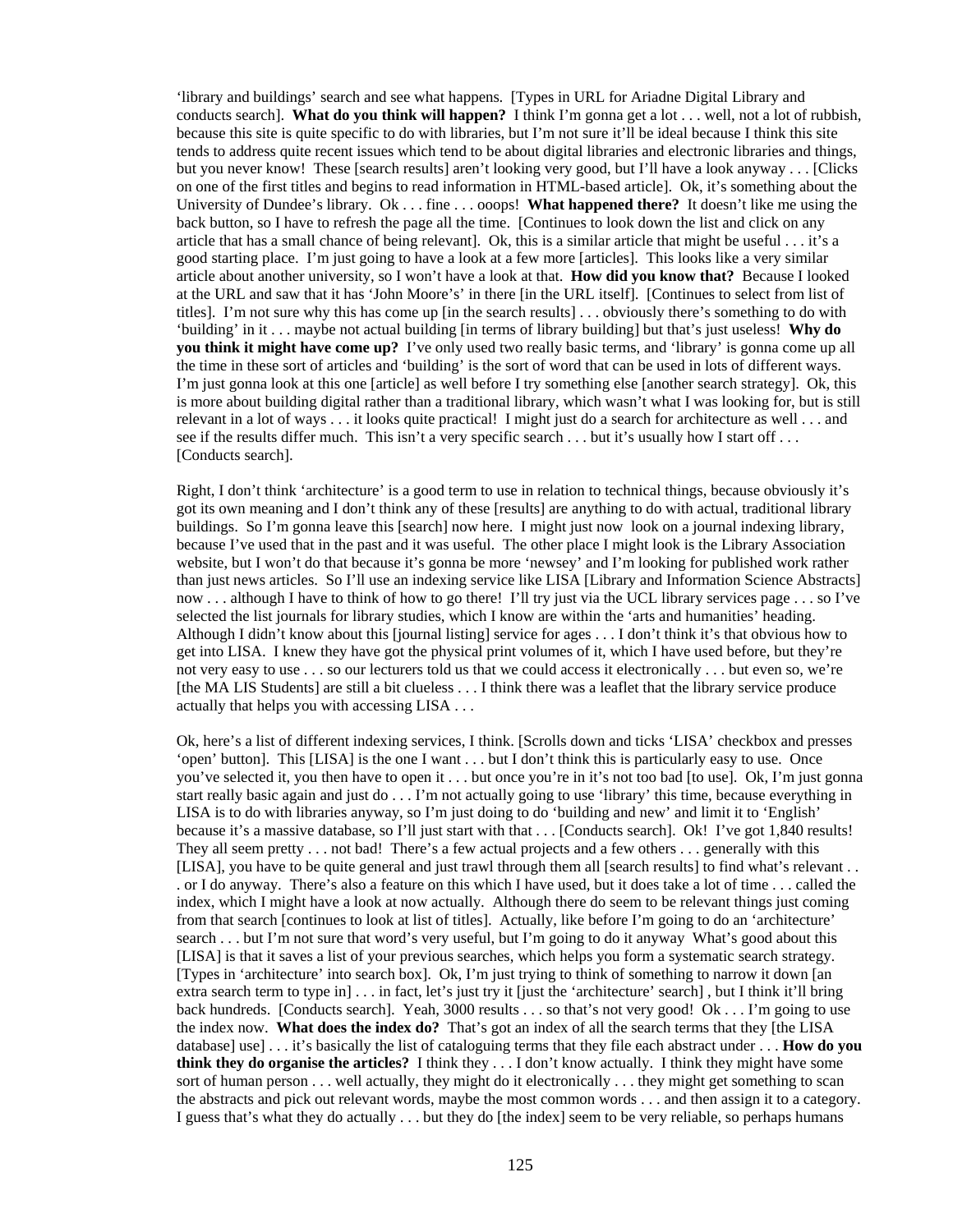'library and buildings' search and see what happens. [Types in URL for Ariadne Digital Library and conducts search]. **What do you think will happen?** I think I'm gonna get a lot . . . well, not a lot of rubbish, because this site is quite specific to do with libraries, but I'm not sure it'll be ideal because I think this site tends to address quite recent issues which tend to be about digital libraries and electronic libraries and things, but you never know! These [search results] aren't looking very good, but I'll have a look anyway . . . [Clicks on one of the first titles and begins to read information in HTML-based article]. Ok, it's something about the University of Dundee's library. Ok . . . fine . . . ooops! **What happened there?** It doesn't like me using the back button, so I have to refresh the page all the time. [Continues to look down the list and click on any article that has a small chance of being relevant]. Ok, this is a similar article that might be useful . . . it's a good starting place. I'm just going to have a look at a few more [articles]. This looks like a very similar article about another university, so I won't have a look at that. **How did you know that?** Because I looked at the URL and saw that it has 'John Moore's' in there [in the URL itself]. [Continues to select from list of titles]. I'm not sure why this has come up [in the search results] . . . obviously there's something to do with 'building' in it . . . maybe not actual building [in terms of library building] but that's just useless! **Why do you think it might have come up?** I've only used two really basic terms, and 'library' is gonna come up all the time in these sort of articles and 'building' is the sort of word that can be used in lots of different ways. I'm just gonna look at this one [article] as well before I try something else [another search strategy]. Ok, this is more about building digital rather than a traditional library, which wasn't what I was looking for, but is still relevant in a lot of ways . . . it looks quite practical! I might just do a search for architecture as well . . . and see if the results differ much. This isn't a very specific search . . . but it's usually how I start off . . . [Conducts search].

Right, I don't think 'architecture' is a good term to use in relation to technical things, because obviously it's got its own meaning and I don't think any of these [results] are anything to do with actual, traditional library buildings. So I'm gonna leave this [search] now here. I might just now look on a journal indexing library, because I've used that in the past and it was useful. The other place I might look is the Library Association website, but I won't do that because it's gonna be more 'newsey' and I'm looking for published work rather than just news articles. So I'll use an indexing service like LISA [Library and Information Science Abstracts] now . . . although I have to think of how to go there! I'll try just via the UCL library services page . . . so I've selected the list journals for library studies, which I know are within the 'arts and humanities' heading. Although I didn't know about this [journal listing] service for ages . . . I don't think it's that obvious how to get into LISA. I knew they have got the physical print volumes of it, which I have used before, but they're not very easy to use . . . so our lecturers told us that we could access it electronically . . . but even so, we're [the MA LIS Students] are still a bit clueless . . . I think there was a leaflet that the library service produce actually that helps you with accessing LISA . . .

Ok, here's a list of different indexing services, I think. [Scrolls down and ticks 'LISA' checkbox and presses 'open' button]. This [LISA] is the one I want . . . but I don't think this is particularly easy to use. Once you've selected it, you then have to open it . . . but once you're in it's not too bad [to use]. Ok, I'm just gonna start really basic again and just do . . . I'm not actually going to use 'library' this time, because everything in LISA is to do with libraries anyway, so I'm just doing to do 'building and new' and limit it to 'English' because it's a massive database, so I'll just start with that . . . [Conducts search]. Ok! I've got 1,840 results! They all seem pretty . . . not bad! There's a few actual projects and a few others . . . generally with this [LISA], you have to be quite general and just trawl through them all [search results] to find what's relevant . . . or I do anyway. There's also a feature on this which I have used, but it does take a lot of time . . . called the index, which I might have a look at now actually. Although there do seem to be relevant things just coming from that search [continues to look at list of titles]. Actually, like before I'm going to do an 'architecture' search . . . but I'm not sure that word's very useful, but I'm going to do it anyway What's good about this [LISA] is that it saves a list of your previous searches, which helps you form a systematic search strategy. [Types in 'architecture' into search box]. Ok, I'm just trying to think of something to narrow it down [an extra search term to type in] . . . in fact, let's just try it [just the 'architecture' search] , but I think it'll bring back hundreds. [Conducts search]. Yeah, 3000 results . . . so that's not very good! Ok . . . I'm going to use the index now. **What does the index do?** That's got an index of all the search terms that they [the LISA database] use] . . . it's basically the list of cataloguing terms that they file each abstract under . . . **How do you think they do organise the articles?** I think they . . . I don't know actually. I think they might have some sort of human person . . . well actually, they might do it electronically . . . they might get something to scan the abstracts and pick out relevant words, maybe the most common words . . . and then assign it to a category. I guess that's what they do actually . . . but they do [the index] seem to be very reliable, so perhaps humans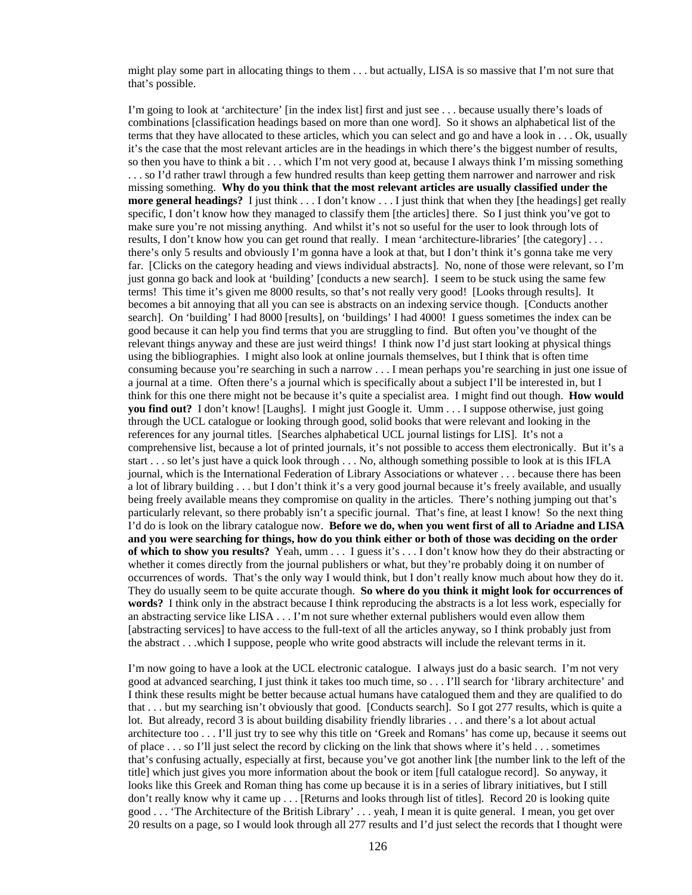might play some part in allocating things to them . . . but actually, LISA is so massive that I'm not sure that that's possible.

I'm going to look at 'architecture' [in the index list] first and just see . . . because usually there's loads of combinations [classification headings based on more than one word]. So it shows an alphabetical list of the terms that they have allocated to these articles, which you can select and go and have a look in . . . Ok, usually it's the case that the most relevant articles are in the headings in which there's the biggest number of results, so then you have to think a bit . . . which I'm not very good at, because I always think I'm missing something . . . so I'd rather trawl through a few hundred results than keep getting them narrower and narrower and risk missing something. **Why do you think that the most relevant articles are usually classified under the more general headings?** I just think . . . I don't know . . . I just think that when they [the headings] get really specific, I don't know how they managed to classify them [the articles] there. So I just think you've got to make sure you're not missing anything. And whilst it's not so useful for the user to look through lots of results, I don't know how you can get round that really. I mean 'architecture-libraries' [the category] . . . there's only 5 results and obviously I'm gonna have a look at that, but I don't think it's gonna take me very far. [Clicks on the category heading and views individual abstracts]. No, none of those were relevant, so I'm just gonna go back and look at 'building' [conducts a new search]. I seem to be stuck using the same few terms! This time it's given me 8000 results, so that's not really very good! [Looks through results]. It becomes a bit annoying that all you can see is abstracts on an indexing service though. [Conducts another search]. On 'building' I had 8000 [results], on 'buildings' I had 4000! I guess sometimes the index can be good because it can help you find terms that you are struggling to find. But often you've thought of the relevant things anyway and these are just weird things! I think now I'd just start looking at physical things using the bibliographies. I might also look at online journals themselves, but I think that is often time consuming because you're searching in such a narrow . . . I mean perhaps you're searching in just one issue of a journal at a time. Often there's a journal which is specifically about a subject I'll be interested in, but I think for this one there might not be because it's quite a specialist area. I might find out though. **How would you find out?** I don't know! [Laughs]. I might just Google it. Umm . . . I suppose otherwise, just going through the UCL catalogue or looking through good, solid books that were relevant and looking in the references for any journal titles. [Searches alphabetical UCL journal listings for LIS]. It's not a comprehensive list, because a lot of printed journals, it's not possible to access them electronically. But it's a start . . . so let's just have a quick look through . . . No, although something possible to look at is this IFLA journal, which is the International Federation of Library Associations or whatever . . . because there has been a lot of library building . . . but I don't think it's a very good journal because it's freely available, and usually being freely available means they compromise on quality in the articles. There's nothing jumping out that's particularly relevant, so there probably isn't a specific journal. That's fine, at least I know! So the next thing I'd do is look on the library catalogue now. **Before we do, when you went first of all to Ariadne and LISA and you were searching for things, how do you think either or both of those was deciding on the order of which to show you results?** Yeah, umm . . . I guess it's . . . I don't know how they do their abstracting or whether it comes directly from the journal publishers or what, but they're probably doing it on number of occurrences of words. That's the only way I would think, but I don't really know much about how they do it. They do usually seem to be quite accurate though. **So where do you think it might look for occurrences of words?** I think only in the abstract because I think reproducing the abstracts is a lot less work, especially for an abstracting service like LISA . . . I'm not sure whether external publishers would even allow them [abstracting services] to have access to the full-text of all the articles anyway, so I think probably just from the abstract . . .which I suppose, people who write good abstracts will include the relevant terms in it.

I'm now going to have a look at the UCL electronic catalogue. I always just do a basic search. I'm not very good at advanced searching, I just think it takes too much time, so . . . I'll search for 'library architecture' and I think these results might be better because actual humans have catalogued them and they are qualified to do that . . . but my searching isn't obviously that good. [Conducts search]. So I got 277 results, which is quite a lot. But already, record 3 is about building disability friendly libraries . . . and there's a lot about actual architecture too . . . I'll just try to see why this title on 'Greek and Romans' has come up, because it seems out of place . . . so I'll just select the record by clicking on the link that shows where it's held . . . sometimes that's confusing actually, especially at first, because you've got another link [the number link to the left of the title] which just gives you more information about the book or item [full catalogue record]. So anyway, it looks like this Greek and Roman thing has come up because it is in a series of library initiatives, but I still don't really know why it came up . . . [Returns and looks through list of titles]. Record 20 is looking quite good . . . 'The Architecture of the British Library' . . . yeah, I mean it is quite general. I mean, you get over 20 results on a page, so I would look through all 277 results and I'd just select the records that I thought were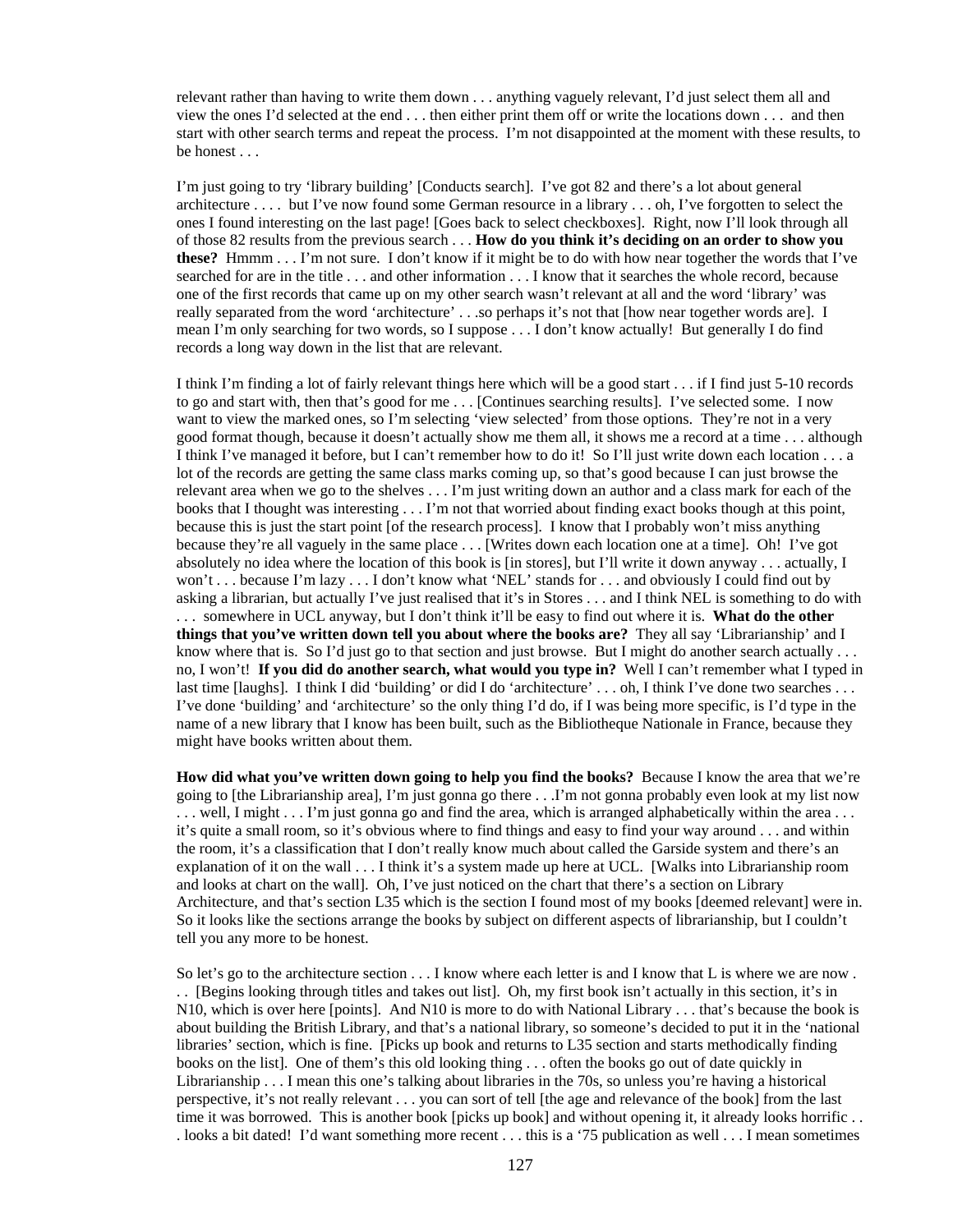relevant rather than having to write them down . . . anything vaguely relevant, I'd just select them all and view the ones I'd selected at the end . . . then either print them off or write the locations down . . . and then start with other search terms and repeat the process. I'm not disappointed at the moment with these results, to be honest . . .

I'm just going to try 'library building' [Conducts search]. I've got 82 and there's a lot about general architecture . . . . but I've now found some German resource in a library . . . oh, I've forgotten to select the ones I found interesting on the last page! [Goes back to select checkboxes]. Right, now I'll look through all of those 82 results from the previous search . . . **How do you think it's deciding on an order to show you these?** Hmmm . . . I'm not sure. I don't know if it might be to do with how near together the words that I've searched for are in the title . . . and other information . . . I know that it searches the whole record, because one of the first records that came up on my other search wasn't relevant at all and the word 'library' was really separated from the word 'architecture' . . .so perhaps it's not that [how near together words are]. I mean I'm only searching for two words, so I suppose . . . I don't know actually! But generally I do find records a long way down in the list that are relevant.

I think I'm finding a lot of fairly relevant things here which will be a good start . . . if I find just 5-10 records to go and start with, then that's good for me . . . [Continues searching results]. I've selected some. I now want to view the marked ones, so I'm selecting 'view selected' from those options. They're not in a very good format though, because it doesn't actually show me them all, it shows me a record at a time . . . although I think I've managed it before, but I can't remember how to do it! So I'll just write down each location . . . a lot of the records are getting the same class marks coming up, so that's good because I can just browse the relevant area when we go to the shelves . . . I'm just writing down an author and a class mark for each of the books that I thought was interesting . . . I'm not that worried about finding exact books though at this point, because this is just the start point [of the research process]. I know that I probably won't miss anything because they're all vaguely in the same place . . . [Writes down each location one at a time]. Oh! I've got absolutely no idea where the location of this book is [in stores], but I'll write it down anyway . . . actually, I won't . . . because I'm lazy . . . I don't know what 'NEL' stands for . . . and obviously I could find out by asking a librarian, but actually I've just realised that it's in Stores . . . and I think NEL is something to do with . . . somewhere in UCL anyway, but I don't think it'll be easy to find out where it is. **What do the other things that you've written down tell you about where the books are?** They all say 'Librarianship' and I know where that is. So I'd just go to that section and just browse. But I might do another search actually . . . no, I won't! **If you did do another search, what would you type in?** Well I can't remember what I typed in last time [laughs]. I think I did 'building' or did I do 'architecture' . . . oh, I think I've done two searches . . . I've done 'building' and 'architecture' so the only thing I'd do, if I was being more specific, is I'd type in the name of a new library that I know has been built, such as the Bibliotheque Nationale in France, because they might have books written about them.

**How did what you've written down going to help you find the books?** Because I know the area that we're going to [the Librarianship area], I'm just gonna go there . . .I'm not gonna probably even look at my list now . . . well, I might . . . I'm just gonna go and find the area, which is arranged alphabetically within the area . . . it's quite a small room, so it's obvious where to find things and easy to find your way around . . . and within the room, it's a classification that I don't really know much about called the Garside system and there's an explanation of it on the wall . . . I think it's a system made up here at UCL. [Walks into Librarianship room and looks at chart on the wall]. Oh, I've just noticed on the chart that there's a section on Library Architecture, and that's section L35 which is the section I found most of my books [deemed relevant] were in. So it looks like the sections arrange the books by subject on different aspects of librarianship, but I couldn't tell you any more to be honest.

So let's go to the architecture section . . . I know where each letter is and I know that L is where we are now . . . [Begins looking through titles and takes out list]. Oh, my first book isn't actually in this section, it's in N10, which is over here [points]. And N10 is more to do with National Library . . . that's because the book is about building the British Library, and that's a national library, so someone's decided to put it in the 'national libraries' section, which is fine. [Picks up book and returns to L35 section and starts methodically finding books on the list]. One of them's this old looking thing . . . often the books go out of date quickly in Librarianship . . . I mean this one's talking about libraries in the 70s, so unless you're having a historical perspective, it's not really relevant . . . you can sort of tell [the age and relevance of the book] from the last time it was borrowed. This is another book [picks up book] and without opening it, it already looks horrific . . . looks a bit dated! I'd want something more recent . . . this is a '75 publication as well . . . I mean sometimes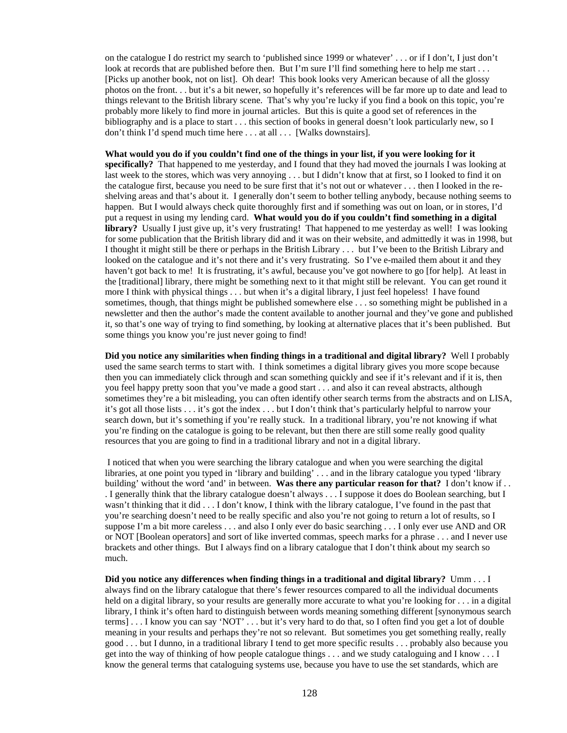on the catalogue I do restrict my search to 'published since 1999 or whatever' . . . or if I don't, I just don't look at records that are published before then. But I'm sure I'll find something here to help me start . . . [Picks up another book, not on list]. Oh dear! This book looks very American because of all the glossy photos on the front. . . but it's a bit newer, so hopefully it's references will be far more up to date and lead to things relevant to the British library scene. That's why you're lucky if you find a book on this topic, you're probably more likely to find more in journal articles. But this is quite a good set of references in the bibliography and is a place to start . . . this section of books in general doesn't look particularly new, so I don't think I'd spend much time here . . . at all . . . [Walks downstairs].

**What would you do if you couldn't find one of the things in your list, if you were looking for it specifically?** That happened to me yesterday, and I found that they had moved the journals I was looking at last week to the stores, which was very annoying . . . but I didn't know that at first, so I looked to find it on the catalogue first, because you need to be sure first that it's not out or whatever . . . then I looked in the re-shelving areas and that's about it. I generally don't seem to bother telling anybody, because nothing seems to happen. But I would always check quite thoroughly first and if something was out on loan, or in stores, I'd put a request in using my lending card. **What would you do if you couldn't find something in a digital library?** Usually I just give up, it's very frustrating! That happened to me yesterday as well! I was looking for some publication that the British library did and it was on their website, and admittedly it was in 1998, but I thought it might still be there or perhaps in the British Library . . . but I've been to the British Library and looked on the catalogue and it's not there and it's very frustrating. So I've e-mailed them about it and they haven't got back to me! It is frustrating, it's awful, because you've got nowhere to go [for help]. At least in the [traditional] library, there might be something next to it that might still be relevant. You can get round it more I think with physical things . . . but when it's a digital library, I just feel hopeless! I have found sometimes, though, that things might be published somewhere else . . . so something might be published in a newsletter and then the author's made the content available to another journal and they've gone and published it, so that's one way of trying to find something, by looking at alternative places that it's been published. But some things you know you're just never going to find!

**Did you notice any similarities when finding things in a traditional and digital library?** Well I probably used the same search terms to start with. I think sometimes a digital library gives you more scope because then you can immediately click through and scan something quickly and see if it's relevant and if it is, then you feel happy pretty soon that you've made a good start . . . and also it can reveal abstracts, although sometimes they're a bit misleading, you can often identify other search terms from the abstracts and on LISA, it's got all those lists . . . it's got the index . . . but I don't think that's particularly helpful to narrow your search down, but it's something if you're really stuck. In a traditional library, you're not knowing if what you're finding on the catalogue is going to be relevant, but then there are still some really good quality resources that you are going to find in a traditional library and not in a digital library.

I noticed that when you were searching the library catalogue and when you were searching the digital libraries, at one point you typed in 'library and building' . . . and in the library catalogue you typed 'library building' without the word 'and' in between. **Was there any particular reason for that?** I don't know if . . . I generally think that the library catalogue doesn't always . . . I suppose it does do Boolean searching, but I wasn't thinking that it did . . . I don't know, I think with the library catalogue, I've found in the past that you're searching doesn't need to be really specific and also you're not going to return a lot of results, so I suppose I'm a bit more careless . . . and also I only ever do basic searching . . . I only ever use AND and OR or NOT [Boolean operators] and sort of like inverted commas, speech marks for a phrase . . . and I never use brackets and other things. But I always find on a library catalogue that I don't think about my search so much.

**Did you notice any differences when finding things in a traditional and digital library?** Umm . . . I always find on the library catalogue that there's fewer resources compared to all the individual documents held on a digital library, so your results are generally more accurate to what you're looking for . . . in a digital library, I think it's often hard to distinguish between words meaning something different [synonymous search terms] . . . I know you can say 'NOT' . . . but it's very hard to do that, so I often find you get a lot of double meaning in your results and perhaps they're not so relevant. But sometimes you get something really, really good . . . but I dunno, in a traditional library I tend to get more specific results . . . probably also because you get into the way of thinking of how people catalogue things . . . and we study cataloguing and I know . . . I know the general terms that cataloguing systems use, because you have to use the set standards, which are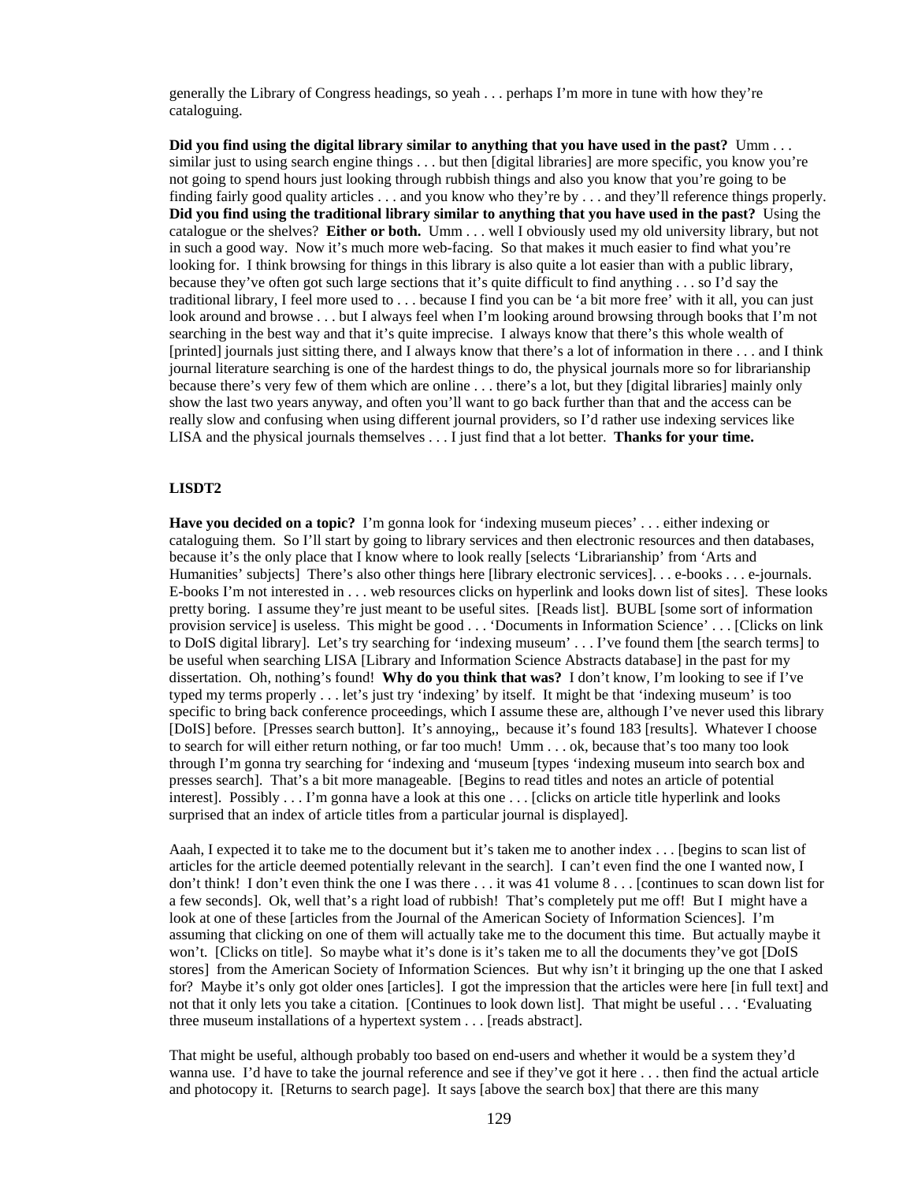generally the Library of Congress headings, so yeah . . . perhaps I'm more in tune with how they're cataloguing.

**Did you find using the digital library similar to anything that you have used in the past?** Umm . . . similar just to using search engine things . . . but then [digital libraries] are more specific, you know you're not going to spend hours just looking through rubbish things and also you know that you're going to be finding fairly good quality articles . . . and you know who they're by . . . and they'll reference things properly. **Did you find using the traditional library similar to anything that you have used in the past?** Using the catalogue or the shelves? **Either or both.** Umm . . . well I obviously used my old university library, but not in such a good way. Now it's much more web-facing. So that makes it much easier to find what you're looking for. I think browsing for things in this library is also quite a lot easier than with a public library, because they've often got such large sections that it's quite difficult to find anything . . . so I'd say the traditional library, I feel more used to . . . because I find you can be 'a bit more free' with it all, you can just look around and browse . . . but I always feel when I'm looking around browsing through books that I'm not searching in the best way and that it's quite imprecise. I always know that there's this whole wealth of [printed] journals just sitting there, and I always know that there's a lot of information in there . . . and I think journal literature searching is one of the hardest things to do, the physical journals more so for librarianship because there's very few of them which are online . . . there's a lot, but they [digital libraries] mainly only show the last two years anyway, and often you'll want to go back further than that and the access can be really slow and confusing when using different journal providers, so I'd rather use indexing services like LISA and the physical journals themselves . . . I just find that a lot better. **Thanks for your time.**

**LISDT2**

**Have you decided on a topic?** I'm gonna look for 'indexing museum pieces' . . . either indexing or cataloguing them. So I'll start by going to library services and then electronic resources and then databases, because it's the only place that I know where to look really [selects 'Librarianship' from 'Arts and Humanities' subjects] There's also other things here [library electronic services]. . . e-books . . . e-journals. E-books I'm not interested in . . . web resources clicks on hyperlink and looks down list of sites]. These looks pretty boring. I assume they're just meant to be useful sites. [Reads list]. BUBL [some sort of information provision service] is useless. This might be good . . . 'Documents in Information Science' . . . [Clicks on link to DoIS digital library]. Let's try searching for 'indexing museum' . . . I've found them [the search terms] to be useful when searching LISA [Library and Information Science Abstracts database] in the past for my dissertation. Oh, nothing's found! **Why do you think that was?** I don't know, I'm looking to see if I've typed my terms properly . . . let's just try 'indexing' by itself. It might be that 'indexing museum' is too specific to bring back conference proceedings, which I assume these are, although I've never used this library [DoIS] before. [Presses search button]. It's annoying,, because it's found 183 [results]. Whatever I choose to search for will either return nothing, or far too much! Umm . . . ok, because that's too many too look through I'm gonna try searching for 'indexing and 'museum [types 'indexing museum into search box and presses search]. That's a bit more manageable. [Begins to read titles and notes an article of potential interest]. Possibly . . . I'm gonna have a look at this one . . . [clicks on article title hyperlink and looks surprised that an index of article titles from a particular journal is displayed].

Aaah, I expected it to take me to the document but it's taken me to another index . . . [begins to scan list of articles for the article deemed potentially relevant in the search]. I can't even find the one I wanted now, I don't think! I don't even think the one I was there . . . it was 41 volume 8 . . . [continues to scan down list for a few seconds]. Ok, well that's a right load of rubbish! That's completely put me off! But I might have a look at one of these [articles from the Journal of the American Society of Information Sciences]. I'm assuming that clicking on one of them will actually take me to the document this time. But actually maybe it won't. [Clicks on title]. So maybe what it's done is it's taken me to all the documents they've got [DoIS stores] from the American Society of Information Sciences. But why isn't it bringing up the one that I asked for? Maybe it's only got older ones [articles]. I got the impression that the articles were here [in full text] and not that it only lets you take a citation. [Continues to look down list]. That might be useful . . . 'Evaluating three museum installations of a hypertext system . . . [reads abstract].

That might be useful, although probably too based on end-users and whether it would be a system they'd wanna use. I'd have to take the journal reference and see if they've got it here . . . then find the actual article and photocopy it. [Returns to search page]. It says [above the search box] that there are this many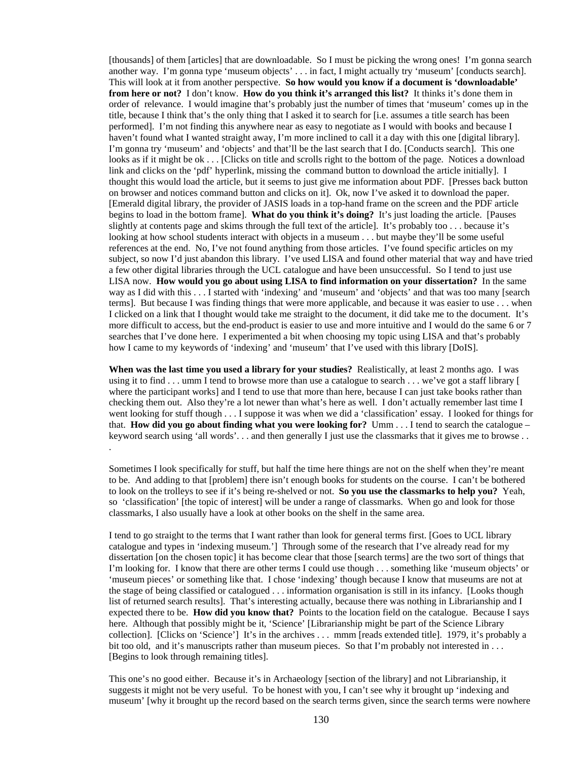[thousands] of them [articles] that are downloadable. So I must be picking the wrong ones! I'm gonna search another way. I'm gonna type 'museum objects' . . . in fact, I might actually try 'museum' [conducts search]. This will look at it from another perspective. **So how would you know if a document is 'downloadable' from here or not?** I don't know. **How do you think it's arranged this list?** It thinks it's done them in order of relevance. I would imagine that's probably just the number of times that 'museum' comes up in the title, because I think that's the only thing that I asked it to search for [i.e. assumes a title search has been performed]. I'm not finding this anywhere near as easy to negotiate as I would with books and because I haven't found what I wanted straight away, I'm more inclined to call it a day with this one [digital library]. I'm gonna try 'museum' and 'objects' and that'll be the last search that I do. [Conducts search]. This one looks as if it might be ok . . . [Clicks on title and scrolls right to the bottom of the page. Notices a download link and clicks on the 'pdf' hyperlink, missing the command button to download the article initially]. I thought this would load the article, but it seems to just give me information about PDF. [Presses back button on browser and notices command button and clicks on it]. Ok, now I've asked it to download the paper. [Emerald digital library, the provider of JASIS loads in a top-hand frame on the screen and the PDF article begins to load in the bottom frame]. **What do you think it's doing?** It's just loading the article. [Pauses slightly at contents page and skims through the full text of the article]. It's probably too . . . because it's looking at how school students interact with objects in a museum . . . but maybe they'll be some useful references at the end. No, I've not found anything from those articles. I've found specific articles on my subject, so now I'd just abandon this library. I've used LISA and found other material that way and have tried a few other digital libraries through the UCL catalogue and have been unsuccessful. So I tend to just use LISA now. **How would you go about using LISA to find information on your dissertation?** In the same way as I did with this . . . I started with 'indexing' and 'museum' and 'objects' and that was too many [search terms]. But because I was finding things that were more applicable, and because it was easier to use . . . when I clicked on a link that I thought would take me straight to the document, it did take me to the document. It's more difficult to access, but the end-product is easier to use and more intuitive and I would do the same 6 or 7 searches that I've done here. I experimented a bit when choosing my topic using LISA and that's probably how I came to my keywords of 'indexing' and 'museum' that I've used with this library [DoIS].

**When was the last time you used a library for your studies?** Realistically, at least 2 months ago. I was using it to find . . . umm I tend to browse more than use a catalogue to search . . . we've got a staff library [ where the participant works] and I tend to use that more than here, because I can just take books rather than checking them out. Also they're a lot newer than what's here as well. I don't actually remember last time I went looking for stuff though . . . I suppose it was when we did a 'classification' essay. I looked for things for that. **How did you go about finding what you were looking for?** Umm . . . I tend to search the catalogue – keyword search using 'all words'. . . and then generally I just use the classmarks that it gives me to browse . . .

Sometimes I look specifically for stuff, but half the time here things are not on the shelf when they're meant to be. And adding to that [problem] there isn't enough books for students on the course. I can't be bothered to look on the trolleys to see if it's being re-shelved or not. **So you use the classmarks to help you?** Yeah, so 'classification' [the topic of interest] will be under a range of classmarks. When go and look for those classmarks, I also usually have a look at other books on the shelf in the same area.

I tend to go straight to the terms that I want rather than look for general terms first. [Goes to UCL library catalogue and types in 'indexing museum.'] Through some of the research that I've already read for my dissertation [on the chosen topic] it has become clear that those [search terms] are the two sort of things that I'm looking for. I know that there are other terms I could use though . . . something like 'museum objects' or 'museum pieces' or something like that. I chose 'indexing' though because I know that museums are not at the stage of being classified or catalogued . . . information organisation is still in its infancy. [Looks though list of returned search results]. That's interesting actually, because there was nothing in Librarianship and I expected there to be. **How did you know that?** Points to the location field on the catalogue. Because I says here. Although that possibly might be it, 'Science' [Librarianship might be part of the Science Library collection]. [Clicks on 'Science'] It's in the archives . . . mmm [reads extended title]. 1979, it's probably a bit too old, and it's manuscripts rather than museum pieces. So that I'm probably not interested in . . . [Begins to look through remaining titles].

This one's no good either. Because it's in Archaeology [section of the library] and not Librarianship, it suggests it might not be very useful. To be honest with you, I can't see why it brought up 'indexing and museum' [why it brought up the record based on the search terms given, since the search terms were nowhere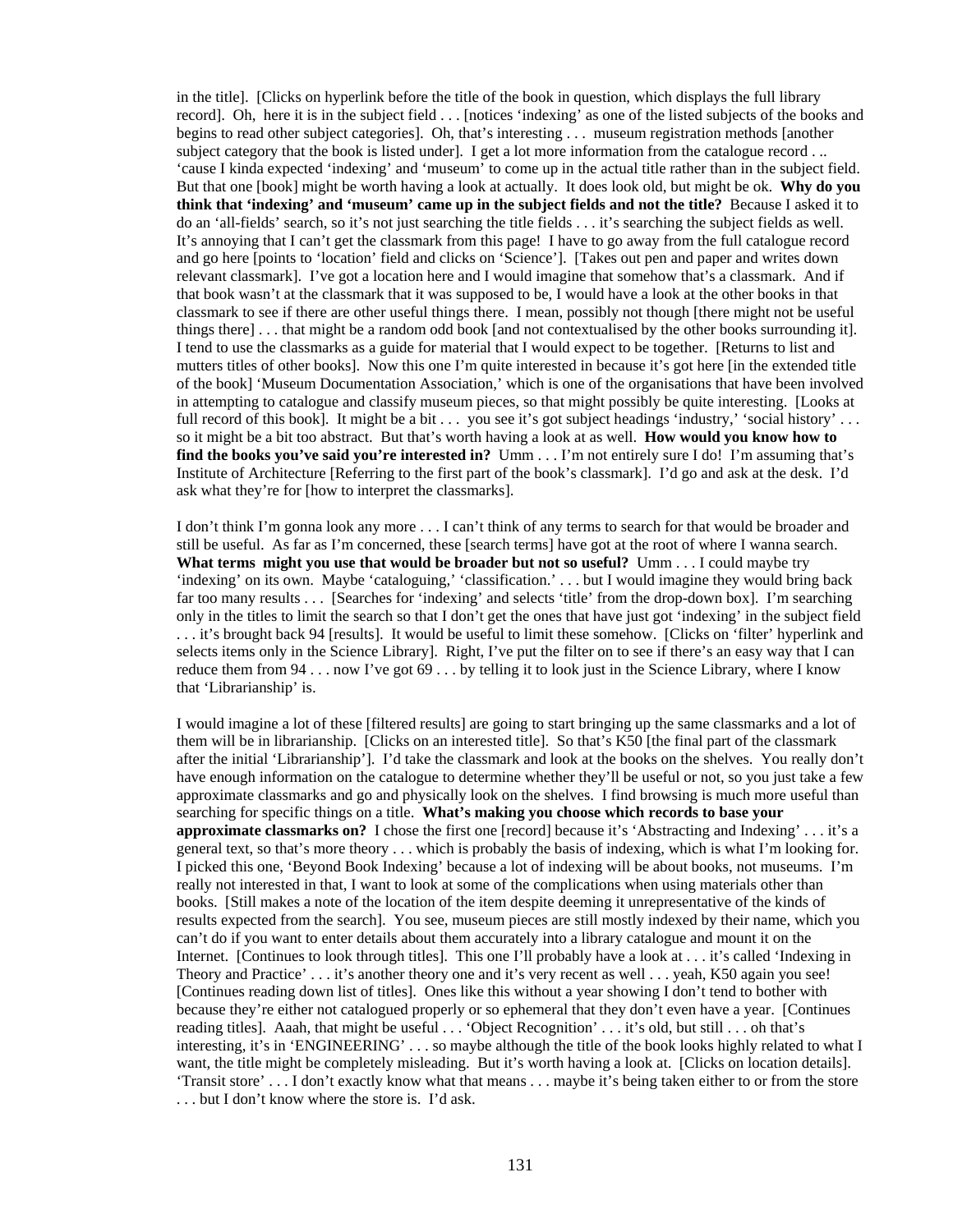in the title]. [Clicks on hyperlink before the title of the book in question, which displays the full library record]. Oh, here it is in the subject field . . . [notices 'indexing' as one of the listed subjects of the books and begins to read other subject categories]. Oh, that's interesting . . . museum registration methods [another subject category that the book is listed under]. I get a lot more information from the catalogue record . .. 'cause I kinda expected 'indexing' and 'museum' to come up in the actual title rather than in the subject field. But that one [book] might be worth having a look at actually. It does look old, but might be ok. **Why do you think that 'indexing' and 'museum' came up in the subject fields and not the title?** Because I asked it to do an 'all-fields' search, so it's not just searching the title fields . . . it's searching the subject fields as well. It's annoying that I can't get the classmark from this page! I have to go away from the full catalogue record and go here [points to 'location' field and clicks on 'Science']. [Takes out pen and paper and writes down relevant classmark]. I've got a location here and I would imagine that somehow that's a classmark. And if that book wasn't at the classmark that it was supposed to be, I would have a look at the other books in that classmark to see if there are other useful things there. I mean, possibly not though [there might not be useful things there] . . . that might be a random odd book [and not contextualised by the other books surrounding it]. I tend to use the classmarks as a guide for material that I would expect to be together. [Returns to list and mutters titles of other books]. Now this one I'm quite interested in because it's got here [in the extended title of the book] 'Museum Documentation Association,' which is one of the organisations that have been involved in attempting to catalogue and classify museum pieces, so that might possibly be quite interesting. [Looks at full record of this book]. It might be a bit . . . you see it's got subject headings 'industry,' 'social history' . . . so it might be a bit too abstract. But that's worth having a look at as well. **How would you know how to find the books you've said you're interested in?** Umm . . . I'm not entirely sure I do! I'm assuming that's Institute of Architecture [Referring to the first part of the book's classmark]. I'd go and ask at the desk. I'd ask what they're for [how to interpret the classmarks].

I don't think I'm gonna look any more . . . I can't think of any terms to search for that would be broader and still be useful. As far as I'm concerned, these [search terms] have got at the root of where I wanna search. **What terms might you use that would be broader but not so useful?** Umm . . . I could maybe try 'indexing' on its own. Maybe 'cataloguing,' 'classification.' . . . but I would imagine they would bring back far too many results . . . [Searches for 'indexing' and selects 'title' from the drop-down box]. I'm searching only in the titles to limit the search so that I don't get the ones that have just got 'indexing' in the subject field . . . it's brought back 94 [results]. It would be useful to limit these somehow. [Clicks on 'filter' hyperlink and selects items only in the Science Library]. Right, I've put the filter on to see if there's an easy way that I can reduce them from 94 . . . now I've got 69 . . . by telling it to look just in the Science Library, where I know that 'Librarianship' is.

I would imagine a lot of these [filtered results] are going to start bringing up the same classmarks and a lot of them will be in librarianship. [Clicks on an interested title]. So that's K50 [the final part of the classmark after the initial 'Librarianship']. I'd take the classmark and look at the books on the shelves. You really don't have enough information on the catalogue to determine whether they'll be useful or not, so you just take a few approximate classmarks and go and physically look on the shelves. I find browsing is much more useful than searching for specific things on a title. **What's making you choose which records to base your approximate classmarks on?** I chose the first one [record] because it's 'Abstracting and Indexing' . . . it's a general text, so that's more theory . . . which is probably the basis of indexing, which is what I'm looking for. I picked this one, 'Beyond Book Indexing' because a lot of indexing will be about books, not museums. I'm really not interested in that, I want to look at some of the complications when using materials other than books. [Still makes a note of the location of the item despite deeming it unrepresentative of the kinds of results expected from the search]. You see, museum pieces are still mostly indexed by their name, which you can't do if you want to enter details about them accurately into a library catalogue and mount it on the Internet. [Continues to look through titles]. This one I'll probably have a look at . . . it's called 'Indexing in Theory and Practice' . . . it's another theory one and it's very recent as well . . . yeah, K50 again you see! [Continues reading down list of titles]. Ones like this without a year showing I don't tend to bother with because they're either not catalogued properly or so ephemeral that they don't even have a year. [Continues reading titles]. Aaah, that might be useful . . . 'Object Recognition' . . . it's old, but still . . . oh that's interesting, it's in 'ENGINEERING' . . . so maybe although the title of the book looks highly related to what I want, the title might be completely misleading. But it's worth having a look at. [Clicks on location details]. 'Transit store' . . . I don't exactly know what that means . . . maybe it's being taken either to or from the store . . . but I don't know where the store is. I'd ask.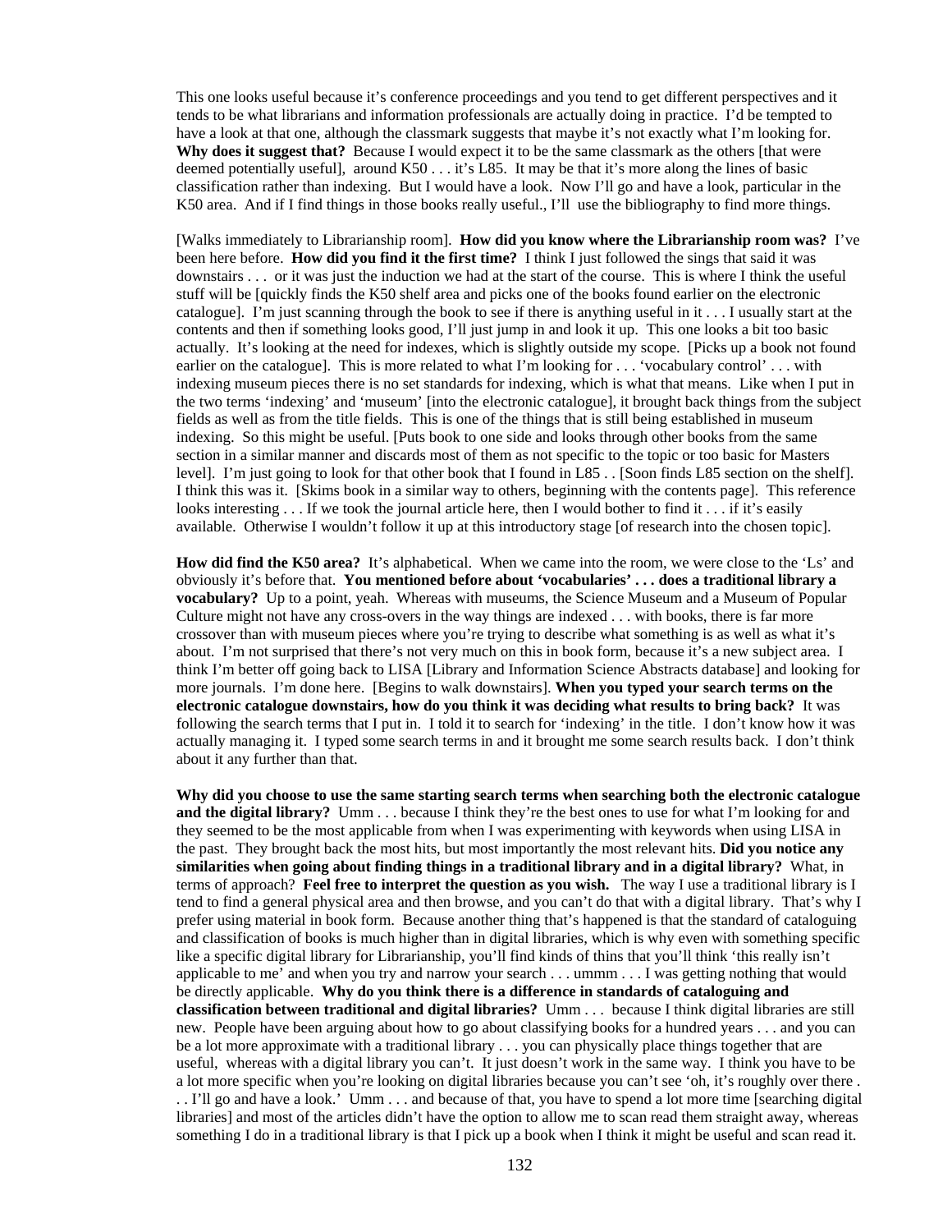This one looks useful because it's conference proceedings and you tend to get different perspectives and it tends to be what librarians and information professionals are actually doing in practice. I'd be tempted to have a look at that one, although the classmark suggests that maybe it's not exactly what I'm looking for. **Why does it suggest that?** Because I would expect it to be the same classmark as the others [that were deemed potentially useful], around K50 . . . it's L85. It may be that it's more along the lines of basic classification rather than indexing. But I would have a look. Now I'll go and have a look, particular in the K50 area. And if I find things in those books really useful., I'll use the bibliography to find more things.

[Walks immediately to Librarianship room]. **How did you know where the Librarianship room was?** I've been here before. **How did you find it the first time?** I think I just followed the sings that said it was downstairs . . . or it was just the induction we had at the start of the course. This is where I think the useful stuff will be [quickly finds the K50 shelf area and picks one of the books found earlier on the electronic catalogue]. I'm just scanning through the book to see if there is anything useful in it . . . I usually start at the contents and then if something looks good, I'll just jump in and look it up. This one looks a bit too basic actually. It's looking at the need for indexes, which is slightly outside my scope. [Picks up a book not found earlier on the catalogue]. This is more related to what I'm looking for . . . 'vocabulary control' . . . with indexing museum pieces there is no set standards for indexing, which is what that means. Like when I put in the two terms 'indexing' and 'museum' [into the electronic catalogue], it brought back things from the subject fields as well as from the title fields. This is one of the things that is still being established in museum indexing. So this might be useful. [Puts book to one side and looks through other books from the same section in a similar manner and discards most of them as not specific to the topic or too basic for Masters level]. I'm just going to look for that other book that I found in L85 . . [Soon finds L85 section on the shelf]. I think this was it. [Skims book in a similar way to others, beginning with the contents page]. This reference looks interesting . . . If we took the journal article here, then I would bother to find it . . . if it's easily available. Otherwise I wouldn't follow it up at this introductory stage [of research into the chosen topic].

**How did find the K50 area?** It's alphabetical. When we came into the room, we were close to the 'Ls' and obviously it's before that. **You mentioned before about 'vocabularies' . . . does a traditional library a vocabulary?** Up to a point, yeah. Whereas with museums, the Science Museum and a Museum of Popular Culture might not have any cross-overs in the way things are indexed . . . with books, there is far more crossover than with museum pieces where you're trying to describe what something is as well as what it's about. I'm not surprised that there's not very much on this in book form, because it's a new subject area. I think I'm better off going back to LISA [Library and Information Science Abstracts database] and looking for more journals. I'm done here. [Begins to walk downstairs]. **When you typed your search terms on the electronic catalogue downstairs, how do you think it was deciding what results to bring back?** It was following the search terms that I put in. I told it to search for 'indexing' in the title. I don't know how it was actually managing it. I typed some search terms in and it brought me some search results back. I don't think about it any further than that.

**Why did you choose to use the same starting search terms when searching both the electronic catalogue and the digital library?** Umm . . . because I think they're the best ones to use for what I'm looking for and they seemed to be the most applicable from when I was experimenting with keywords when using LISA in the past. They brought back the most hits, but most importantly the most relevant hits. **Did you notice any similarities when going about finding things in a traditional library and in a digital library?** What, in terms of approach? **Feel free to interpret the question as you wish.** The way I use a traditional library is I tend to find a general physical area and then browse, and you can't do that with a digital library. That's why I prefer using material in book form. Because another thing that's happened is that the standard of cataloguing and classification of books is much higher than in digital libraries, which is why even with something specific like a specific digital library for Librarianship, you'll find kinds of thins that you'll think 'this really isn't applicable to me' and when you try and narrow your search . . . ummm . . . I was getting nothing that would be directly applicable. **Why do you think there is a difference in standards of cataloguing and classification between traditional and digital libraries?** Umm . . . because I think digital libraries are still new. People have been arguing about how to go about classifying books for a hundred years . . . and you can be a lot more approximate with a traditional library . . . you can physically place things together that are useful, whereas with a digital library you can't. It just doesn't work in the same way. I think you have to be a lot more specific when you're looking on digital libraries because you can't see 'oh, it's roughly over there . . . I'll go and have a look.' Umm . . . and because of that, you have to spend a lot more time [searching digital libraries] and most of the articles didn't have the option to allow me to scan read them straight away, whereas something I do in a traditional library is that I pick up a book when I think it might be useful and scan read it.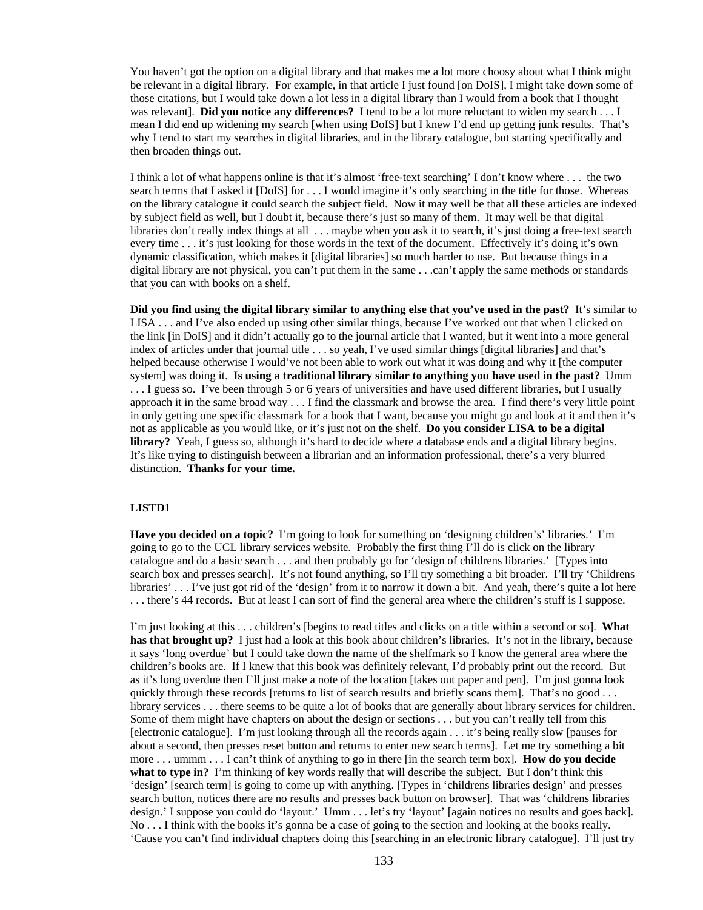You haven't got the option on a digital library and that makes me a lot more choosy about what I think might be relevant in a digital library. For example, in that article I just found [on DoIS], I might take down some of those citations, but I would take down a lot less in a digital library than I would from a book that I thought was relevant]. **Did you notice any differences?** I tend to be a lot more reluctant to widen my search . . . I mean I did end up widening my search [when using DoIS] but I knew I'd end up getting junk results. That's why I tend to start my searches in digital libraries, and in the library catalogue, but starting specifically and then broaden things out.

I think a lot of what happens online is that it's almost 'free-text searching' I don't know where . . . the two search terms that I asked it [DoIS] for . . . I would imagine it's only searching in the title for those. Whereas on the library catalogue it could search the subject field. Now it may well be that all these articles are indexed by subject field as well, but I doubt it, because there's just so many of them. It may well be that digital libraries don't really index things at all . . . maybe when you ask it to search, it's just doing a free-text search every time . . . it's just looking for those words in the text of the document. Effectively it's doing it's own dynamic classification, which makes it [digital libraries] so much harder to use. But because things in a digital library are not physical, you can't put them in the same . . .can't apply the same methods or standards that you can with books on a shelf.

**Did you find using the digital library similar to anything else that you've used in the past?** It's similar to LISA . . . and I've also ended up using other similar things, because I've worked out that when I clicked on the link [in DoIS] and it didn't actually go to the journal article that I wanted, but it went into a more general index of articles under that journal title . . . so yeah, I've used similar things [digital libraries] and that's helped because otherwise I would've not been able to work out what it was doing and why it [the computer system] was doing it. **Is using a traditional library similar to anything you have used in the past?** Umm . . . I guess so. I've been through 5 or 6 years of universities and have used different libraries, but I usually approach it in the same broad way . . . I find the classmark and browse the area. I find there's very little point in only getting one specific classmark for a book that I want, because you might go and look at it and then it's not as applicable as you would like, or it's just not on the shelf. **Do you consider LISA to be a digital library?** Yeah, I guess so, although it's hard to decide where a database ends and a digital library begins. It's like trying to distinguish between a librarian and an information professional, there's a very blurred distinction. **Thanks for your time.**

**LISTD1**

**Have you decided on a topic?** I'm going to look for something on 'designing children's' libraries.' I'm going to go to the UCL library services website. Probably the first thing I'll do is click on the library catalogue and do a basic search . . . and then probably go for 'design of childrens libraries.' [Types into search box and presses search]. It's not found anything, so I'll try something a bit broader. I'll try 'Childrens libraries' . . . I've just got rid of the 'design' from it to narrow it down a bit. And yeah, there's quite a lot here . . . there's 44 records. But at least I can sort of find the general area where the children's stuff is I suppose.

I'm just looking at this . . . children's [begins to read titles and clicks on a title within a second or so]. **What has that brought up?** I just had a look at this book about children's libraries. It's not in the library, because it says 'long overdue' but I could take down the name of the shelfmark so I know the general area where the children's books are. If I knew that this book was definitely relevant, I'd probably print out the record. But as it's long overdue then I'll just make a note of the location [takes out paper and pen]. I'm just gonna look quickly through these records [returns to list of search results and briefly scans them]. That's no good . . . library services . . . there seems to be quite a lot of books that are generally about library services for children. Some of them might have chapters on about the design or sections . . . but you can't really tell from this [electronic catalogue]. I'm just looking through all the records again . . . it's being really slow [pauses for about a second, then presses reset button and returns to enter new search terms]. Let me try something a bit more . . . ummm . . . I can't think of anything to go in there [in the search term box]. **How do you decide what to type in?** I'm thinking of key words really that will describe the subject. But I don't think this 'design' [search term] is going to come up with anything. [Types in 'childrens libraries design' and presses search button, notices there are no results and presses back button on browser]. That was 'childrens libraries design.' I suppose you could do 'layout.' Umm . . . let's try 'layout' [again notices no results and goes back]. No . . . I think with the books it's gonna be a case of going to the section and looking at the books really. 'Cause you can't find individual chapters doing this [searching in an electronic library catalogue]. I'll just try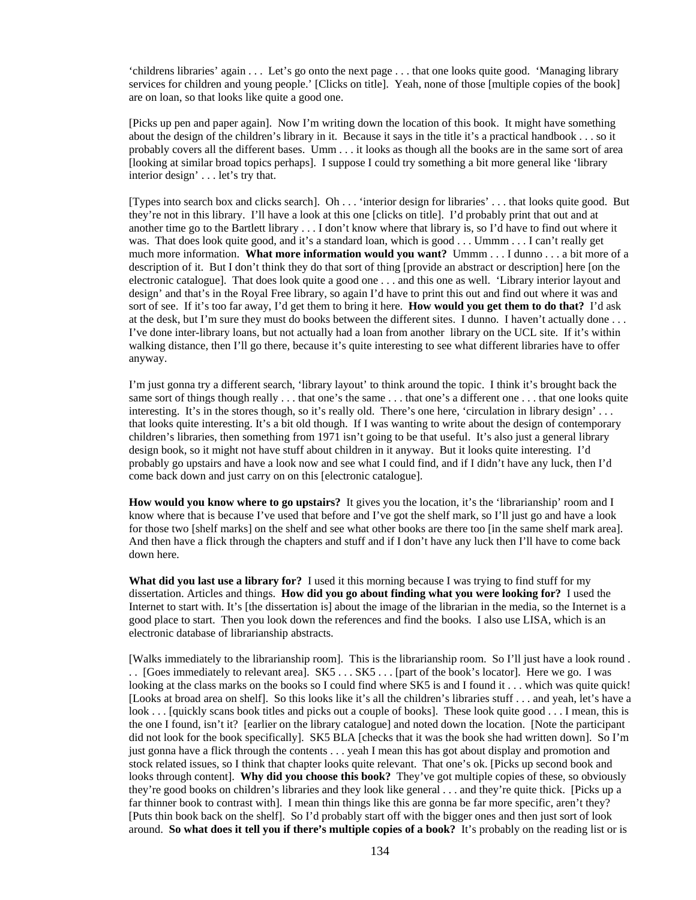'childrens libraries' again . . . Let's go onto the next page . . . that one looks quite good. 'Managing library services for children and young people.' [Clicks on title]. Yeah, none of those [multiple copies of the book] are on loan, so that looks like quite a good one.

[Picks up pen and paper again]. Now I'm writing down the location of this book. It might have something about the design of the children's library in it. Because it says in the title it's a practical handbook . . . so it probably covers all the different bases. Umm . . . it looks as though all the books are in the same sort of area [looking at similar broad topics perhaps]. I suppose I could try something a bit more general like 'library interior design' . . . let's try that.

[Types into search box and clicks search]. Oh . . . 'interior design for libraries' . . . that looks quite good. But they're not in this library. I'll have a look at this one [clicks on title]. I'd probably print that out and at another time go to the Bartlett library . . . I don't know where that library is, so I'd have to find out where it was. That does look quite good, and it's a standard loan, which is good . . . Ummm . . . I can't really get much more information. **What more information would you want?** Ummm . . . I dunno . . . a bit more of a description of it. But I don't think they do that sort of thing [provide an abstract or description] here [on the electronic catalogue]. That does look quite a good one . . . and this one as well. 'Library interior layout and design' and that's in the Royal Free library, so again I'd have to print this out and find out where it was and sort of see. If it's too far away, I'd get them to bring it here. **How would you get them to do that?** I'd ask at the desk, but I'm sure they must do books between the different sites. I dunno. I haven't actually done . . . I've done inter-library loans, but not actually had a loan from another library on the UCL site. If it's within walking distance, then I'll go there, because it's quite interesting to see what different libraries have to offer anyway.

I'm just gonna try a different search, 'library layout' to think around the topic. I think it's brought back the same sort of things though really . . . that one's the same . . . that one's a different one . . . that one looks quite interesting. It's in the stores though, so it's really old. There's one here, 'circulation in library design' . . . that looks quite interesting. It's a bit old though. If I was wanting to write about the design of contemporary children's libraries, then something from 1971 isn't going to be that useful. It's also just a general library design book, so it might not have stuff about children in it anyway. But it looks quite interesting. I'd probably go upstairs and have a look now and see what I could find, and if I didn't have any luck, then I'd come back down and just carry on on this [electronic catalogue].

**How would you know where to go upstairs?** It gives you the location, it's the 'librarianship' room and I know where that is because I've used that before and I've got the shelf mark, so I'll just go and have a look for those two [shelf marks] on the shelf and see what other books are there too [in the same shelf mark area]. And then have a flick through the chapters and stuff and if I don't have any luck then I'll have to come back down here.

**What did you last use a library for?** I used it this morning because I was trying to find stuff for my dissertation. Articles and things. **How did you go about finding what you were looking for?** I used the Internet to start with. It's [the dissertation is] about the image of the librarian in the media, so the Internet is a good place to start. Then you look down the references and find the books. I also use LISA, which is an electronic database of librarianship abstracts.

[Walks immediately to the librarianship room]. This is the librarianship room. So I'll just have a look round . . . [Goes immediately to relevant area]. SK5 . . . SK5 . . . [part of the book's locator]. Here we go. I was looking at the class marks on the books so I could find where SK5 is and I found it . . . which was quite quick! [Looks at broad area on shelf]. So this looks like it's all the children's libraries stuff . . . and yeah, let's have a look . . . [quickly scans book titles and picks out a couple of books]. These look quite good . . . I mean, this is the one I found, isn't it? [earlier on the library catalogue] and noted down the location. [Note the participant did not look for the book specifically]. SK5 BLA [checks that it was the book she had written down]. So I'm just gonna have a flick through the contents . . . yeah I mean this has got about display and promotion and stock related issues, so I think that chapter looks quite relevant. That one's ok. [Picks up second book and looks through content]. **Why did you choose this book?** They've got multiple copies of these, so obviously they're good books on children's libraries and they look like general . . . and they're quite thick. [Picks up a far thinner book to contrast with]. I mean thin things like this are gonna be far more specific, aren't they? [Puts thin book back on the shelf]. So I'd probably start off with the bigger ones and then just sort of look around. **So what does it tell you if there's multiple copies of a book?** It's probably on the reading list or is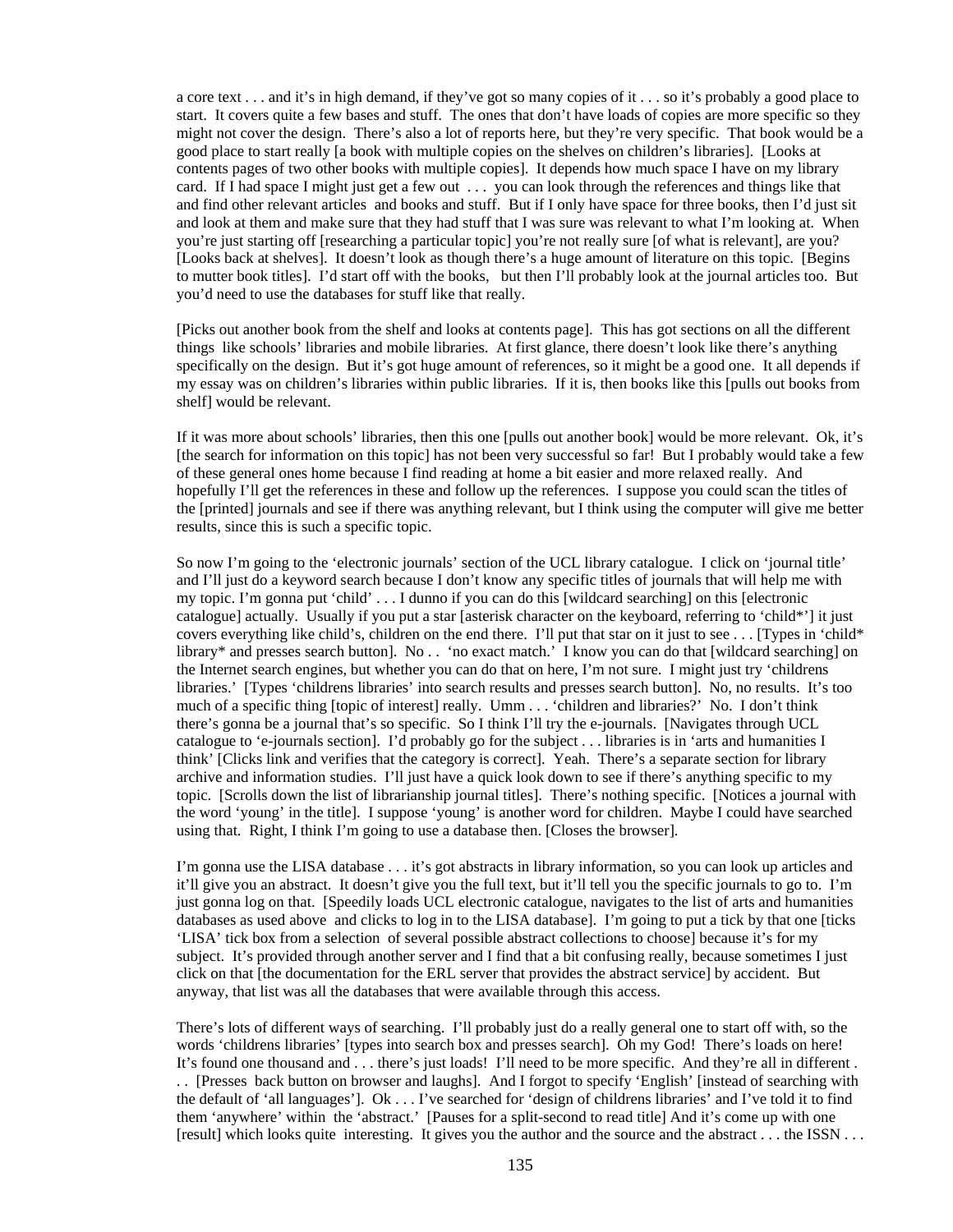a core text . . . and it's in high demand, if they've got so many copies of it . . . so it's probably a good place to start. It covers quite a few bases and stuff. The ones that don't have loads of copies are more specific so they might not cover the design. There's also a lot of reports here, but they're very specific. That book would be a good place to start really [a book with multiple copies on the shelves on children's libraries]. [Looks at contents pages of two other books with multiple copies]. It depends how much space I have on my library card. If I had space I might just get a few out . . . you can look through the references and things like that and find other relevant articles and books and stuff. But if I only have space for three books, then I'd just sit and look at them and make sure that they had stuff that I was sure was relevant to what I'm looking at. When you're just starting off [researching a particular topic] you're not really sure [of what is relevant], are you? [Looks back at shelves]. It doesn't look as though there's a huge amount of literature on this topic. [Begins to mutter book titles]. I'd start off with the books, but then I'll probably look at the journal articles too. But you'd need to use the databases for stuff like that really.

[Picks out another book from the shelf and looks at contents page]. This has got sections on all the different things like schools' libraries and mobile libraries. At first glance, there doesn't look like there's anything specifically on the design. But it's got huge amount of references, so it might be a good one. It all depends if my essay was on children's libraries within public libraries. If it is, then books like this [pulls out books from shelf] would be relevant.

If it was more about schools' libraries, then this one [pulls out another book] would be more relevant. Ok, it's [the search for information on this topic] has not been very successful so far! But I probably would take a few of these general ones home because I find reading at home a bit easier and more relaxed really. And hopefully I'll get the references in these and follow up the references. I suppose you could scan the titles of the [printed] journals and see if there was anything relevant, but I think using the computer will give me better results, since this is such a specific topic.

So now I'm going to the 'electronic journals' section of the UCL library catalogue. I click on 'journal title' and I'll just do a keyword search because I don't know any specific titles of journals that will help me with my topic. I'm gonna put 'child' . . . I dunno if you can do this [wildcard searching] on this [electronic catalogue] actually. Usually if you put a star [asterisk character on the keyboard, referring to 'child*'] it just covers everything like child's, children on the end there. I'll put that star on it just to see . . . [Types in 'child* library* and presses search button]. No . . 'no exact match.' I know you can do that [wildcard searching] on the Internet search engines, but whether you can do that on here, I'm not sure. I might just try 'childrens libraries.' [Types 'childrens libraries' into search results and presses search button]. No, no results. It's too much of a specific thing [topic of interest] really. Umm . . . 'children and libraries?' No. I don't think there's gonna be a journal that's so specific. So I think I'll try the e-journals. [Navigates through UCL catalogue to 'e-journals section]. I'd probably go for the subject . . . libraries is in 'arts and humanities I think' [Clicks link and verifies that the category is correct]. Yeah. There's a separate section for library archive and information studies. I'll just have a quick look down to see if there's anything specific to my topic. [Scrolls down the list of librarianship journal titles]. There's nothing specific. [Notices a journal with the word 'young' in the title]. I suppose 'young' is another word for children. Maybe I could have searched using that. Right, I think I'm going to use a database then. [Closes the browser].

I'm gonna use the LISA database . . . it's got abstracts in library information, so you can look up articles and it'll give you an abstract. It doesn't give you the full text, but it'll tell you the specific journals to go to. I'm just gonna log on that. [Speedily loads UCL electronic catalogue, navigates to the list of arts and humanities databases as used above and clicks to log in to the LISA database]. I'm going to put a tick by that one [ticks 'LISA' tick box from a selection of several possible abstract collections to choose] because it's for my subject. It's provided through another server and I find that a bit confusing really, because sometimes I just click on that [the documentation for the ERL server that provides the abstract service] by accident. But anyway, that list was all the databases that were available through this access.

There's lots of different ways of searching. I'll probably just do a really general one to start off with, so the words 'childrens libraries' [types into search box and presses search]. Oh my God! There's loads on here! It's found one thousand and . . . there's just loads! I'll need to be more specific. And they're all in different . . . [Presses back button on browser and laughs]. And I forgot to specify 'English' [instead of searching with the default of 'all languages']. Ok . . . I've searched for 'design of childrens libraries' and I've told it to find them 'anywhere' within the 'abstract.' [Pauses for a split-second to read title] And it's come up with one [result] which looks quite interesting. It gives you the author and the source and the abstract . . . the ISSN . . .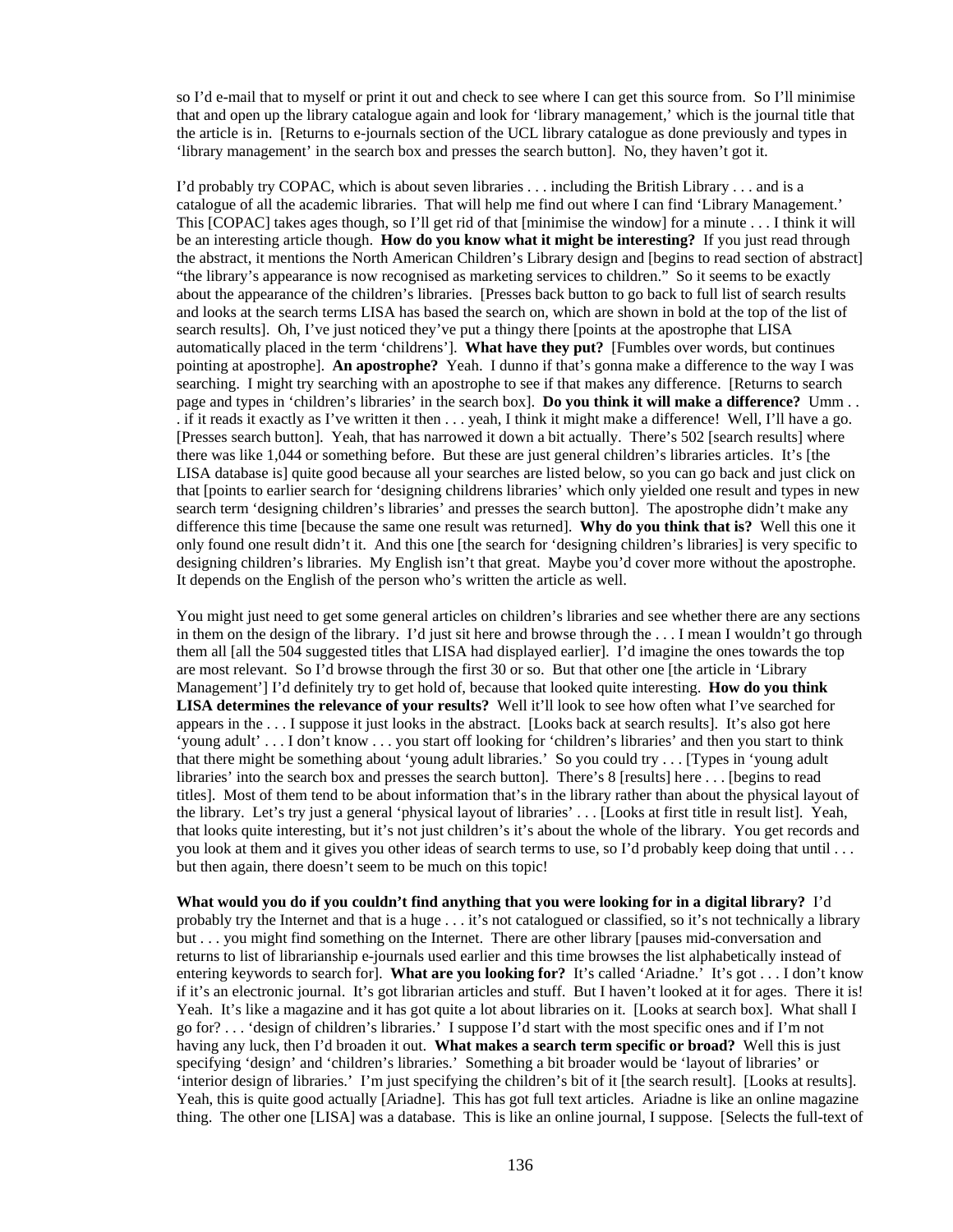so I'd e-mail that to myself or print it out and check to see where I can get this source from. So I'll minimise that and open up the library catalogue again and look for 'library management,' which is the journal title that the article is in. [Returns to e-journals section of the UCL library catalogue as done previously and types in 'library management' in the search box and presses the search button]. No, they haven't got it.

I'd probably try COPAC, which is about seven libraries . . . including the British Library . . . and is a catalogue of all the academic libraries. That will help me find out where I can find 'Library Management.' This [COPAC] takes ages though, so I'll get rid of that [minimise the window] for a minute . . . I think it will be an interesting article though. **How do you know what it might be interesting?** If you just read through the abstract, it mentions the North American Children's Library design and [begins to read section of abstract] "the library's appearance is now recognised as marketing services to children." So it seems to be exactly about the appearance of the children's libraries. [Presses back button to go back to full list of search results and looks at the search terms LISA has based the search on, which are shown in bold at the top of the list of search results]. Oh, I've just noticed they've put a thingy there [points at the apostrophe that LISA automatically placed in the term 'childrens']. **What have they put?** [Fumbles over words, but continues pointing at apostrophe]. **An apostrophe?** Yeah. I dunno if that's gonna make a difference to the way I was searching. I might try searching with an apostrophe to see if that makes any difference. [Returns to search page and types in 'children's libraries' in the search box]. **Do you think it will make a difference?** Umm . . . if it reads it exactly as I've written it then . . . yeah, I think it might make a difference! Well, I'll have a go. [Presses search button]. Yeah, that has narrowed it down a bit actually. There's 502 [search results] where there was like 1,044 or something before. But these are just general children's libraries articles. It's [the LISA database is] quite good because all your searches are listed below, so you can go back and just click on that [points to earlier search for 'designing childrens libraries' which only yielded one result and types in new search term 'designing children's libraries' and presses the search button]. The apostrophe didn't make any difference this time [because the same one result was returned]. **Why do you think that is?** Well this one it only found one result didn't it. And this one [the search for 'designing children's libraries] is very specific to designing children's libraries. My English isn't that great. Maybe you'd cover more without the apostrophe. It depends on the English of the person who's written the article as well.

You might just need to get some general articles on children's libraries and see whether there are any sections in them on the design of the library. I'd just sit here and browse through the . . . I mean I wouldn't go through them all [all the 504 suggested titles that LISA had displayed earlier]. I'd imagine the ones towards the top are most relevant. So I'd browse through the first 30 or so. But that other one [the article in 'Library Management'] I'd definitely try to get hold of, because that looked quite interesting. **How do you think LISA determines the relevance of your results?** Well it'll look to see how often what I've searched for appears in the . . . I suppose it just looks in the abstract. [Looks back at search results]. It's also got here 'young adult' . . . I don't know . . . you start off looking for 'children's libraries' and then you start to think that there might be something about 'young adult libraries.' So you could try . . . [Types in 'young adult libraries' into the search box and presses the search button]. There's 8 [results] here . . . [begins to read titles]. Most of them tend to be about information that's in the library rather than about the physical layout of the library. Let's try just a general 'physical layout of libraries' . . . [Looks at first title in result list]. Yeah, that looks quite interesting, but it's not just children's it's about the whole of the library. You get records and you look at them and it gives you other ideas of search terms to use, so I'd probably keep doing that until . . . but then again, there doesn't seem to be much on this topic!

**What would you do if you couldn't find anything that you were looking for in a digital library?** I'd probably try the Internet and that is a huge . . . it's not catalogued or classified, so it's not technically a library but . . . you might find something on the Internet. There are other library [pauses mid-conversation and returns to list of librarianship e-journals used earlier and this time browses the list alphabetically instead of entering keywords to search for]. **What are you looking for?** It's called 'Ariadne.' It's got . . . I don't know if it's an electronic journal. It's got librarian articles and stuff. But I haven't looked at it for ages. There it is! Yeah. It's like a magazine and it has got quite a lot about libraries on it. [Looks at search box]. What shall I go for? . . . 'design of children's libraries.' I suppose I'd start with the most specific ones and if I'm not having any luck, then I'd broaden it out. **What makes a search term specific or broad?** Well this is just specifying 'design' and 'children's libraries.' Something a bit broader would be 'layout of libraries' or 'interior design of libraries.' I'm just specifying the children's bit of it [the search result]. [Looks at results]. Yeah, this is quite good actually [Ariadne]. This has got full text articles. Ariadne is like an online magazine thing. The other one [LISA] was a database. This is like an online journal, I suppose. [Selects the full-text of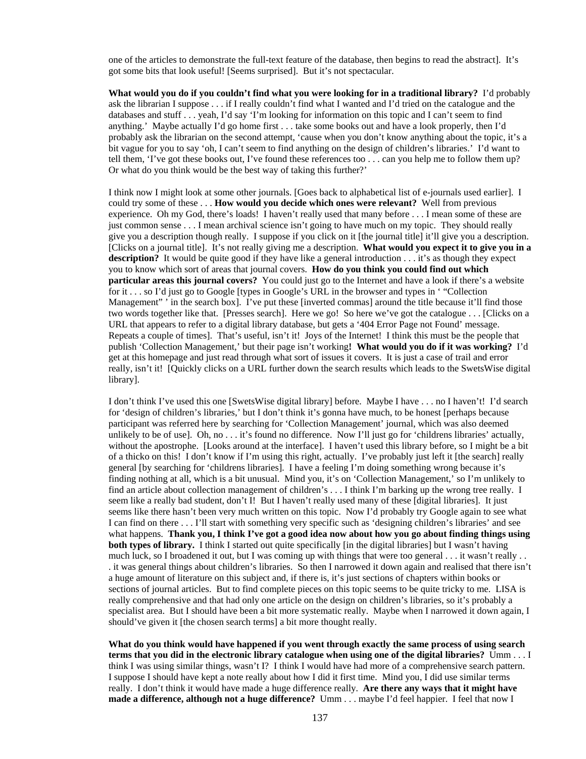one of the articles to demonstrate the full-text feature of the database, then begins to read the abstract]. It's got some bits that look useful! [Seems surprised]. But it's not spectacular.

**What would you do if you couldn't find what you were looking for in a traditional library?** I'd probably ask the librarian I suppose . . . if I really couldn't find what I wanted and I'd tried on the catalogue and the databases and stuff . . . yeah, I'd say 'I'm looking for information on this topic and I can't seem to find anything.' Maybe actually I'd go home first . . . take some books out and have a look properly, then I'd probably ask the librarian on the second attempt, 'cause when you don't know anything about the topic, it's a bit vague for you to say 'oh, I can't seem to find anything on the design of children's libraries.' I'd want to tell them, 'I've got these books out, I've found these references too . . . can you help me to follow them up? Or what do you think would be the best way of taking this further?'

I think now I might look at some other journals. [Goes back to alphabetical list of e-journals used earlier]. I could try some of these . . . **How would you decide which ones were relevant?** Well from previous experience. Oh my God, there's loads! I haven't really used that many before . . . I mean some of these are just common sense . . . I mean archival science isn't going to have much on my topic. They should really give you a description though really. I suppose if you click on it [the journal title] it'll give you a description. [Clicks on a journal title]. It's not really giving me a description. **What would you expect it to give you in a description?** It would be quite good if they have like a general introduction . . . it's as though they expect you to know which sort of areas that journal covers. **How do you think you could find out which particular areas this journal covers?** You could just go to the Internet and have a look if there's a website for it . . . so I'd just go to Google [types in Google's URL in the browser and types in ' "Collection Management" ' in the search box]. I've put these [inverted commas] around the title because it'll find those two words together like that. [Presses search]. Here we go! So here we've got the catalogue . . . [Clicks on a URL that appears to refer to a digital library database, but gets a '404 Error Page not Found' message. Repeats a couple of times]. That's useful, isn't it! Joys of the Internet! I think this must be the people that publish 'Collection Management,' but their page isn't working**! What would you do if it was working?** I'd get at this homepage and just read through what sort of issues it covers. It is just a case of trail and error really, isn't it! [Quickly clicks on a URL further down the search results which leads to the SwetsWise digital library].

I don't think I've used this one [SwetsWise digital library] before. Maybe I have . . . no I haven't! I'd search for 'design of children's libraries,' but I don't think it's gonna have much, to be honest [perhaps because participant was referred here by searching for 'Collection Management' journal, which was also deemed unlikely to be of use]. Oh, no . . . it's found no difference. Now I'll just go for 'childrens libraries' actually, without the apostrophe. [Looks around at the interface]. I haven't used this library before, so I might be a bit of a thicko on this! I don't know if I'm using this right, actually. I've probably just left it [the search] really general [by searching for 'childrens libraries]. I have a feeling I'm doing something wrong because it's finding nothing at all, which is a bit unusual. Mind you, it's on 'Collection Management,' so I'm unlikely to find an article about collection management of children's . . . I think I'm barking up the wrong tree really. I seem like a really bad student, don't I! But I haven't really used many of these [digital libraries]. It just seems like there hasn't been very much written on this topic. Now I'd probably try Google again to see what I can find on there . . . I'll start with something very specific such as 'designing children's libraries' and see what happens. **Thank you, I think I've got a good idea now about how you go about finding things using both types of library.** I think I started out quite specifically [in the digital libraries] but I wasn't having much luck, so I broadened it out, but I was coming up with things that were too general . . . it wasn't really . . . it was general things about children's libraries. So then I narrowed it down again and realised that there isn't a huge amount of literature on this subject and, if there is, it's just sections of chapters within books or sections of journal articles. But to find complete pieces on this topic seems to be quite tricky to me. LISA is really comprehensive and that had only one article on the design on children's libraries, so it's probably a specialist area. But I should have been a bit more systematic really. Maybe when I narrowed it down again, I should've given it [the chosen search terms] a bit more thought really.

**What do you think would have happened if you went through exactly the same process of using search terms that you did in the electronic library catalogue when using one of the digital libraries?** Umm . . . I think I was using similar things, wasn't I? I think I would have had more of a comprehensive search pattern. I suppose I should have kept a note really about how I did it first time. Mind you, I did use similar terms really. I don't think it would have made a huge difference really. **Are there any ways that it might have made a difference, although not a huge difference?** Umm . . . maybe I'd feel happier. I feel that now I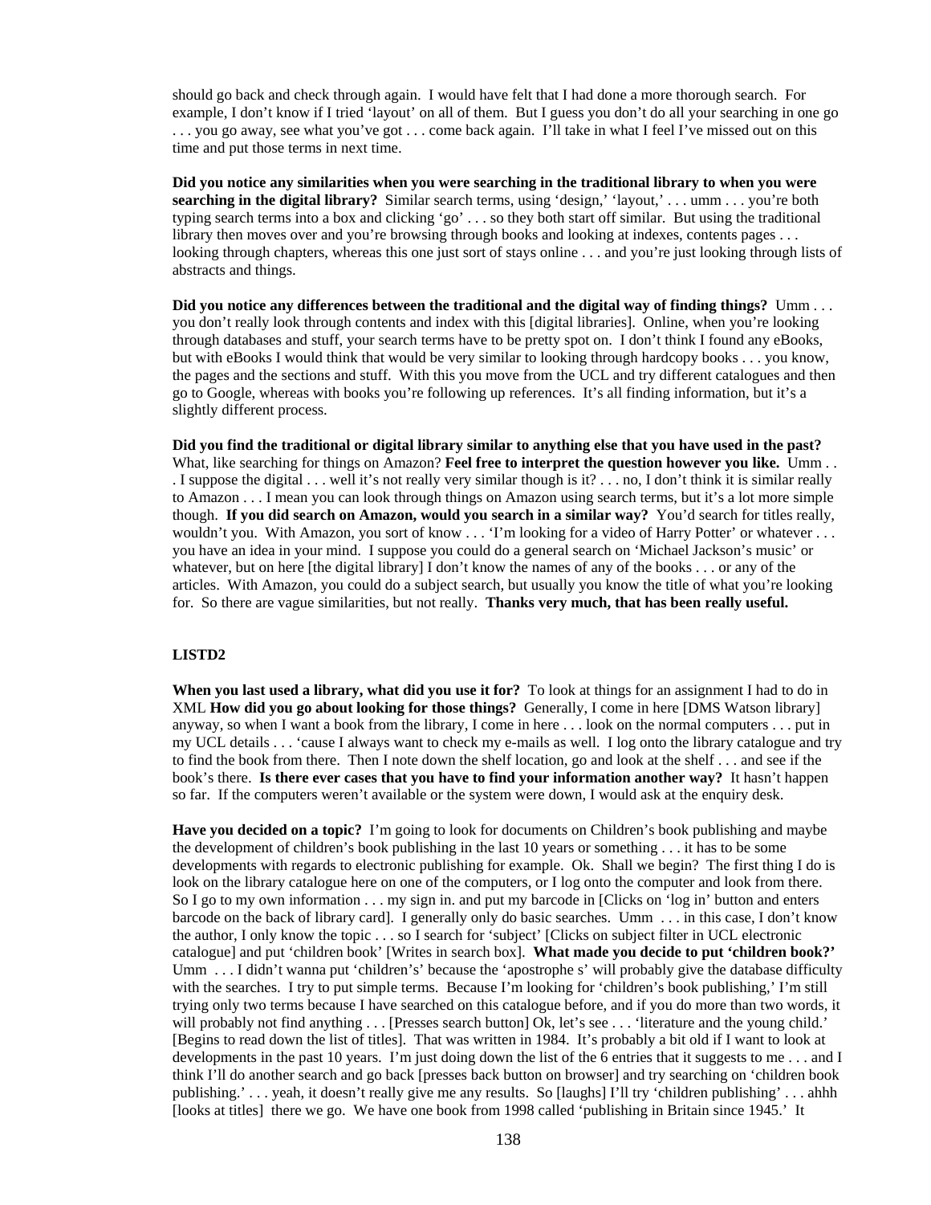should go back and check through again. I would have felt that I had done a more thorough search. For example, I don't know if I tried 'layout' on all of them. But I guess you don't do all your searching in one go . . . you go away, see what you've got . . . come back again. I'll take in what I feel I've missed out on this time and put those terms in next time.

**Did you notice any similarities when you were searching in the traditional library to when you were searching in the digital library?** Similar search terms, using 'design,' 'layout,' . . . umm . . . you're both typing search terms into a box and clicking 'go' . . . so they both start off similar. But using the traditional library then moves over and you're browsing through books and looking at indexes, contents pages . . . looking through chapters, whereas this one just sort of stays online . . . and you're just looking through lists of abstracts and things.

**Did you notice any differences between the traditional and the digital way of finding things?** Umm . . . you don't really look through contents and index with this [digital libraries]. Online, when you're looking through databases and stuff, your search terms have to be pretty spot on. I don't think I found any eBooks, but with eBooks I would think that would be very similar to looking through hardcopy books . . . you know, the pages and the sections and stuff. With this you move from the UCL and try different catalogues and then go to Google, whereas with books you're following up references. It's all finding information, but it's a slightly different process.

**Did you find the traditional or digital library similar to anything else that you have used in the past?** What, like searching for things on Amazon? **Feel free to interpret the question however you like.** Umm . . . I suppose the digital . . . well it's not really very similar though is it? . . . no, I don't think it is similar really to Amazon . . . I mean you can look through things on Amazon using search terms, but it's a lot more simple though. **If you did search on Amazon, would you search in a similar way?** You'd search for titles really, wouldn't you. With Amazon, you sort of know . . . 'I'm looking for a video of Harry Potter' or whatever . . . you have an idea in your mind. I suppose you could do a general search on 'Michael Jackson's music' or whatever, but on here [the digital library] I don't know the names of any of the books . . . or any of the articles. With Amazon, you could do a subject search, but usually you know the title of what you're looking for. So there are vague similarities, but not really. **Thanks very much, that has been really useful.**

**LISTD2**

**When you last used a library, what did you use it for?** To look at things for an assignment I had to do in XML **How did you go about looking for those things?** Generally, I come in here [DMS Watson library] anyway, so when I want a book from the library, I come in here . . . look on the normal computers . . . put in my UCL details . . . 'cause I always want to check my e-mails as well. I log onto the library catalogue and try to find the book from there. Then I note down the shelf location, go and look at the shelf . . . and see if the book's there. **Is there ever cases that you have to find your information another way?** It hasn't happen so far. If the computers weren't available or the system were down, I would ask at the enquiry desk.

**Have you decided on a topic?** I'm going to look for documents on Children's book publishing and maybe the development of children's book publishing in the last 10 years or something . . . it has to be some developments with regards to electronic publishing for example. Ok. Shall we begin? The first thing I do is look on the library catalogue here on one of the computers, or I log onto the computer and look from there. So I go to my own information . . . my sign in. and put my barcode in [Clicks on 'log in' button and enters barcode on the back of library card]. I generally only do basic searches. Umm . . . in this case, I don't know the author, I only know the topic . . . so I search for 'subject' [Clicks on subject filter in UCL electronic catalogue] and put 'children book' [Writes in search box]. **What made you decide to put 'children book?'** Umm . . . I didn't wanna put 'children's' because the 'apostrophe s' will probably give the database difficulty with the searches. I try to put simple terms. Because I'm looking for 'children's book publishing,' I'm still trying only two terms because I have searched on this catalogue before, and if you do more than two words, it will probably not find anything . . . [Presses search button] Ok, let's see . . . 'literature and the young child.' [Begins to read down the list of titles]. That was written in 1984. It's probably a bit old if I want to look at developments in the past 10 years. I'm just doing down the list of the 6 entries that it suggests to me . . . and I think I'll do another search and go back [presses back button on browser] and try searching on 'children book publishing.' . . . yeah, it doesn't really give me any results. So [laughs] I'll try 'children publishing' . . . ahhh [looks at titles] there we go. We have one book from 1998 called 'publishing in Britain since 1945.' It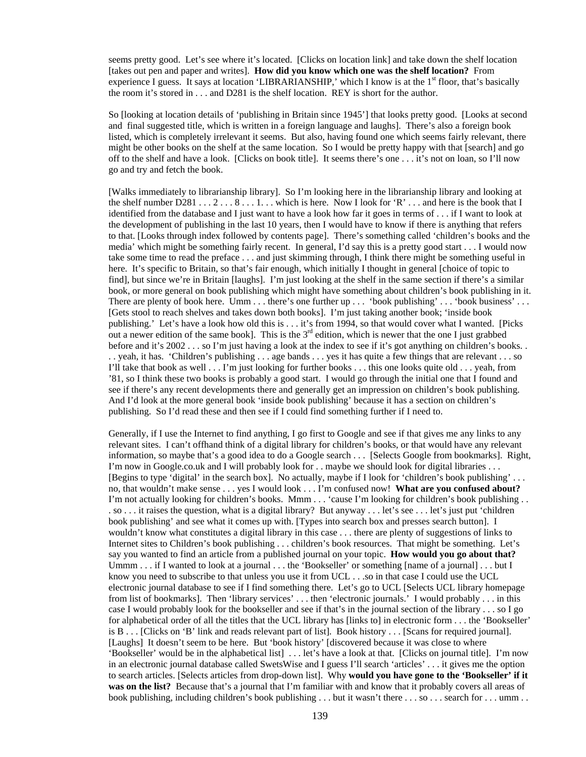seems pretty good. Let's see where it's located. [Clicks on location link] and take down the shelf location [takes out pen and paper and writes]. **How did you know which one was the shelf location?** From experience I guess. It says at location 'LIBRARIANSHIP,' which I know is at the 1st floor, that's basically the room it's stored in . . . and D281 is the shelf location. REY is short for the author.

So [looking at location details of 'publishing in Britain since 1945'] that looks pretty good. [Looks at second and final suggested title, which is written in a foreign language and laughs]. There's also a foreign book listed, which is completely irrelevant it seems. But also, having found one which seems fairly relevant, there might be other books on the shelf at the same location. So I would be pretty happy with that [search] and go off to the shelf and have a look. [Clicks on book title]. It seems there's one . . . it's not on loan, so I'll now go and try and fetch the book.

[Walks immediately to librarianship library]. So I'm looking here in the librarianship library and looking at the shelf number D281 . . . 2 . . . 8 . . . 1. . . which is here. Now I look for 'R' . . . and here is the book that I identified from the database and I just want to have a look how far it goes in terms of . . . if I want to look at the development of publishing in the last 10 years, then I would have to know if there is anything that refers to that. [Looks through index followed by contents page]. There's something called 'children's books and the media' which might be something fairly recent. In general, I'd say this is a pretty good start . . . I would now take some time to read the preface . . . and just skimming through, I think there might be something useful in here. It's specific to Britain, so that's fair enough, which initially I thought in general [choice of topic to find], but since we're in Britain [laughs]. I'm just looking at the shelf in the same section if there's a similar book, or more general on book publishing which might have something about children's book publishing in it. There are plenty of book here. Umm . . . there's one further up . . . 'book publishing' . . . 'book business' . . . [Gets stool to reach shelves and takes down both books]. I'm just taking another book; 'inside book publishing.' Let's have a look how old this is . . . it's from 1994, so that would cover what I wanted. [Picks out a newer edition of the same book]. This is the 3rd edition, which is newer that the one I just grabbed before and it's 2002 . . . so I'm just having a look at the index to see if it's got anything on children's books. . . . yeah, it has. 'Children's publishing . . . age bands . . . yes it has quite a few things that are relevant . . . so I'll take that book as well . . . I'm just looking for further books . . . this one looks quite old . . . yeah, from '81, so I think these two books is probably a good start. I would go through the initial one that I found and see if there's any recent developments there and generally get an impression on children's book publishing. And I'd look at the more general book 'inside book publishing' because it has a section on children's publishing. So I'd read these and then see if I could find something further if I need to.

Generally, if I use the Internet to find anything, I go first to Google and see if that gives me any links to any relevant sites. I can't offhand think of a digital library for children's books, or that would have any relevant information, so maybe that's a good idea to do a Google search . . . [Selects Google from bookmarks]. Right, I'm now in Google.co.uk and I will probably look for . . maybe we should look for digital libraries . . . [Begins to type 'digital' in the search box]. No actually, maybe if I look for 'children's book publishing' . . . no, that wouldn't make sense . . . yes I would look . . . I'm confused now! **What are you confused about?** I'm not actually looking for children's books. Mmm . . . 'cause I'm looking for children's book publishing . . . so . . . it raises the question, what is a digital library? But anyway . . . let's see . . . let's just put 'children book publishing' and see what it comes up with. [Types into search box and presses search button]. I wouldn't know what constitutes a digital library in this case . . . there are plenty of suggestions of links to Internet sites to Children's book publishing . . . children's book resources. That might be something. Let's say you wanted to find an article from a published journal on your topic. **How would you go about that?** Ummm . . . if I wanted to look at a journal . . . the 'Bookseller' or something [name of a journal] . . . but I know you need to subscribe to that unless you use it from UCL . . .so in that case I could use the UCL electronic journal database to see if I find something there. Let's go to UCL [Selects UCL library homepage from list of bookmarks]. Then 'library services' . . . then 'electronic journals.' I would probably . . . in this case I would probably look for the bookseller and see if that's in the journal section of the library . . . so I go for alphabetical order of all the titles that the UCL library has [links to] in electronic form . . . the 'Bookseller' is B . . . [Clicks on 'B' link and reads relevant part of list]. Book history . . . [Scans for required journal]. [Laughs] It doesn't seem to be here. But 'book history' [discovered because it was close to where 'Bookseller' would be in the alphabetical list] . . . let's have a look at that. [Clicks on journal title]. I'm now in an electronic journal database called SwetsWise and I guess I'll search 'articles' . . . it gives me the option to search articles. [Selects articles from drop-down list]. Why **would you have gone to the 'Bookseller' if it was on the list?** Because that's a journal that I'm familiar with and know that it probably covers all areas of book publishing, including children's book publishing . . . but it wasn't there . . . so . . . search for . . . umm . .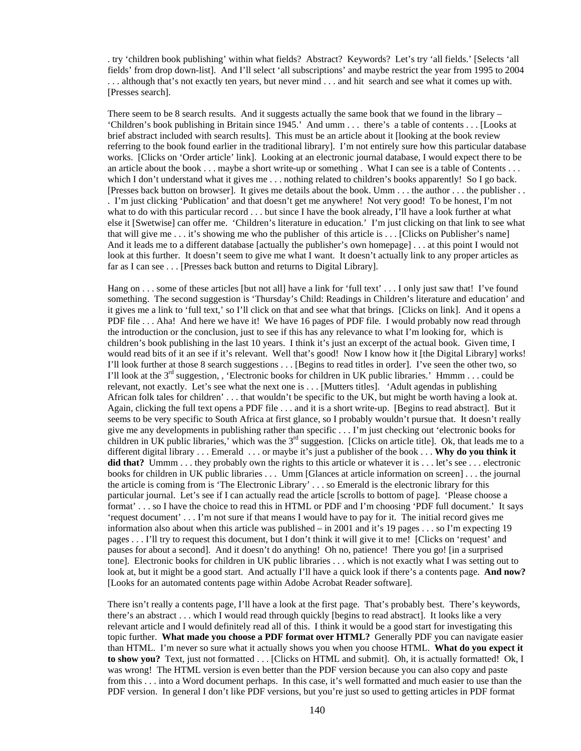. try ‘children book publishing’ within what fields? Abstract? Keywords? Let’s try ‘all fields.’ [Selects ‘all fields’ from drop down-list]. And I’ll select ‘all subscriptions’ and maybe restrict the year from 1995 to 2004 . . . although that’s not exactly ten years, but never mind . . . and hit search and see what it comes up with. [Presses search].

There seem to be 8 search results. And it suggests actually the same book that we found in the library – ‘Children’s book publishing in Britain since 1945.’ And umm . . . there’s a table of contents . . . [Looks at brief abstract included with search results]. This must be an article about it [looking at the book review referring to the book found earlier in the traditional library]. I’m not entirely sure how this particular database works. [Clicks on ‘Order article’ link]. Looking at an electronic journal database, I would expect there to be an article about the book . . . maybe a short write-up or something . What I can see is a table of Contents . . . which I don’t understand what it gives me . . . nothing related to children’s books apparently! So I go back. [Presses back button on browser]. It gives me details about the book. Umm . . . the author . . . the publisher . . . I’m just clicking ‘Publication’ and that doesn’t get me anywhere! Not very good! To be honest, I’m not what to do with this particular record . . . but since I have the book already, I’ll have a look further at what else it [Swetwise] can offer me. ‘Children’s literature in education.’ I’m just clicking on that link to see what that will give me . . . it’s showing me who the publisher of this article is . . . [Clicks on Publisher’s name] And it leads me to a different database [actually the publisher’s own homepage] . . . at this point I would not look at this further. It doesn’t seem to give me what I want. It doesn’t actually link to any proper articles as far as I can see . . . [Presses back button and returns to Digital Library].

Hang on . . . some of these articles [but not all] have a link for ‘full text’ . . . I only just saw that! I’ve found something. The second suggestion is ‘Thursday’s Child: Readings in Children’s literature and education’ and it gives me a link to ‘full text,’ so I’ll click on that and see what that brings. [Clicks on link]. And it opens a PDF file . . . Aha! And here we have it! We have 16 pages of PDF file. I would probably now read through the introduction or the conclusion, just to see if this has any relevance to what I’m looking for, which is children’s book publishing in the last 10 years. I think it’s just an excerpt of the actual book. Given time, I would read bits of it an see if it’s relevant. Well that’s good! Now I know how it [the Digital Library] works! I’ll look further at those 8 search suggestions . . . [Begins to read titles in order]. I’ve seen the other two, so I’ll look at the 3rd suggestion, , ‘Electronic books for children in UK public libraries.’ Hmmm . . . could be relevant, not exactly. Let’s see what the next one is . . . [Mutters titles]. ‘Adult agendas in publishing African folk tales for children’ . . . that wouldn’t be specific to the UK, but might be worth having a look at. Again, clicking the full text opens a PDF file . . . and it is a short write-up. [Begins to read abstract]. But it seems to be very specific to South Africa at first glance, so I probably wouldn’t pursue that. It doesn’t really give me any developments in publishing rather than specific . . . I’m just checking out ‘electronic books for children in UK public libraries,’ which was the 3rd suggestion. [Clicks on article title]. Ok, that leads me to a different digital library . . . Emerald . . . or maybe it’s just a publisher of the book . . . **Why do you think it did that?** Ummm . . . they probably own the rights to this article or whatever it is . . . let’s see . . . electronic books for children in UK public libraries . . . Umm [Glances at article information on screen] . . . the journal the article is coming from is ‘The Electronic Library’ . . . so Emerald is the electronic library for this particular journal. Let’s see if I can actually read the article [scrolls to bottom of page]. ‘Please choose a format’ . . . so I have the choice to read this in HTML or PDF and I’m choosing ‘PDF full document.’ It says ‘request document’ . . . I’m not sure if that means I would have to pay for it. The initial record gives me information also about when this article was published – in 2001 and it’s 19 pages . . . so I’m expecting 19 pages . . . I’ll try to request this document, but I don’t think it will give it to me! [Clicks on ‘request’ and pauses for about a second]. And it doesn’t do anything! Oh no, patience! There you go! [in a surprised tone]. Electronic books for children in UK public libraries . . . which is not exactly what I was setting out to look at, but it might be a good start. And actually I’ll have a quick look if there’s a contents page. **And now?** [Looks for an automated contents page within Adobe Acrobat Reader software].

There isn’t really a contents page, I’ll have a look at the first page. That’s probably best. There’s keywords, there’s an abstract . . . which I would read through quickly [begins to read abstract]. It looks like a very relevant article and I would definitely read all of this. I think it would be a good start for investigating this topic further. **What made you choose a PDF format over HTML?** Generally PDF you can navigate easier than HTML. I’m never so sure what it actually shows you when you choose HTML. **What do you expect it to show you?** Text, just not formatted . . . [Clicks on HTML and submit]. Oh, it is actually formatted! Ok, I was wrong! The HTML version is even better than the PDF version because you can also copy and paste from this . . . into a Word document perhaps. In this case, it’s well formatted and much easier to use than the PDF version. In general I don’t like PDF versions, but you’re just so used to getting articles in PDF format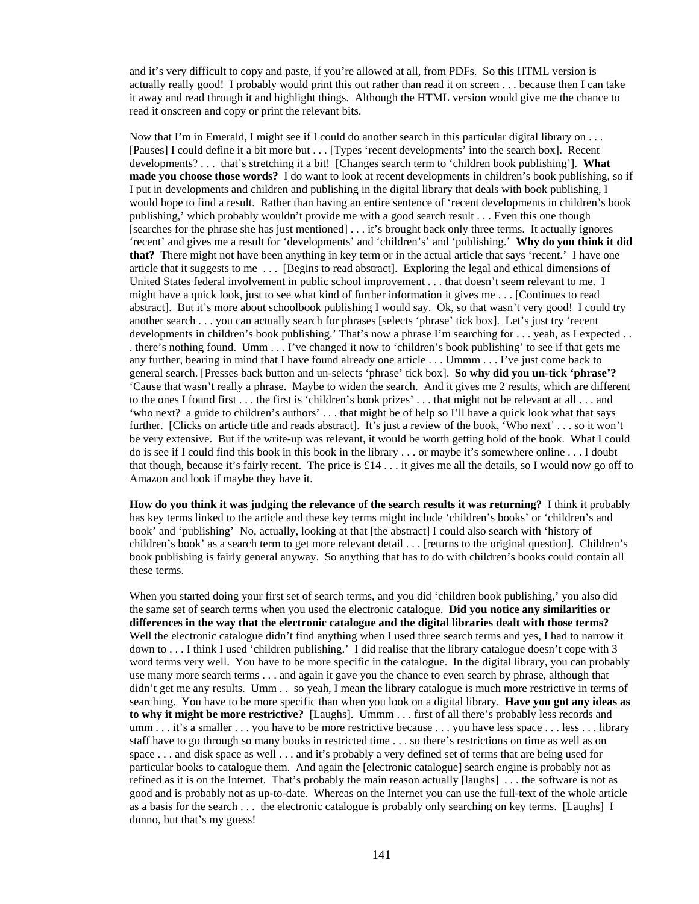and it's very difficult to copy and paste, if you're allowed at all, from PDFs. So this HTML version is actually really good! I probably would print this out rather than read it on screen . . . because then I can take it away and read through it and highlight things. Although the HTML version would give me the chance to read it onscreen and copy or print the relevant bits.

Now that I'm in Emerald, I might see if I could do another search in this particular digital library on . . . [Pauses] I could define it a bit more but . . . [Types 'recent developments' into the search box]. Recent developments? . . . that's stretching it a bit! [Changes search term to 'children book publishing']. **What made you choose those words?** I do want to look at recent developments in children's book publishing, so if I put in developments and children and publishing in the digital library that deals with book publishing, I would hope to find a result. Rather than having an entire sentence of 'recent developments in children's book publishing,' which probably wouldn't provide me with a good search result . . . Even this one though [searches for the phrase she has just mentioned] . . . it's brought back only three terms. It actually ignores 'recent' and gives me a result for 'developments' and 'children's' and 'publishing.' **Why do you think it did that?** There might not have been anything in key term or in the actual article that says 'recent.' I have one article that it suggests to me . . . [Begins to read abstract]. Exploring the legal and ethical dimensions of United States federal involvement in public school improvement . . . that doesn't seem relevant to me. I might have a quick look, just to see what kind of further information it gives me . . . [Continues to read abstract]. But it's more about schoolbook publishing I would say. Ok, so that wasn't very good! I could try another search . . . you can actually search for phrases [selects 'phrase' tick box]. Let's just try 'recent developments in children's book publishing.' That's now a phrase I'm searching for . . . yeah, as I expected . . . there's nothing found. Umm . . . I've changed it now to 'children's book publishing' to see if that gets me any further, bearing in mind that I have found already one article . . . Ummm . . . I've just come back to general search. [Presses back button and un-selects 'phrase' tick box]. **So why did you un-tick 'phrase'?** 'Cause that wasn't really a phrase. Maybe to widen the search. And it gives me 2 results, which are different to the ones I found first . . . the first is 'children's book prizes' . . . that might not be relevant at all . . . and 'who next? a guide to children's authors' . . . that might be of help so I'll have a quick look what that says further. [Clicks on article title and reads abstract]. It's just a review of the book, 'Who next' . . . so it won't be very extensive. But if the write-up was relevant, it would be worth getting hold of the book. What I could do is see if I could find this book in this book in the library . . . or maybe it's somewhere online . . . I doubt that though, because it's fairly recent. The price is £14 . . . it gives me all the details, so I would now go off to Amazon and look if maybe they have it.

**How do you think it was judging the relevance of the search results it was returning?** I think it probably has key terms linked to the article and these key terms might include 'children's books' or 'children's and book' and 'publishing' No, actually, looking at that [the abstract] I could also search with 'history of children's book' as a search term to get more relevant detail . . . [returns to the original question]. Children's book publishing is fairly general anyway. So anything that has to do with children's books could contain all these terms.

When you started doing your first set of search terms, and you did 'children book publishing,' you also did the same set of search terms when you used the electronic catalogue. **Did you notice any similarities or differences in the way that the electronic catalogue and the digital libraries dealt with those terms?** Well the electronic catalogue didn't find anything when I used three search terms and yes, I had to narrow it down to . . . I think I used 'children publishing.' I did realise that the library catalogue doesn't cope with 3 word terms very well. You have to be more specific in the catalogue. In the digital library, you can probably use many more search terms . . . and again it gave you the chance to even search by phrase, although that didn't get me any results. Umm . . so yeah, I mean the library catalogue is much more restrictive in terms of searching. You have to be more specific than when you look on a digital library. **Have you got any ideas as to why it might be more restrictive?** [Laughs]. Ummm . . . first of all there's probably less records and umm . . . it's a smaller . . . you have to be more restrictive because . . . you have less space . . . less . . . library staff have to go through so many books in restricted time . . . so there's restrictions on time as well as on space . . . and disk space as well . . . and it's probably a very defined set of terms that are being used for particular books to catalogue them. And again the [electronic catalogue] search engine is probably not as refined as it is on the Internet. That's probably the main reason actually [laughs] . . . the software is not as good and is probably not as up-to-date. Whereas on the Internet you can use the full-text of the whole article as a basis for the search . . . the electronic catalogue is probably only searching on key terms. [Laughs] I dunno, but that's my guess!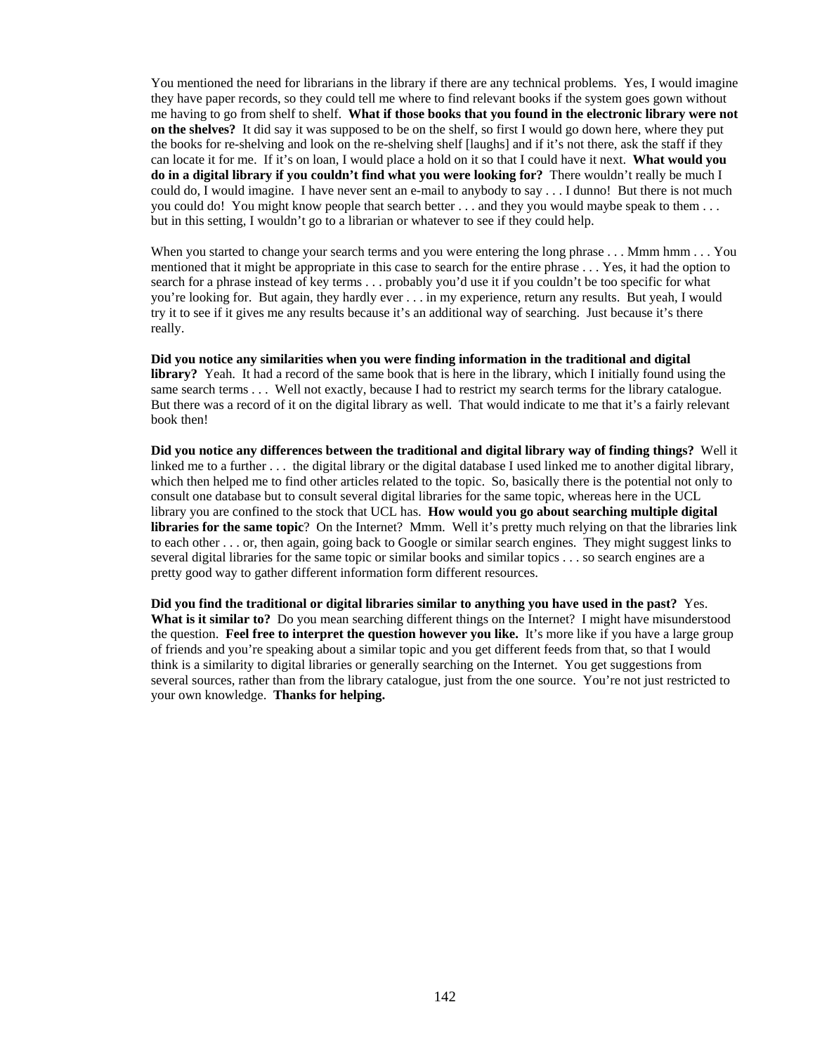You mentioned the need for librarians in the library if there are any technical problems. Yes, I would imagine they have paper records, so they could tell me where to find relevant books if the system goes gown without me having to go from shelf to shelf. **What if those books that you found in the electronic library were not on the shelves?** It did say it was supposed to be on the shelf, so first I would go down here, where they put the books for re-shelving and look on the re-shelving shelf [laughs] and if it's not there, ask the staff if they can locate it for me. If it's on loan, I would place a hold on it so that I could have it next. **What would you do in a digital library if you couldn't find what you were looking for?** There wouldn't really be much I could do, I would imagine. I have never sent an e-mail to anybody to say . . . I dunno! But there is not much you could do! You might know people that search better . . . and they you would maybe speak to them . . . but in this setting, I wouldn't go to a librarian or whatever to see if they could help.

When you started to change your search terms and you were entering the long phrase . . . Mmm hmm . . . You mentioned that it might be appropriate in this case to search for the entire phrase . . . Yes, it had the option to search for a phrase instead of key terms . . . probably you'd use it if you couldn't be too specific for what you're looking for. But again, they hardly ever . . . in my experience, return any results. But yeah, I would try it to see if it gives me any results because it's an additional way of searching. Just because it's there really.

**Did you notice any similarities when you were finding information in the traditional and digital library?** Yeah. It had a record of the same book that is here in the library, which I initially found using the same search terms . . . Well not exactly, because I had to restrict my search terms for the library catalogue. But there was a record of it on the digital library as well. That would indicate to me that it's a fairly relevant book then!

**Did you notice any differences between the traditional and digital library way of finding things?** Well it linked me to a further . . . the digital library or the digital database I used linked me to another digital library, which then helped me to find other articles related to the topic. So, basically there is the potential not only to consult one database but to consult several digital libraries for the same topic, whereas here in the UCL library you are confined to the stock that UCL has. **How would you go about searching multiple digital libraries for the same topic**? On the Internet? Mmm. Well it's pretty much relying on that the libraries link to each other . . . or, then again, going back to Google or similar search engines. They might suggest links to several digital libraries for the same topic or similar books and similar topics . . . so search engines are a pretty good way to gather different information form different resources.

**Did you find the traditional or digital libraries similar to anything you have used in the past?** Yes. **What is it similar to?** Do you mean searching different things on the Internet? I might have misunderstood the question. **Feel free to interpret the question however you like.** It's more like if you have a large group of friends and you're speaking about a similar topic and you get different feeds from that, so that I would think is a similarity to digital libraries or generally searching on the Internet. You get suggestions from several sources, rather than from the library catalogue, just from the one source. You're not just restricted to your own knowledge. **Thanks for helping.**